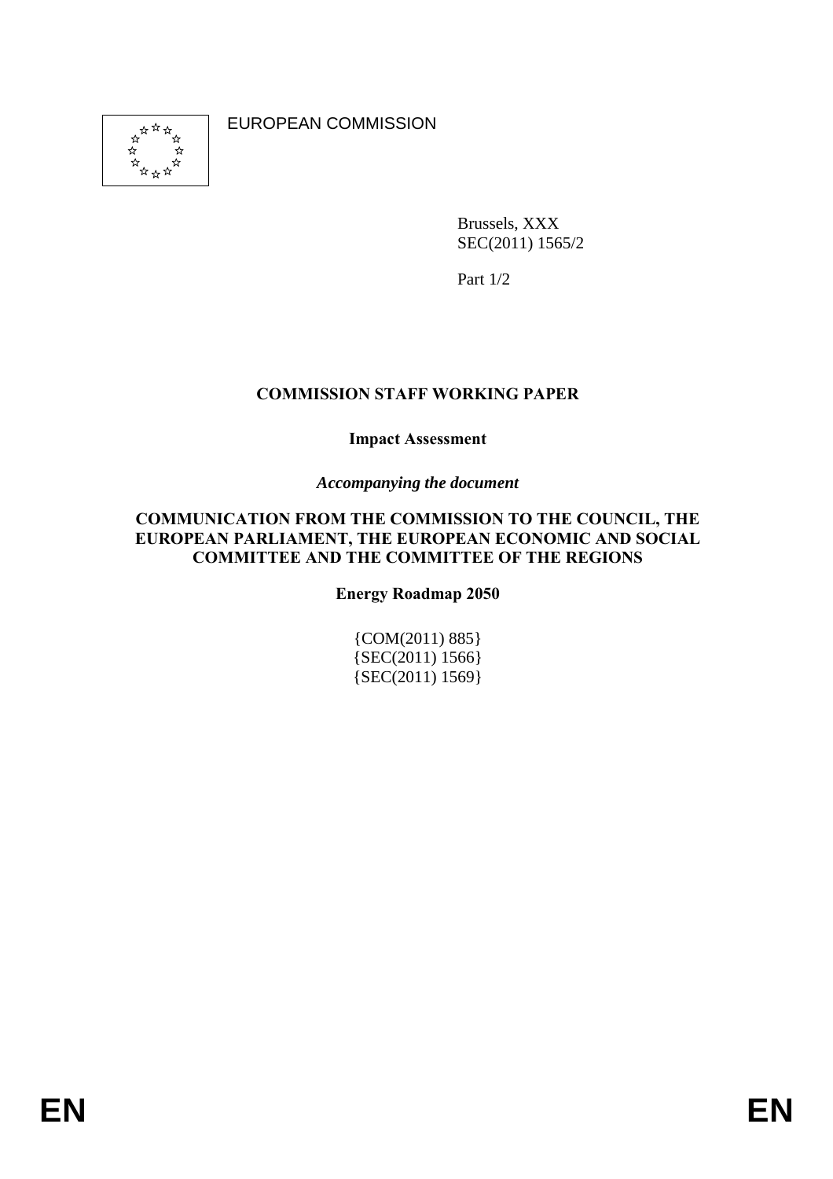EUROPEAN COMMISSION

Brussels, XXX
SEC(2011) 1565/2

Part 1/2

# COMMISSION STAFF WORKING PAPER

## Impact Assessment

*Accompanying the document*

**COMMUNICATION FROM THE COMMISSION TO THE COUNCIL, THE EUROPEAN PARLIAMENT, THE EUROPEAN ECONOMIC AND SOCIAL COMMITTEE AND THE COMMITTEE OF THE REGIONS**

**Energy Roadmap 2050**

{COM(2011) 885}
{SEC(2011) 1566}
{SEC(2011) 1569}

EN EN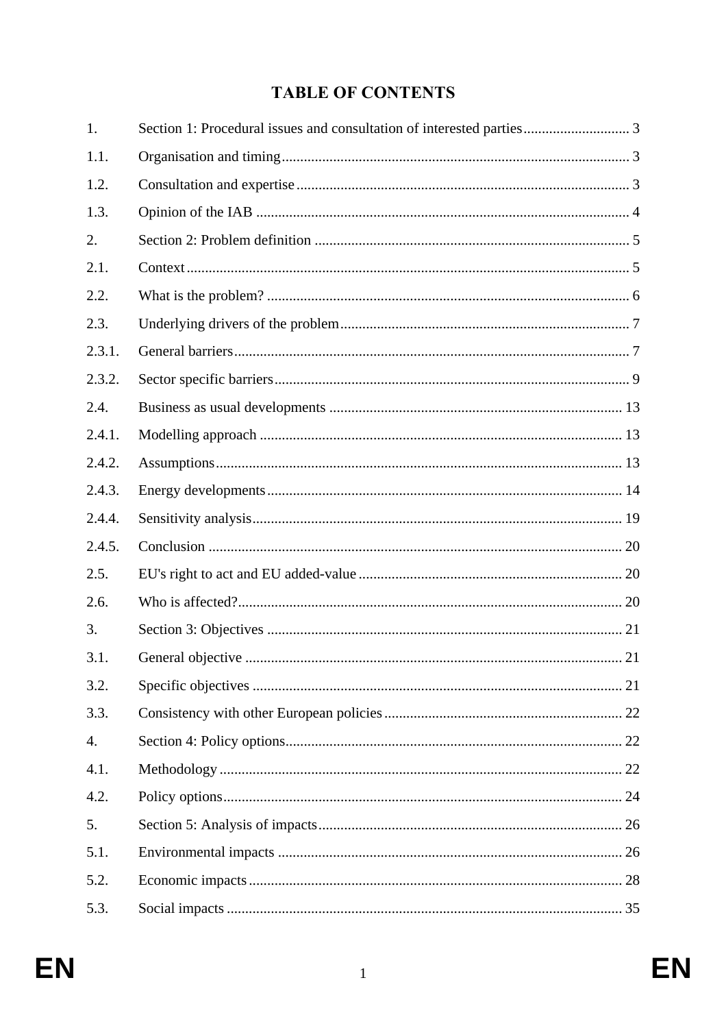# TABLE OF CONTENTS

| | | |
|---|---|---|
| 1. | Section 1: Procedural issues and consultation of interested parties | 3 |
| 1.1. | Organisation and timing | 3 |
| 1.2. | Consultation and expertise | 3 |
| 1.3. | Opinion of the IAB | 4 |
| 2. | Section 2: Problem definition | 5 |
| 2.1. | Context | 5 |
| 2.2. | What is the problem? | 6 |
| 2.3. | Underlying drivers of the problem | 7 |
| 2.3.1. | General barriers | 7 |
| 2.3.2. | Sector specific barriers | 9 |
| 2.4. | Business as usual developments | 13 |
| 2.4.1. | Modelling approach | 13 |
| 2.4.2. | Assumptions | 13 |
| 2.4.3. | Energy developments | 14 |
| 2.4.4. | Sensitivity analysis | 19 |
| 2.4.5. | Conclusion | 20 |
| 2.5. | EU's right to act and EU added-value | 20 |
| 2.6. | Who is affected? | 20 |
| 3. | Section 3: Objectives | 21 |
| 3.1. | General objective | 21 |
| 3.2. | Specific objectives | 21 |
| 3.3. | Consistency with other European policies | 22 |
| 4. | Section 4: Policy options | 22 |
| 4.1. | Methodology | 22 |
| 4.2. | Policy options | 24 |
| 5. | Section 5: Analysis of impacts | 26 |
| 5.1. | Environmental impacts | 26 |
| 5.2. | Economic impacts | 28 |
| 5.3. | Social impacts | 35 |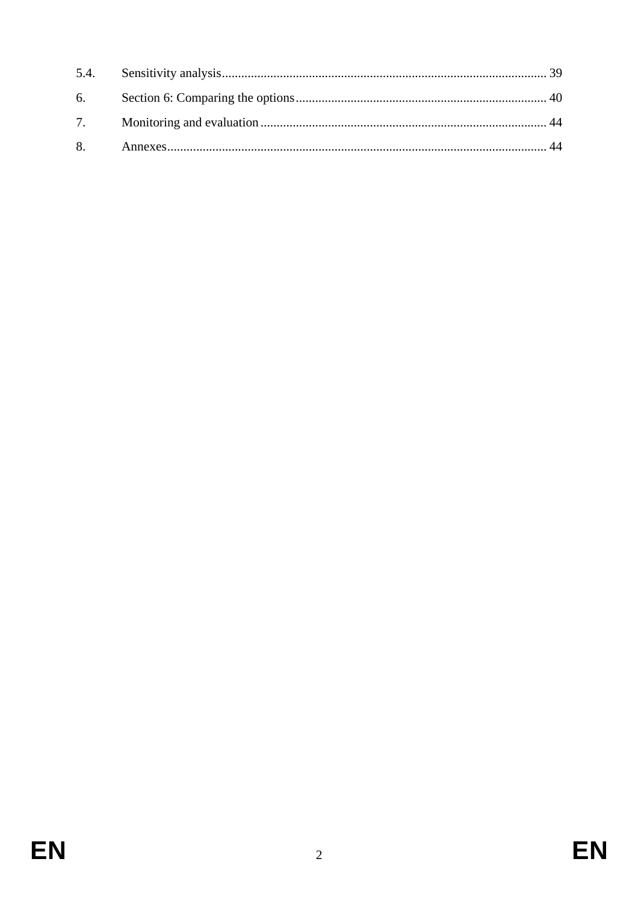5.4. Sensitivity analysis ........................................................................................................ 39

6. Section 6: Comparing the options ........................................................................... 40

7. Monitoring and evaluation ..................................................................................... 44

8. Annexes .................................................................................................................. 44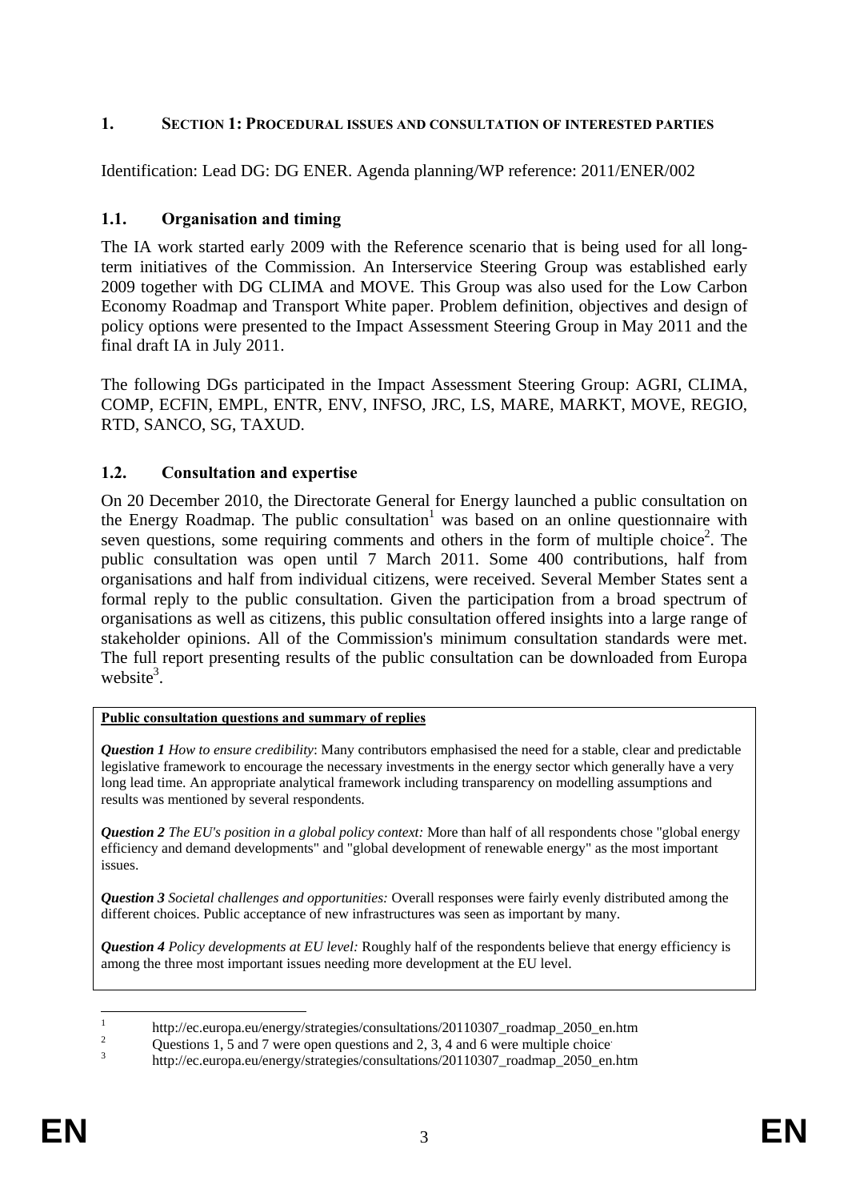# 1. SECTION 1: PROCEDURAL ISSUES AND CONSULTATION OF INTERESTED PARTIES

Identification: Lead DG: DG ENER. Agenda planning/WP reference: 2011/ENER/002

## 1.1. Organisation and timing

The IA work started early 2009 with the Reference scenario that is being used for all long-term initiatives of the Commission. An Interservice Steering Group was established early 2009 together with DG CLIMA and MOVE. This Group was also used for the Low Carbon Economy Roadmap and Transport White paper. Problem definition, objectives and design of policy options were presented to the Impact Assessment Steering Group in May 2011 and the final draft IA in July 2011.

The following DGs participated in the Impact Assessment Steering Group: AGRI, CLIMA, COMP, ECFIN, EMPL, ENTR, ENV, INFSO, JRC, LS, MARE, MARKT, MOVE, REGIO, RTD, SANCO, SG, TAXUD.

## 1.2. Consultation and expertise

On 20 December 2010, the Directorate General for Energy launched a public consultation on the Energy Roadmap. The public consultation[1] was based on an online questionnaire with seven questions, some requiring comments and others in the form of multiple choice[2]. The public consultation was open until 7 March 2011. Some 400 contributions, half from organisations and half from individual citizens, were received. Several Member States sent a formal reply to the public consultation. Given the participation from a broad spectrum of organisations as well as citizens, this public consultation offered insights into a large range of stakeholder opinions. All of the Commission's minimum consultation standards were met. The full report presenting results of the public consultation can be downloaded from Europa website[3].

**Public consultation questions and summary of replies**

***Question 1*** *How to ensure credibility*: Many contributors emphasised the need for a stable, clear and predictable legislative framework to encourage the necessary investments in the energy sector which generally have a very long lead time. An appropriate analytical framework including transparency on modelling assumptions and results was mentioned by several respondents.

***Question 2*** *The EU's position in a global policy context:* More than half of all respondents chose "global energy efficiency and demand developments" and "global development of renewable energy" as the most important issues.

***Question 3*** *Societal challenges and opportunities:* Overall responses were fairly evenly distributed among the different choices. Public acceptance of new infrastructures was seen as important by many.

***Question 4*** *Policy developments at EU level:* Roughly half of the respondents believe that energy efficiency is among the three most important issues needing more development at the EU level.

---

[1] http://ec.europa.eu/energy/strategies/consultations/20110307_roadmap_2050_en.htm

[2] Questions 1, 5 and 7 were open questions and 2, 3, 4 and 6 were multiple choice.

[3] http://ec.europa.eu/energy/strategies/consultations/20110307_roadmap_2050_en.htm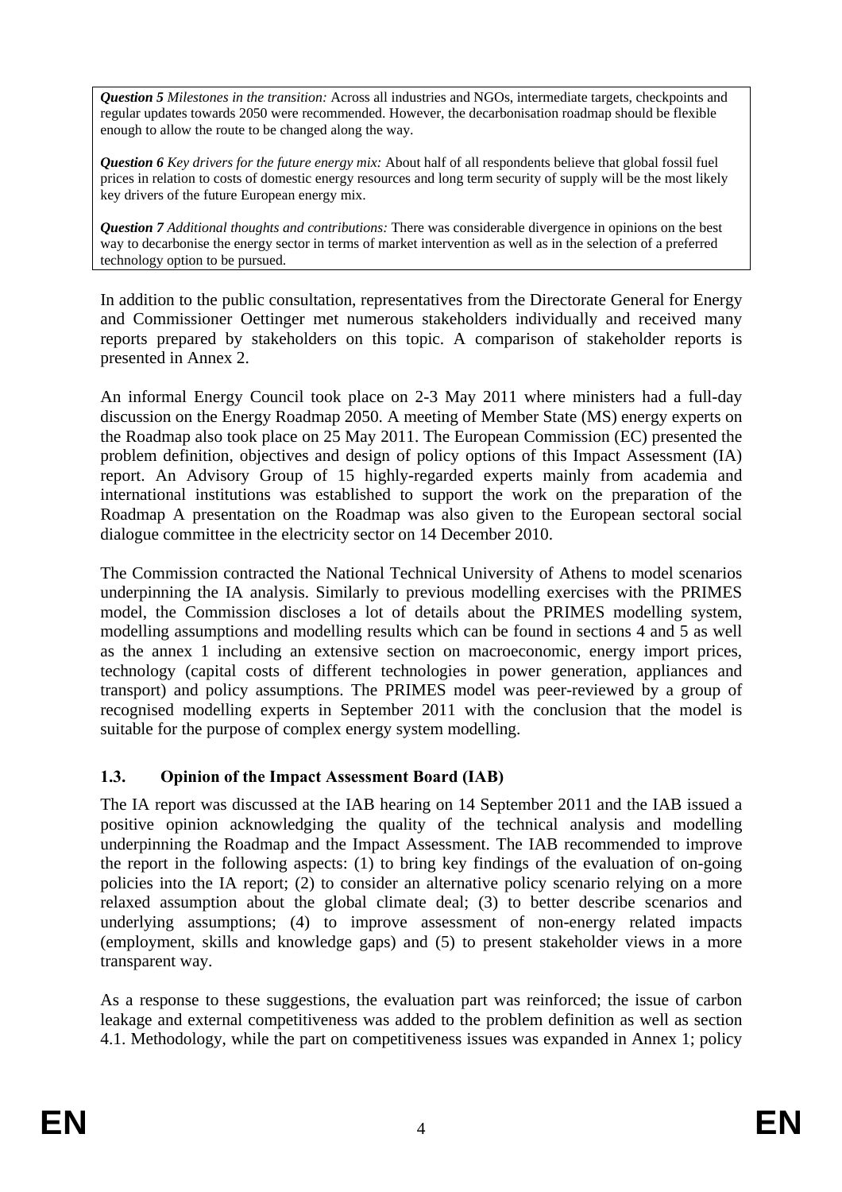***Question 5*** *Milestones in the transition:* Across all industries and NGOs, intermediate targets, checkpoints and regular updates towards 2050 were recommended. However, the decarbonisation roadmap should be flexible enough to allow the route to be changed along the way.

***Question 6*** *Key drivers for the future energy mix:* About half of all respondents believe that global fossil fuel prices in relation to costs of domestic energy resources and long term security of supply will be the most likely key drivers of the future European energy mix.

***Question 7*** *Additional thoughts and contributions:* There was considerable divergence in opinions on the best way to decarbonise the energy sector in terms of market intervention as well as in the selection of a preferred technology option to be pursued.

In addition to the public consultation, representatives from the Directorate General for Energy and Commissioner Oettinger met numerous stakeholders individually and received many reports prepared by stakeholders on this topic. A comparison of stakeholder reports is presented in Annex 2.

An informal Energy Council took place on 2-3 May 2011 where ministers had a full-day discussion on the Energy Roadmap 2050. A meeting of Member State (MS) energy experts on the Roadmap also took place on 25 May 2011. The European Commission (EC) presented the problem definition, objectives and design of policy options of this Impact Assessment (IA) report. An Advisory Group of 15 highly-regarded experts mainly from academia and international institutions was established to support the work on the preparation of the Roadmap A presentation on the Roadmap was also given to the European sectoral social dialogue committee in the electricity sector on 14 December 2010.

The Commission contracted the National Technical University of Athens to model scenarios underpinning the IA analysis. Similarly to previous modelling exercises with the PRIMES model, the Commission discloses a lot of details about the PRIMES modelling system, modelling assumptions and modelling results which can be found in sections 4 and 5 as well as the annex 1 including an extensive section on macroeconomic, energy import prices, technology (capital costs of different technologies in power generation, appliances and transport) and policy assumptions. The PRIMES model was peer-reviewed by a group of recognised modelling experts in September 2011 with the conclusion that the model is suitable for the purpose of complex energy system modelling.

### 1.3. Opinion of the Impact Assessment Board (IAB)

The IA report was discussed at the IAB hearing on 14 September 2011 and the IAB issued a positive opinion acknowledging the quality of the technical analysis and modelling underpinning the Roadmap and the Impact Assessment. The IAB recommended to improve the report in the following aspects: (1) to bring key findings of the evaluation of on-going policies into the IA report; (2) to consider an alternative policy scenario relying on a more relaxed assumption about the global climate deal; (3) to better describe scenarios and underlying assumptions; (4) to improve assessment of non-energy related impacts (employment, skills and knowledge gaps) and (5) to present stakeholder views in a more transparent way.

As a response to these suggestions, the evaluation part was reinforced; the issue of carbon leakage and external competitiveness was added to the problem definition as well as section 4.1. Methodology, while the part on competitiveness issues was expanded in Annex 1; policy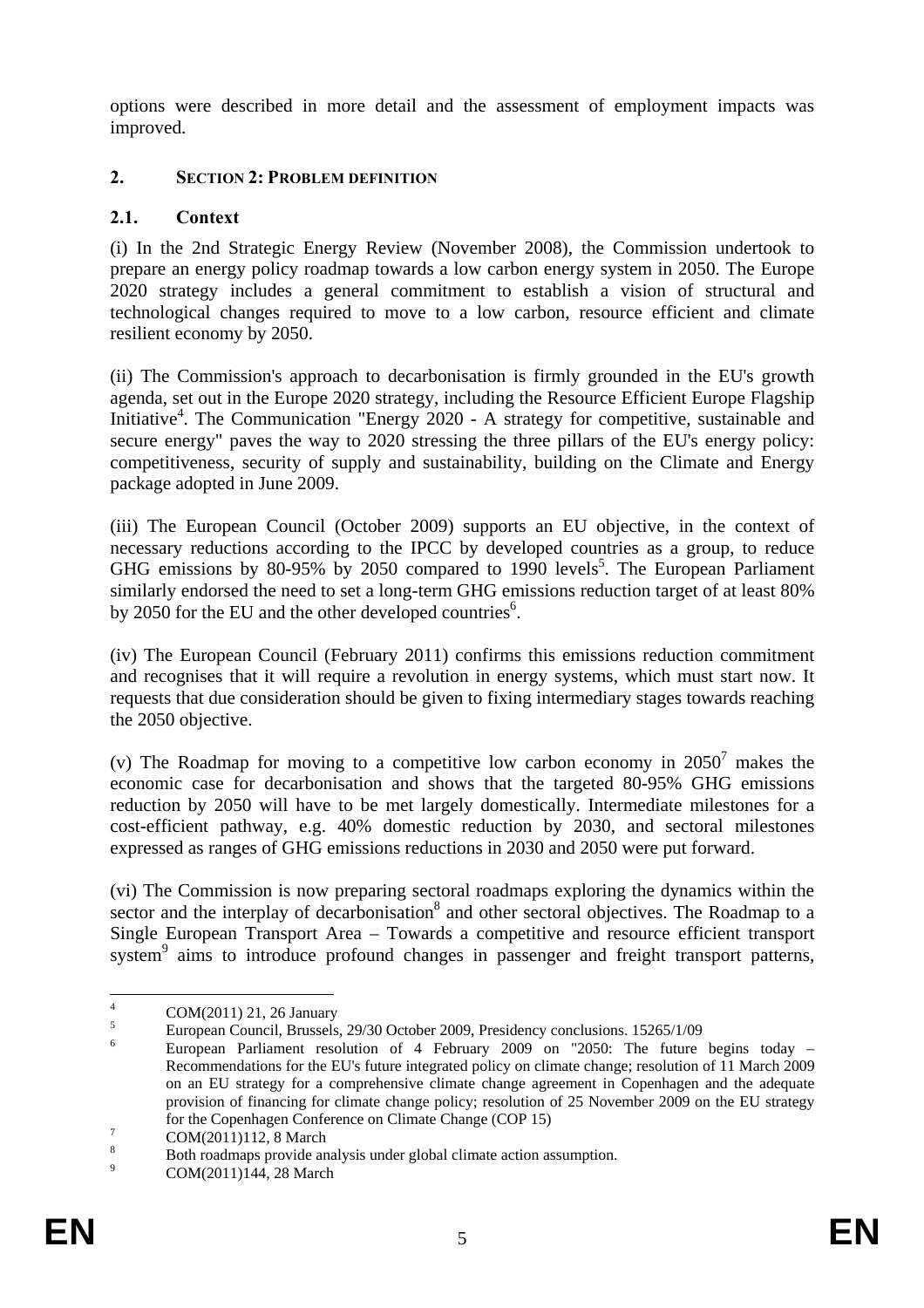options were described in more detail and the assessment of employment impacts was improved.

## 2. SECTION 2: PROBLEM DEFINITION

### 2.1. Context

(i) In the 2nd Strategic Energy Review (November 2008), the Commission undertook to prepare an energy policy roadmap towards a low carbon energy system in 2050. The Europe 2020 strategy includes a general commitment to establish a vision of structural and technological changes required to move to a low carbon, resource efficient and climate resilient economy by 2050.

(ii) The Commission's approach to decarbonisation is firmly grounded in the EU's growth agenda, set out in the Europe 2020 strategy, including the Resource Efficient Europe Flagship Initiative[4]. The Communication "Energy 2020 - A strategy for competitive, sustainable and secure energy" paves the way to 2020 stressing the three pillars of the EU's energy policy: competitiveness, security of supply and sustainability, building on the Climate and Energy package adopted in June 2009.

(iii) The European Council (October 2009) supports an EU objective, in the context of necessary reductions according to the IPCC by developed countries as a group, to reduce GHG emissions by 80-95% by 2050 compared to 1990 levels[5]. The European Parliament similarly endorsed the need to set a long-term GHG emissions reduction target of at least 80% by 2050 for the EU and the other developed countries[6].

(iv) The European Council (February 2011) confirms this emissions reduction commitment and recognises that it will require a revolution in energy systems, which must start now. It requests that due consideration should be given to fixing intermediary stages towards reaching the 2050 objective.

(v) The Roadmap for moving to a competitive low carbon economy in 2050[7] makes the economic case for decarbonisation and shows that the targeted 80-95% GHG emissions reduction by 2050 will have to be met largely domestically. Intermediate milestones for a cost-efficient pathway, e.g. 40% domestic reduction by 2030, and sectoral milestones expressed as ranges of GHG emissions reductions in 2030 and 2050 were put forward.

(vi) The Commission is now preparing sectoral roadmaps exploring the dynamics within the sector and the interplay of decarbonisation[8] and other sectoral objectives. The Roadmap to a Single European Transport Area – Towards a competitive and resource efficient transport system[9] aims to introduce profound changes in passenger and freight transport patterns,

---

[4] COM(2011) 21, 26 January

[5] European Council, Brussels, 29/30 October 2009, Presidency conclusions. 15265/1/09

[6] European Parliament resolution of 4 February 2009 on "2050: The future begins today – Recommendations for the EU's future integrated policy on climate change; resolution of 11 March 2009 on an EU strategy for a comprehensive climate change agreement in Copenhagen and the adequate provision of financing for climate change policy; resolution of 25 November 2009 on the EU strategy for the Copenhagen Conference on Climate Change (COP 15)

[7] COM(2011)112, 8 March

[8] Both roadmaps provide analysis under global climate action assumption.

[9] COM(2011)144, 28 March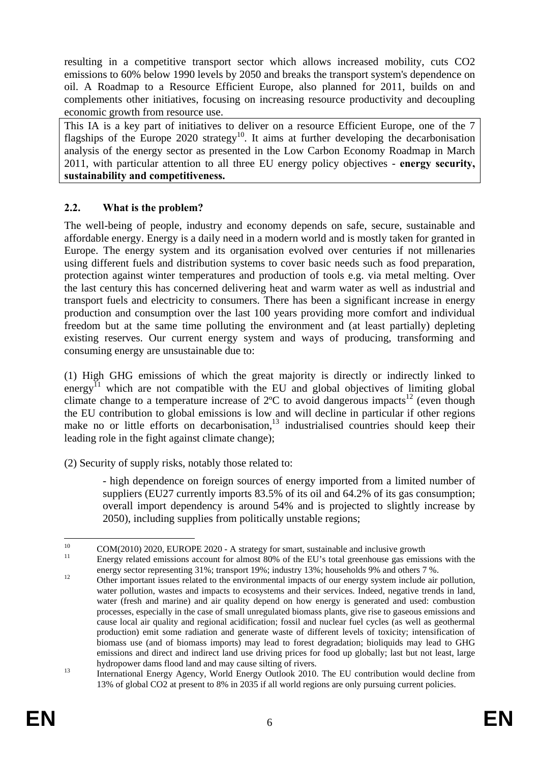resulting in a competitive transport sector which allows increased mobility, cuts CO2 emissions to 60% below 1990 levels by 2050 and breaks the transport system's dependence on oil. A Roadmap to a Resource Efficient Europe, also planned for 2011, builds on and complements other initiatives, focusing on increasing resource productivity and decoupling economic growth from resource use.

This IA is a key part of initiatives to deliver on a resource Efficient Europe, one of the 7 flagships of the Europe 2020 strategy[10]. It aims at further developing the decarbonisation analysis of the energy sector as presented in the Low Carbon Economy Roadmap in March 2011, with particular attention to all three EU energy policy objectives - **energy security, sustainability and competitiveness.**

## 2.2. What is the problem?

The well-being of people, industry and economy depends on safe, secure, sustainable and affordable energy. Energy is a daily need in a modern world and is mostly taken for granted in Europe. The energy system and its organisation evolved over centuries if not millenaries using different fuels and distribution systems to cover basic needs such as food preparation, protection against winter temperatures and production of tools e.g. via metal melting. Over the last century this has concerned delivering heat and warm water as well as industrial and transport fuels and electricity to consumers. There has been a significant increase in energy production and consumption over the last 100 years providing more comfort and individual freedom but at the same time polluting the environment and (at least partially) depleting existing reserves. Our current energy system and ways of producing, transforming and consuming energy are unsustainable due to:

(1) High GHG emissions of which the great majority is directly or indirectly linked to energy[11] which are not compatible with the EU and global objectives of limiting global climate change to a temperature increase of 2ºC to avoid dangerous impacts[12] (even though the EU contribution to global emissions is low and will decline in particular if other regions make no or little efforts on decarbonisation,[13] industrialised countries should keep their leading role in the fight against climate change);

(2) Security of supply risks, notably those related to:

- high dependence on foreign sources of energy imported from a limited number of suppliers (EU27 currently imports 83.5% of its oil and 64.2% of its gas consumption; overall import dependency is around 54% and is projected to slightly increase by 2050), including supplies from politically unstable regions;

---

[10] COM(2010) 2020, EUROPE 2020 - A strategy for smart, sustainable and inclusive growth

[11] Energy related emissions account for almost 80% of the EU's total greenhouse gas emissions with the energy sector representing 31%; transport 19%; industry 13%; households 9% and others 7 %.

[12] Other important issues related to the environmental impacts of our energy system include air pollution, water pollution, wastes and impacts to ecosystems and their services. Indeed, negative trends in land, water (fresh and marine) and air quality depend on how energy is generated and used: combustion processes, especially in the case of small unregulated biomass plants, give rise to gaseous emissions and cause local air quality and regional acidification; fossil and nuclear fuel cycles (as well as geothermal production) emit some radiation and generate waste of different levels of toxicity; intensification of biomass use (and of biomass imports) may lead to forest degradation; bioliquids may lead to GHG emissions and direct and indirect land use driving prices for food up globally; last but not least, large hydropower dams flood land and may cause silting of rivers.

[13] International Energy Agency, World Energy Outlook 2010. The EU contribution would decline from 13% of global CO2 at present to 8% in 2035 if all world regions are only pursuing current policies.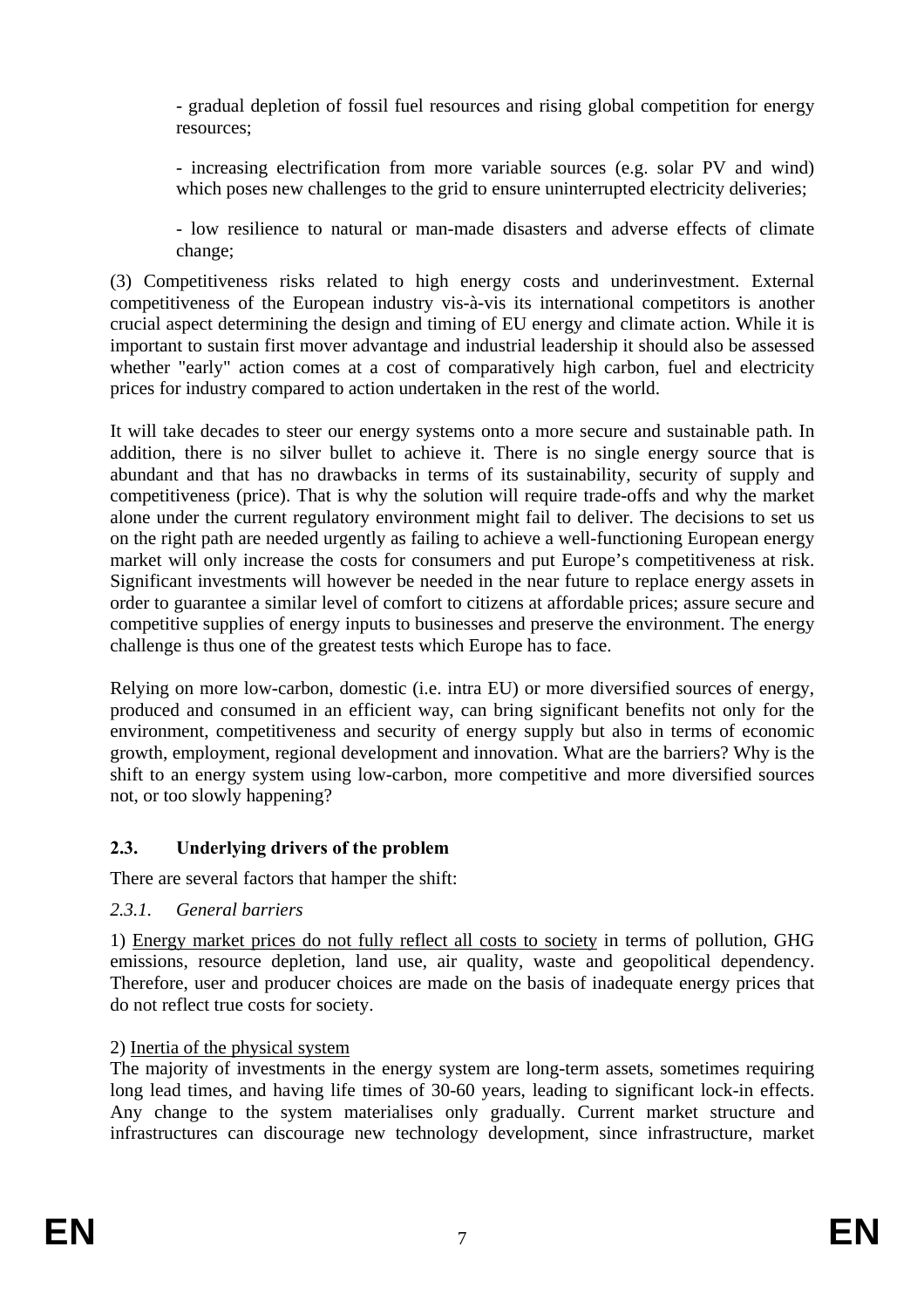- gradual depletion of fossil fuel resources and rising global competition for energy resources;

- increasing electrification from more variable sources (e.g. solar PV and wind) which poses new challenges to the grid to ensure uninterrupted electricity deliveries;

- low resilience to natural or man-made disasters and adverse effects of climate change;

(3) Competitiveness risks related to high energy costs and underinvestment. External competitiveness of the European industry vis-à-vis its international competitors is another crucial aspect determining the design and timing of EU energy and climate action. While it is important to sustain first mover advantage and industrial leadership it should also be assessed whether "early" action comes at a cost of comparatively high carbon, fuel and electricity prices for industry compared to action undertaken in the rest of the world.

It will take decades to steer our energy systems onto a more secure and sustainable path. In addition, there is no silver bullet to achieve it. There is no single energy source that is abundant and that has no drawbacks in terms of its sustainability, security of supply and competitiveness (price). That is why the solution will require trade-offs and why the market alone under the current regulatory environment might fail to deliver. The decisions to set us on the right path are needed urgently as failing to achieve a well-functioning European energy market will only increase the costs for consumers and put Europe's competitiveness at risk. Significant investments will however be needed in the near future to replace energy assets in order to guarantee a similar level of comfort to citizens at affordable prices; assure secure and competitive supplies of energy inputs to businesses and preserve the environment. The energy challenge is thus one of the greatest tests which Europe has to face.

Relying on more low-carbon, domestic (i.e. intra EU) or more diversified sources of energy, produced and consumed in an efficient way, can bring significant benefits not only for the environment, competitiveness and security of energy supply but also in terms of economic growth, employment, regional development and innovation. What are the barriers? Why is the shift to an energy system using low-carbon, more competitive and more diversified sources not, or too slowly happening?

## 2.3. Underlying drivers of the problem

There are several factors that hamper the shift:

### *2.3.1. General barriers*

1) Energy market prices do not fully reflect all costs to society in terms of pollution, GHG emissions, resource depletion, land use, air quality, waste and geopolitical dependency. Therefore, user and producer choices are made on the basis of inadequate energy prices that do not reflect true costs for society.

2) Inertia of the physical system

The majority of investments in the energy system are long-term assets, sometimes requiring long lead times, and having life times of 30-60 years, leading to significant lock-in effects. Any change to the system materialises only gradually. Current market structure and infrastructures can discourage new technology development, since infrastructure, market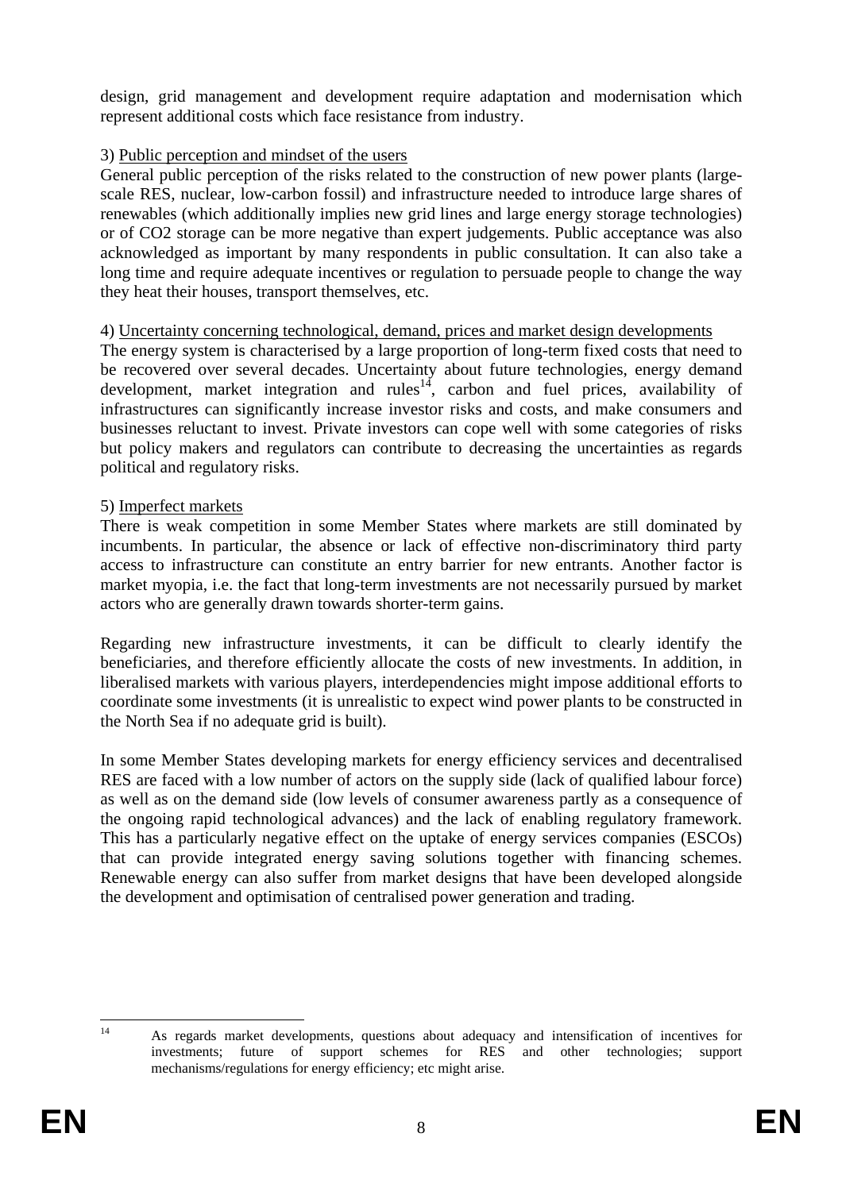design, grid management and development require adaptation and modernisation which represent additional costs which face resistance from industry.

3) Public perception and mindset of the users

General public perception of the risks related to the construction of new power plants (large-scale RES, nuclear, low-carbon fossil) and infrastructure needed to introduce large shares of renewables (which additionally implies new grid lines and large energy storage technologies) or of CO2 storage can be more negative than expert judgements. Public acceptance was also acknowledged as important by many respondents in public consultation. It can also take a long time and require adequate incentives or regulation to persuade people to change the way they heat their houses, transport themselves, etc.

4) Uncertainty concerning technological, demand, prices and market design developments

The energy system is characterised by a large proportion of long-term fixed costs that need to be recovered over several decades. Uncertainty about future technologies, energy demand development, market integration and rules[14], carbon and fuel prices, availability of infrastructures can significantly increase investor risks and costs, and make consumers and businesses reluctant to invest. Private investors can cope well with some categories of risks but policy makers and regulators can contribute to decreasing the uncertainties as regards political and regulatory risks.

5) Imperfect markets

There is weak competition in some Member States where markets are still dominated by incumbents. In particular, the absence or lack of effective non-discriminatory third party access to infrastructure can constitute an entry barrier for new entrants. Another factor is market myopia, i.e. the fact that long-term investments are not necessarily pursued by market actors who are generally drawn towards shorter-term gains.

Regarding new infrastructure investments, it can be difficult to clearly identify the beneficiaries, and therefore efficiently allocate the costs of new investments. In addition, in liberalised markets with various players, interdependencies might impose additional efforts to coordinate some investments (it is unrealistic to expect wind power plants to be constructed in the North Sea if no adequate grid is built).

In some Member States developing markets for energy efficiency services and decentralised RES are faced with a low number of actors on the supply side (lack of qualified labour force) as well as on the demand side (low levels of consumer awareness partly as a consequence of the ongoing rapid technological advances) and the lack of enabling regulatory framework. This has a particularly negative effect on the uptake of energy services companies (ESCOs) that can provide integrated energy saving solutions together with financing schemes. Renewable energy can also suffer from market designs that have been developed alongside the development and optimisation of centralised power generation and trading.

---

[14] As regards market developments, questions about adequacy and intensification of incentives for investments; future of support schemes for RES and other technologies; support mechanisms/regulations for energy efficiency; etc might arise.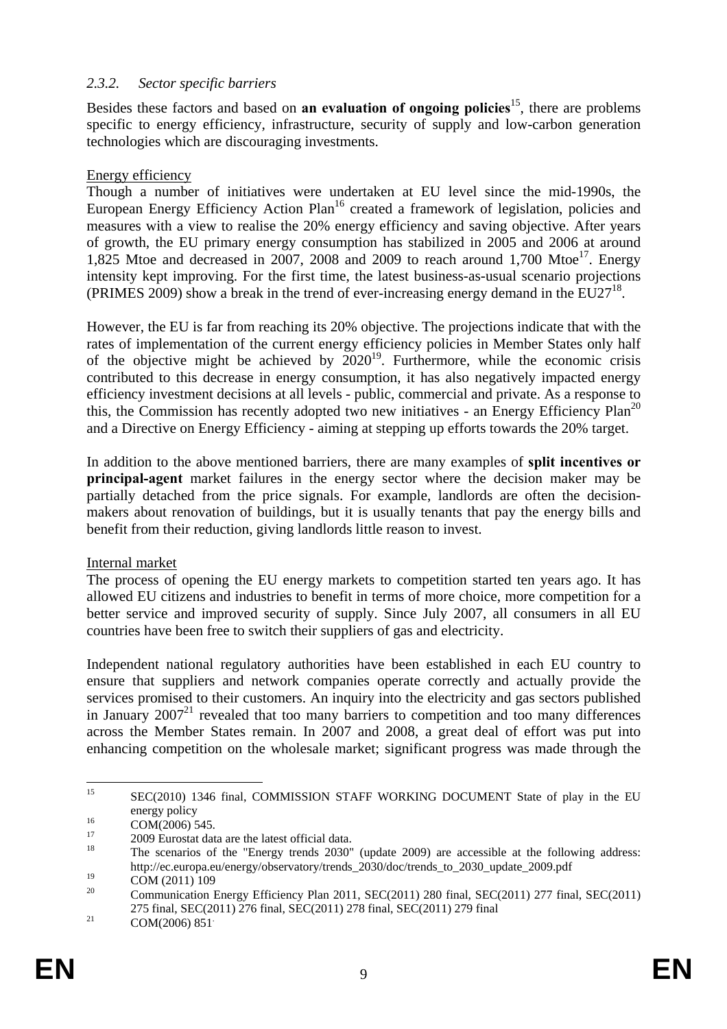### 2.3.2. *Sector specific barriers*

Besides these factors and based on **an evaluation of ongoing policies**[15], there are problems specific to energy efficiency, infrastructure, security of supply and low-carbon generation technologies which are discouraging investments.

Energy efficiency

Though a number of initiatives were undertaken at EU level since the mid-1990s, the European Energy Efficiency Action Plan[16] created a framework of legislation, policies and measures with a view to realise the 20% energy efficiency and saving objective. After years of growth, the EU primary energy consumption has stabilized in 2005 and 2006 at around 1,825 Mtoe and decreased in 2007, 2008 and 2009 to reach around 1,700 Mtoe[17]. Energy intensity kept improving. For the first time, the latest business-as-usual scenario projections (PRIMES 2009) show a break in the trend of ever-increasing energy demand in the EU27[18].

However, the EU is far from reaching its 20% objective. The projections indicate that with the rates of implementation of the current energy efficiency policies in Member States only half of the objective might be achieved by 2020[19]. Furthermore, while the economic crisis contributed to this decrease in energy consumption, it has also negatively impacted energy efficiency investment decisions at all levels - public, commercial and private. As a response to this, the Commission has recently adopted two new initiatives - an Energy Efficiency Plan[20] and a Directive on Energy Efficiency - aiming at stepping up efforts towards the 20% target.

In addition to the above mentioned barriers, there are many examples of **split incentives or principal-agent** market failures in the energy sector where the decision maker may be partially detached from the price signals. For example, landlords are often the decision-makers about renovation of buildings, but it is usually tenants that pay the energy bills and benefit from their reduction, giving landlords little reason to invest.

Internal market

The process of opening the EU energy markets to competition started ten years ago. It has allowed EU citizens and industries to benefit in terms of more choice, more competition for a better service and improved security of supply. Since July 2007, all consumers in all EU countries have been free to switch their suppliers of gas and electricity.

Independent national regulatory authorities have been established in each EU country to ensure that suppliers and network companies operate correctly and actually provide the services promised to their customers. An inquiry into the electricity and gas sectors published in January 2007[21] revealed that too many barriers to competition and too many differences across the Member States remain. In 2007 and 2008, a great deal of effort was put into enhancing competition on the wholesale market; significant progress was made through the

---

[15] SEC(2010) 1346 final, COMMISSION STAFF WORKING DOCUMENT State of play in the EU energy policy

[16] COM(2006) 545.

[17] 2009 Eurostat data are the latest official data.

[18] The scenarios of the "Energy trends 2030" (update 2009) are accessible at the following address: http://ec.europa.eu/energy/observatory/trends_2030/doc/trends_to_2030_update_2009.pdf

[19] COM (2011) 109

[20] Communication Energy Efficiency Plan 2011, SEC(2011) 280 final, SEC(2011) 277 final, SEC(2011) 275 final, SEC(2011) 276 final, SEC(2011) 278 final, SEC(2011) 279 final

[21] COM(2006) 851.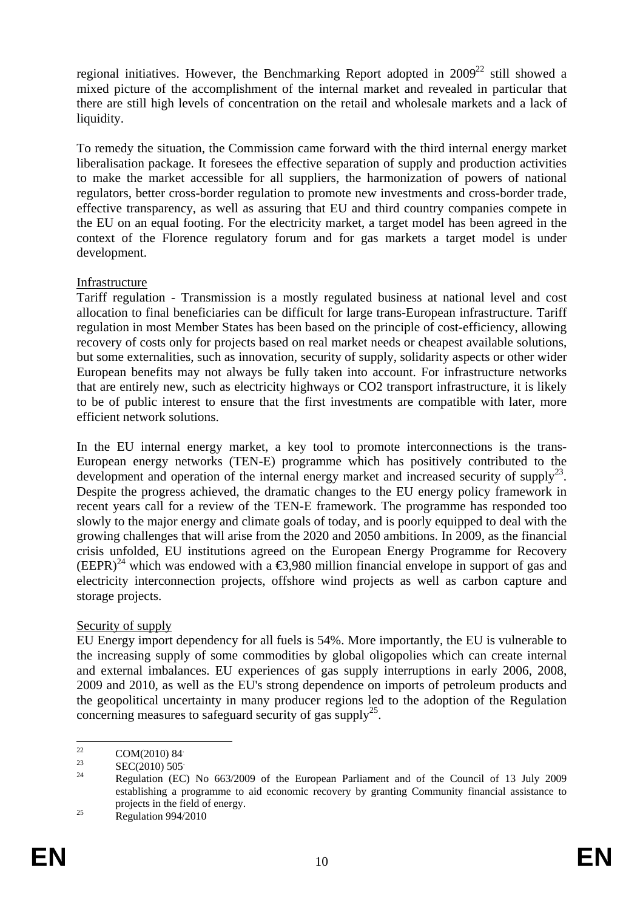regional initiatives. However, the Benchmarking Report adopted in 2009[22] still showed a mixed picture of the accomplishment of the internal market and revealed in particular that there are still high levels of concentration on the retail and wholesale markets and a lack of liquidity.

To remedy the situation, the Commission came forward with the third internal energy market liberalisation package. It foresees the effective separation of supply and production activities to make the market accessible for all suppliers, the harmonization of powers of national regulators, better cross-border regulation to promote new investments and cross-border trade, effective transparency, as well as assuring that EU and third country companies compete in the EU on an equal footing. For the electricity market, a target model has been agreed in the context of the Florence regulatory forum and for gas markets a target model is under development.

Infrastructure

Tariff regulation - Transmission is a mostly regulated business at national level and cost allocation to final beneficiaries can be difficult for large trans-European infrastructure. Tariff regulation in most Member States has been based on the principle of cost-efficiency, allowing recovery of costs only for projects based on real market needs or cheapest available solutions, but some externalities, such as innovation, security of supply, solidarity aspects or other wider European benefits may not always be fully taken into account. For infrastructure networks that are entirely new, such as electricity highways or CO2 transport infrastructure, it is likely to be of public interest to ensure that the first investments are compatible with later, more efficient network solutions.

In the EU internal energy market, a key tool to promote interconnections is the trans-European energy networks (TEN-E) programme which has positively contributed to the development and operation of the internal energy market and increased security of supply[23]. Despite the progress achieved, the dramatic changes to the EU energy policy framework in recent years call for a review of the TEN-E framework. The programme has responded too slowly to the major energy and climate goals of today, and is poorly equipped to deal with the growing challenges that will arise from the 2020 and 2050 ambitions. In 2009, as the financial crisis unfolded, EU institutions agreed on the European Energy Programme for Recovery (EEPR)[24] which was endowed with a €3,980 million financial envelope in support of gas and electricity interconnection projects, offshore wind projects as well as carbon capture and storage projects.

Security of supply

EU Energy import dependency for all fuels is 54%. More importantly, the EU is vulnerable to the increasing supply of some commodities by global oligopolies which can create internal and external imbalances. EU experiences of gas supply interruptions in early 2006, 2008, 2009 and 2010, as well as the EU's strong dependence on imports of petroleum products and the geopolitical uncertainty in many producer regions led to the adoption of the Regulation concerning measures to safeguard security of gas supply[25].

---

[22] COM(2010) 84.

[23] SEC(2010) 505.

[24] Regulation (EC) No 663/2009 of the European Parliament and of the Council of 13 July 2009 establishing a programme to aid economic recovery by granting Community financial assistance to projects in the field of energy.

[25] Regulation 994/2010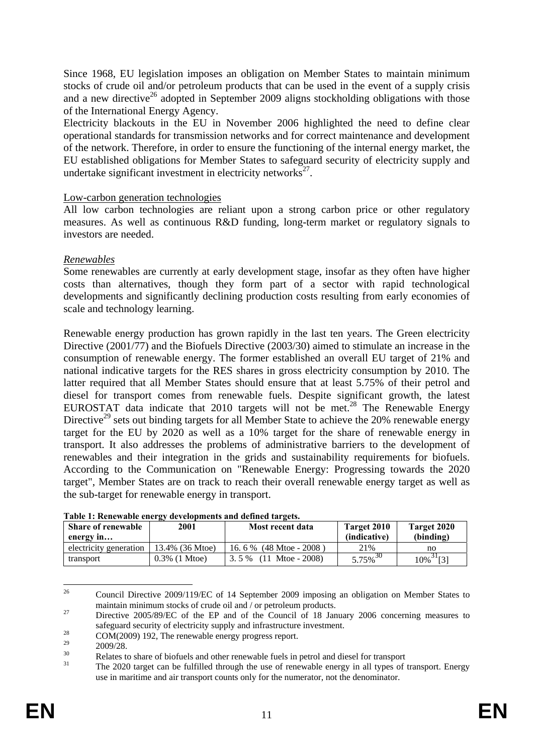Since 1968, EU legislation imposes an obligation on Member States to maintain minimum stocks of crude oil and/or petroleum products that can be used in the event of a supply crisis and a new directive[26] adopted in September 2009 aligns stockholding obligations with those of the International Energy Agency.

Electricity blackouts in the EU in November 2006 highlighted the need to define clear operational standards for transmission networks and for correct maintenance and development of the network. Therefore, in order to ensure the functioning of the internal energy market, the EU established obligations for Member States to safeguard security of electricity supply and undertake significant investment in electricity networks[27].

Low-carbon generation technologies

All low carbon technologies are reliant upon a strong carbon price or other regulatory measures. As well as continuous R&D funding, long-term market or regulatory signals to investors are needed.

*Renewables*

Some renewables are currently at early development stage, insofar as they often have higher costs than alternatives, though they form part of a sector with rapid technological developments and significantly declining production costs resulting from early economies of scale and technology learning.

Renewable energy production has grown rapidly in the last ten years. The Green electricity Directive (2001/77) and the Biofuels Directive (2003/30) aimed to stimulate an increase in the consumption of renewable energy. The former established an overall EU target of 21% and national indicative targets for the RES shares in gross electricity consumption by 2010. The latter required that all Member States should ensure that at least 5.75% of their petrol and diesel for transport comes from renewable fuels. Despite significant growth, the latest EUROSTAT data indicate that 2010 targets will not be met.[28] The Renewable Energy Directive[29] sets out binding targets for all Member State to achieve the 20% renewable energy target for the EU by 2020 as well as a 10% target for the share of renewable energy in transport. It also addresses the problems of administrative barriers to the development of renewables and their integration in the grids and sustainability requirements for biofuels. According to the Communication on "Renewable Energy: Progressing towards the 2020 target", Member States are on track to reach their overall renewable energy target as well as the sub-target for renewable energy in transport.

**Table 1: Renewable energy developments and defined targets.**

| Share of renewable energy in… | 2001 | Most recent data | Target 2010 (indicative) | Target 2020 (binding) |
|---|---|---|---|---|
| electricity generation | 13.4% (36 Mtoe) | 16. 6 % (48 Mtoe - 2008 ) | 21% | no |
| transport | 0.3% (1 Mtoe) | 3. 5 % (11 Mtoe - 2008) | 5.75%[30] | 10%[31][3] |

[26] Council Directive 2009/119/EC of 14 September 2009 imposing an obligation on Member States to maintain minimum stocks of crude oil and / or petroleum products.

[27] Directive 2005/89/EC of the EP and of the Council of 18 January 2006 concerning measures to safeguard security of electricity supply and infrastructure investment.

[28] COM(2009) 192, The renewable energy progress report.

[29] 2009/28.

[30] Relates to share of biofuels and other renewable fuels in petrol and diesel for transport

[31] The 2020 target can be fulfilled through the use of renewable energy in all types of transport. Energy use in maritime and air transport counts only for the numerator, not the denominator.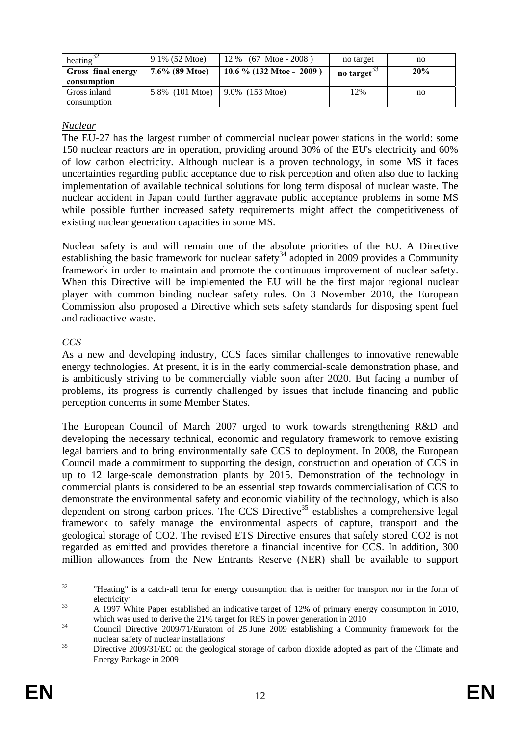| heating[32] | 9.1% (52 Mtoe) | 12 % (67 Mtoe - 2008 ) | no target | no |
|---|---|---|---|---|
| **Gross final energy consumption** | **7.6% (89 Mtoe)** | **10.6 % (132 Mtoe - 2009 )** | **no target**[33] | **20%** |
| Gross inland consumption | 5.8% (101 Mtoe) | 9.0% (153 Mtoe) | 12% | no |

*Nuclear*

The EU-27 has the largest number of commercial nuclear power stations in the world: some 150 nuclear reactors are in operation, providing around 30% of the EU's electricity and 60% of low carbon electricity. Although nuclear is a proven technology, in some MS it faces uncertainties regarding public acceptance due to risk perception and often also due to lacking implementation of available technical solutions for long term disposal of nuclear waste. The nuclear accident in Japan could further aggravate public acceptance problems in some MS while possible further increased safety requirements might affect the competitiveness of existing nuclear generation capacities in some MS.

Nuclear safety is and will remain one of the absolute priorities of the EU. A Directive establishing the basic framework for nuclear safety[34] adopted in 2009 provides a Community framework in order to maintain and promote the continuous improvement of nuclear safety. When this Directive will be implemented the EU will be the first major regional nuclear player with common binding nuclear safety rules. On 3 November 2010, the European Commission also proposed a Directive which sets safety standards for disposing spent fuel and radioactive waste.

*CCS*

As a new and developing industry, CCS faces similar challenges to innovative renewable energy technologies. At present, it is in the early commercial-scale demonstration phase, and is ambitiously striving to be commercially viable soon after 2020. But facing a number of problems, its progress is currently challenged by issues that include financing and public perception concerns in some Member States.

The European Council of March 2007 urged to work towards strengthening R&D and developing the necessary technical, economic and regulatory framework to remove existing legal barriers and to bring environmentally safe CCS to deployment. In 2008, the European Council made a commitment to supporting the design, construction and operation of CCS in up to 12 large-scale demonstration plants by 2015. Demonstration of the technology in commercial plants is considered to be an essential step towards commercialisation of CCS to demonstrate the environmental safety and economic viability of the technology, which is also dependent on strong carbon prices. The CCS Directive[35] establishes a comprehensive legal framework to safely manage the environmental aspects of capture, transport and the geological storage of $CO_2$. The revised ETS Directive ensures that safely stored $CO_2$ is not regarded as emitted and provides therefore a financial incentive for CCS. In addition, 300 million allowances from the New Entrants Reserve (NER) shall be available to support

---

[32] "Heating" is a catch-all term for energy consumption that is neither for transport nor in the form of electricity.

[33] A 1997 White Paper established an indicative target of 12% of primary energy consumption in 2010, which was used to derive the 21% target for RES in power generation in 2010

[34] Council Directive 2009/71/Euratom of 25 June 2009 establishing a Community framework for the nuclear safety of nuclear installations.

[35] Directive 2009/31/EC on the geological storage of carbon dioxide adopted as part of the Climate and Energy Package in 2009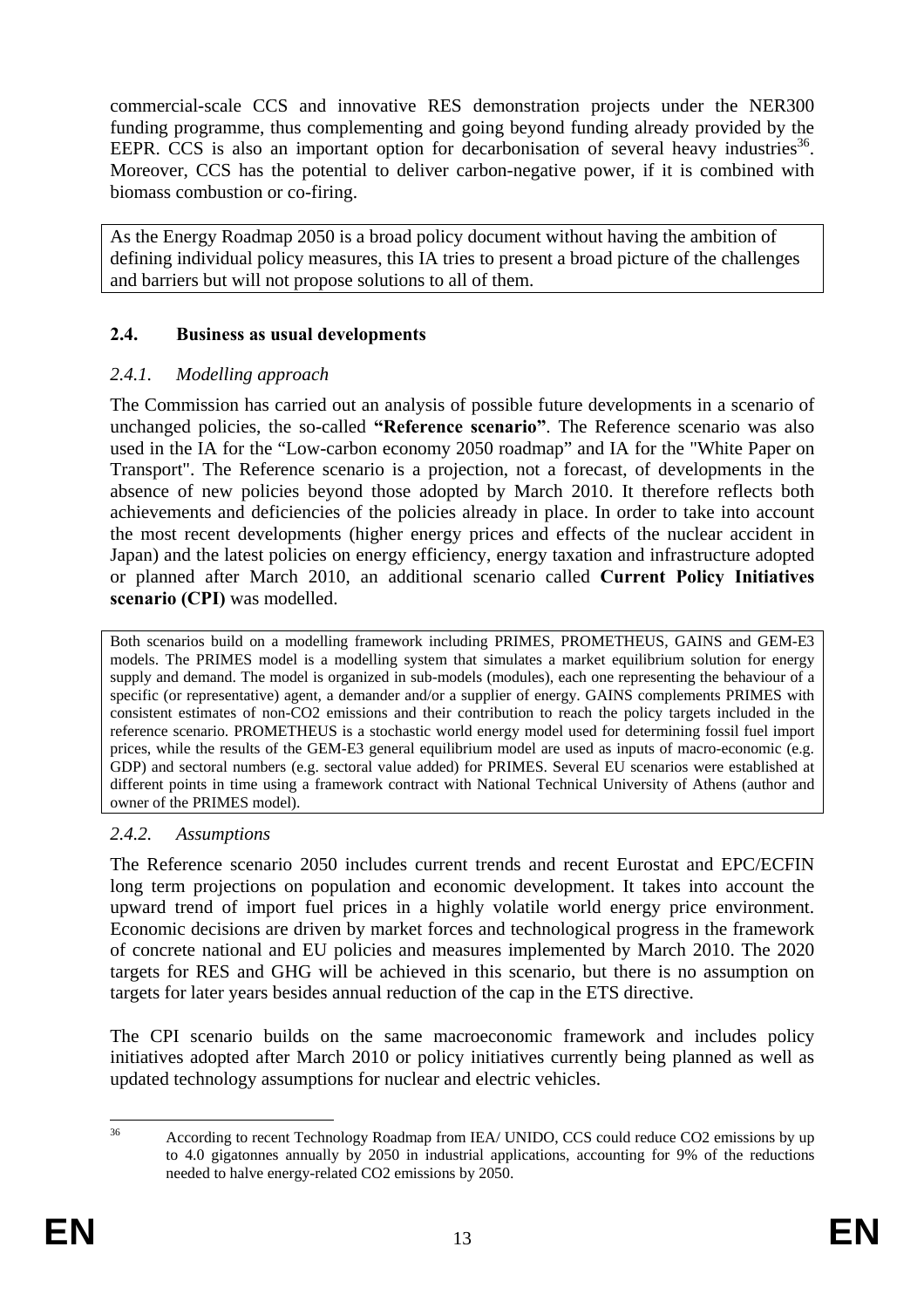commercial-scale CCS and innovative RES demonstration projects under the NER300 funding programme, thus complementing and going beyond funding already provided by the EEPR. CCS is also an important option for decarbonisation of several heavy industries[36]. Moreover, CCS has the potential to deliver carbon-negative power, if it is combined with biomass combustion or co-firing.

As the Energy Roadmap 2050 is a broad policy document without having the ambition of defining individual policy measures, this IA tries to present a broad picture of the challenges and barriers but will not propose solutions to all of them.

## 2.4. Business as usual developments

### *2.4.1. Modelling approach*

The Commission has carried out an analysis of possible future developments in a scenario of unchanged policies, the so-called **"Reference scenario"**. The Reference scenario was also used in the IA for the "Low-carbon economy 2050 roadmap" and IA for the "White Paper on Transport". The Reference scenario is a projection, not a forecast, of developments in the absence of new policies beyond those adopted by March 2010. It therefore reflects both achievements and deficiencies of the policies already in place. In order to take into account the most recent developments (higher energy prices and effects of the nuclear accident in Japan) and the latest policies on energy efficiency, energy taxation and infrastructure adopted or planned after March 2010, an additional scenario called **Current Policy Initiatives scenario (CPI)** was modelled.

Both scenarios build on a modelling framework including PRIMES, PROMETHEUS, GAINS and GEM-E3 models. The PRIMES model is a modelling system that simulates a market equilibrium solution for energy supply and demand. The model is organized in sub-models (modules), each one representing the behaviour of a specific (or representative) agent, a demander and/or a supplier of energy. GAINS complements PRIMES with consistent estimates of non-CO2 emissions and their contribution to reach the policy targets included in the reference scenario. PROMETHEUS is a stochastic world energy model used for determining fossil fuel import prices, while the results of the GEM-E3 general equilibrium model are used as inputs of macro-economic (e.g. GDP) and sectoral numbers (e.g. sectoral value added) for PRIMES. Several EU scenarios were established at different points in time using a framework contract with National Technical University of Athens (author and owner of the PRIMES model).

### *2.4.2. Assumptions*

The Reference scenario 2050 includes current trends and recent Eurostat and EPC/ECFIN long term projections on population and economic development. It takes into account the upward trend of import fuel prices in a highly volatile world energy price environment. Economic decisions are driven by market forces and technological progress in the framework of concrete national and EU policies and measures implemented by March 2010. The 2020 targets for RES and GHG will be achieved in this scenario, but there is no assumption on targets for later years besides annual reduction of the cap in the ETS directive.

The CPI scenario builds on the same macroeconomic framework and includes policy initiatives adopted after March 2010 or policy initiatives currently being planned as well as updated technology assumptions for nuclear and electric vehicles.

---

[36] According to recent Technology Roadmap from IEA/ UNIDO, CCS could reduce CO2 emissions by up to 4.0 gigatonnes annually by 2050 in industrial applications, accounting for 9% of the reductions needed to halve energy-related CO2 emissions by 2050.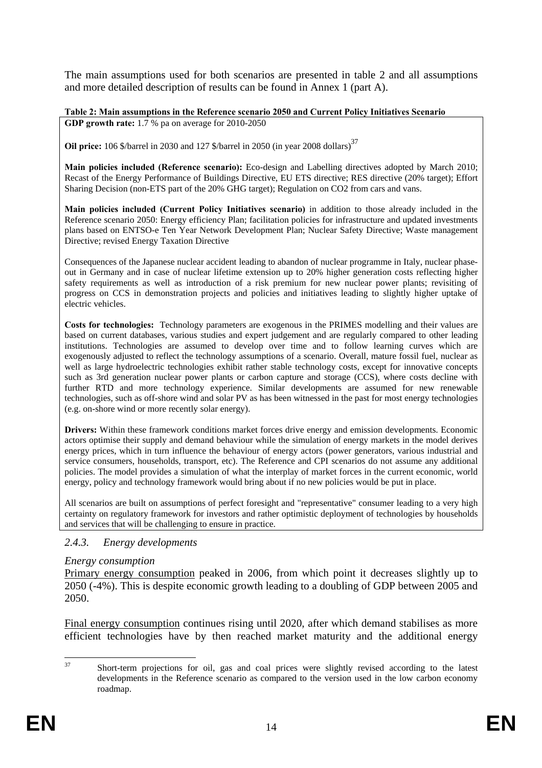The main assumptions used for both scenarios are presented in table 2 and all assumptions and more detailed description of results can be found in Annex 1 (part A).

**Table 2: Main assumptions in the Reference scenario 2050 and Current Policy Initiatives Scenario**

**GDP growth rate:** 1.7 % pa on average for 2010-2050

**Oil price:** 106 $/barrel in 2030 and 127 $/barrel in 2050 (in year 2008 dollars)[37]

**Main policies included (Reference scenario):** Eco-design and Labelling directives adopted by March 2010; Recast of the Energy Performance of Buildings Directive, EU ETS directive; RES directive (20% target); Effort Sharing Decision (non-ETS part of the 20% GHG target); Regulation on CO2 from cars and vans.

**Main policies included (Current Policy Initiatives scenario)** in addition to those already included in the Reference scenario 2050: Energy efficiency Plan; facilitation policies for infrastructure and updated investments plans based on ENTSO-e Ten Year Network Development Plan; Nuclear Safety Directive; Waste management Directive; revised Energy Taxation Directive

Consequences of the Japanese nuclear accident leading to abandon of nuclear programme in Italy, nuclear phase-out in Germany and in case of nuclear lifetime extension up to 20% higher generation costs reflecting higher safety requirements as well as introduction of a risk premium for new nuclear power plants; revisiting of progress on CCS in demonstration projects and policies and initiatives leading to slightly higher uptake of electric vehicles.

**Costs for technologies:** Technology parameters are exogenous in the PRIMES modelling and their values are based on current databases, various studies and expert judgement and are regularly compared to other leading institutions. Technologies are assumed to develop over time and to follow learning curves which are exogenously adjusted to reflect the technology assumptions of a scenario. Overall, mature fossil fuel, nuclear as well as large hydroelectric technologies exhibit rather stable technology costs, except for innovative concepts such as 3rd generation nuclear power plants or carbon capture and storage (CCS), where costs decline with further RTD and more technology experience. Similar developments are assumed for new renewable technologies, such as off-shore wind and solar PV as has been witnessed in the past for most energy technologies (e.g. on-shore wind or more recently solar energy).

**Drivers:** Within these framework conditions market forces drive energy and emission developments. Economic actors optimise their supply and demand behaviour while the simulation of energy markets in the model derives energy prices, which in turn influence the behaviour of energy actors (power generators, various industrial and service consumers, households, transport, etc). The Reference and CPI scenarios do not assume any additional policies. The model provides a simulation of what the interplay of market forces in the current economic, world energy, policy and technology framework would bring about if no new policies would be put in place.

All scenarios are built on assumptions of perfect foresight and "representative" consumer leading to a very high certainty on regulatory framework for investors and rather optimistic deployment of technologies by households and services that will be challenging to ensure in practice.

### *2.4.3. Energy developments*

*Energy consumption*

Primary energy consumption peaked in 2006, from which point it decreases slightly up to 2050 (-4%). This is despite economic growth leading to a doubling of GDP between 2005 and 2050.

Final energy consumption continues rising until 2020, after which demand stabilises as more efficient technologies have by then reached market maturity and the additional energy

[37] Short-term projections for oil, gas and coal prices were slightly revised according to the latest developments in the Reference scenario as compared to the version used in the low carbon economy roadmap.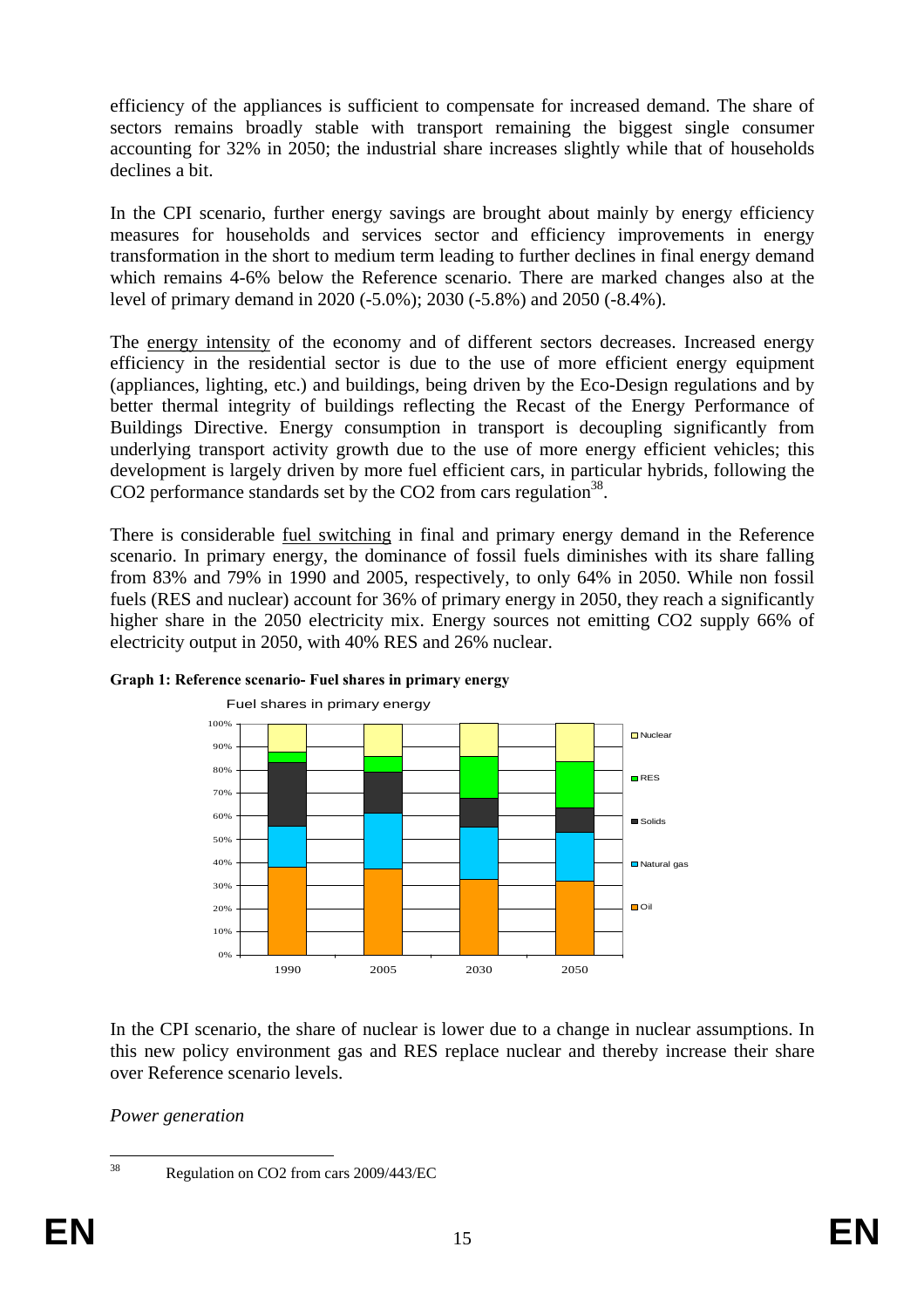efficiency of the appliances is sufficient to compensate for increased demand. The share of sectors remains broadly stable with transport remaining the biggest single consumer accounting for 32% in 2050; the industrial share increases slightly while that of households declines a bit.

In the CPI scenario, further energy savings are brought about mainly by energy efficiency measures for households and services sector and efficiency improvements in energy transformation in the short to medium term leading to further declines in final energy demand which remains 4-6% below the Reference scenario. There are marked changes also at the level of primary demand in 2020 (-5.0%); 2030 (-5.8%) and 2050 (-8.4%).

The energy intensity of the economy and of different sectors decreases. Increased energy efficiency in the residential sector is due to the use of more efficient energy equipment (appliances, lighting, etc.) and buildings, being driven by the Eco-Design regulations and by better thermal integrity of buildings reflecting the Recast of the Energy Performance of Buildings Directive. Energy consumption in transport is decoupling significantly from underlying transport activity growth due to the use of more energy efficient vehicles; this development is largely driven by more fuel efficient cars, in particular hybrids, following the $CO_2$ performance standards set by the $CO_2$ from cars regulation[38].

There is considerable fuel switching in final and primary energy demand in the Reference scenario. In primary energy, the dominance of fossil fuels diminishes with its share falling from 83% and 79% in 1990 and 2005, respectively, to only 64% in 2050. While non fossil fuels (RES and nuclear) account for 36% of primary energy in 2050, they reach a significantly higher share in the 2050 electricity mix. Energy sources not emitting $CO_2$ supply 66% of electricity output in 2050, with 40% RES and 26% nuclear.

**Graph 1: Reference scenario- Fuel shares in primary energy**

Fuel shares in primary energy

| Fuel | 1990 | 2005 | 2030 | 2050 |
|---|---|---|---|---|
| Nuclear | | | | |
| RES | | | | |
| Solids | | | | |
| Natural gas | | | | |
| Oil | | | | |

In the CPI scenario, the share of nuclear is lower due to a change in nuclear assumptions. In this new policy environment gas and RES replace nuclear and thereby increase their share over Reference scenario levels.

*Power generation*

---

[38] Regulation on $CO_2$ from cars 2009/443/EC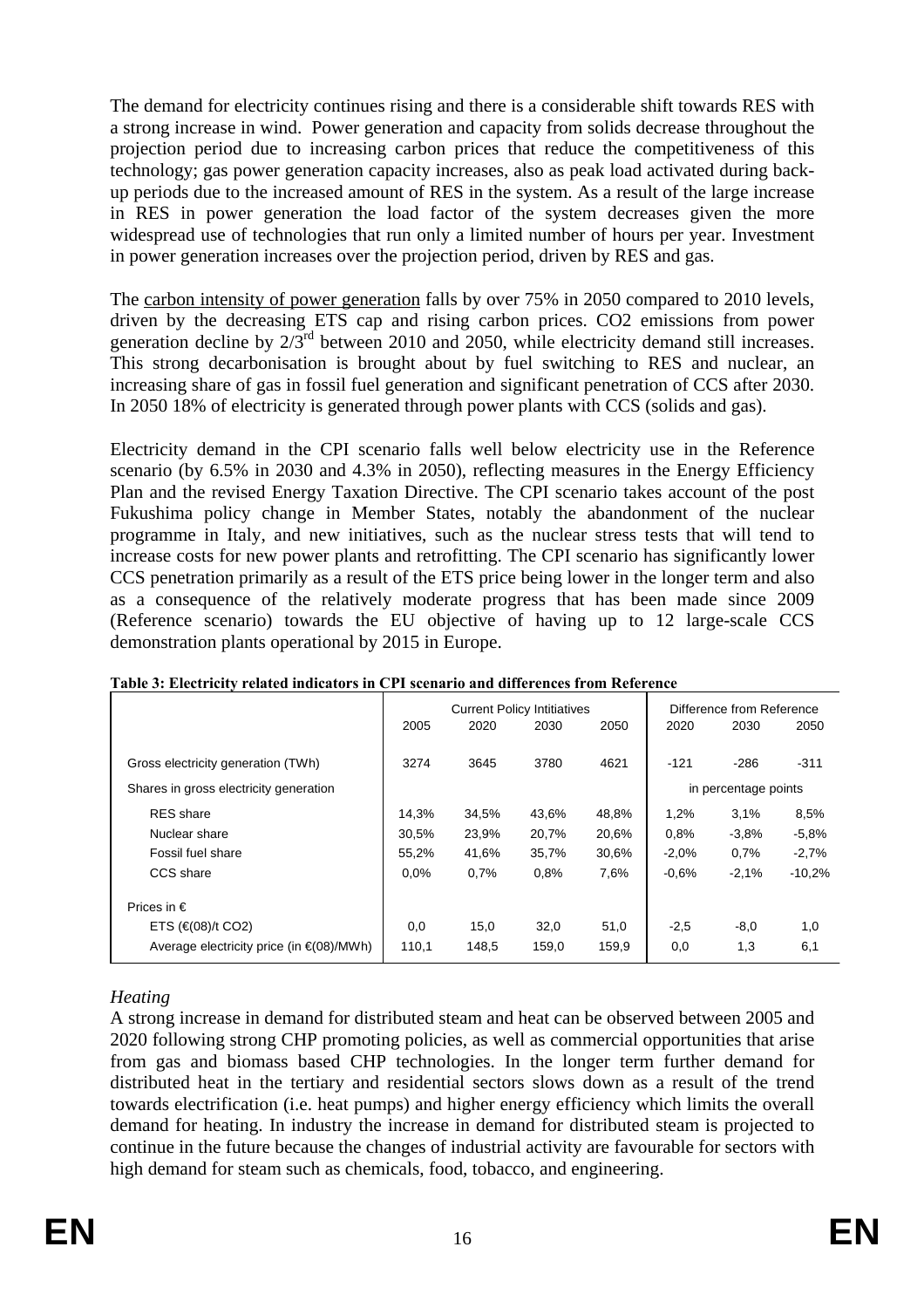The demand for electricity continues rising and there is a considerable shift towards RES with a strong increase in wind. Power generation and capacity from solids decrease throughout the projection period due to increasing carbon prices that reduce the competitiveness of this technology; gas power generation capacity increases, also as peak load activated during back-up periods due to the increased amount of RES in the system. As a result of the large increase in RES in power generation the load factor of the system decreases given the more widespread use of technologies that run only a limited number of hours per year. Investment in power generation increases over the projection period, driven by RES and gas.

The carbon intensity of power generation falls by over 75% in 2050 compared to 2010 levels, driven by the decreasing ETS cap and rising carbon prices. CO2 emissions from power generation decline by 2/3[rd] between 2010 and 2050, while electricity demand still increases. This strong decarbonisation is brought about by fuel switching to RES and nuclear, an increasing share of gas in fossil fuel generation and significant penetration of CCS after 2030. In 2050 18% of electricity is generated through power plants with CCS (solids and gas).

Electricity demand in the CPI scenario falls well below electricity use in the Reference scenario (by 6.5% in 2030 and 4.3% in 2050), reflecting measures in the Energy Efficiency Plan and the revised Energy Taxation Directive. The CPI scenario takes account of the post Fukushima policy change in Member States, notably the abandonment of the nuclear programme in Italy, and new initiatives, such as the nuclear stress tests that will tend to increase costs for new power plants and retrofitting. The CPI scenario has significantly lower CCS penetration primarily as a result of the ETS price being lower in the longer term and also as a consequence of the relatively moderate progress that has been made since 2009 (Reference scenario) towards the EU objective of having up to 12 large-scale CCS demonstration plants operational by 2015 in Europe.

**Table 3: Electricity related indicators in CPI scenario and differences from Reference**

| | Current Policy Intitiatives | | | | Difference from Reference | | |
|---|---|---|---|---|---|---|---|
| | 2005 | 2020 | 2030 | 2050 | 2020 | 2030 | 2050 |
| Gross electricity generation (TWh) | 3274 | 3645 | 3780 | 4621 | -121 | -286 | -311 |
| Shares in gross electricity generation | | | | | in percentage points | | |
| RES share | 14,3% | 34,5% | 43,6% | 48,8% | 1,2% | 3,1% | 8,5% |
| Nuclear share | 30,5% | 23,9% | 20,7% | 20,6% | 0,8% | -3,8% | -5,8% |
| Fossil fuel share | 55,2% | 41,6% | 35,7% | 30,6% | -2,0% | 0,7% | -2,7% |
| CCS share | 0,0% | 0,7% | 0,8% | 7,6% | -0,6% | -2,1% | -10,2% |
| Prices in € | | | | | | | |
| ETS (€(08)/t CO2) | 0,0 | 15,0 | 32,0 | 51,0 | -2,5 | -8,0 | 1,0 |
| Average electricity price (in €(08)/MWh) | 110,1 | 148,5 | 159,0 | 159,9 | 0,0 | 1,3 | 6,1 |

*Heating*

A strong increase in demand for distributed steam and heat can be observed between 2005 and 2020 following strong CHP promoting policies, as well as commercial opportunities that arise from gas and biomass based CHP technologies. In the longer term further demand for distributed heat in the tertiary and residential sectors slows down as a result of the trend towards electrification (i.e. heat pumps) and higher energy efficiency which limits the overall demand for heating. In industry the increase in demand for distributed steam is projected to continue in the future because the changes of industrial activity are favourable for sectors with high demand for steam such as chemicals, food, tobacco, and engineering.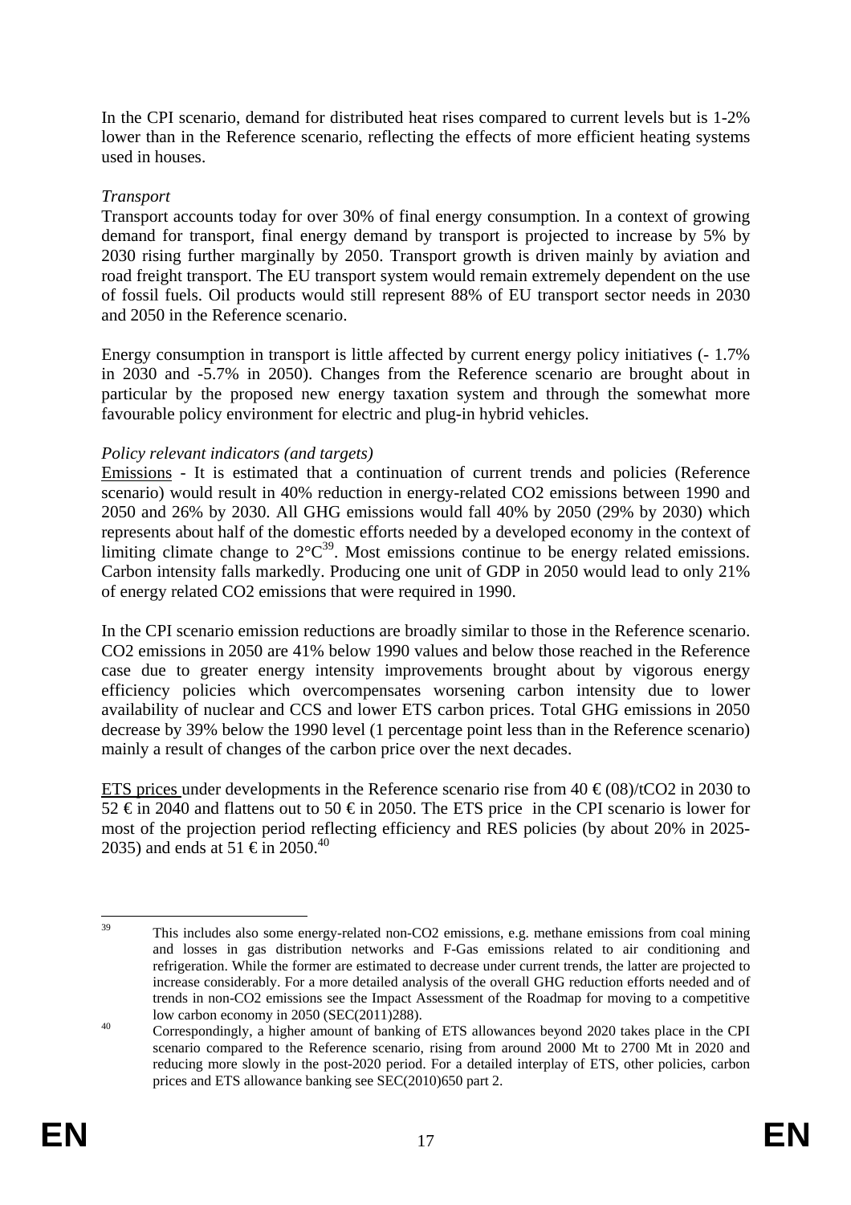In the CPI scenario, demand for distributed heat rises compared to current levels but is 1-2% lower than in the Reference scenario, reflecting the effects of more efficient heating systems used in houses.

*Transport*

Transport accounts today for over 30% of final energy consumption. In a context of growing demand for transport, final energy demand by transport is projected to increase by 5% by 2030 rising further marginally by 2050. Transport growth is driven mainly by aviation and road freight transport. The EU transport system would remain extremely dependent on the use of fossil fuels. Oil products would still represent 88% of EU transport sector needs in 2030 and 2050 in the Reference scenario.

Energy consumption in transport is little affected by current energy policy initiatives (- 1.7% in 2030 and -5.7% in 2050). Changes from the Reference scenario are brought about in particular by the proposed new energy taxation system and through the somewhat more favourable policy environment for electric and plug-in hybrid vehicles.

*Policy relevant indicators (and targets)*

Emissions - It is estimated that a continuation of current trends and policies (Reference scenario) would result in 40% reduction in energy-related $CO_2$ emissions between 1990 and 2050 and 26% by 2030. All GHG emissions would fall 40% by 2050 (29% by 2030) which represents about half of the domestic efforts needed by a developed economy in the context of limiting climate change to 2°C[39]. Most emissions continue to be energy related emissions. Carbon intensity falls markedly. Producing one unit of GDP in 2050 would lead to only 21% of energy related $CO_2$ emissions that were required in 1990.

In the CPI scenario emission reductions are broadly similar to those in the Reference scenario. $CO_2$ emissions in 2050 are 41% below 1990 values and below those reached in the Reference case due to greater energy intensity improvements brought about by vigorous energy efficiency policies which overcompensates worsening carbon intensity due to lower availability of nuclear and CCS and lower ETS carbon prices. Total GHG emissions in 2050 decrease by 39% below the 1990 level (1 percentage point less than in the Reference scenario) mainly a result of changes of the carbon price over the next decades.

ETS prices under developments in the Reference scenario rise from 40 € (08)/t$CO_2$ in 2030 to 52 € in 2040 and flattens out to 50 € in 2050. The ETS price in the CPI scenario is lower for most of the projection period reflecting efficiency and RES policies (by about 20% in 2025-2035) and ends at 51 € in 2050.[40]

---

[39] This includes also some energy-related non-$CO_2$ emissions, e.g. methane emissions from coal mining and losses in gas distribution networks and F-Gas emissions related to air conditioning and refrigeration. While the former are estimated to decrease under current trends, the latter are projected to increase considerably. For a more detailed analysis of the overall GHG reduction efforts needed and of trends in non-$CO_2$ emissions see the Impact Assessment of the Roadmap for moving to a competitive low carbon economy in 2050 (SEC(2011)288).

[40] Correspondingly, a higher amount of banking of ETS allowances beyond 2020 takes place in the CPI scenario compared to the Reference scenario, rising from around 2000 Mt to 2700 Mt in 2020 and reducing more slowly in the post-2020 period. For a detailed interplay of ETS, other policies, carbon prices and ETS allowance banking see SEC(2010)650 part 2.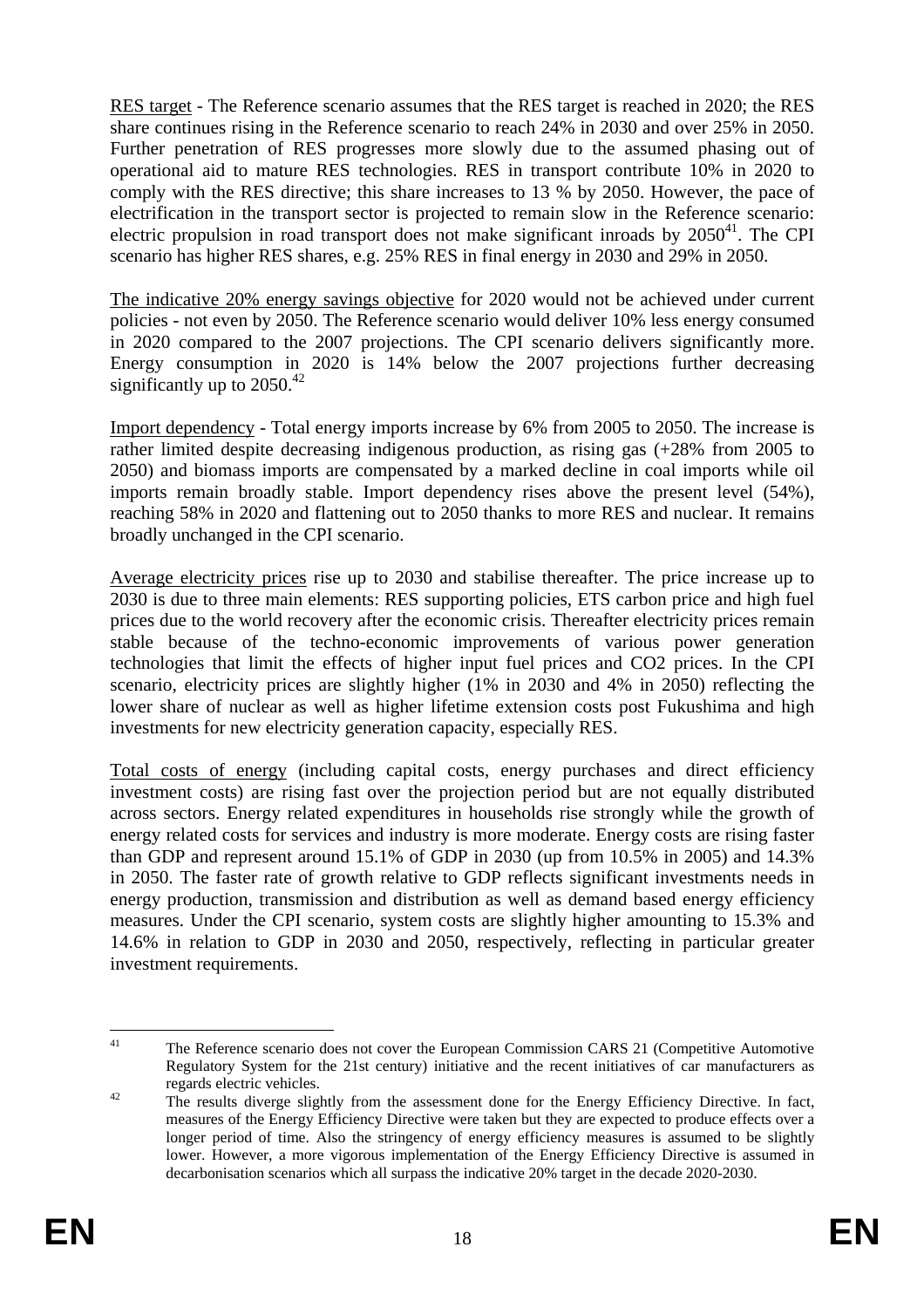RES target - The Reference scenario assumes that the RES target is reached in 2020; the RES share continues rising in the Reference scenario to reach 24% in 2030 and over 25% in 2050. Further penetration of RES progresses more slowly due to the assumed phasing out of operational aid to mature RES technologies. RES in transport contribute 10% in 2020 to comply with the RES directive; this share increases to 13 % by 2050. However, the pace of electrification in the transport sector is projected to remain slow in the Reference scenario: electric propulsion in road transport does not make significant inroads by 2050[41]. The CPI scenario has higher RES shares, e.g. 25% RES in final energy in 2030 and 29% in 2050.

The indicative 20% energy savings objective for 2020 would not be achieved under current policies - not even by 2050. The Reference scenario would deliver 10% less energy consumed in 2020 compared to the 2007 projections. The CPI scenario delivers significantly more. Energy consumption in 2020 is 14% below the 2007 projections further decreasing significantly up to 2050.[42]

Import dependency - Total energy imports increase by 6% from 2005 to 2050. The increase is rather limited despite decreasing indigenous production, as rising gas (+28% from 2005 to 2050) and biomass imports are compensated by a marked decline in coal imports while oil imports remain broadly stable. Import dependency rises above the present level (54%), reaching 58% in 2020 and flattening out to 2050 thanks to more RES and nuclear. It remains broadly unchanged in the CPI scenario.

Average electricity prices rise up to 2030 and stabilise thereafter. The price increase up to 2030 is due to three main elements: RES supporting policies, ETS carbon price and high fuel prices due to the world recovery after the economic crisis. Thereafter electricity prices remain stable because of the techno-economic improvements of various power generation technologies that limit the effects of higher input fuel prices and CO2 prices. In the CPI scenario, electricity prices are slightly higher (1% in 2030 and 4% in 2050) reflecting the lower share of nuclear as well as higher lifetime extension costs post Fukushima and high investments for new electricity generation capacity, especially RES.

Total costs of energy (including capital costs, energy purchases and direct efficiency investment costs) are rising fast over the projection period but are not equally distributed across sectors. Energy related expenditures in households rise strongly while the growth of energy related costs for services and industry is more moderate. Energy costs are rising faster than GDP and represent around 15.1% of GDP in 2030 (up from 10.5% in 2005) and 14.3% in 2050. The faster rate of growth relative to GDP reflects significant investments needs in energy production, transmission and distribution as well as demand based energy efficiency measures. Under the CPI scenario, system costs are slightly higher amounting to 15.3% and 14.6% in relation to GDP in 2030 and 2050, respectively, reflecting in particular greater investment requirements.

---

[41] The Reference scenario does not cover the European Commission CARS 21 (Competitive Automotive Regulatory System for the 21st century) initiative and the recent initiatives of car manufacturers as regards electric vehicles.

[42] The results diverge slightly from the assessment done for the Energy Efficiency Directive. In fact, measures of the Energy Efficiency Directive were taken but they are expected to produce effects over a longer period of time. Also the stringency of energy efficiency measures is assumed to be slightly lower. However, a more vigorous implementation of the Energy Efficiency Directive is assumed in decarbonisation scenarios which all surpass the indicative 20% target in the decade 2020-2030.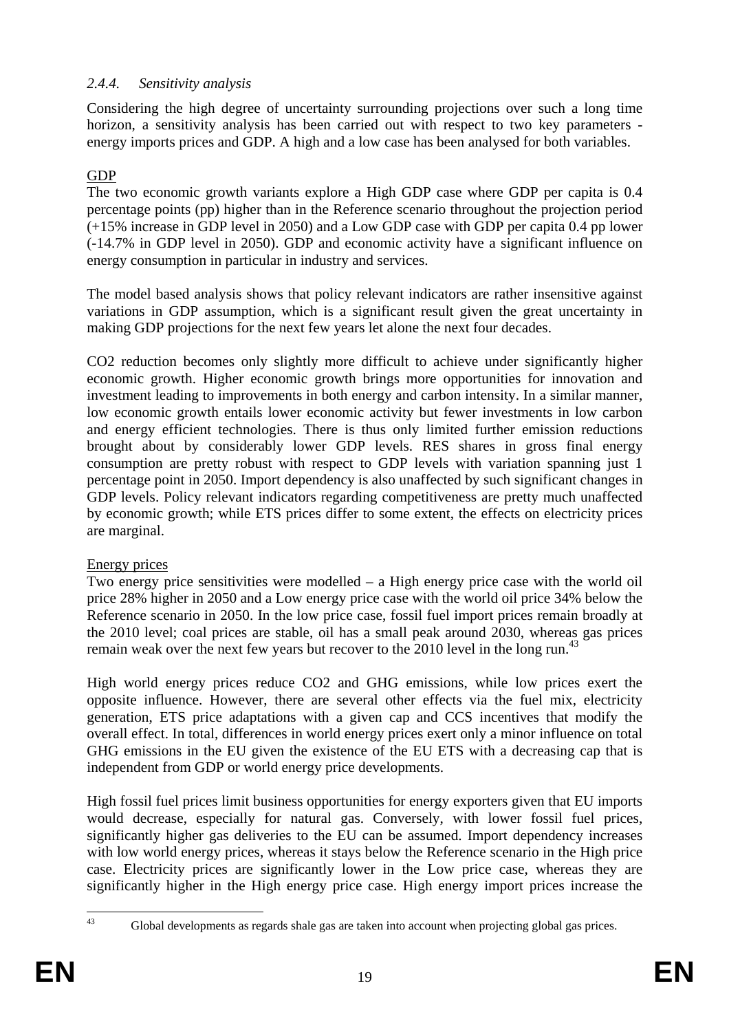### *2.4.4. Sensitivity analysis*

Considering the high degree of uncertainty surrounding projections over such a long time horizon, a sensitivity analysis has been carried out with respect to two key parameters - energy imports prices and GDP. A high and a low case has been analysed for both variables.

GDP

The two economic growth variants explore a High GDP case where GDP per capita is 0.4 percentage points (pp) higher than in the Reference scenario throughout the projection period (+15% increase in GDP level in 2050) and a Low GDP case with GDP per capita 0.4 pp lower (-14.7% in GDP level in 2050). GDP and economic activity have a significant influence on energy consumption in particular in industry and services.

The model based analysis shows that policy relevant indicators are rather insensitive against variations in GDP assumption, which is a significant result given the great uncertainty in making GDP projections for the next few years let alone the next four decades.

CO2 reduction becomes only slightly more difficult to achieve under significantly higher economic growth. Higher economic growth brings more opportunities for innovation and investment leading to improvements in both energy and carbon intensity. In a similar manner, low economic growth entails lower economic activity but fewer investments in low carbon and energy efficient technologies. There is thus only limited further emission reductions brought about by considerably lower GDP levels. RES shares in gross final energy consumption are pretty robust with respect to GDP levels with variation spanning just 1 percentage point in 2050. Import dependency is also unaffected by such significant changes in GDP levels. Policy relevant indicators regarding competitiveness are pretty much unaffected by economic growth; while ETS prices differ to some extent, the effects on electricity prices are marginal.

Energy prices

Two energy price sensitivities were modelled – a High energy price case with the world oil price 28% higher in 2050 and a Low energy price case with the world oil price 34% below the Reference scenario in 2050. In the low price case, fossil fuel import prices remain broadly at the 2010 level; coal prices are stable, oil has a small peak around 2030, whereas gas prices remain weak over the next few years but recover to the 2010 level in the long run.[43]

High world energy prices reduce CO2 and GHG emissions, while low prices exert the opposite influence. However, there are several other effects via the fuel mix, electricity generation, ETS price adaptations with a given cap and CCS incentives that modify the overall effect. In total, differences in world energy prices exert only a minor influence on total GHG emissions in the EU given the existence of the EU ETS with a decreasing cap that is independent from GDP or world energy price developments.

High fossil fuel prices limit business opportunities for energy exporters given that EU imports would decrease, especially for natural gas. Conversely, with lower fossil fuel prices, significantly higher gas deliveries to the EU can be assumed. Import dependency increases with low world energy prices, whereas it stays below the Reference scenario in the High price case. Electricity prices are significantly lower in the Low price case, whereas they are significantly higher in the High energy price case. High energy import prices increase the

[43] Global developments as regards shale gas are taken into account when projecting global gas prices.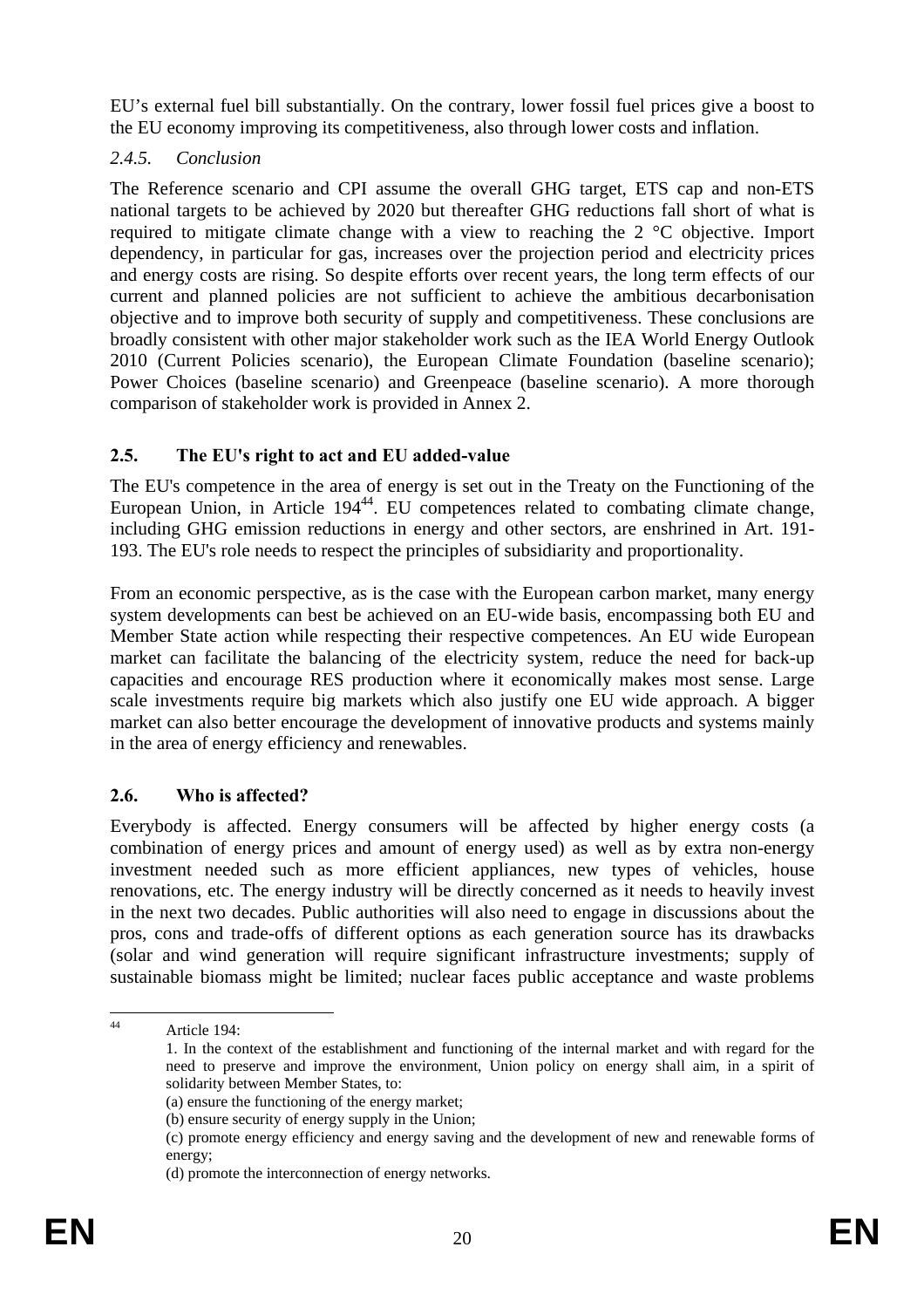EU's external fuel bill substantially. On the contrary, lower fossil fuel prices give a boost to the EU economy improving its competitiveness, also through lower costs and inflation.

### *2.4.5. Conclusion*

The Reference scenario and CPI assume the overall GHG target, ETS cap and non-ETS national targets to be achieved by 2020 but thereafter GHG reductions fall short of what is required to mitigate climate change with a view to reaching the 2 °C objective. Import dependency, in particular for gas, increases over the projection period and electricity prices and energy costs are rising. So despite efforts over recent years, the long term effects of our current and planned policies are not sufficient to achieve the ambitious decarbonisation objective and to improve both security of supply and competitiveness. These conclusions are broadly consistent with other major stakeholder work such as the IEA World Energy Outlook 2010 (Current Policies scenario), the European Climate Foundation (baseline scenario); Power Choices (baseline scenario) and Greenpeace (baseline scenario). A more thorough comparison of stakeholder work is provided in Annex 2.

## 2.5. The EU's right to act and EU added-value

The EU's competence in the area of energy is set out in the Treaty on the Functioning of the European Union, in Article 194[44]. EU competences related to combating climate change, including GHG emission reductions in energy and other sectors, are enshrined in Art. 191-193. The EU's role needs to respect the principles of subsidiarity and proportionality.

From an economic perspective, as is the case with the European carbon market, many energy system developments can best be achieved on an EU-wide basis, encompassing both EU and Member State action while respecting their respective competences. An EU wide European market can facilitate the balancing of the electricity system, reduce the need for back-up capacities and encourage RES production where it economically makes most sense. Large scale investments require big markets which also justify one EU wide approach. A bigger market can also better encourage the development of innovative products and systems mainly in the area of energy efficiency and renewables.

## 2.6. Who is affected?

Everybody is affected. Energy consumers will be affected by higher energy costs (a combination of energy prices and amount of energy used) as well as by extra non-energy investment needed such as more efficient appliances, new types of vehicles, house renovations, etc. The energy industry will be directly concerned as it needs to heavily invest in the next two decades. Public authorities will also need to engage in discussions about the pros, cons and trade-offs of different options as each generation source has its drawbacks (solar and wind generation will require significant infrastructure investments; supply of sustainable biomass might be limited; nuclear faces public acceptance and waste problems

---

[44] Article 194:

1. In the context of the establishment and functioning of the internal market and with regard for the need to preserve and improve the environment, Union policy on energy shall aim, in a spirit of solidarity between Member States, to:

(a) ensure the functioning of the energy market;

(b) ensure security of energy supply in the Union;

(c) promote energy efficiency and energy saving and the development of new and renewable forms of energy;

(d) promote the interconnection of energy networks.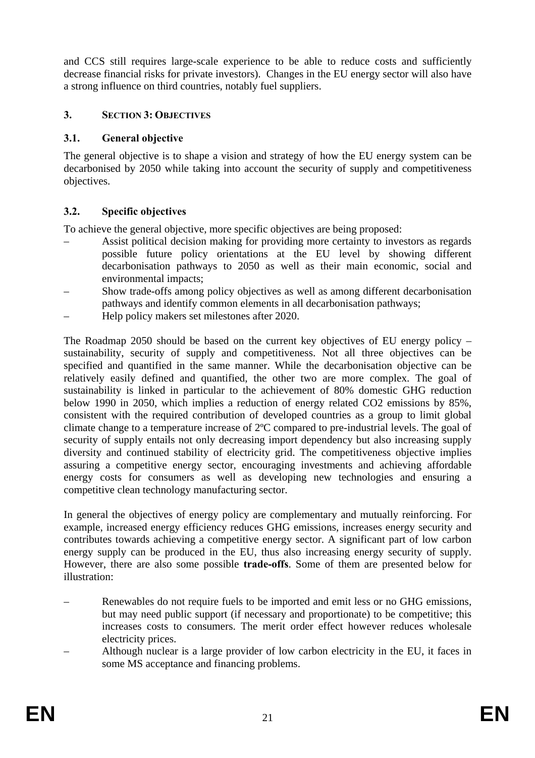and CCS still requires large-scale experience to be able to reduce costs and sufficiently decrease financial risks for private investors). Changes in the EU energy sector will also have a strong influence on third countries, notably fuel suppliers.

# 3. SECTION 3: OBJECTIVES

## 3.1. General objective

The general objective is to shape a vision and strategy of how the EU energy system can be decarbonised by 2050 while taking into account the security of supply and competitiveness objectives.

## 3.2. Specific objectives

To achieve the general objective, more specific objectives are being proposed:

– Assist political decision making for providing more certainty to investors as regards possible future policy orientations at the EU level by showing different decarbonisation pathways to 2050 as well as their main economic, social and environmental impacts;
– Show trade-offs among policy objectives as well as among different decarbonisation pathways and identify common elements in all decarbonisation pathways;
– Help policy makers set milestones after 2020.

The Roadmap 2050 should be based on the current key objectives of EU energy policy – sustainability, security of supply and competitiveness. Not all three objectives can be specified and quantified in the same manner. While the decarbonisation objective can be relatively easily defined and quantified, the other two are more complex. The goal of sustainability is linked in particular to the achievement of 80% domestic GHG reduction below 1990 in 2050, which implies a reduction of energy related CO2 emissions by 85%, consistent with the required contribution of developed countries as a group to limit global climate change to a temperature increase of 2ºC compared to pre-industrial levels. The goal of security of supply entails not only decreasing import dependency but also increasing supply diversity and continued stability of electricity grid. The competitiveness objective implies assuring a competitive energy sector, encouraging investments and achieving affordable energy costs for consumers as well as developing new technologies and ensuring a competitive clean technology manufacturing sector.

In general the objectives of energy policy are complementary and mutually reinforcing. For example, increased energy efficiency reduces GHG emissions, increases energy security and contributes towards achieving a competitive energy sector. A significant part of low carbon energy supply can be produced in the EU, thus also increasing energy security of supply. However, there are also some possible **trade-offs**. Some of them are presented below for illustration:

– Renewables do not require fuels to be imported and emit less or no GHG emissions, but may need public support (if necessary and proportionate) to be competitive; this increases costs to consumers. The merit order effect however reduces wholesale electricity prices.
– Although nuclear is a large provider of low carbon electricity in the EU, it faces in some MS acceptance and financing problems.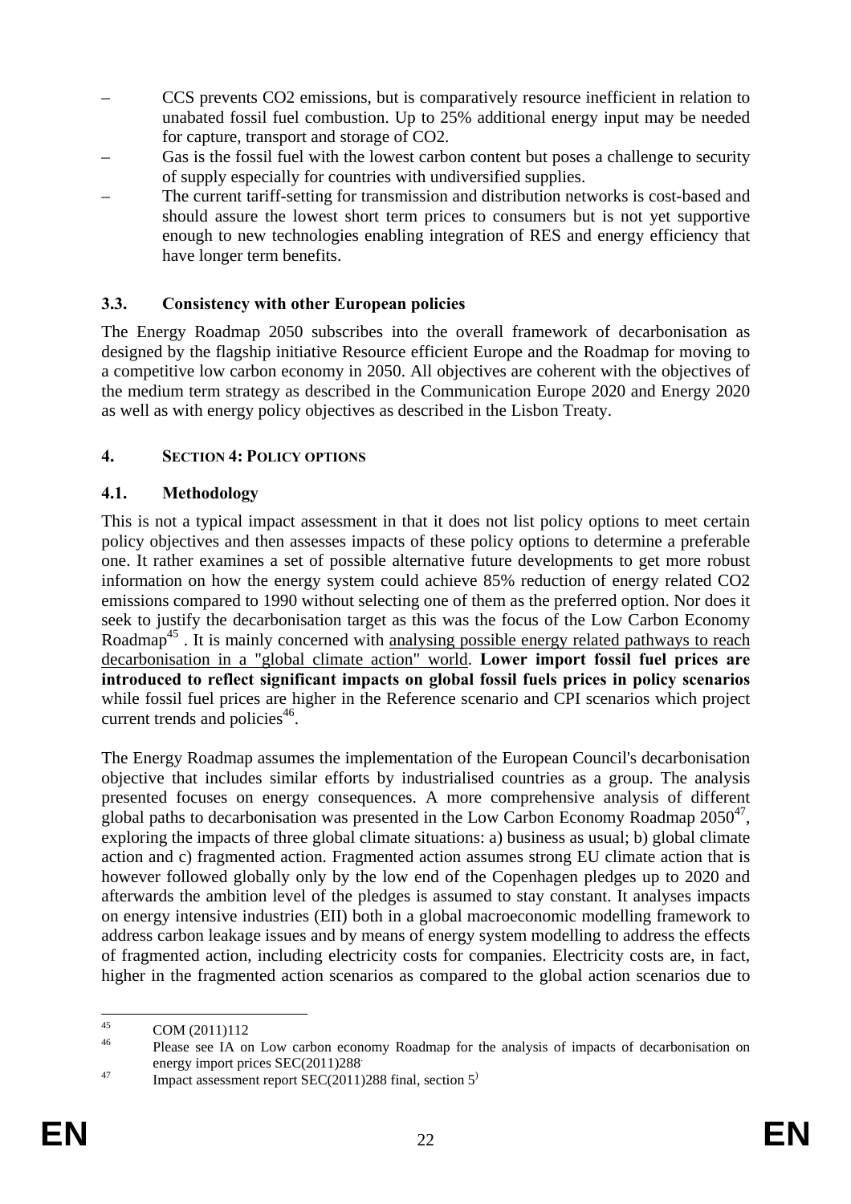- CCS prevents $CO_2$ emissions, but is comparatively resource inefficient in relation to unabated fossil fuel combustion. Up to 25% additional energy input may be needed for capture, transport and storage of $CO_2$.
- Gas is the fossil fuel with the lowest carbon content but poses a challenge to security of supply especially for countries with undiversified supplies.
- The current tariff-setting for transmission and distribution networks is cost-based and should assure the lowest short term prices to consumers but is not yet supportive enough to new technologies enabling integration of RES and energy efficiency that have longer term benefits.

### 3.3. Consistency with other European policies

The Energy Roadmap 2050 subscribes into the overall framework of decarbonisation as designed by the flagship initiative Resource efficient Europe and the Roadmap for moving to a competitive low carbon economy in 2050. All objectives are coherent with the objectives of the medium term strategy as described in the Communication Europe 2020 and Energy 2020 as well as with energy policy objectives as described in the Lisbon Treaty.

## 4. SECTION 4: POLICY OPTIONS

### 4.1. Methodology

This is not a typical impact assessment in that it does not list policy options to meet certain policy objectives and then assesses impacts of these policy options to determine a preferable one. It rather examines a set of possible alternative future developments to get more robust information on how the energy system could achieve 85% reduction of energy related $CO_2$ emissions compared to 1990 without selecting one of them as the preferred option. Nor does it seek to justify the decarbonisation target as this was the focus of the Low Carbon Economy Roadmap[45] . It is mainly concerned with analysing possible energy related pathways to reach decarbonisation in a "global climate action" world. **Lower import fossil fuel prices are introduced to reflect significant impacts on global fossil fuels prices in policy scenarios** while fossil fuel prices are higher in the Reference scenario and CPI scenarios which project current trends and policies[46].

The Energy Roadmap assumes the implementation of the European Council's decarbonisation objective that includes similar efforts by industrialised countries as a group. The analysis presented focuses on energy consequences. A more comprehensive analysis of different global paths to decarbonisation was presented in the Low Carbon Economy Roadmap 2050[47], exploring the impacts of three global climate situations: a) business as usual; b) global climate action and c) fragmented action. Fragmented action assumes strong EU climate action that is however followed globally only by the low end of the Copenhagen pledges up to 2020 and afterwards the ambition level of the pledges is assumed to stay constant. It analyses impacts on energy intensive industries (EII) both in a global macroeconomic modelling framework to address carbon leakage issues and by means of energy system modelling to address the effects of fragmented action, including electricity costs for companies. Electricity costs are, in fact, higher in the fragmented action scenarios as compared to the global action scenarios due to

---

[45] COM (2011)112

[46] Please see IA on Low carbon economy Roadmap for the analysis of impacts of decarbonisation on energy import prices SEC(2011)288.

[47] Impact assessment report SEC(2011)288 final, section 5)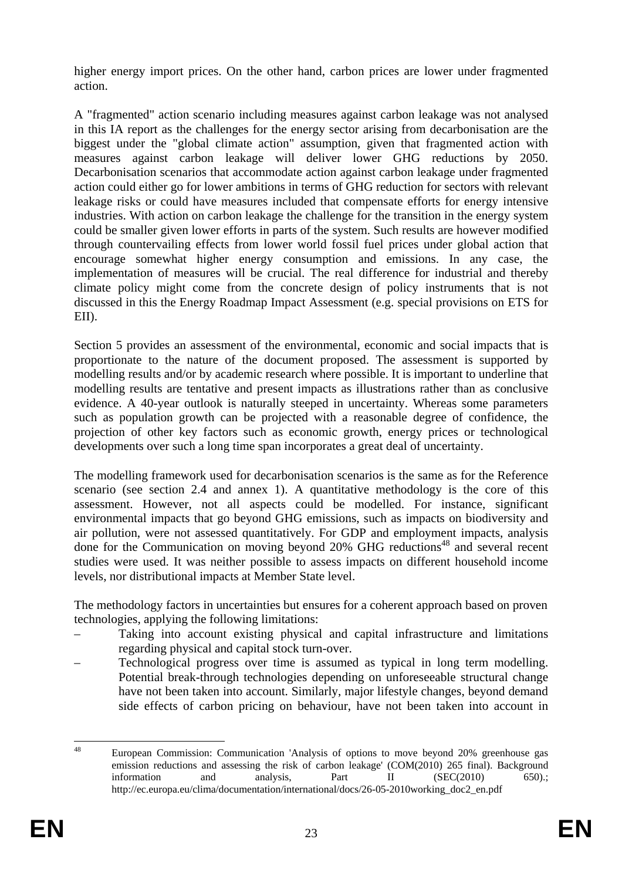higher energy import prices. On the other hand, carbon prices are lower under fragmented action.

A "fragmented" action scenario including measures against carbon leakage was not analysed in this IA report as the challenges for the energy sector arising from decarbonisation are the biggest under the "global climate action" assumption, given that fragmented action with measures against carbon leakage will deliver lower GHG reductions by 2050. Decarbonisation scenarios that accommodate action against carbon leakage under fragmented action could either go for lower ambitions in terms of GHG reduction for sectors with relevant leakage risks or could have measures included that compensate efforts for energy intensive industries. With action on carbon leakage the challenge for the transition in the energy system could be smaller given lower efforts in parts of the system. Such results are however modified through countervailing effects from lower world fossil fuel prices under global action that encourage somewhat higher energy consumption and emissions. In any case, the implementation of measures will be crucial. The real difference for industrial and thereby climate policy might come from the concrete design of policy instruments that is not discussed in this the Energy Roadmap Impact Assessment (e.g. special provisions on ETS for EII).

Section 5 provides an assessment of the environmental, economic and social impacts that is proportionate to the nature of the document proposed. The assessment is supported by modelling results and/or by academic research where possible. It is important to underline that modelling results are tentative and present impacts as illustrations rather than as conclusive evidence. A 40-year outlook is naturally steeped in uncertainty. Whereas some parameters such as population growth can be projected with a reasonable degree of confidence, the projection of other key factors such as economic growth, energy prices or technological developments over such a long time span incorporates a great deal of uncertainty.

The modelling framework used for decarbonisation scenarios is the same as for the Reference scenario (see section 2.4 and annex 1). A quantitative methodology is the core of this assessment. However, not all aspects could be modelled. For instance, significant environmental impacts that go beyond GHG emissions, such as impacts on biodiversity and air pollution, were not assessed quantitatively. For GDP and employment impacts, analysis done for the Communication on moving beyond 20% GHG reductions[48] and several recent studies were used. It was neither possible to assess impacts on different household income levels, nor distributional impacts at Member State level.

The methodology factors in uncertainties but ensures for a coherent approach based on proven technologies, applying the following limitations:

– Taking into account existing physical and capital infrastructure and limitations regarding physical and capital stock turn-over.
– Technological progress over time is assumed as typical in long term modelling. Potential break-through technologies depending on unforeseeable structural change have not been taken into account. Similarly, major lifestyle changes, beyond demand side effects of carbon pricing on behaviour, have not been taken into account in

[48] European Commission: Communication 'Analysis of options to move beyond 20% greenhouse gas emission reductions and assessing the risk of carbon leakage' (COM(2010) 265 final). Background information and analysis, Part II (SEC(2010) 650).; http://ec.europa.eu/clima/documentation/international/docs/26-05-2010working_doc2_en.pdf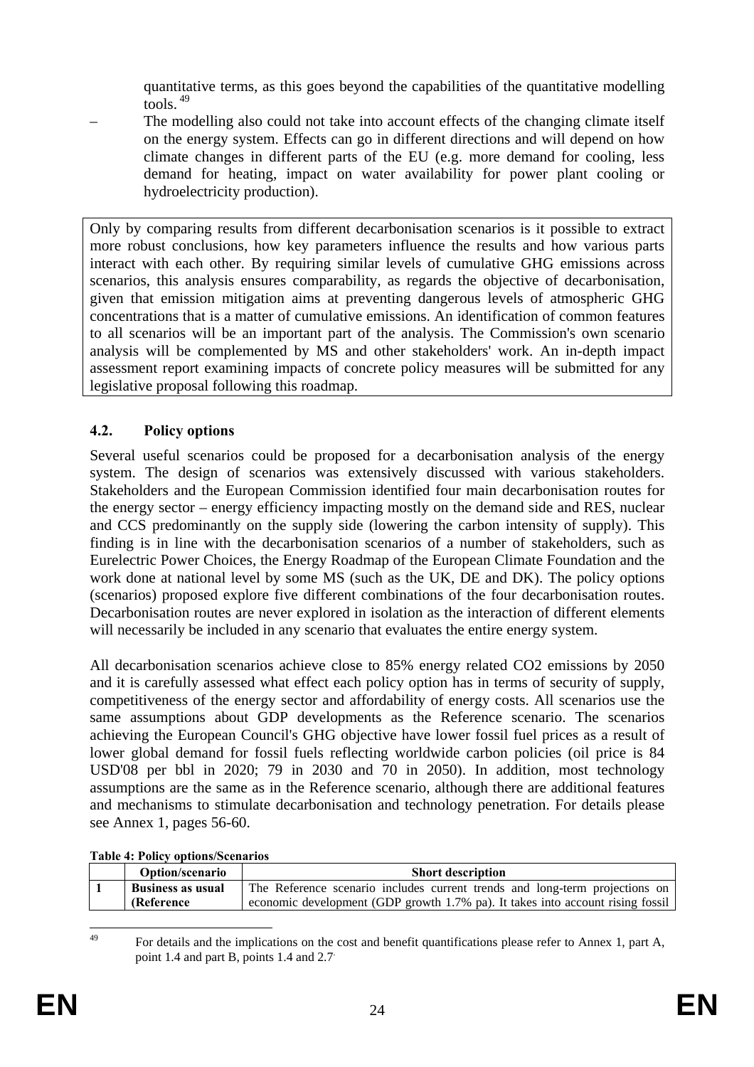quantitative terms, as this goes beyond the capabilities of the quantitative modelling tools.[49]

– The modelling also could not take into account effects of the changing climate itself on the energy system. Effects can go in different directions and will depend on how climate changes in different parts of the EU (e.g. more demand for cooling, less demand for heating, impact on water availability for power plant cooling or hydroelectricity production).

Only by comparing results from different decarbonisation scenarios is it possible to extract more robust conclusions, how key parameters influence the results and how various parts interact with each other. By requiring similar levels of cumulative GHG emissions across scenarios, this analysis ensures comparability, as regards the objective of decarbonisation, given that emission mitigation aims at preventing dangerous levels of atmospheric GHG concentrations that is a matter of cumulative emissions. An identification of common features to all scenarios will be an important part of the analysis. The Commission's own scenario analysis will be complemented by MS and other stakeholders' work. An in-depth impact assessment report examining impacts of concrete policy measures will be submitted for any legislative proposal following this roadmap.

## 4.2. Policy options

Several useful scenarios could be proposed for a decarbonisation analysis of the energy system. The design of scenarios was extensively discussed with various stakeholders. Stakeholders and the European Commission identified four main decarbonisation routes for the energy sector – energy efficiency impacting mostly on the demand side and RES, nuclear and CCS predominantly on the supply side (lowering the carbon intensity of supply). This finding is in line with the decarbonisation scenarios of a number of stakeholders, such as Eurelectric Power Choices, the Energy Roadmap of the European Climate Foundation and the work done at national level by some MS (such as the UK, DE and DK). The policy options (scenarios) proposed explore five different combinations of the four decarbonisation routes. Decarbonisation routes are never explored in isolation as the interaction of different elements will necessarily be included in any scenario that evaluates the entire energy system.

All decarbonisation scenarios achieve close to 85% energy related CO2 emissions by 2050 and it is carefully assessed what effect each policy option has in terms of security of supply, competitiveness of the energy sector and affordability of energy costs. All scenarios use the same assumptions about GDP developments as the Reference scenario. The scenarios achieving the European Council's GHG objective have lower fossil fuel prices as a result of lower global demand for fossil fuels reflecting worldwide carbon policies (oil price is 84 USD'08 per bbl in 2020; 79 in 2030 and 70 in 2050). In addition, most technology assumptions are the same as in the Reference scenario, although there are additional features and mechanisms to stimulate decarbonisation and technology penetration. For details please see Annex 1, pages 56-60.

**Table 4: Policy options/Scenarios**

| | Option/scenario | Short description |
|---|---|---|
| 1 | **Business as usual (Reference** | The Reference scenario includes current trends and long-term projections on economic development (GDP growth 1.7% pa). It takes into account rising fossil |

[49] For details and the implications on the cost and benefit quantifications please refer to Annex 1, part A, point 1.4 and part B, points 1.4 and 2.7.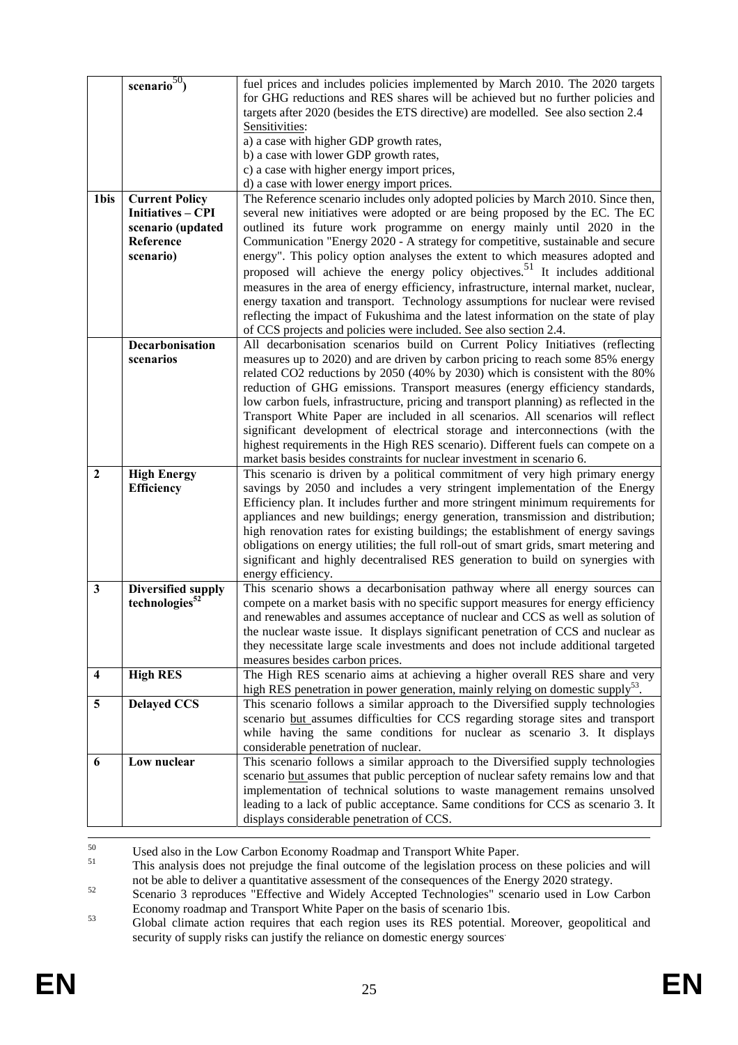|  | scenario[50]) | fuel prices and includes policies implemented by March 2010. The 2020 targets for GHG reductions and RES shares will be achieved but no further policies and targets after 2020 (besides the ETS directive) are modelled. See also section 2.4<br>Sensitivities:<br>a) a case with higher GDP growth rates,<br>b) a case with lower GDP growth rates,<br>c) a case with higher energy import prices,<br>d) a case with lower energy import prices. |
|---|---|---|
| **1bis** | **Current Policy Initiatives – CPI scenario (updated Reference scenario)** | The Reference scenario includes only adopted policies by March 2010. Since then, several new initiatives were adopted or are being proposed by the EC. The EC outlined its future work programme on energy mainly until 2020 in the Communication "Energy 2020 - A strategy for competitive, sustainable and secure energy". This policy option analyses the extent to which measures adopted and proposed will achieve the energy policy objectives.[51] It includes additional measures in the area of energy efficiency, infrastructure, internal market, nuclear, energy taxation and transport. Technology assumptions for nuclear were revised reflecting the impact of Fukushima and the latest information on the state of play of CCS projects and policies were included. See also section 2.4. |
|  | **Decarbonisation scenarios** | All decarbonisation scenarios build on Current Policy Initiatives (reflecting measures up to 2020) and are driven by carbon pricing to reach some 85% energy related CO2 reductions by 2050 (40% by 2030) which is consistent with the 80% reduction of GHG emissions. Transport measures (energy efficiency standards, low carbon fuels, infrastructure, pricing and transport planning) as reflected in the Transport White Paper are included in all scenarios. All scenarios will reflect significant development of electrical storage and interconnections (with the highest requirements in the High RES scenario). Different fuels can compete on a market basis besides constraints for nuclear investment in scenario 6. |
| **2** | **High Energy Efficiency** | This scenario is driven by a political commitment of very high primary energy savings by 2050 and includes a very stringent implementation of the Energy Efficiency plan. It includes further and more stringent minimum requirements for appliances and new buildings; energy generation, transmission and distribution; high renovation rates for existing buildings; the establishment of energy savings obligations on energy utilities; the full roll-out of smart grids, smart metering and significant and highly decentralised RES generation to build on synergies with energy efficiency. |
| **3** | **Diversified supply technologies[52]** | This scenario shows a decarbonisation pathway where all energy sources can compete on a market basis with no specific support measures for energy efficiency and renewables and assumes acceptance of nuclear and CCS as well as solution of the nuclear waste issue. It displays significant penetration of CCS and nuclear as they necessitate large scale investments and does not include additional targeted measures besides carbon prices. |
| **4** | **High RES** | The High RES scenario aims at achieving a higher overall RES share and very high RES penetration in power generation, mainly relying on domestic supply[53]. |
| **5** | **Delayed CCS** | This scenario follows a similar approach to the Diversified supply technologies scenario <u>but</u> assumes difficulties for CCS regarding storage sites and transport while having the same conditions for nuclear as scenario 3. It displays considerable penetration of nuclear. |
| **6** | **Low nuclear** | This scenario follows a similar approach to the Diversified supply technologies scenario <u>but</u> assumes that public perception of nuclear safety remains low and that implementation of technical solutions to waste management remains unsolved leading to a lack of public acceptance. Same conditions for CCS as scenario 3. It displays considerable penetration of CCS. |

[50] Used also in the Low Carbon Economy Roadmap and Transport White Paper.

[51] This analysis does not prejudge the final outcome of the legislation process on these policies and will not be able to deliver a quantitative assessment of the consequences of the Energy 2020 strategy.

[52] Scenario 3 reproduces "Effective and Widely Accepted Technologies" scenario used in Low Carbon Economy roadmap and Transport White Paper on the basis of scenario 1bis.

[53] Global climate action requires that each region uses its RES potential. Moreover, geopolitical and security of supply risks can justify the reliance on domestic energy sources.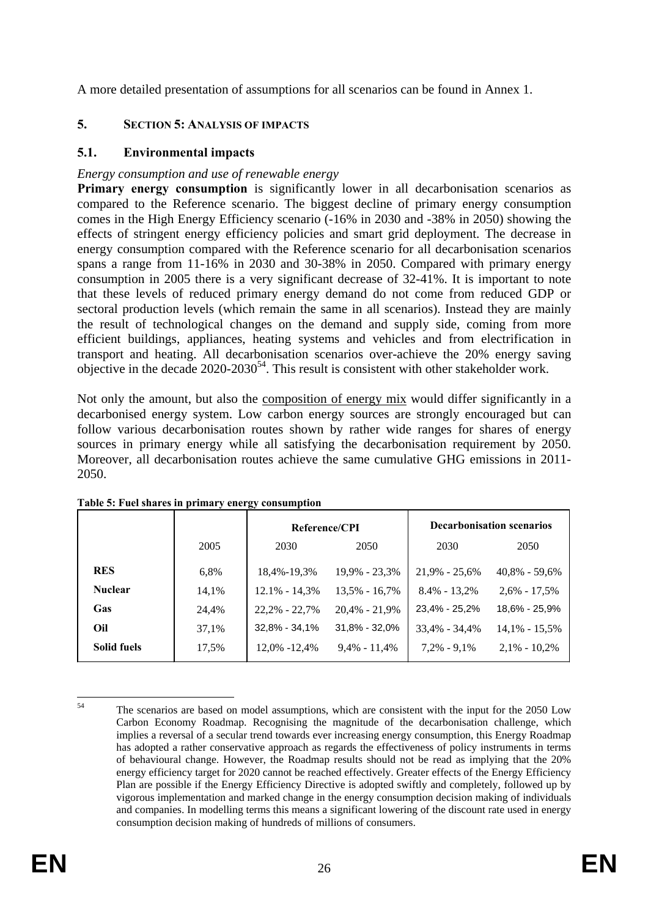A more detailed presentation of assumptions for all scenarios can be found in Annex 1.

# 5. SECTION 5: ANALYSIS OF IMPACTS

## 5.1. Environmental impacts

*Energy consumption and use of renewable energy*

**Primary energy consumption** is significantly lower in all decarbonisation scenarios as compared to the Reference scenario. The biggest decline of primary energy consumption comes in the High Energy Efficiency scenario (-16% in 2030 and -38% in 2050) showing the effects of stringent energy efficiency policies and smart grid deployment. The decrease in energy consumption compared with the Reference scenario for all decarbonisation scenarios spans a range from 11-16% in 2030 and 30-38% in 2050. Compared with primary energy consumption in 2005 there is a very significant decrease of 32-41%. It is important to note that these levels of reduced primary energy demand do not come from reduced GDP or sectoral production levels (which remain the same in all scenarios). Instead they are mainly the result of technological changes on the demand and supply side, coming from more efficient buildings, appliances, heating systems and vehicles and from electrification in transport and heating. All decarbonisation scenarios over-achieve the 20% energy saving objective in the decade 2020-2030[54]. This result is consistent with other stakeholder work.

Not only the amount, but also the composition of energy mix would differ significantly in a decarbonised energy system. Low carbon energy sources are strongly encouraged but can follow various decarbonisation routes shown by rather wide ranges for shares of energy sources in primary energy while all satisfying the decarbonisation requirement by 2050. Moreover, all decarbonisation routes achieve the same cumulative GHG emissions in 2011-2050.

**Table 5: Fuel shares in primary energy consumption**

| | | Reference/CPI | | Decarbonisation scenarios | |
|---|---|---|---|---|---|
| | 2005 | 2030 | 2050 | 2030 | 2050 |
| **RES** | 6,8% | 18,4%-19,3% | 19,9% - 23,3% | 21,9% - 25,6% | 40,8% - 59,6% |
| **Nuclear** | 14,1% | 12.1% - 14,3% | 13,5% - 16,7% | 8.4% - 13,2% | 2,6% - 17,5% |
| **Gas** | 24,4% | 22,2% - 22,7% | 20,4% - 21,9% | 23,4% - 25,2% | 18,6% - 25,9% |
| **Oil** | 37,1% | 32,8% - 34,1% | 31,8% - 32,0% | 33,4% - 34,4% | 14,1% - 15,5% |
| **Solid fuels** | 17,5% | 12,0% -12,4% | 9,4% - 11,4% | 7,2% - 9,1% | 2,1% - 10,2% |

[54] The scenarios are based on model assumptions, which are consistent with the input for the 2050 Low Carbon Economy Roadmap. Recognising the magnitude of the decarbonisation challenge, which implies a reversal of a secular trend towards ever increasing energy consumption, this Energy Roadmap has adopted a rather conservative approach as regards the effectiveness of policy instruments in terms of behavioural change. However, the Roadmap results should not be read as implying that the 20% energy efficiency target for 2020 cannot be reached effectively. Greater effects of the Energy Efficiency Plan are possible if the Energy Efficiency Directive is adopted swiftly and completely, followed up by vigorous implementation and marked change in the energy consumption decision making of individuals and companies. In modelling terms this means a significant lowering of the discount rate used in energy consumption decision making of hundreds of millions of consumers.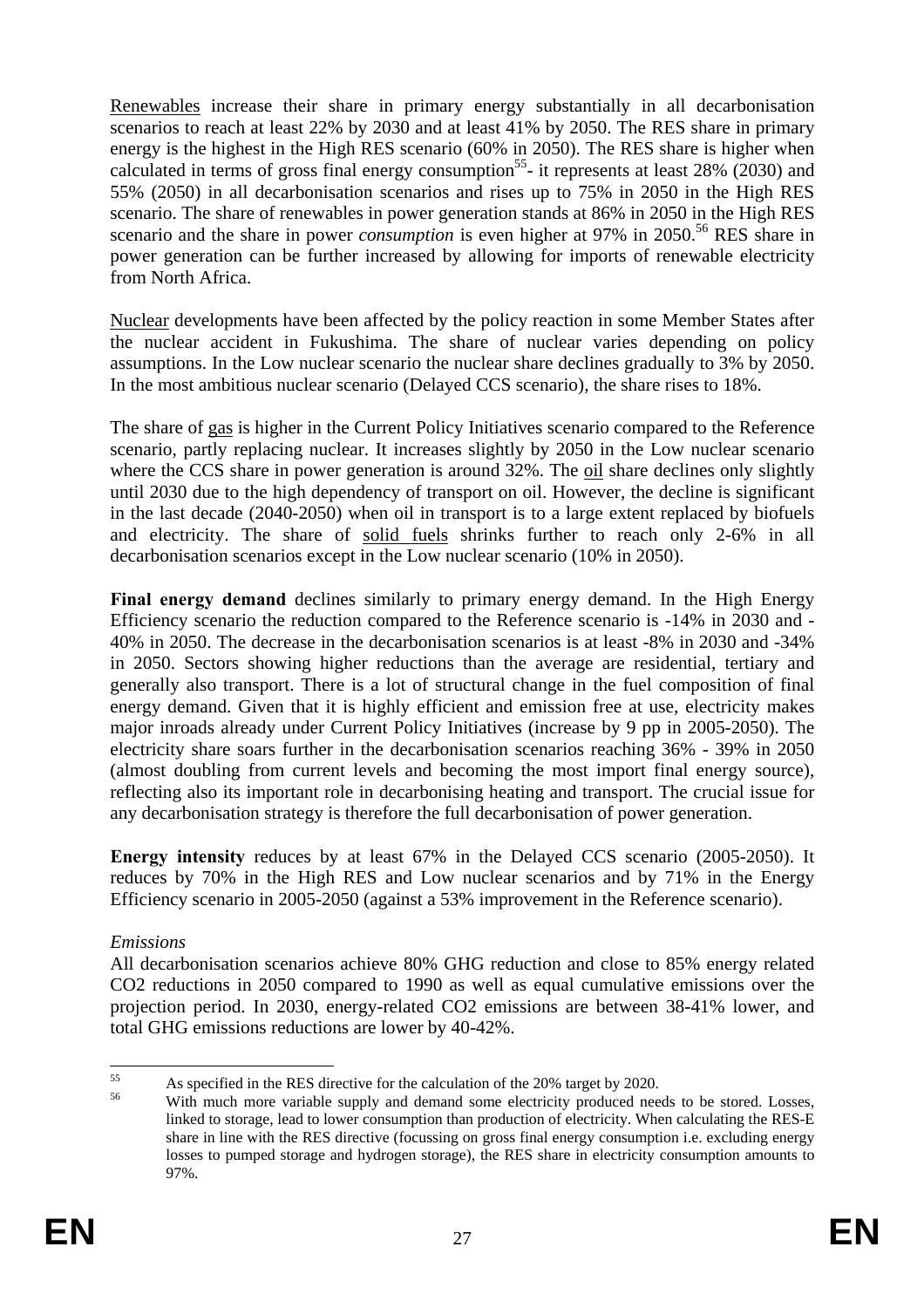Renewables increase their share in primary energy substantially in all decarbonisation scenarios to reach at least 22% by 2030 and at least 41% by 2050. The RES share in primary energy is the highest in the High RES scenario (60% in 2050). The RES share is higher when calculated in terms of gross final energy consumption[55]- it represents at least 28% (2030) and 55% (2050) in all decarbonisation scenarios and rises up to 75% in 2050 in the High RES scenario. The share of renewables in power generation stands at 86% in 2050 in the High RES scenario and the share in power *consumption* is even higher at 97% in 2050.[56] RES share in power generation can be further increased by allowing for imports of renewable electricity from North Africa.

Nuclear developments have been affected by the policy reaction in some Member States after the nuclear accident in Fukushima. The share of nuclear varies depending on policy assumptions. In the Low nuclear scenario the nuclear share declines gradually to 3% by 2050. In the most ambitious nuclear scenario (Delayed CCS scenario), the share rises to 18%.

The share of gas is higher in the Current Policy Initiatives scenario compared to the Reference scenario, partly replacing nuclear. It increases slightly by 2050 in the Low nuclear scenario where the CCS share in power generation is around 32%. The oil share declines only slightly until 2030 due to the high dependency of transport on oil. However, the decline is significant in the last decade (2040-2050) when oil in transport is to a large extent replaced by biofuels and electricity. The share of solid fuels shrinks further to reach only 2-6% in all decarbonisation scenarios except in the Low nuclear scenario (10% in 2050).

**Final energy demand** declines similarly to primary energy demand. In the High Energy Efficiency scenario the reduction compared to the Reference scenario is -14% in 2030 and -40% in 2050. The decrease in the decarbonisation scenarios is at least -8% in 2030 and -34% in 2050. Sectors showing higher reductions than the average are residential, tertiary and generally also transport. There is a lot of structural change in the fuel composition of final energy demand. Given that it is highly efficient and emission free at use, electricity makes major inroads already under Current Policy Initiatives (increase by 9 pp in 2005-2050). The electricity share soars further in the decarbonisation scenarios reaching 36% - 39% in 2050 (almost doubling from current levels and becoming the most import final energy source), reflecting also its important role in decarbonising heating and transport. The crucial issue for any decarbonisation strategy is therefore the full decarbonisation of power generation.

**Energy intensity** reduces by at least 67% in the Delayed CCS scenario (2005-2050). It reduces by 70% in the High RES and Low nuclear scenarios and by 71% in the Energy Efficiency scenario in 2005-2050 (against a 53% improvement in the Reference scenario).

*Emissions*

All decarbonisation scenarios achieve 80% GHG reduction and close to 85% energy related CO2 reductions in 2050 compared to 1990 as well as equal cumulative emissions over the projection period. In 2030, energy-related CO2 emissions are between 38-41% lower, and total GHG emissions reductions are lower by 40-42%.

[55] As specified in the RES directive for the calculation of the 20% target by 2020.

[56] With much more variable supply and demand some electricity produced needs to be stored. Losses, linked to storage, lead to lower consumption than production of electricity. When calculating the RES-E share in line with the RES directive (focussing on gross final energy consumption i.e. excluding energy losses to pumped storage and hydrogen storage), the RES share in electricity consumption amounts to 97%.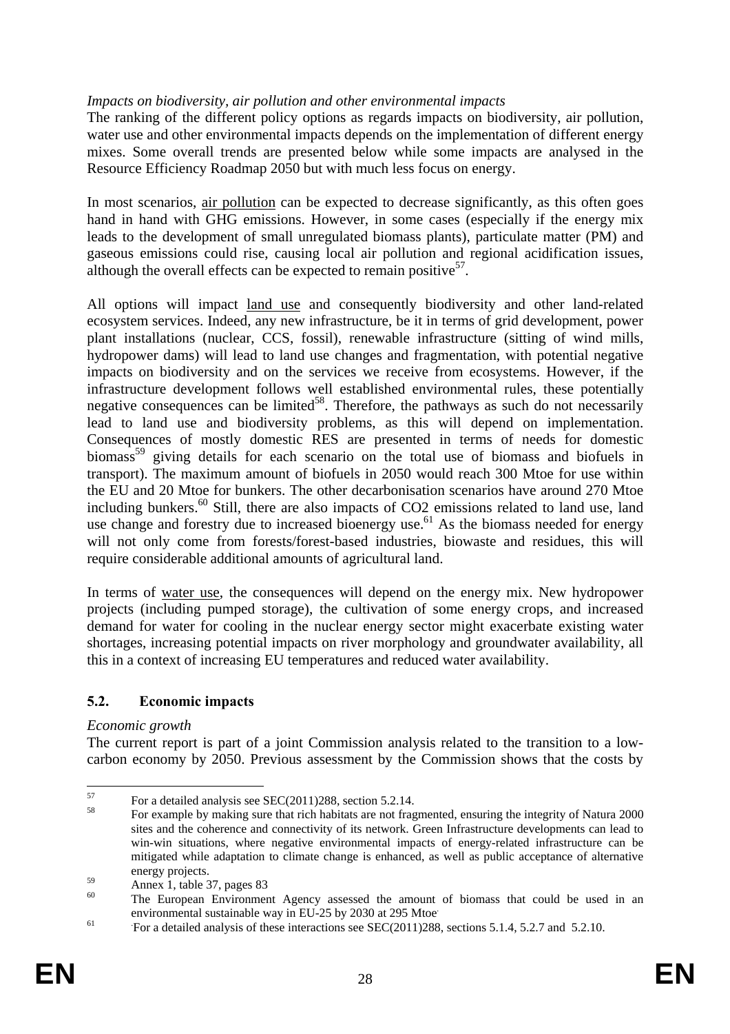*Impacts on biodiversity, air pollution and other environmental impacts*

The ranking of the different policy options as regards impacts on biodiversity, air pollution, water use and other environmental impacts depends on the implementation of different energy mixes. Some overall trends are presented below while some impacts are analysed in the Resource Efficiency Roadmap 2050 but with much less focus on energy.

In most scenarios, air pollution can be expected to decrease significantly, as this often goes hand in hand with GHG emissions. However, in some cases (especially if the energy mix leads to the development of small unregulated biomass plants), particulate matter (PM) and gaseous emissions could rise, causing local air pollution and regional acidification issues, although the overall effects can be expected to remain positive[57].

All options will impact land use and consequently biodiversity and other land-related ecosystem services. Indeed, any new infrastructure, be it in terms of grid development, power plant installations (nuclear, CCS, fossil), renewable infrastructure (sitting of wind mills, hydropower dams) will lead to land use changes and fragmentation, with potential negative impacts on biodiversity and on the services we receive from ecosystems. However, if the infrastructure development follows well established environmental rules, these potentially negative consequences can be limited[58]. Therefore, the pathways as such do not necessarily lead to land use and biodiversity problems, as this will depend on implementation. Consequences of mostly domestic RES are presented in terms of needs for domestic biomass[59] giving details for each scenario on the total use of biomass and biofuels in transport). The maximum amount of biofuels in 2050 would reach 300 Mtoe for use within the EU and 20 Mtoe for bunkers. The other decarbonisation scenarios have around 270 Mtoe including bunkers.[60] Still, there are also impacts of CO2 emissions related to land use, land use change and forestry due to increased bioenergy use.[61] As the biomass needed for energy will not only come from forests/forest-based industries, biowaste and residues, this will require considerable additional amounts of agricultural land.

In terms of water use, the consequences will depend on the energy mix. New hydropower projects (including pumped storage), the cultivation of some energy crops, and increased demand for water for cooling in the nuclear energy sector might exacerbate existing water shortages, increasing potential impacts on river morphology and groundwater availability, all this in a context of increasing EU temperatures and reduced water availability.

## 5.2. Economic impacts

*Economic growth*

The current report is part of a joint Commission analysis related to the transition to a low-carbon economy by 2050. Previous assessment by the Commission shows that the costs by

---

[57] For a detailed analysis see SEC(2011)288, section 5.2.14.

[58] For example by making sure that rich habitats are not fragmented, ensuring the integrity of Natura 2000 sites and the coherence and connectivity of its network. Green Infrastructure developments can lead to win-win situations, where negative environmental impacts of energy-related infrastructure can be mitigated while adaptation to climate change is enhanced, as well as public acceptance of alternative energy projects.

[59] Annex 1, table 37, pages 83

[60] The European Environment Agency assessed the amount of biomass that could be used in an environmental sustainable way in EU-25 by 2030 at 295 Mtoe.

[61] For a detailed analysis of these interactions see SEC(2011)288, sections 5.1.4, 5.2.7 and 5.2.10.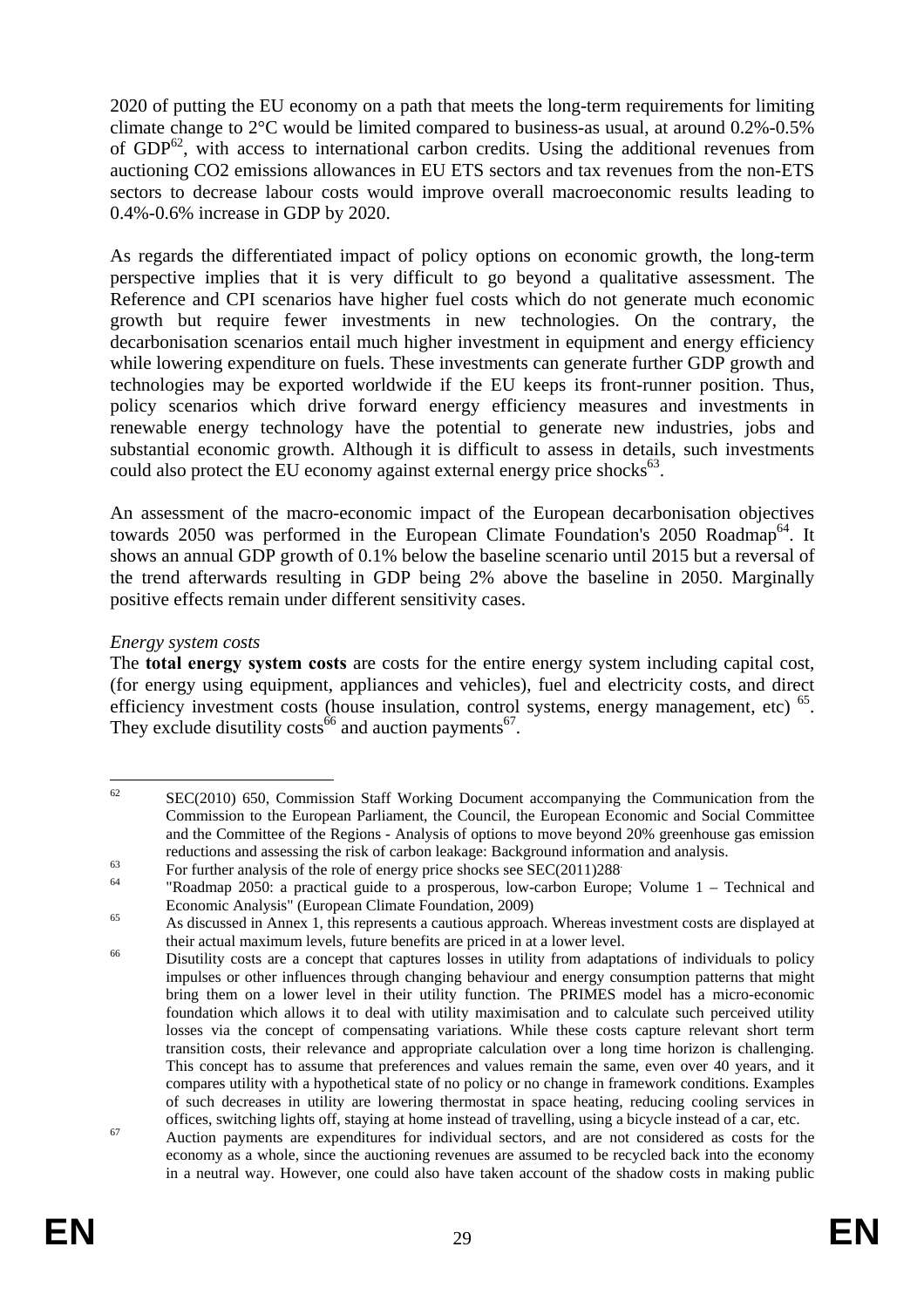2020 of putting the EU economy on a path that meets the long-term requirements for limiting climate change to 2°C would be limited compared to business-as usual, at around 0.2%-0.5% of GDP[62], with access to international carbon credits. Using the additional revenues from auctioning $CO_2$ emissions allowances in EU ETS sectors and tax revenues from the non-ETS sectors to decrease labour costs would improve overall macroeconomic results leading to 0.4%-0.6% increase in GDP by 2020.

As regards the differentiated impact of policy options on economic growth, the long-term perspective implies that it is very difficult to go beyond a qualitative assessment. The Reference and CPI scenarios have higher fuel costs which do not generate much economic growth but require fewer investments in new technologies. On the contrary, the decarbonisation scenarios entail much higher investment in equipment and energy efficiency while lowering expenditure on fuels. These investments can generate further GDP growth and technologies may be exported worldwide if the EU keeps its front-runner position. Thus, policy scenarios which drive forward energy efficiency measures and investments in renewable energy technology have the potential to generate new industries, jobs and substantial economic growth. Although it is difficult to assess in details, such investments could also protect the EU economy against external energy price shocks[63].

An assessment of the macro-economic impact of the European decarbonisation objectives towards 2050 was performed in the European Climate Foundation's 2050 Roadmap[64]. It shows an annual GDP growth of 0.1% below the baseline scenario until 2015 but a reversal of the trend afterwards resulting in GDP being 2% above the baseline in 2050. Marginally positive effects remain under different sensitivity cases.

*Energy system costs*

The **total energy system costs** are costs for the entire energy system including capital cost, (for energy using equipment, appliances and vehicles), fuel and electricity costs, and direct efficiency investment costs (house insulation, control systems, energy management, etc) [65]. They exclude disutility costs[66] and auction payments[67].

---

[62] SEC(2010) 650, Commission Staff Working Document accompanying the Communication from the Commission to the European Parliament, the Council, the European Economic and Social Committee and the Committee of the Regions - Analysis of options to move beyond 20% greenhouse gas emission reductions and assessing the risk of carbon leakage: Background information and analysis.

[63] For further analysis of the role of energy price shocks see SEC(2011)288.

[64] "Roadmap 2050: a practical guide to a prosperous, low-carbon Europe; Volume 1 – Technical and Economic Analysis" (European Climate Foundation, 2009)

[65] As discussed in Annex 1, this represents a cautious approach. Whereas investment costs are displayed at their actual maximum levels, future benefits are priced in at a lower level.

[66] Disutility costs are a concept that captures losses in utility from adaptations of individuals to policy impulses or other influences through changing behaviour and energy consumption patterns that might bring them on a lower level in their utility function. The PRIMES model has a micro-economic foundation which allows it to deal with utility maximisation and to calculate such perceived utility losses via the concept of compensating variations. While these costs capture relevant short term transition costs, their relevance and appropriate calculation over a long time horizon is challenging. This concept has to assume that preferences and values remain the same, even over 40 years, and it compares utility with a hypothetical state of no policy or no change in framework conditions. Examples of such decreases in utility are lowering thermostat in space heating, reducing cooling services in offices, switching lights off, staying at home instead of travelling, using a bicycle instead of a car, etc.

[67] Auction payments are expenditures for individual sectors, and are not considered as costs for the economy as a whole, since the auctioning revenues are assumed to be recycled back into the economy in a neutral way. However, one could also have taken account of the shadow costs in making public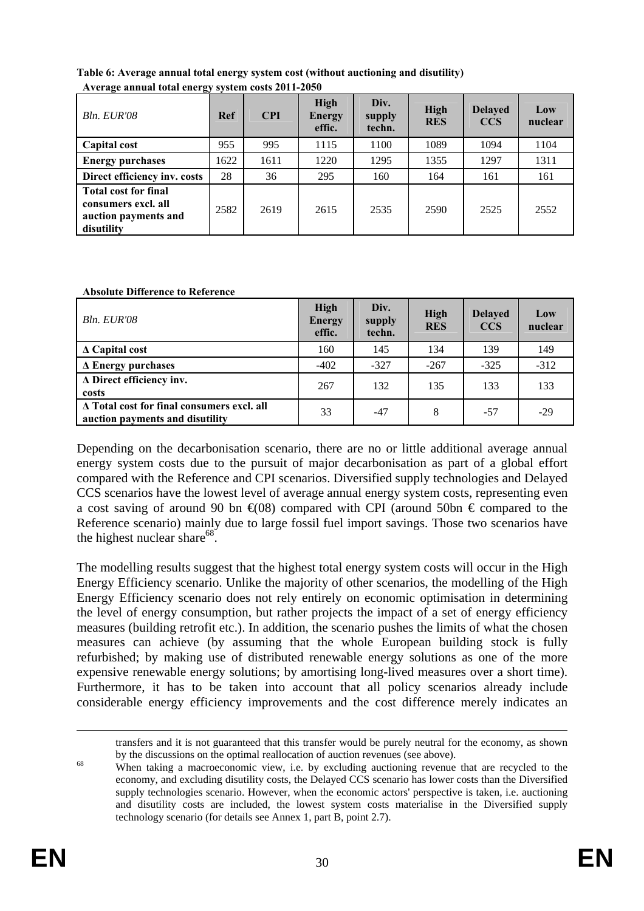**Table 6: Average annual total energy system cost (without auctioning and disutility)**

**Average annual total energy system costs 2011-2050**

| *Bln. EUR'08* | **Ref** | **CPI** | **High Energy effic.** | **Div. supply techn.** | **High RES** | **Delayed CCS** | **Low nuclear** |
|---|---|---|---|---|---|---|---|
| **Capital cost** | 955 | 995 | 1115 | 1100 | 1089 | 1094 | 1104 |
| **Energy purchases** | 1622 | 1611 | 1220 | 1295 | 1355 | 1297 | 1311 |
| **Direct efficiency inv. costs** | 28 | 36 | 295 | 160 | 164 | 161 | 161 |
| **Total cost for final consumers excl. all auction payments and disutility** | 2582 | 2619 | 2615 | 2535 | 2590 | 2525 | 2552 |

**Absolute Difference to Reference**

| *Bln. EUR'08* | **High Energy effic.** | **Div. supply techn.** | **High RES** | **Delayed CCS** | **Low nuclear** |
|---|---|---|---|---|---|
| **Δ Capital cost** | 160 | 145 | 134 | 139 | 149 |
| **Δ Energy purchases** | -402 | -327 | -267 | -325 | -312 |
| **Δ Direct efficiency inv. costs** | 267 | 132 | 135 | 133 | 133 |
| **Δ Total cost for final consumers excl. all auction payments and disutility** | 33 | -47 | 8 | -57 | -29 |

Depending on the decarbonisation scenario, there are no or little additional average annual energy system costs due to the pursuit of major decarbonisation as part of a global effort compared with the Reference and CPI scenarios. Diversified supply technologies and Delayed CCS scenarios have the lowest level of average annual energy system costs, representing even a cost saving of around 90 bn €(08) compared with CPI (around 50bn € compared to the Reference scenario) mainly due to large fossil fuel import savings. Those two scenarios have the highest nuclear share[68].

The modelling results suggest that the highest total energy system costs will occur in the High Energy Efficiency scenario. Unlike the majority of other scenarios, the modelling of the High Energy Efficiency scenario does not rely entirely on economic optimisation in determining the level of energy consumption, but rather projects the impact of a set of energy efficiency measures (building retrofit etc.). In addition, the scenario pushes the limits of what the chosen measures can achieve (by assuming that the whole European building stock is fully refurbished; by making use of distributed renewable energy solutions as one of the more expensive renewable energy solutions; by amortising long-lived measures over a short time). Furthermore, it has to be taken into account that all policy scenarios already include considerable energy efficiency improvements and the cost difference merely indicates an

transfers and it is not guaranteed that this transfer would be purely neutral for the economy, as shown by the discussions on the optimal reallocation of auction revenues (see above).

[68] When taking a macroeconomic view, i.e. by excluding auctioning revenue that are recycled to the economy, and excluding disutility costs, the Delayed CCS scenario has lower costs than the Diversified supply technologies scenario. However, when the economic actors' perspective is taken, i.e. auctioning and disutility costs are included, the lowest system costs materialise in the Diversified supply technology scenario (for details see Annex 1, part B, point 2.7).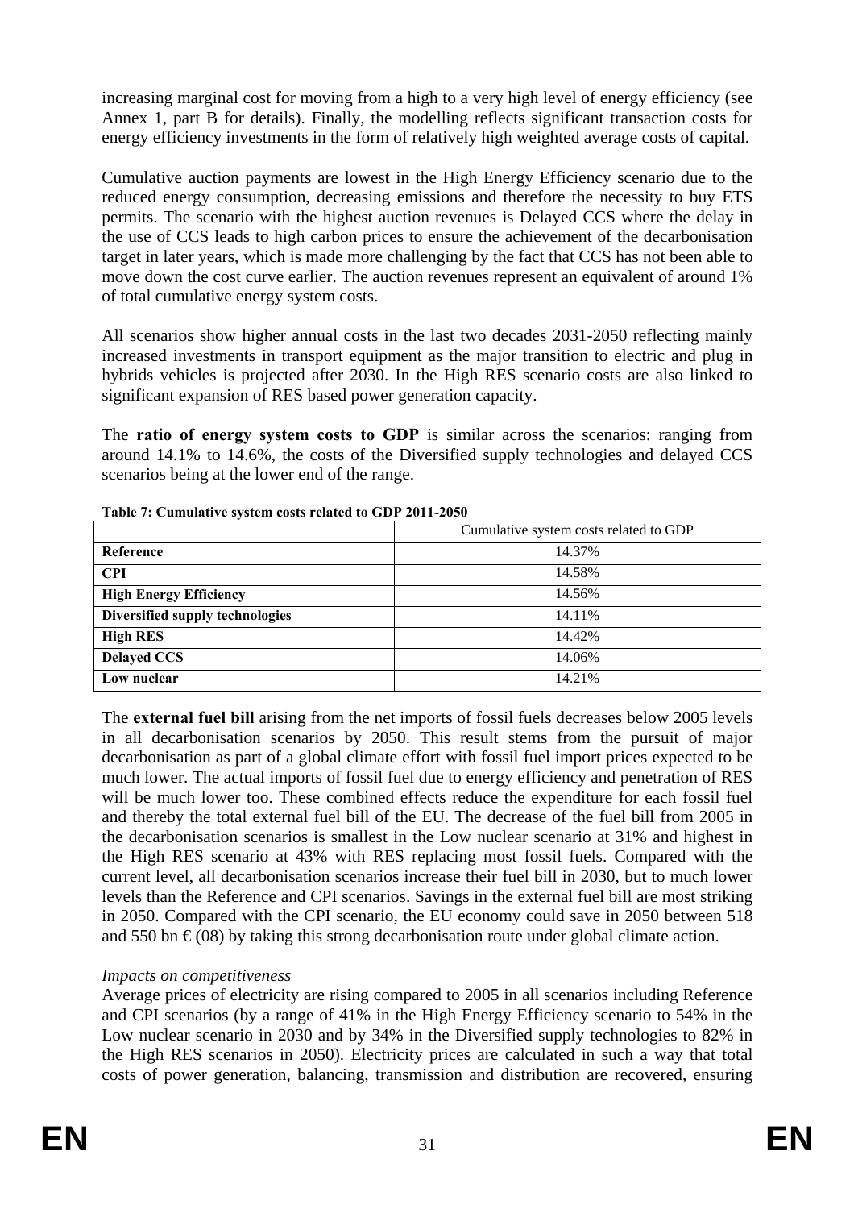increasing marginal cost for moving from a high to a very high level of energy efficiency (see Annex 1, part B for details). Finally, the modelling reflects significant transaction costs for energy efficiency investments in the form of relatively high weighted average costs of capital.

Cumulative auction payments are lowest in the High Energy Efficiency scenario due to the reduced energy consumption, decreasing emissions and therefore the necessity to buy ETS permits. The scenario with the highest auction revenues is Delayed CCS where the delay in the use of CCS leads to high carbon prices to ensure the achievement of the decarbonisation target in later years, which is made more challenging by the fact that CCS has not been able to move down the cost curve earlier. The auction revenues represent an equivalent of around 1% of total cumulative energy system costs.

All scenarios show higher annual costs in the last two decades 2031-2050 reflecting mainly increased investments in transport equipment as the major transition to electric and plug in hybrids vehicles is projected after 2030. In the High RES scenario costs are also linked to significant expansion of RES based power generation capacity.

The **ratio of energy system costs to GDP** is similar across the scenarios: ranging from around 14.1% to 14.6%, the costs of the Diversified supply technologies and delayed CCS scenarios being at the lower end of the range.

**Table 7: Cumulative system costs related to GDP 2011-2050**

| | Cumulative system costs related to GDP |
|---|---|
| **Reference** | 14.37% |
| **CPI** | 14.58% |
| **High Energy Efficiency** | 14.56% |
| **Diversified supply technologies** | 14.11% |
| **High RES** | 14.42% |
| **Delayed CCS** | 14.06% |
| **Low nuclear** | 14.21% |

The **external fuel bill** arising from the net imports of fossil fuels decreases below 2005 levels in all decarbonisation scenarios by 2050. This result stems from the pursuit of major decarbonisation as part of a global climate effort with fossil fuel import prices expected to be much lower. The actual imports of fossil fuel due to energy efficiency and penetration of RES will be much lower too. These combined effects reduce the expenditure for each fossil fuel and thereby the total external fuel bill of the EU. The decrease of the fuel bill from 2005 in the decarbonisation scenarios is smallest in the Low nuclear scenario at 31% and highest in the High RES scenario at 43% with RES replacing most fossil fuels. Compared with the current level, all decarbonisation scenarios increase their fuel bill in 2030, but to much lower levels than the Reference and CPI scenarios. Savings in the external fuel bill are most striking in 2050. Compared with the CPI scenario, the EU economy could save in 2050 between 518 and 550 bn € (08) by taking this strong decarbonisation route under global climate action.

*Impacts on competitiveness*

Average prices of electricity are rising compared to 2005 in all scenarios including Reference and CPI scenarios (by a range of 41% in the High Energy Efficiency scenario to 54% in the Low nuclear scenario in 2030 and by 34% in the Diversified supply technologies to 82% in the High RES scenarios in 2050). Electricity prices are calculated in such a way that total costs of power generation, balancing, transmission and distribution are recovered, ensuring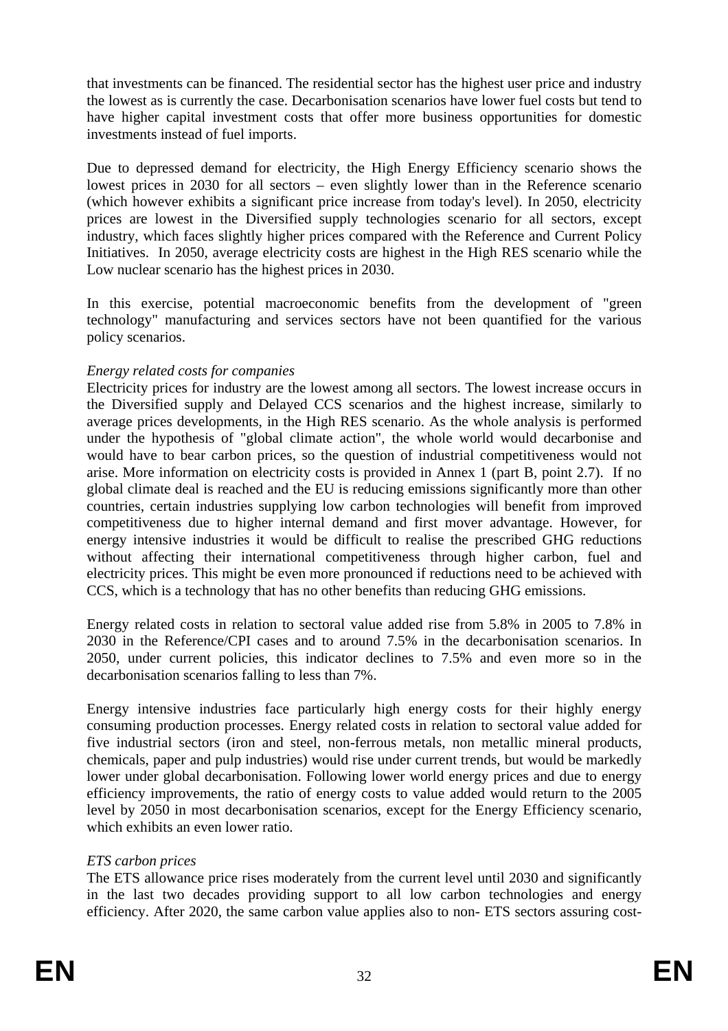that investments can be financed. The residential sector has the highest user price and industry the lowest as is currently the case. Decarbonisation scenarios have lower fuel costs but tend to have higher capital investment costs that offer more business opportunities for domestic investments instead of fuel imports.

Due to depressed demand for electricity, the High Energy Efficiency scenario shows the lowest prices in 2030 for all sectors – even slightly lower than in the Reference scenario (which however exhibits a significant price increase from today's level). In 2050, electricity prices are lowest in the Diversified supply technologies scenario for all sectors, except industry, which faces slightly higher prices compared with the Reference and Current Policy Initiatives. In 2050, average electricity costs are highest in the High RES scenario while the Low nuclear scenario has the highest prices in 2030.

In this exercise, potential macroeconomic benefits from the development of "green technology" manufacturing and services sectors have not been quantified for the various policy scenarios.

*Energy related costs for companies*

Electricity prices for industry are the lowest among all sectors. The lowest increase occurs in the Diversified supply and Delayed CCS scenarios and the highest increase, similarly to average prices developments, in the High RES scenario. As the whole analysis is performed under the hypothesis of "global climate action", the whole world would decarbonise and would have to bear carbon prices, so the question of industrial competitiveness would not arise. More information on electricity costs is provided in Annex 1 (part B, point 2.7). If no global climate deal is reached and the EU is reducing emissions significantly more than other countries, certain industries supplying low carbon technologies will benefit from improved competitiveness due to higher internal demand and first mover advantage. However, for energy intensive industries it would be difficult to realise the prescribed GHG reductions without affecting their international competitiveness through higher carbon, fuel and electricity prices. This might be even more pronounced if reductions need to be achieved with CCS, which is a technology that has no other benefits than reducing GHG emissions.

Energy related costs in relation to sectoral value added rise from 5.8% in 2005 to 7.8% in 2030 in the Reference/CPI cases and to around 7.5% in the decarbonisation scenarios. In 2050, under current policies, this indicator declines to 7.5% and even more so in the decarbonisation scenarios falling to less than 7%.

Energy intensive industries face particularly high energy costs for their highly energy consuming production processes. Energy related costs in relation to sectoral value added for five industrial sectors (iron and steel, non-ferrous metals, non metallic mineral products, chemicals, paper and pulp industries) would rise under current trends, but would be markedly lower under global decarbonisation. Following lower world energy prices and due to energy efficiency improvements, the ratio of energy costs to value added would return to the 2005 level by 2050 in most decarbonisation scenarios, except for the Energy Efficiency scenario, which exhibits an even lower ratio.

*ETS carbon prices*

The ETS allowance price rises moderately from the current level until 2030 and significantly in the last two decades providing support to all low carbon technologies and energy efficiency. After 2020, the same carbon value applies also to non- ETS sectors assuring cost-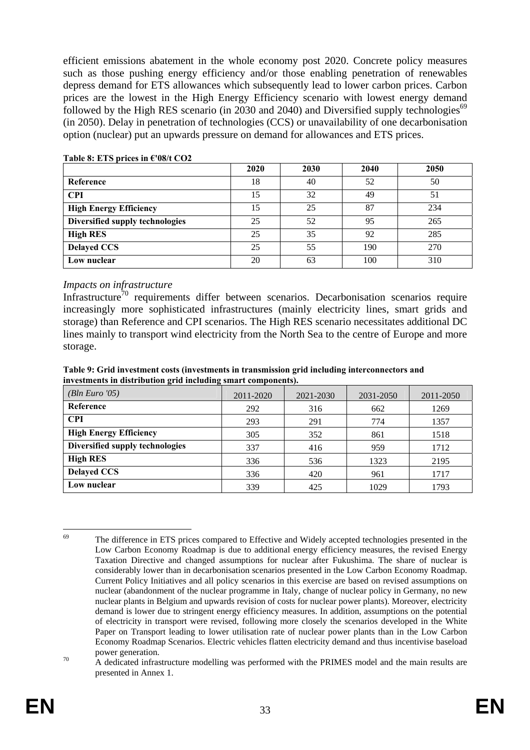efficient emissions abatement in the whole economy post 2020. Concrete policy measures such as those pushing energy efficiency and/or those enabling penetration of renewables depress demand for ETS allowances which subsequently lead to lower carbon prices. Carbon prices are the lowest in the High Energy Efficiency scenario with lowest energy demand followed by the High RES scenario (in 2030 and 2040) and Diversified supply technologies[69] (in 2050). Delay in penetration of technologies (CCS) or unavailability of one decarbonisation option (nuclear) put an upwards pressure on demand for allowances and ETS prices.

**Table 8: ETS prices in €'08/t CO2**

| | 2020 | 2030 | 2040 | 2050 |
|---|---|---|---|---|
| **Reference** | 18 | 40 | 52 | 50 |
| **CPI** | 15 | 32 | 49 | 51 |
| **High Energy Efficiency** | 15 | 25 | 87 | 234 |
| **Diversified supply technologies** | 25 | 52 | 95 | 265 |
| **High RES** | 25 | 35 | 92 | 285 |
| **Delayed CCS** | 25 | 55 | 190 | 270 |
| **Low nuclear** | 20 | 63 | 100 | 310 |

*Impacts on infrastructure*

Infrastructure[70] requirements differ between scenarios. Decarbonisation scenarios require increasingly more sophisticated infrastructures (mainly electricity lines, smart grids and storage) than Reference and CPI scenarios. The High RES scenario necessitates additional DC lines mainly to transport wind electricity from the North Sea to the centre of Europe and more storage.

**Table 9: Grid investment costs (investments in transmission grid including interconnectors and investments in distribution grid including smart components).**

| *(Bln Euro '05)* | 2011-2020 | 2021-2030 | 2031-2050 | 2011-2050 |
|---|---|---|---|---|
| **Reference** | 292 | 316 | 662 | 1269 |
| **CPI** | 293 | 291 | 774 | 1357 |
| **High Energy Efficiency** | 305 | 352 | 861 | 1518 |
| **Diversified supply technologies** | 337 | 416 | 959 | 1712 |
| **High RES** | 336 | 536 | 1323 | 2195 |
| **Delayed CCS** | 336 | 420 | 961 | 1717 |
| **Low nuclear** | 339 | 425 | 1029 | 1793 |

---

[69] The difference in ETS prices compared to Effective and Widely accepted technologies presented in the Low Carbon Economy Roadmap is due to additional energy efficiency measures, the revised Energy Taxation Directive and changed assumptions for nuclear after Fukushima. The share of nuclear is considerably lower than in decarbonisation scenarios presented in the Low Carbon Economy Roadmap. Current Policy Initiatives and all policy scenarios in this exercise are based on revised assumptions on nuclear (abandonment of the nuclear programme in Italy, change of nuclear policy in Germany, no new nuclear plants in Belgium and upwards revision of costs for nuclear power plants). Moreover, electricity demand is lower due to stringent energy efficiency measures. In addition, assumptions on the potential of electricity in transport were revised, following more closely the scenarios developed in the White Paper on Transport leading to lower utilisation rate of nuclear power plants than in the Low Carbon Economy Roadmap Scenarios. Electric vehicles flatten electricity demand and thus incentivise baseload power generation.

[70] A dedicated infrastructure modelling was performed with the PRIMES model and the main results are presented in Annex 1.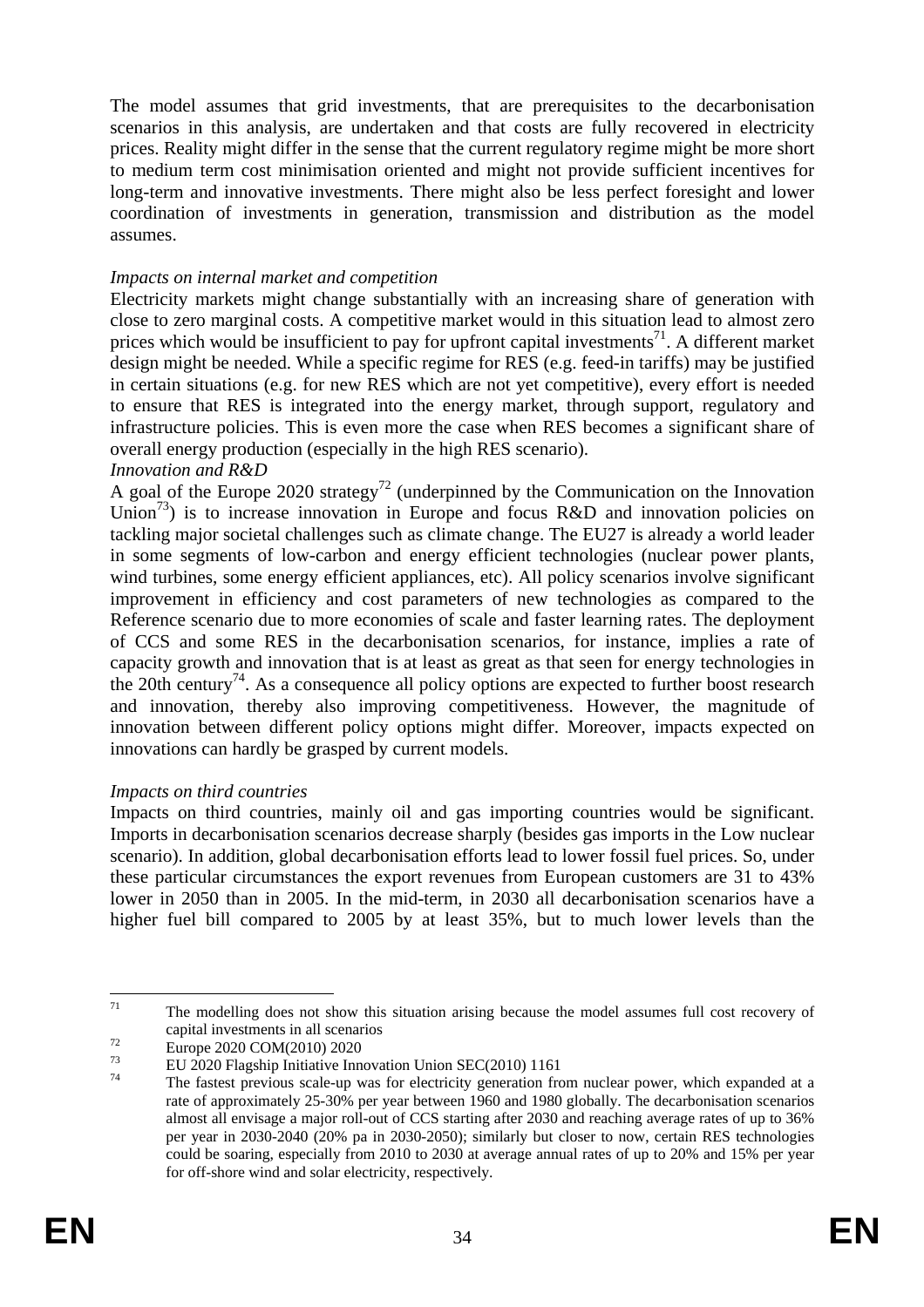The model assumes that grid investments, that are prerequisites to the decarbonisation scenarios in this analysis, are undertaken and that costs are fully recovered in electricity prices. Reality might differ in the sense that the current regulatory regime might be more short to medium term cost minimisation oriented and might not provide sufficient incentives for long-term and innovative investments. There might also be less perfect foresight and lower coordination of investments in generation, transmission and distribution as the model assumes.

*Impacts on internal market and competition*

Electricity markets might change substantially with an increasing share of generation with close to zero marginal costs. A competitive market would in this situation lead to almost zero prices which would be insufficient to pay for upfront capital investments[71]. A different market design might be needed. While a specific regime for RES (e.g. feed-in tariffs) may be justified in certain situations (e.g. for new RES which are not yet competitive), every effort is needed to ensure that RES is integrated into the energy market, through support, regulatory and infrastructure policies. This is even more the case when RES becomes a significant share of overall energy production (especially in the high RES scenario).

*Innovation and R&D*

A goal of the Europe 2020 strategy[72] (underpinned by the Communication on the Innovation Union[73]) is to increase innovation in Europe and focus R&D and innovation policies on tackling major societal challenges such as climate change. The EU27 is already a world leader in some segments of low-carbon and energy efficient technologies (nuclear power plants, wind turbines, some energy efficient appliances, etc). All policy scenarios involve significant improvement in efficiency and cost parameters of new technologies as compared to the Reference scenario due to more economies of scale and faster learning rates. The deployment of CCS and some RES in the decarbonisation scenarios, for instance, implies a rate of capacity growth and innovation that is at least as great as that seen for energy technologies in the 20th century[74]. As a consequence all policy options are expected to further boost research and innovation, thereby also improving competitiveness. However, the magnitude of innovation between different policy options might differ. Moreover, impacts expected on innovations can hardly be grasped by current models.

*Impacts on third countries*

Impacts on third countries, mainly oil and gas importing countries would be significant. Imports in decarbonisation scenarios decrease sharply (besides gas imports in the Low nuclear scenario). In addition, global decarbonisation efforts lead to lower fossil fuel prices. So, under these particular circumstances the export revenues from European customers are 31 to 43% lower in 2050 than in 2005. In the mid-term, in 2030 all decarbonisation scenarios have a higher fuel bill compared to 2005 by at least 35%, but to much lower levels than the

---

[71] The modelling does not show this situation arising because the model assumes full cost recovery of capital investments in all scenarios

[72] Europe 2020 COM(2010) 2020

[73] EU 2020 Flagship Initiative Innovation Union SEC(2010) 1161

[74] The fastest previous scale-up was for electricity generation from nuclear power, which expanded at a rate of approximately 25-30% per year between 1960 and 1980 globally. The decarbonisation scenarios almost all envisage a major roll-out of CCS starting after 2030 and reaching average rates of up to 36% per year in 2030-2040 (20% pa in 2030-2050); similarly but closer to now, certain RES technologies could be soaring, especially from 2010 to 2030 at average annual rates of up to 20% and 15% per year for off-shore wind and solar electricity, respectively.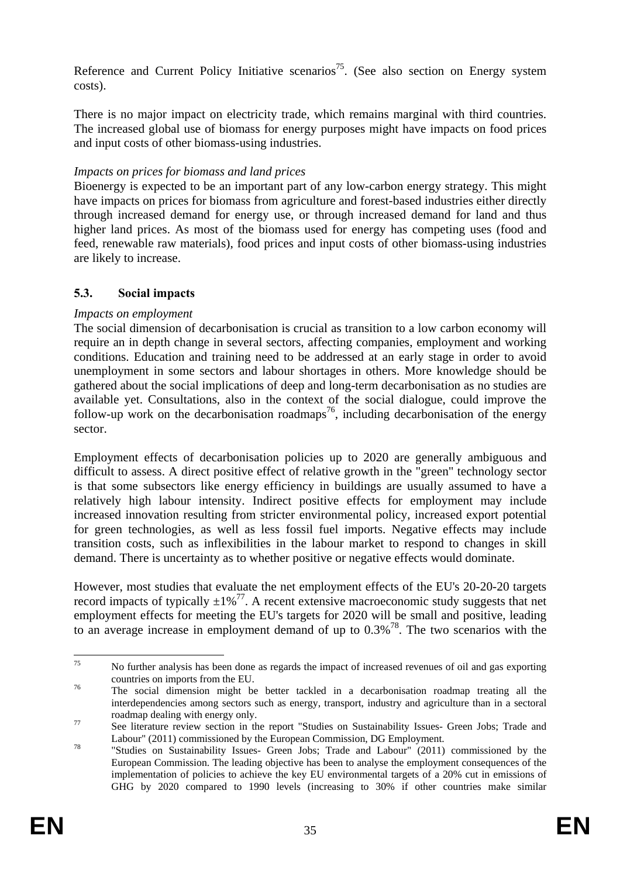Reference and Current Policy Initiative scenarios[75]. (See also section on Energy system costs).

There is no major impact on electricity trade, which remains marginal with third countries. The increased global use of biomass for energy purposes might have impacts on food prices and input costs of other biomass-using industries.

*Impacts on prices for biomass and land prices*

Bioenergy is expected to be an important part of any low-carbon energy strategy. This might have impacts on prices for biomass from agriculture and forest-based industries either directly through increased demand for energy use, or through increased demand for land and thus higher land prices. As most of the biomass used for energy has competing uses (food and feed, renewable raw materials), food prices and input costs of other biomass-using industries are likely to increase.

### 5.3. Social impacts

*Impacts on employment*

The social dimension of decarbonisation is crucial as transition to a low carbon economy will require an in depth change in several sectors, affecting companies, employment and working conditions. Education and training need to be addressed at an early stage in order to avoid unemployment in some sectors and labour shortages in others. More knowledge should be gathered about the social implications of deep and long-term decarbonisation as no studies are available yet. Consultations, also in the context of the social dialogue, could improve the follow-up work on the decarbonisation roadmaps[76], including decarbonisation of the energy sector.

Employment effects of decarbonisation policies up to 2020 are generally ambiguous and difficult to assess. A direct positive effect of relative growth in the "green" technology sector is that some subsectors like energy efficiency in buildings are usually assumed to have a relatively high labour intensity. Indirect positive effects for employment may include increased innovation resulting from stricter environmental policy, increased export potential for green technologies, as well as less fossil fuel imports. Negative effects may include transition costs, such as inflexibilities in the labour market to respond to changes in skill demand. There is uncertainty as to whether positive or negative effects would dominate.

However, most studies that evaluate the net employment effects of the EU's 20-20-20 targets record impacts of typically ±1%[77]. A recent extensive macroeconomic study suggests that net employment effects for meeting the EU's targets for 2020 will be small and positive, leading to an average increase in employment demand of up to 0.3%[78]. The two scenarios with the

---

[75] No further analysis has been done as regards the impact of increased revenues of oil and gas exporting countries on imports from the EU.

[76] The social dimension might be better tackled in a decarbonisation roadmap treating all the interdependencies among sectors such as energy, transport, industry and agriculture than in a sectoral roadmap dealing with energy only.

[77] See literature review section in the report "Studies on Sustainability Issues- Green Jobs; Trade and Labour" (2011) commissioned by the European Commission, DG Employment.

[78] "Studies on Sustainability Issues- Green Jobs; Trade and Labour" (2011) commissioned by the European Commission. The leading objective has been to analyse the employment consequences of the implementation of policies to achieve the key EU environmental targets of a 20% cut in emissions of GHG by 2020 compared to 1990 levels (increasing to 30% if other countries make similar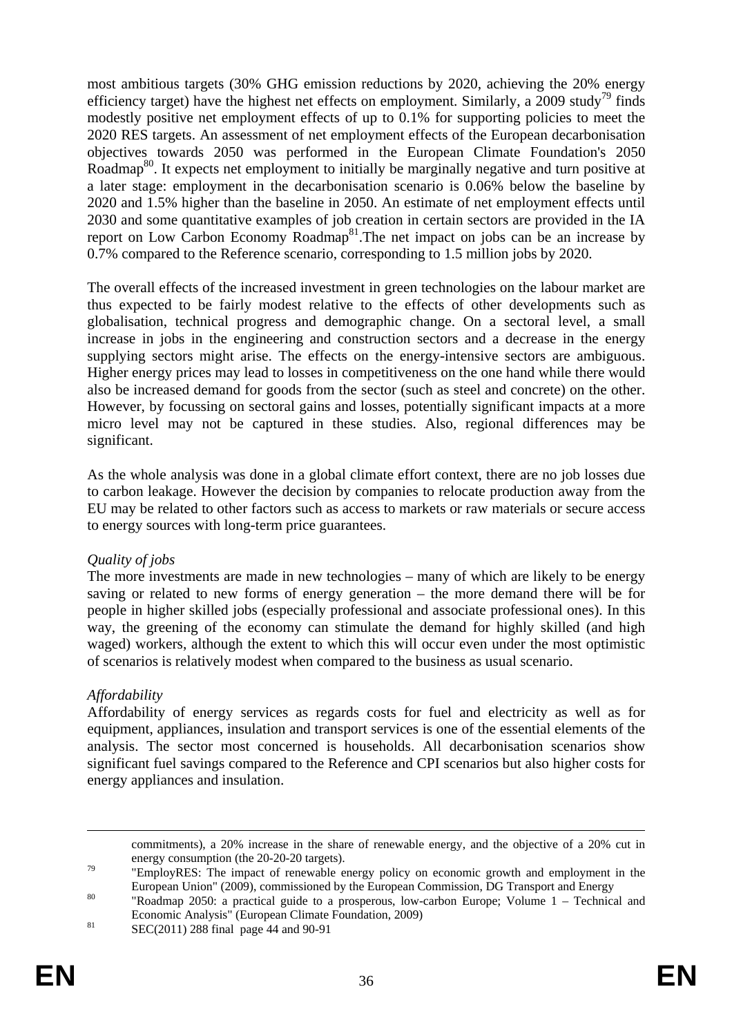most ambitious targets (30% GHG emission reductions by 2020, achieving the 20% energy efficiency target) have the highest net effects on employment. Similarly, a 2009 study[79] finds modestly positive net employment effects of up to 0.1% for supporting policies to meet the 2020 RES targets. An assessment of net employment effects of the European decarbonisation objectives towards 2050 was performed in the European Climate Foundation's 2050 Roadmap[80]. It expects net employment to initially be marginally negative and turn positive at a later stage: employment in the decarbonisation scenario is 0.06% below the baseline by 2020 and 1.5% higher than the baseline in 2050. An estimate of net employment effects until 2030 and some quantitative examples of job creation in certain sectors are provided in the IA report on Low Carbon Economy Roadmap[81].The net impact on jobs can be an increase by 0.7% compared to the Reference scenario, corresponding to 1.5 million jobs by 2020.

The overall effects of the increased investment in green technologies on the labour market are thus expected to be fairly modest relative to the effects of other developments such as globalisation, technical progress and demographic change. On a sectoral level, a small increase in jobs in the engineering and construction sectors and a decrease in the energy supplying sectors might arise. The effects on the energy-intensive sectors are ambiguous. Higher energy prices may lead to losses in competitiveness on the one hand while there would also be increased demand for goods from the sector (such as steel and concrete) on the other. However, by focussing on sectoral gains and losses, potentially significant impacts at a more micro level may not be captured in these studies. Also, regional differences may be significant.

As the whole analysis was done in a global climate effort context, there are no job losses due to carbon leakage. However the decision by companies to relocate production away from the EU may be related to other factors such as access to markets or raw materials or secure access to energy sources with long-term price guarantees.

*Quality of jobs*

The more investments are made in new technologies – many of which are likely to be energy saving or related to new forms of energy generation – the more demand there will be for people in higher skilled jobs (especially professional and associate professional ones). In this way, the greening of the economy can stimulate the demand for highly skilled (and high waged) workers, although the extent to which this will occur even under the most optimistic of scenarios is relatively modest when compared to the business as usual scenario.

*Affordability*

Affordability of energy services as regards costs for fuel and electricity as well as for equipment, appliances, insulation and transport services is one of the essential elements of the analysis. The sector most concerned is households. All decarbonisation scenarios show significant fuel savings compared to the Reference and CPI scenarios but also higher costs for energy appliances and insulation.

---

commitments), a 20% increase in the share of renewable energy, and the objective of a 20% cut in energy consumption (the 20-20-20 targets).

[79] "EmployRES: The impact of renewable energy policy on economic growth and employment in the European Union" (2009), commissioned by the European Commission, DG Transport and Energy

[80] "Roadmap 2050: a practical guide to a prosperous, low-carbon Europe; Volume 1 – Technical and Economic Analysis" (European Climate Foundation, 2009)

[81] SEC(2011) 288 final page 44 and 90-91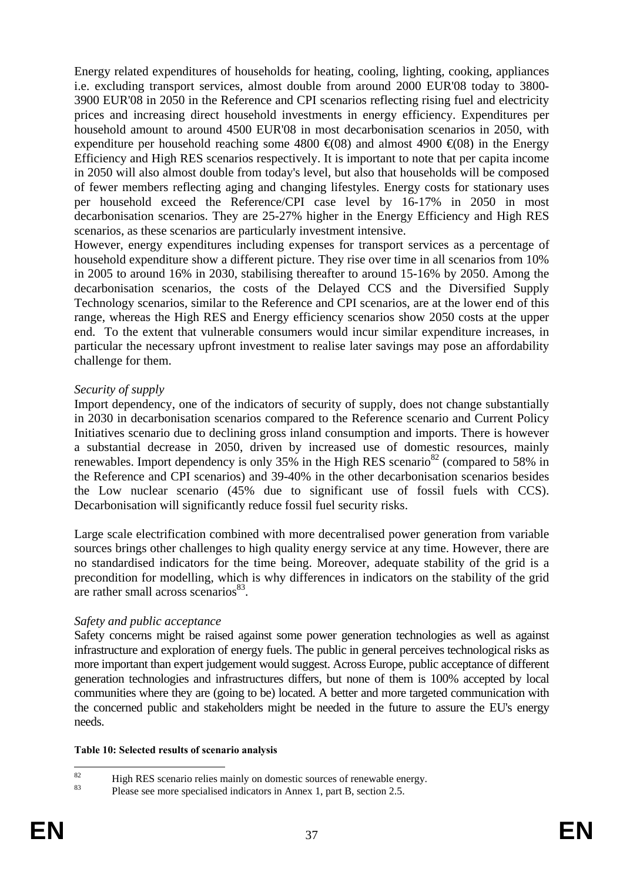Energy related expenditures of households for heating, cooling, lighting, cooking, appliances i.e. excluding transport services, almost double from around 2000 EUR'08 today to 3800-3900 EUR'08 in 2050 in the Reference and CPI scenarios reflecting rising fuel and electricity prices and increasing direct household investments in energy efficiency. Expenditures per household amount to around 4500 EUR'08 in most decarbonisation scenarios in 2050, with expenditure per household reaching some 4800 €(08) and almost 4900 €(08) in the Energy Efficiency and High RES scenarios respectively. It is important to note that per capita income in 2050 will also almost double from today's level, but also that households will be composed of fewer members reflecting aging and changing lifestyles. Energy costs for stationary uses per household exceed the Reference/CPI case level by 16-17% in 2050 in most decarbonisation scenarios. They are 25-27% higher in the Energy Efficiency and High RES scenarios, as these scenarios are particularly investment intensive.

However, energy expenditures including expenses for transport services as a percentage of household expenditure show a different picture. They rise over time in all scenarios from 10% in 2005 to around 16% in 2030, stabilising thereafter to around 15-16% by 2050. Among the decarbonisation scenarios, the costs of the Delayed CCS and the Diversified Supply Technology scenarios, similar to the Reference and CPI scenarios, are at the lower end of this range, whereas the High RES and Energy efficiency scenarios show 2050 costs at the upper end. To the extent that vulnerable consumers would incur similar expenditure increases, in particular the necessary upfront investment to realise later savings may pose an affordability challenge for them.

*Security of supply*

Import dependency, one of the indicators of security of supply, does not change substantially in 2030 in decarbonisation scenarios compared to the Reference scenario and Current Policy Initiatives scenario due to declining gross inland consumption and imports. There is however a substantial decrease in 2050, driven by increased use of domestic resources, mainly renewables. Import dependency is only 35% in the High RES scenario[82] (compared to 58% in the Reference and CPI scenarios) and 39-40% in the other decarbonisation scenarios besides the Low nuclear scenario (45% due to significant use of fossil fuels with CCS). Decarbonisation will significantly reduce fossil fuel security risks.

Large scale electrification combined with more decentralised power generation from variable sources brings other challenges to high quality energy service at any time. However, there are no standardised indicators for the time being. Moreover, adequate stability of the grid is a precondition for modelling, which is why differences in indicators on the stability of the grid are rather small across scenarios[83].

*Safety and public acceptance*

Safety concerns might be raised against some power generation technologies as well as against infrastructure and exploration of energy fuels. The public in general perceives technological risks as more important than expert judgement would suggest. Across Europe, public acceptance of different generation technologies and infrastructures differs, but none of them is 100% accepted by local communities where they are (going to be) located. A better and more targeted communication with the concerned public and stakeholders might be needed in the future to assure the EU's energy needs.

**Table 10: Selected results of scenario analysis**

[82] High RES scenario relies mainly on domestic sources of renewable energy.

[83] Please see more specialised indicators in Annex 1, part B, section 2.5.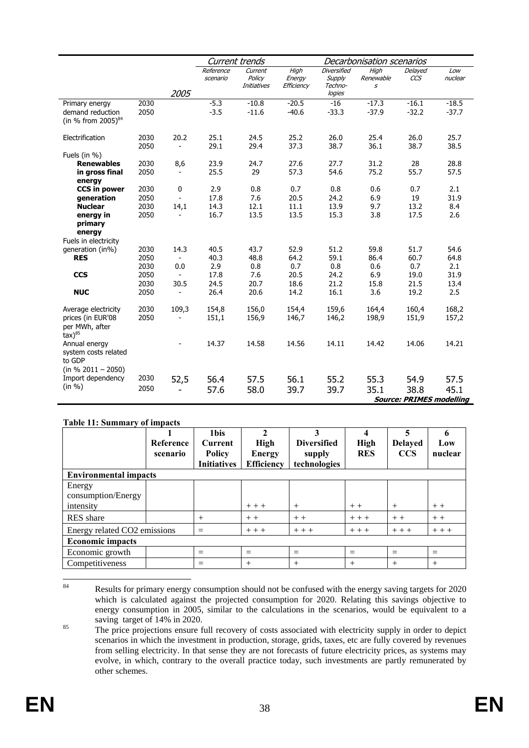| | | | Current trends | | Decarbonisation scenarios | | | | |
|---|---|---|---|---|---|---|---|---|---|
| | | 2005 | Reference scenario | Current Policy Initiatives | High Energy Efficiency | Diversified Supply Techno-logies | High Renewables | Delayed CCS | Low nuclear |
| Primary energy demand reduction (in % from 2005)[84] | 2030 | | -5.3 | -10.8 | -20.5 | -16 | -17.3 | -16.1 | -18.5 |
| | 2050 | | -3.5 | -11.6 | -40.6 | -33.3 | -37.9 | -32.2 | -37.7 |
| Electrification | 2030 | 20.2 | 25.1 | 24.5 | 25.2 | 26.0 | 25.4 | 26.0 | 25.7 |
| | 2050 | - | 29.1 | 29.4 | 37.3 | 38.7 | 36.1 | 38.7 | 38.5 |
| Fuels (in %) | | | | | | | | | |
| **Renewables in gross final energy** | 2030 | 8,6 | 23.9 | 24.7 | 27.6 | 27.7 | 31.2 | 28 | 28.8 |
| | 2050 | - | 25.5 | 29 | 57.3 | 54.6 | 75.2 | 55.7 | 57.5 |
| **CCS in power generation** | 2030 | 0 | 2.9 | 0.8 | 0.7 | 0.8 | 0.6 | 0.7 | 2.1 |
| | 2050 | - | 17.8 | 7.6 | 20.5 | 24.2 | 6.9 | 19 | 31.9 |
| **Nuclear energy in primary energy** | 2030 | 14,1 | 14.3 | 12.1 | 11.1 | 13.9 | 9.7 | 13.2 | 8.4 |
| | 2050 | - | 16.7 | 13.5 | 13.5 | 15.3 | 3.8 | 17.5 | 2.6 |
| Fuels in electricity generation (in%) | | | | | | | | | |
| **RES** | 2030 | 14.3 | 40.5 | 43.7 | 52.9 | 51.2 | 59.8 | 51.7 | 54.6 |
| | 2050 | - | 40.3 | 48.8 | 64.2 | 59.1 | 86.4 | 60.7 | 64.8 |
| **CCS** | 2030 | 0.0 | 2.9 | 0.8 | 0.7 | 0.8 | 0.6 | 0.7 | 2.1 |
| | 2050 | - | 17.8 | 7.6 | 20.5 | 24.2 | 6.9 | 19.0 | 31.9 |
| **NUC** | 2030 | 30.5 | 24.5 | 20.7 | 18.6 | 21.2 | 15.8 | 21.5 | 13.4 |
| | 2050 | - | 26.4 | 20.6 | 14.2 | 16.1 | 3.6 | 19.2 | 2.5 |
| Average electricity prices (in EUR'08 per MWh, after tax)[85] | 2030 | 109,3 | 154,8 | 156,0 | 154,4 | 159,6 | 164,4 | 160,4 | 168,2 |
| | 2050 | - | 151,1 | 156,9 | 146,7 | 146,2 | 198,9 | 151,9 | 157,2 |
| Annual energy system costs related to GDP (in % 2011 – 2050) | | - | 14.37 | 14.58 | 14.56 | 14.11 | 14.42 | 14.06 | 14.21 |
| Import dependency (in %) | 2030 | 52,5 | 56.4 | 57.5 | 56.1 | 55.2 | 55.3 | 54.9 | 57.5 |
| | 2050 | - | 57.6 | 58.0 | 39.7 | 39.7 | 35.1 | 38.8 | 45.1 |

***Source: PRIMES modelling***

**Table 11: Summary of impacts**

| | 1 Reference scenario | 1bis Current Policy Initiatives | 2 High Energy Efficiency | 3 Diversified supply technologies | 4 High RES | 5 Delayed CCS | 6 Low nuclear |
|---|---|---|---|---|---|---|---|
| **Environmental impacts** | | | | | | | |
| Energy consumption/Energy intensity | | | + + + | + | + + | + | + + |
| RES share | | + | + + | + + | + + + | + + | + + |
| Energy related CO2 emissions | | = | + + + | + + + | + + + | + + + | + + + |
| **Economic impacts** | | | | | | | |
| Economic growth | | = | = | = | = | = | = |
| Competitiveness | | = | + | + | + | + | + |

---

[84] Results for primary energy consumption should not be confused with the energy saving targets for 2020 which is calculated against the projected consumption for 2020. Relating this savings objective to energy consumption in 2005, similar to the calculations in the scenarios, would be equivalent to a saving target of 14% in 2020.

[85] The price projections ensure full recovery of costs associated with electricity supply in order to depict scenarios in which the investment in production, storage, grids, taxes, etc are fully covered by revenues from selling electricity. In that sense they are not forecasts of future electricity prices, as systems may evolve, in which, contrary to the overall practice today, such investments are partly remunerated by other schemes.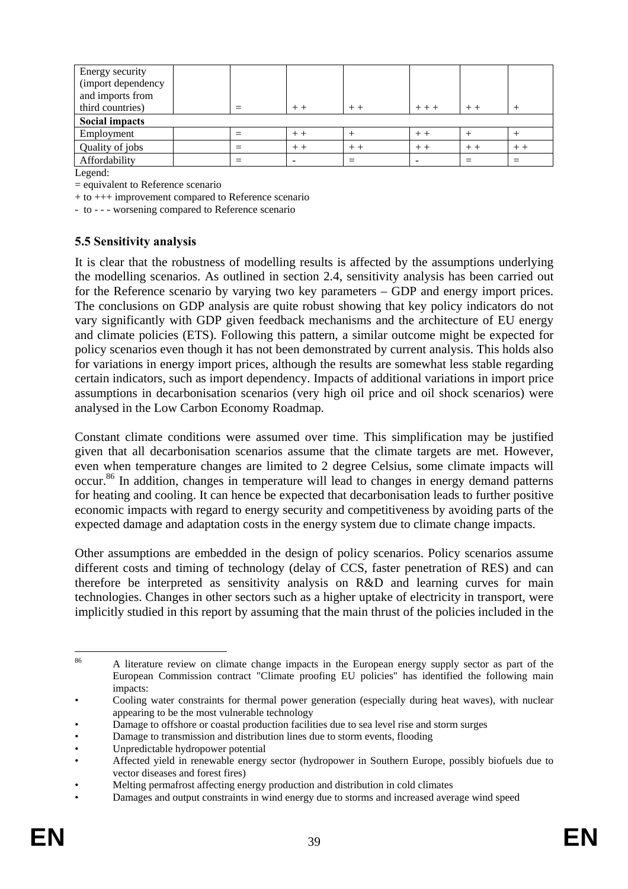| Energy security (import dependency and imports from third countries) | | = | + + | + + | + + + | + + | + |
|---|---|---|---|---|---|---|---|
| **Social impacts** | | | | | | | |
| Employment | | = | + + | + | + + | + | + |
| Quality of jobs | | = | + + | + + | + + | + + | + + |
| Affordability | | = | - | = | - | = | = |

Legend:

= equivalent to Reference scenario

+ to +++ improvement compared to Reference scenario

- to - - - worsening compared to Reference scenario

### 5.5 Sensitivity analysis

It is clear that the robustness of modelling results is affected by the assumptions underlying the modelling scenarios. As outlined in section 2.4, sensitivity analysis has been carried out for the Reference scenario by varying two key parameters – GDP and energy import prices. The conclusions on GDP analysis are quite robust showing that key policy indicators do not vary significantly with GDP given feedback mechanisms and the architecture of EU energy and climate policies (ETS). Following this pattern, a similar outcome might be expected for policy scenarios even though it has not been demonstrated by current analysis. This holds also for variations in energy import prices, although the results are somewhat less stable regarding certain indicators, such as import dependency. Impacts of additional variations in import price assumptions in decarbonisation scenarios (very high oil price and oil shock scenarios) were analysed in the Low Carbon Economy Roadmap.

Constant climate conditions were assumed over time. This simplification may be justified given that all decarbonisation scenarios assume that the climate targets are met. However, even when temperature changes are limited to 2 degree Celsius, some climate impacts will occur.[86] In addition, changes in temperature will lead to changes in energy demand patterns for heating and cooling. It can hence be expected that decarbonisation leads to further positive economic impacts with regard to energy security and competitiveness by avoiding parts of the expected damage and adaptation costs in the energy system due to climate change impacts.

Other assumptions are embedded in the design of policy scenarios. Policy scenarios assume different costs and timing of technology (delay of CCS, faster penetration of RES) and can therefore be interpreted as sensitivity analysis on R&D and learning curves for main technologies. Changes in other sectors such as a higher uptake of electricity in transport, were implicitly studied in this report by assuming that the main thrust of the policies included in the

---

[86] A literature review on climate change impacts in the European energy supply sector as part of the European Commission contract "Climate proofing EU policies" has identified the following main impacts:

- Cooling water constraints for thermal power generation (especially during heat waves), with nuclear appearing to be the most vulnerable technology
- Damage to offshore or coastal production facilities due to sea level rise and storm surges
- Damage to transmission and distribution lines due to storm events, flooding
- Unpredictable hydropower potential
- Affected yield in renewable energy sector (hydropower in Southern Europe, possibly biofuels due to vector diseases and forest fires)
- Melting permafrost affecting energy production and distribution in cold climates
- Damages and output constraints in wind energy due to storms and increased average wind speed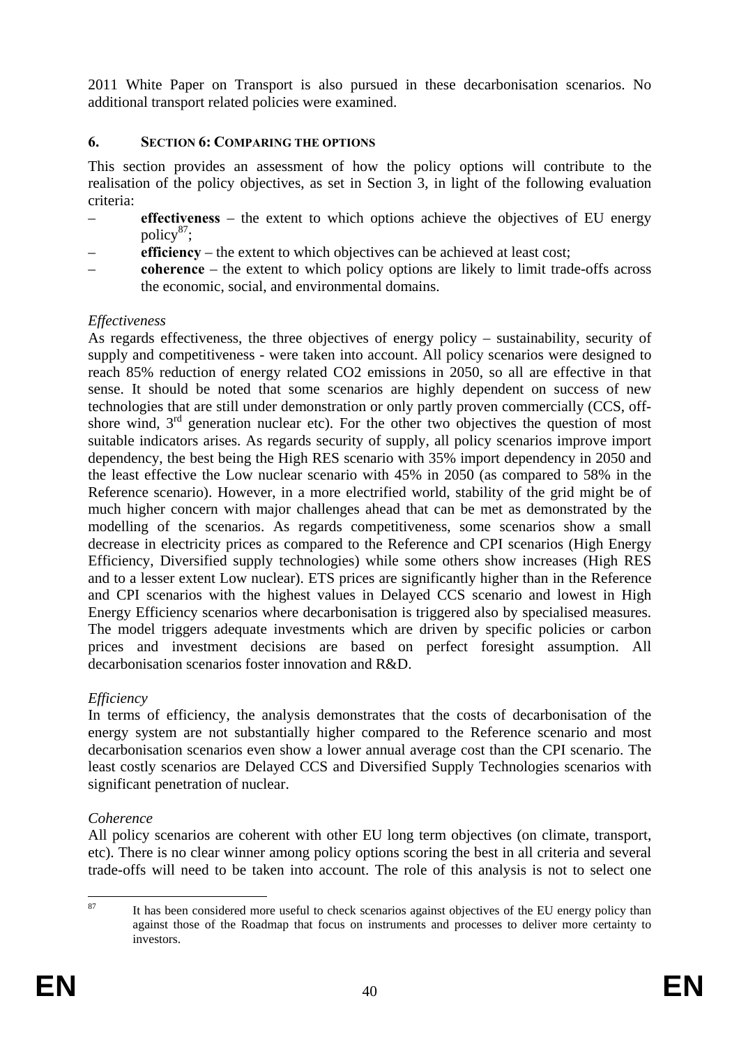2011 White Paper on Transport is also pursued in these decarbonisation scenarios. No additional transport related policies were examined.

## 6. SECTION 6: COMPARING THE OPTIONS

This section provides an assessment of how the policy options will contribute to the realisation of the policy objectives, as set in Section 3, in light of the following evaluation criteria:

- **effectiveness** – the extent to which options achieve the objectives of EU energy policy[87];
- **efficiency** – the extent to which objectives can be achieved at least cost;
- **coherence** – the extent to which policy options are likely to limit trade-offs across the economic, social, and environmental domains.

*Effectiveness*

As regards effectiveness, the three objectives of energy policy – sustainability, security of supply and competitiveness - were taken into account. All policy scenarios were designed to reach 85% reduction of energy related CO2 emissions in 2050, so all are effective in that sense. It should be noted that some scenarios are highly dependent on success of new technologies that are still under demonstration or only partly proven commercially (CCS, off-shore wind, 3rd generation nuclear etc). For the other two objectives the question of most suitable indicators arises. As regards security of supply, all policy scenarios improve import dependency, the best being the High RES scenario with 35% import dependency in 2050 and the least effective the Low nuclear scenario with 45% in 2050 (as compared to 58% in the Reference scenario). However, in a more electrified world, stability of the grid might be of much higher concern with major challenges ahead that can be met as demonstrated by the modelling of the scenarios. As regards competitiveness, some scenarios show a small decrease in electricity prices as compared to the Reference and CPI scenarios (High Energy Efficiency, Diversified supply technologies) while some others show increases (High RES and to a lesser extent Low nuclear). ETS prices are significantly higher than in the Reference and CPI scenarios with the highest values in Delayed CCS scenario and lowest in High Energy Efficiency scenarios where decarbonisation is triggered also by specialised measures. The model triggers adequate investments which are driven by specific policies or carbon prices and investment decisions are based on perfect foresight assumption. All decarbonisation scenarios foster innovation and R&D.

*Efficiency*

In terms of efficiency, the analysis demonstrates that the costs of decarbonisation of the energy system are not substantially higher compared to the Reference scenario and most decarbonisation scenarios even show a lower annual average cost than the CPI scenario. The least costly scenarios are Delayed CCS and Diversified Supply Technologies scenarios with significant penetration of nuclear.

*Coherence*

All policy scenarios are coherent with other EU long term objectives (on climate, transport, etc). There is no clear winner among policy options scoring the best in all criteria and several trade-offs will need to be taken into account. The role of this analysis is not to select one

---

[87] It has been considered more useful to check scenarios against objectives of the EU energy policy than against those of the Roadmap that focus on instruments and processes to deliver more certainty to investors.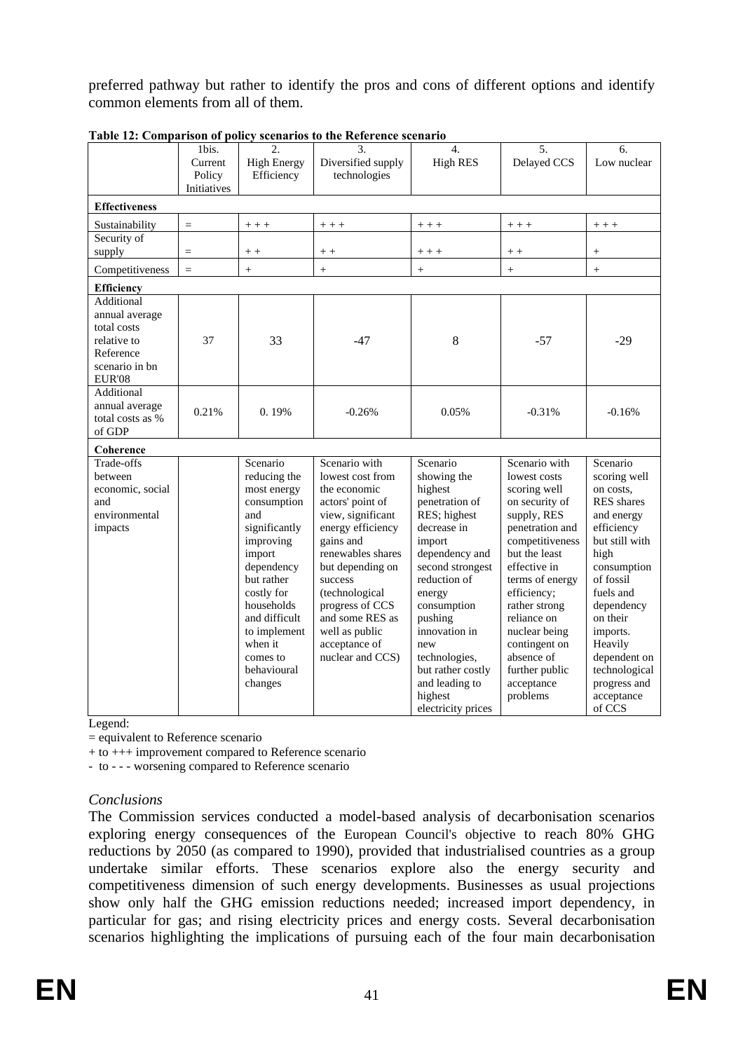preferred pathway but rather to identify the pros and cons of different options and identify common elements from all of them.

**Table 12: Comparison of policy scenarios to the Reference scenario**

| | 1bis. Current Policy Initiatives | 2. High Energy Efficiency | 3. Diversified supply technologies | 4. High RES | 5. Delayed CCS | 6. Low nuclear |
|---|---|---|---|---|---|---|
| **Effectiveness** | | | | | | |
| Sustainability | = | + + + | + + + | + + + | + + + | + + + |
| Security of supply | = | + + | + + | + + + | + + | + |
| Competitiveness | = | + | + | + | + | + |
| **Efficiency** | | | | | | |
| Additional annual average total costs relative to Reference scenario in bn EUR'08 | 37 | 33 | -47 | 8 | -57 | -29 |
| Additional annual average total costs as % of GDP | 0.21% | 0. 19% | -0.26% | 0.05% | -0.31% | -0.16% |
| **Coherence** | | | | | | |
| Trade-offs between economic, social and environmental impacts | | Scenario reducing the most energy consumption and significantly improving import dependency but rather costly for households and difficult to implement when it comes to behavioural changes | Scenario with lowest cost from the economic actors' point of view, significant energy efficiency gains and renewables shares but depending on success (technological progress of CCS and some RES as well as public acceptance of nuclear and CCS) | Scenario showing the highest penetration of RES; highest decrease in import dependency and second strongest reduction of energy consumption pushing innovation in new technologies, but rather costly and leading to highest electricity prices | Scenario with lowest costs scoring well on security of supply, RES penetration and competitiveness but the least effective in terms of energy efficiency; rather strong reliance on nuclear being contingent on absence of further public acceptance problems | Scenario scoring well on costs, RES shares and energy efficiency but still with high consumption of fossil fuels and dependency on their imports. Heavily dependent on technological progress and acceptance of CCS |

Legend:

= equivalent to Reference scenario

+ to +++ improvement compared to Reference scenario

- to - - - worsening compared to Reference scenario

*Conclusions*

The Commission services conducted a model-based analysis of decarbonisation scenarios exploring energy consequences of the European Council's objective to reach 80% GHG reductions by 2050 (as compared to 1990), provided that industrialised countries as a group undertake similar efforts. These scenarios explore also the energy security and competitiveness dimension of such energy developments. Businesses as usual projections show only half the GHG emission reductions needed; increased import dependency, in particular for gas; and rising electricity prices and energy costs. Several decarbonisation scenarios highlighting the implications of pursuing each of the four main decarbonisation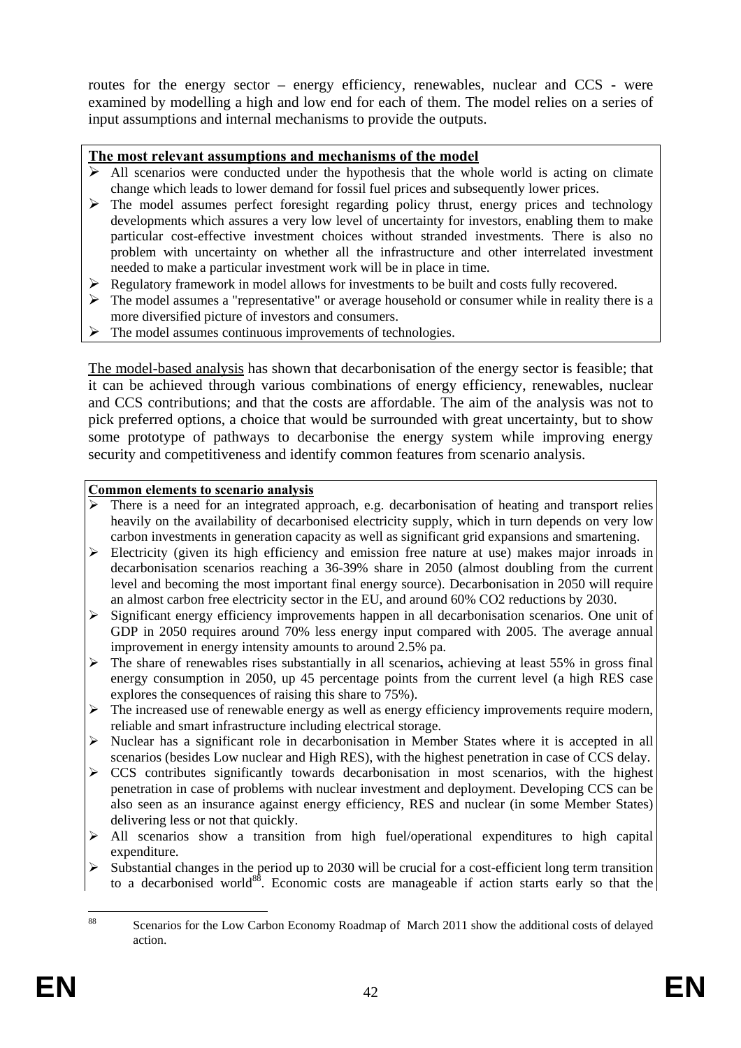routes for the energy sector – energy efficiency, renewables, nuclear and CCS - were examined by modelling a high and low end for each of them. The model relies on a series of input assumptions and internal mechanisms to provide the outputs.

**The most relevant assumptions and mechanisms of the model**

- All scenarios were conducted under the hypothesis that the whole world is acting on climate change which leads to lower demand for fossil fuel prices and subsequently lower prices.
- The model assumes perfect foresight regarding policy thrust, energy prices and technology developments which assures a very low level of uncertainty for investors, enabling them to make particular cost-effective investment choices without stranded investments. There is also no problem with uncertainty on whether all the infrastructure and other interrelated investment needed to make a particular investment work will be in place in time.
- Regulatory framework in model allows for investments to be built and costs fully recovered.
- The model assumes a "representative" or average household or consumer while in reality there is a more diversified picture of investors and consumers.
- The model assumes continuous improvements of technologies.

The model-based analysis has shown that decarbonisation of the energy sector is feasible; that it can be achieved through various combinations of energy efficiency, renewables, nuclear and CCS contributions; and that the costs are affordable. The aim of the analysis was not to pick preferred options, a choice that would be surrounded with great uncertainty, but to show some prototype of pathways to decarbonise the energy system while improving energy security and competitiveness and identify common features from scenario analysis.

**Common elements to scenario analysis**

- There is a need for an integrated approach, e.g. decarbonisation of heating and transport relies heavily on the availability of decarbonised electricity supply, which in turn depends on very low carbon investments in generation capacity as well as significant grid expansions and smartening.
- Electricity (given its high efficiency and emission free nature at use) makes major inroads in decarbonisation scenarios reaching a 36-39% share in 2050 (almost doubling from the current level and becoming the most important final energy source). Decarbonisation in 2050 will require an almost carbon free electricity sector in the EU, and around 60% $CO_2$ reductions by 2030.
- Significant energy efficiency improvements happen in all decarbonisation scenarios. One unit of GDP in 2050 requires around 70% less energy input compared with 2005. The average annual improvement in energy intensity amounts to around 2.5% pa.
- The share of renewables rises substantially in all scenarios**,** achieving at least 55% in gross final energy consumption in 2050, up 45 percentage points from the current level (a high RES case explores the consequences of raising this share to 75%).
- The increased use of renewable energy as well as energy efficiency improvements require modern, reliable and smart infrastructure including electrical storage.
- Nuclear has a significant role in decarbonisation in Member States where it is accepted in all scenarios (besides Low nuclear and High RES), with the highest penetration in case of CCS delay.
- CCS contributes significantly towards decarbonisation in most scenarios, with the highest penetration in case of problems with nuclear investment and deployment. Developing CCS can be also seen as an insurance against energy efficiency, RES and nuclear (in some Member States) delivering less or not that quickly.
- All scenarios show a transition from high fuel/operational expenditures to high capital expenditure.
- Substantial changes in the period up to 2030 will be crucial for a cost-efficient long term transition to a decarbonised world[88]. Economic costs are manageable if action starts early so that the

[88] Scenarios for the Low Carbon Economy Roadmap of March 2011 show the additional costs of delayed action.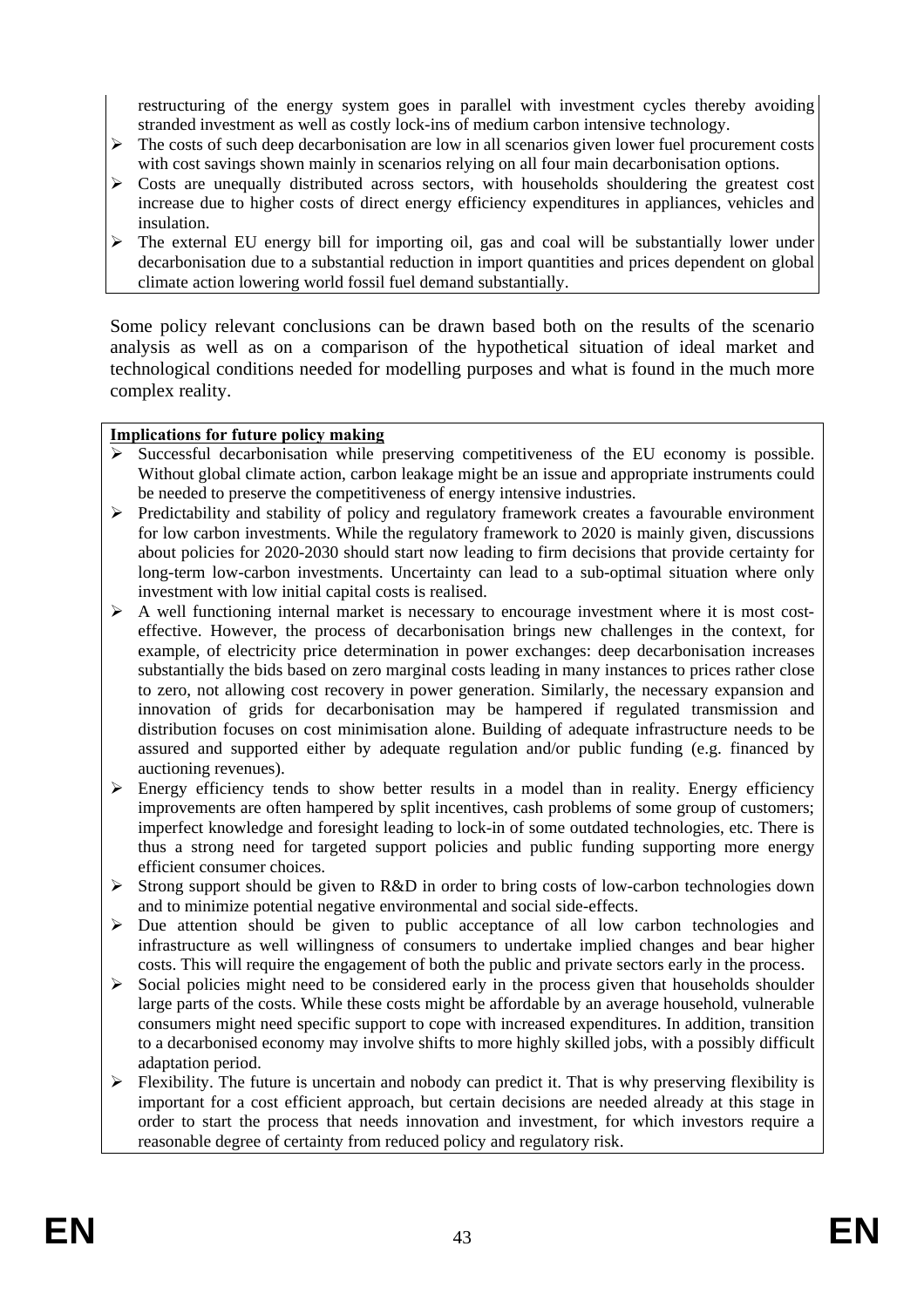restructuring of the energy system goes in parallel with investment cycles thereby avoiding stranded investment as well as costly lock-ins of medium carbon intensive technology.

- The costs of such deep decarbonisation are low in all scenarios given lower fuel procurement costs with cost savings shown mainly in scenarios relying on all four main decarbonisation options.
- Costs are unequally distributed across sectors, with households shouldering the greatest cost increase due to higher costs of direct energy efficiency expenditures in appliances, vehicles and insulation.
- The external EU energy bill for importing oil, gas and coal will be substantially lower under decarbonisation due to a substantial reduction in import quantities and prices dependent on global climate action lowering world fossil fuel demand substantially.

Some policy relevant conclusions can be drawn based both on the results of the scenario analysis as well as on a comparison of the hypothetical situation of ideal market and technological conditions needed for modelling purposes and what is found in the much more complex reality.

**Implications for future policy making**

- Successful decarbonisation while preserving competitiveness of the EU economy is possible. Without global climate action, carbon leakage might be an issue and appropriate instruments could be needed to preserve the competitiveness of energy intensive industries.
- Predictability and stability of policy and regulatory framework creates a favourable environment for low carbon investments. While the regulatory framework to 2020 is mainly given, discussions about policies for 2020-2030 should start now leading to firm decisions that provide certainty for long-term low-carbon investments. Uncertainty can lead to a sub-optimal situation where only investment with low initial capital costs is realised.
- A well functioning internal market is necessary to encourage investment where it is most cost-effective. However, the process of decarbonisation brings new challenges in the context, for example, of electricity price determination in power exchanges: deep decarbonisation increases substantially the bids based on zero marginal costs leading in many instances to prices rather close to zero, not allowing cost recovery in power generation. Similarly, the necessary expansion and innovation of grids for decarbonisation may be hampered if regulated transmission and distribution focuses on cost minimisation alone. Building of adequate infrastructure needs to be assured and supported either by adequate regulation and/or public funding (e.g. financed by auctioning revenues).
- Energy efficiency tends to show better results in a model than in reality. Energy efficiency improvements are often hampered by split incentives, cash problems of some group of customers; imperfect knowledge and foresight leading to lock-in of some outdated technologies, etc. There is thus a strong need for targeted support policies and public funding supporting more energy efficient consumer choices.
- Strong support should be given to R&D in order to bring costs of low-carbon technologies down and to minimize potential negative environmental and social side-effects.
- Due attention should be given to public acceptance of all low carbon technologies and infrastructure as well willingness of consumers to undertake implied changes and bear higher costs. This will require the engagement of both the public and private sectors early in the process.
- Social policies might need to be considered early in the process given that households shoulder large parts of the costs. While these costs might be affordable by an average household, vulnerable consumers might need specific support to cope with increased expenditures. In addition, transition to a decarbonised economy may involve shifts to more highly skilled jobs, with a possibly difficult adaptation period.
- Flexibility. The future is uncertain and nobody can predict it. That is why preserving flexibility is important for a cost efficient approach, but certain decisions are needed already at this stage in order to start the process that needs innovation and investment, for which investors require a reasonable degree of certainty from reduced policy and regulatory risk.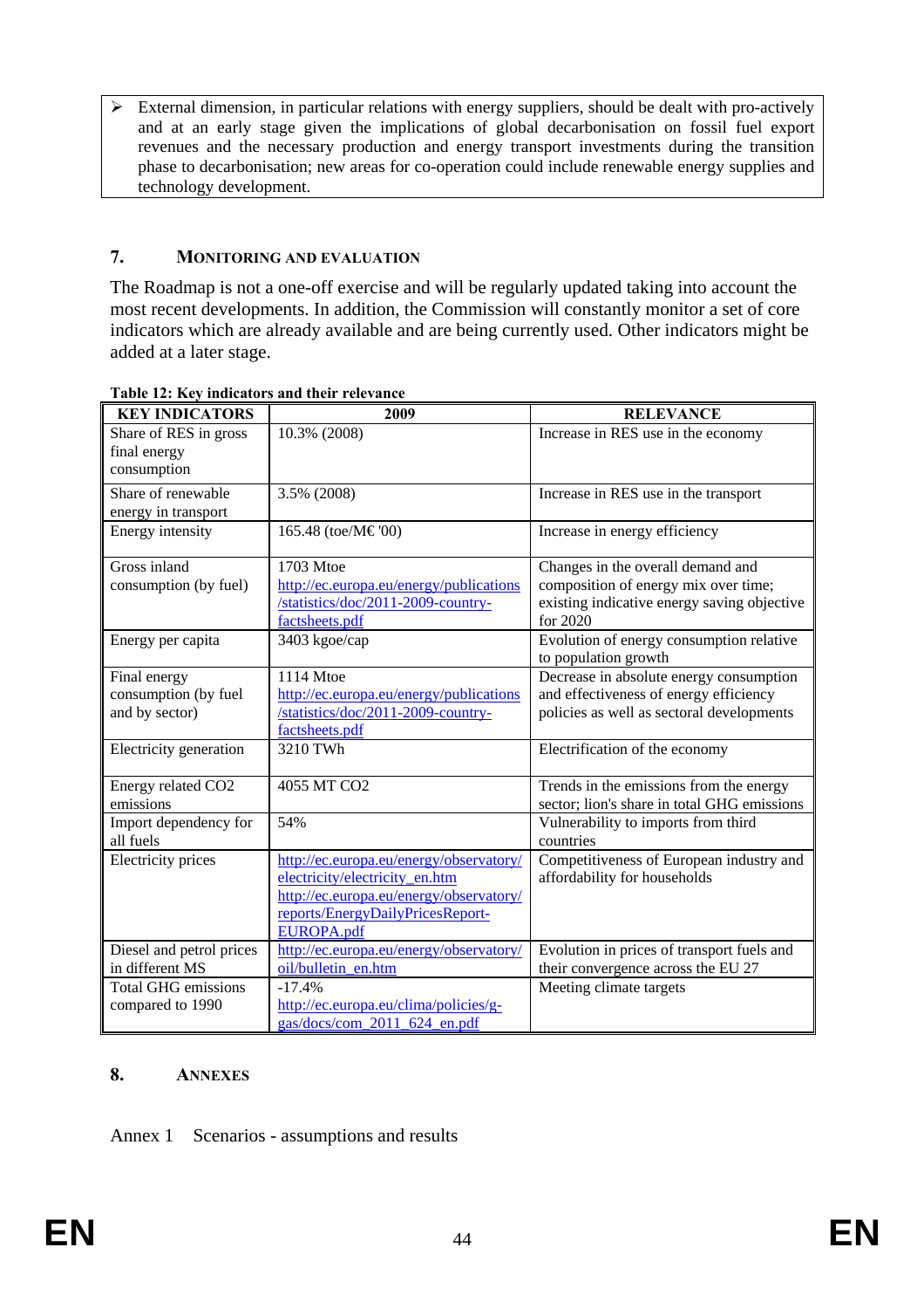➢ External dimension, in particular relations with energy suppliers, should be dealt with pro-actively and at an early stage given the implications of global decarbonisation on fossil fuel export revenues and the necessary production and energy transport investments during the transition phase to decarbonisation; new areas for co-operation could include renewable energy supplies and technology development.

## 7. Monitoring and Evaluation

The Roadmap is not a one-off exercise and will be regularly updated taking into account the most recent developments. In addition, the Commission will constantly monitor a set of core indicators which are already available and are being currently used. Other indicators might be added at a later stage.

**Table 12: Key indicators and their relevance**

| KEY INDICATORS | 2009 | RELEVANCE |
|---|---|---|
| Share of RES in gross final energy consumption | 10.3% (2008) | Increase in RES use in the economy |
| Share of renewable energy in transport | 3.5% (2008) | Increase in RES use in the transport |
| Energy intensity | 165.48 (toe/M€ '00) | Increase in energy efficiency |
| Gross inland consumption (by fuel) | 1703 Mtoe http://ec.europa.eu/energy/publications/statistics/doc/2011-2009-country-factsheets.pdf | Changes in the overall demand and composition of energy mix over time; existing indicative energy saving objective for 2020 |
| Energy per capita | 3403 kgoe/cap | Evolution of energy consumption relative to population growth |
| Final energy consumption (by fuel and by sector) | 1114 Mtoe http://ec.europa.eu/energy/publications/statistics/doc/2011-2009-country-factsheets.pdf | Decrease in absolute energy consumption and effectiveness of energy efficiency policies as well as sectoral developments |
| Electricity generation | 3210 TWh | Electrification of the economy |
| Energy related CO2 emissions | 4055 MT CO2 | Trends in the emissions from the energy sector; lion's share in total GHG emissions |
| Import dependency for all fuels | 54% | Vulnerability to imports from third countries |
| Electricity prices | http://ec.europa.eu/energy/observatory/electricity/electricity_en.htm http://ec.europa.eu/energy/observatory/reports/EnergyDailyPricesReport-EUROPA.pdf | Competitiveness of European industry and affordability for households |
| Diesel and petrol prices in different MS | http://ec.europa.eu/energy/observatory/oil/bulletin_en.htm | Evolution in prices of transport fuels and their convergence across the EU 27 |
| Total GHG emissions compared to 1990 | -17.4% http://ec.europa.eu/clima/policies/g-gas/docs/com_2011_624_en.pdf | Meeting climate targets |

## 8. Annexes

Annex 1 Scenarios - assumptions and results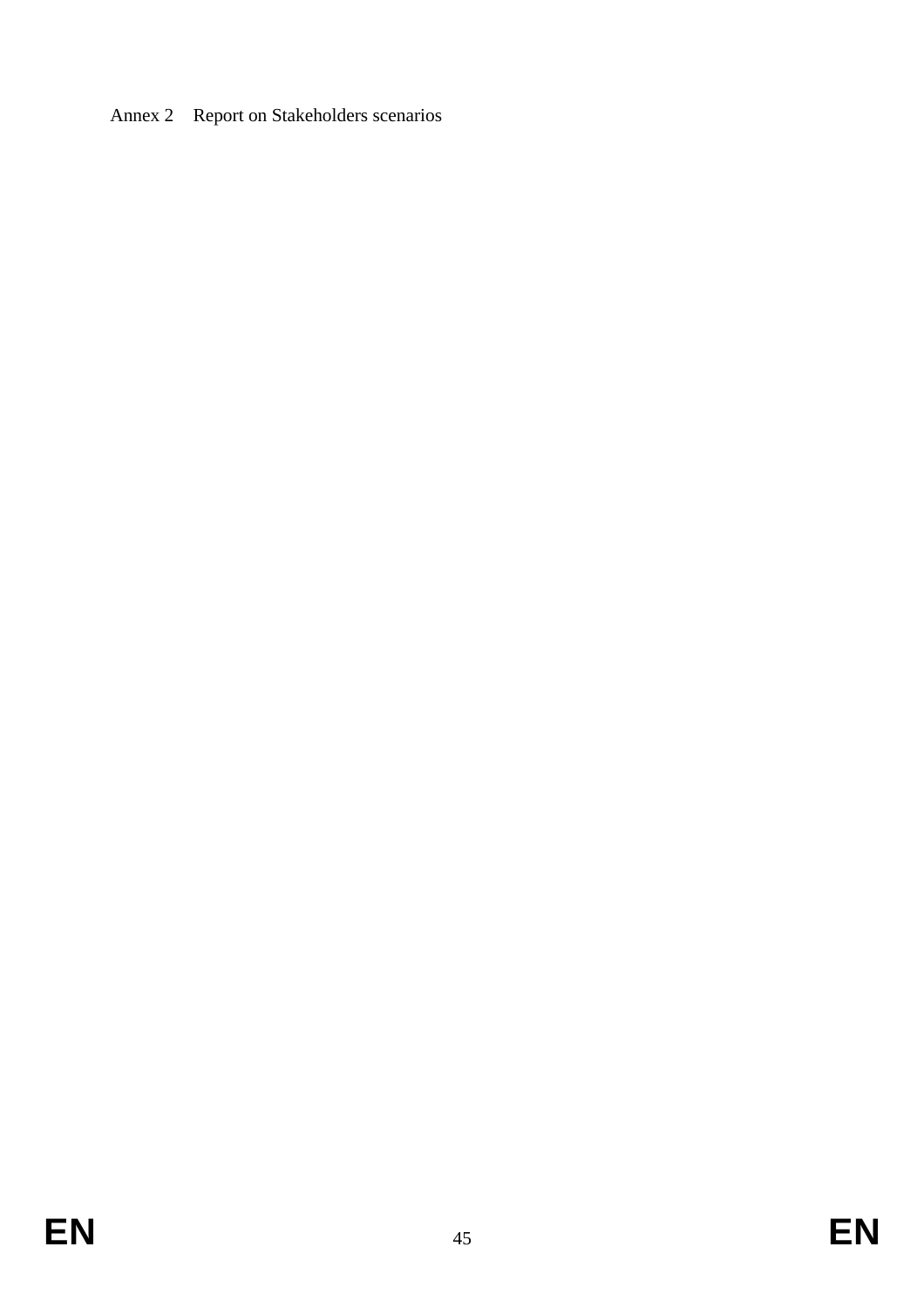Annex 2 Report on Stakeholders scenarios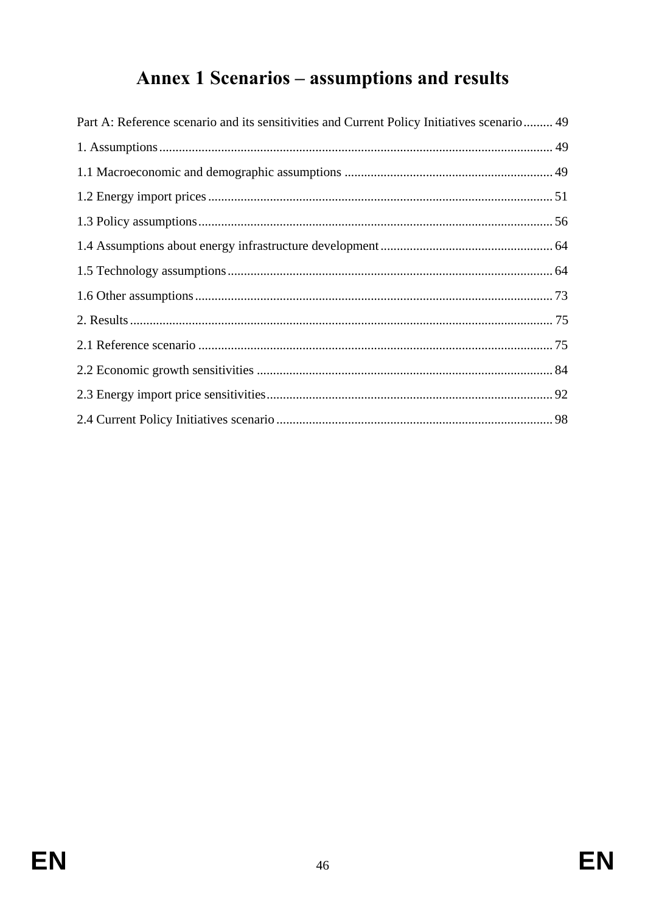# Annex 1 Scenarios – assumptions and results

Part A: Reference scenario and its sensitivities and Current Policy Initiatives scenario......... 49

1. Assumptions........................................................................................................................ 49

1.1 Macroeconomic and demographic assumptions ............................................................... 49

1.2 Energy import prices........................................................................................................ 51

1.3 Policy assumptions........................................................................................................... 56

1.4 Assumptions about energy infrastructure development .................................................... 64

1.5 Technology assumptions................................................................................................... 64

1.6 Other assumptions............................................................................................................. 73

2. Results................................................................................................................................ 75

2.1 Reference scenario ............................................................................................................ 75

2.2 Economic growth sensitivities .......................................................................................... 84

2.3 Energy import price sensitivities....................................................................................... 92

2.4 Current Policy Initiatives scenario .................................................................................... 98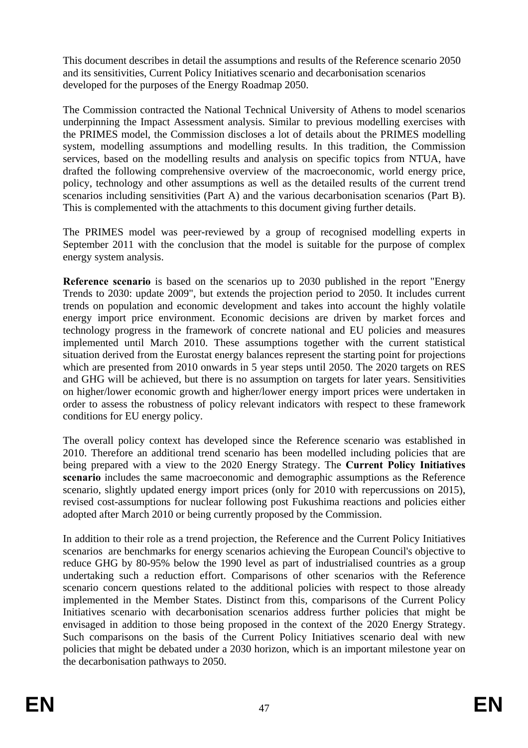This document describes in detail the assumptions and results of the Reference scenario 2050 and its sensitivities, Current Policy Initiatives scenario and decarbonisation scenarios developed for the purposes of the Energy Roadmap 2050.

The Commission contracted the National Technical University of Athens to model scenarios underpinning the Impact Assessment analysis. Similar to previous modelling exercises with the PRIMES model, the Commission discloses a lot of details about the PRIMES modelling system, modelling assumptions and modelling results. In this tradition, the Commission services, based on the modelling results and analysis on specific topics from NTUA, have drafted the following comprehensive overview of the macroeconomic, world energy price, policy, technology and other assumptions as well as the detailed results of the current trend scenarios including sensitivities (Part A) and the various decarbonisation scenarios (Part B). This is complemented with the attachments to this document giving further details.

The PRIMES model was peer-reviewed by a group of recognised modelling experts in September 2011 with the conclusion that the model is suitable for the purpose of complex energy system analysis.

**Reference scenario** is based on the scenarios up to 2030 published in the report "Energy Trends to 2030: update 2009", but extends the projection period to 2050. It includes current trends on population and economic development and takes into account the highly volatile energy import price environment. Economic decisions are driven by market forces and technology progress in the framework of concrete national and EU policies and measures implemented until March 2010. These assumptions together with the current statistical situation derived from the Eurostat energy balances represent the starting point for projections which are presented from 2010 onwards in 5 year steps until 2050. The 2020 targets on RES and GHG will be achieved, but there is no assumption on targets for later years. Sensitivities on higher/lower economic growth and higher/lower energy import prices were undertaken in order to assess the robustness of policy relevant indicators with respect to these framework conditions for EU energy policy.

The overall policy context has developed since the Reference scenario was established in 2010. Therefore an additional trend scenario has been modelled including policies that are being prepared with a view to the 2020 Energy Strategy. The **Current Policy Initiatives scenario** includes the same macroeconomic and demographic assumptions as the Reference scenario, slightly updated energy import prices (only for 2010 with repercussions on 2015), revised cost-assumptions for nuclear following post Fukushima reactions and policies either adopted after March 2010 or being currently proposed by the Commission.

In addition to their role as a trend projection, the Reference and the Current Policy Initiatives scenarios are benchmarks for energy scenarios achieving the European Council's objective to reduce GHG by 80-95% below the 1990 level as part of industrialised countries as a group undertaking such a reduction effort. Comparisons of other scenarios with the Reference scenario concern questions related to the additional policies with respect to those already implemented in the Member States. Distinct from this, comparisons of the Current Policy Initiatives scenario with decarbonisation scenarios address further policies that might be envisaged in addition to those being proposed in the context of the 2020 Energy Strategy. Such comparisons on the basis of the Current Policy Initiatives scenario deal with new policies that might be debated under a 2030 horizon, which is an important milestone year on the decarbonisation pathways to 2050.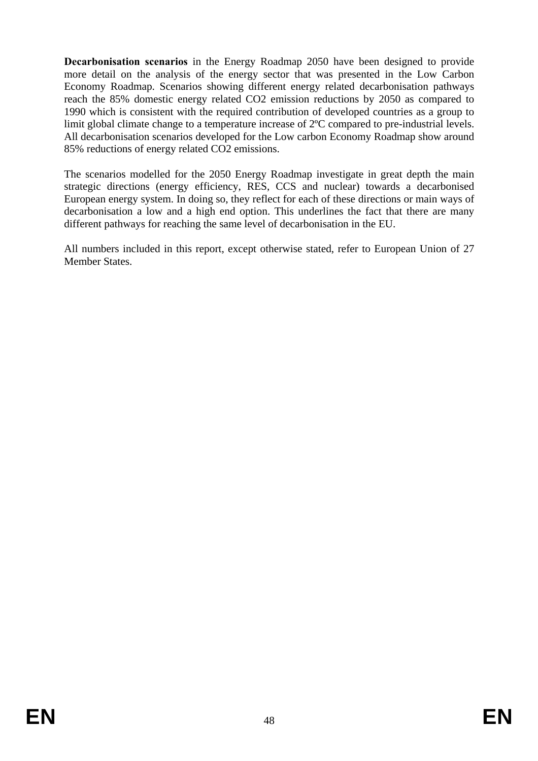**Decarbonisation scenarios** in the Energy Roadmap 2050 have been designed to provide more detail on the analysis of the energy sector that was presented in the Low Carbon Economy Roadmap. Scenarios showing different energy related decarbonisation pathways reach the 85% domestic energy related $CO_2$ emission reductions by 2050 as compared to 1990 which is consistent with the required contribution of developed countries as a group to limit global climate change to a temperature increase of 2ºC compared to pre-industrial levels. All decarbonisation scenarios developed for the Low carbon Economy Roadmap show around 85% reductions of energy related $CO_2$ emissions.

The scenarios modelled for the 2050 Energy Roadmap investigate in great depth the main strategic directions (energy efficiency, RES, CCS and nuclear) towards a decarbonised European energy system. In doing so, they reflect for each of these directions or main ways of decarbonisation a low and a high end option. This underlines the fact that there are many different pathways for reaching the same level of decarbonisation in the EU.

All numbers included in this report, except otherwise stated, refer to European Union of 27 Member States.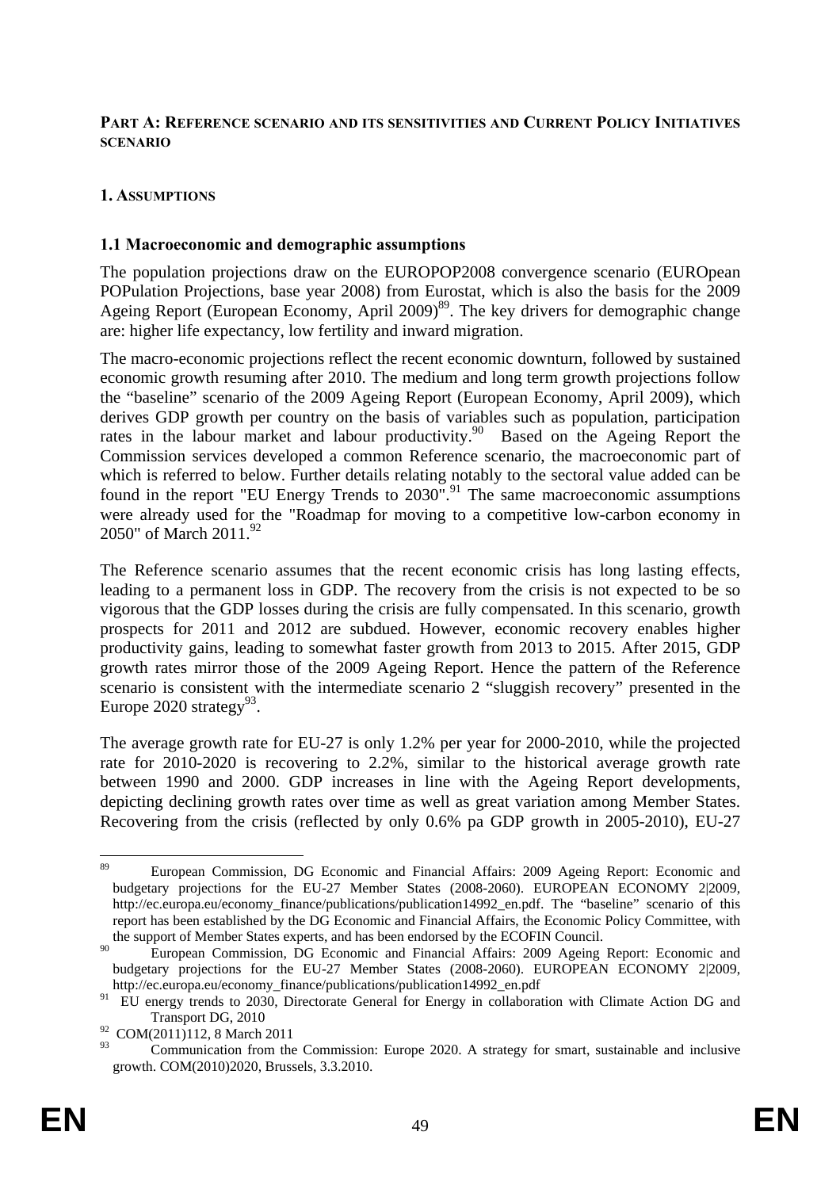**PART A: REFERENCE SCENARIO AND ITS SENSITIVITIES AND CURRENT POLICY INITIATIVES SCENARIO**

## 1. ASSUMPTIONS

### 1.1 Macroeconomic and demographic assumptions

The population projections draw on the EUROPOP2008 convergence scenario (EUROpean POPulation Projections, base year 2008) from Eurostat, which is also the basis for the 2009 Ageing Report (European Economy, April 2009)[89]. The key drivers for demographic change are: higher life expectancy, low fertility and inward migration.

The macro-economic projections reflect the recent economic downturn, followed by sustained economic growth resuming after 2010. The medium and long term growth projections follow the "baseline" scenario of the 2009 Ageing Report (European Economy, April 2009), which derives GDP growth per country on the basis of variables such as population, participation rates in the labour market and labour productivity.[90] Based on the Ageing Report the Commission services developed a common Reference scenario, the macroeconomic part of which is referred to below. Further details relating notably to the sectoral value added can be found in the report "EU Energy Trends to 2030".[91] The same macroeconomic assumptions were already used for the "Roadmap for moving to a competitive low-carbon economy in 2050" of March 2011.[92]

The Reference scenario assumes that the recent economic crisis has long lasting effects, leading to a permanent loss in GDP. The recovery from the crisis is not expected to be so vigorous that the GDP losses during the crisis are fully compensated. In this scenario, growth prospects for 2011 and 2012 are subdued. However, economic recovery enables higher productivity gains, leading to somewhat faster growth from 2013 to 2015. After 2015, GDP growth rates mirror those of the 2009 Ageing Report. Hence the pattern of the Reference scenario is consistent with the intermediate scenario 2 "sluggish recovery" presented in the Europe 2020 strategy[93].

The average growth rate for EU-27 is only 1.2% per year for 2000-2010, while the projected rate for 2010-2020 is recovering to 2.2%, similar to the historical average growth rate between 1990 and 2000. GDP increases in line with the Ageing Report developments, depicting declining growth rates over time as well as great variation among Member States. Recovering from the crisis (reflected by only 0.6% pa GDP growth in 2005-2010), EU-27

---

[89] European Commission, DG Economic and Financial Affairs: 2009 Ageing Report: Economic and budgetary projections for the EU-27 Member States (2008-2060). EUROPEAN ECONOMY 2|2009, http://ec.europa.eu/economy_finance/publications/publication14992_en.pdf. The "baseline" scenario of this report has been established by the DG Economic and Financial Affairs, the Economic Policy Committee, with the support of Member States experts, and has been endorsed by the ECOFIN Council.

[90] European Commission, DG Economic and Financial Affairs: 2009 Ageing Report: Economic and budgetary projections for the EU-27 Member States (2008-2060). EUROPEAN ECONOMY 2|2009, http://ec.europa.eu/economy_finance/publications/publication14992_en.pdf

[91] EU energy trends to 2030, Directorate General for Energy in collaboration with Climate Action DG and Transport DG, 2010

[92] COM(2011)112, 8 March 2011

[93] Communication from the Commission: Europe 2020. A strategy for smart, sustainable and inclusive growth. COM(2010)2020, Brussels, 3.3.2010.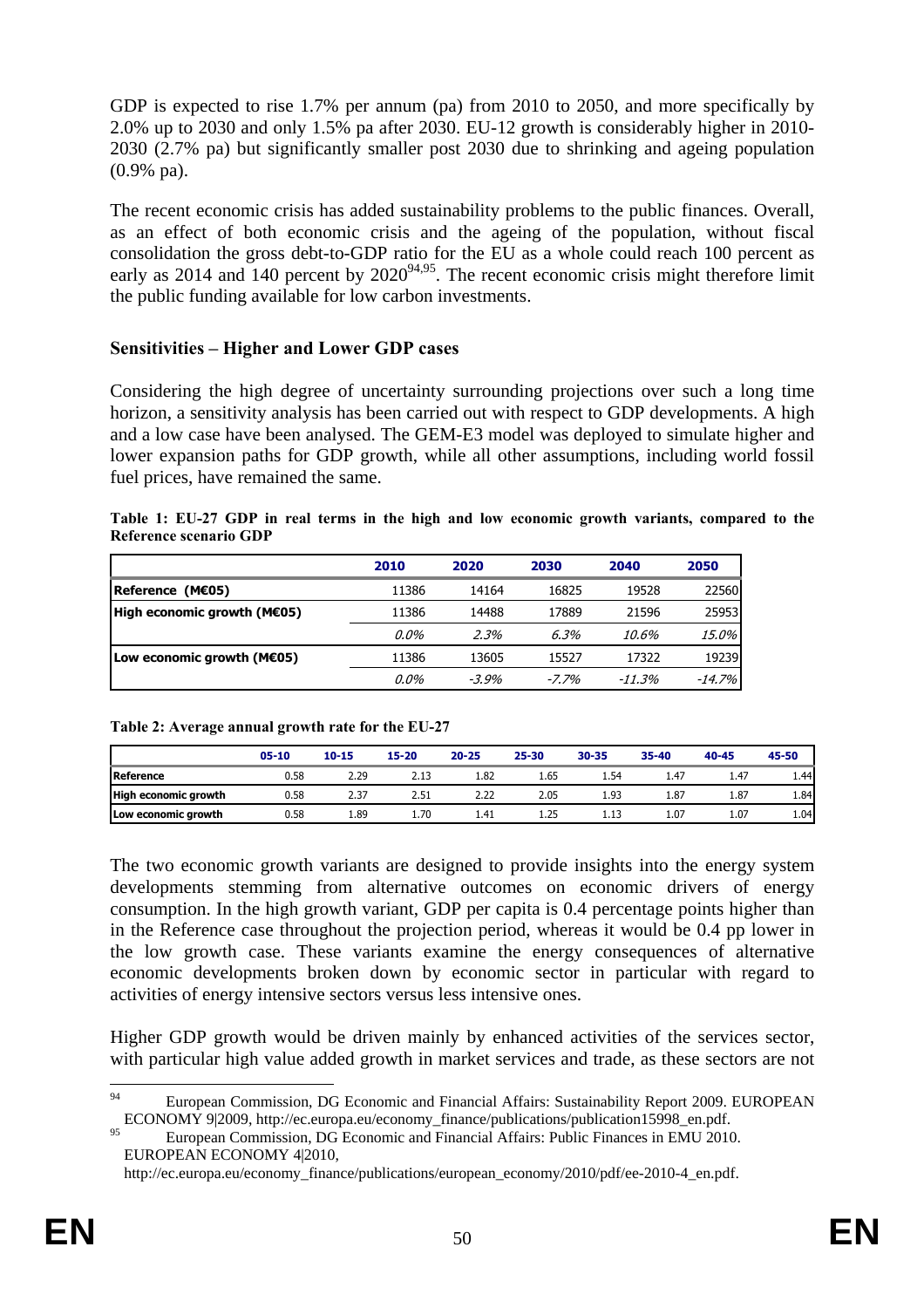GDP is expected to rise 1.7% per annum (pa) from 2010 to 2050, and more specifically by 2.0% up to 2030 and only 1.5% pa after 2030. EU-12 growth is considerably higher in 2010-2030 (2.7% pa) but significantly smaller post 2030 due to shrinking and ageing population (0.9% pa).

The recent economic crisis has added sustainability problems to the public finances. Overall, as an effect of both economic crisis and the ageing of the population, without fiscal consolidation the gross debt-to-GDP ratio for the EU as a whole could reach 100 percent as early as 2014 and 140 percent by 2020[94,95]. The recent economic crisis might therefore limit the public funding available for low carbon investments.

### Sensitivities – Higher and Lower GDP cases

Considering the high degree of uncertainty surrounding projections over such a long time horizon, a sensitivity analysis has been carried out with respect to GDP developments. A high and a low case have been analysed. The GEM-E3 model was deployed to simulate higher and lower expansion paths for GDP growth, while all other assumptions, including world fossil fuel prices, have remained the same.

**Table 1: EU-27 GDP in real terms in the high and low economic growth variants, compared to the Reference scenario GDP**

| | 2010 | 2020 | 2030 | 2040 | 2050 |
|---|---|---|---|---|---|
| **Reference (M€05)** | 11386 | 14164 | 16825 | 19528 | 22560 |
| **High economic growth (M€05)** | 11386 | 14488 | 17889 | 21596 | 25953 |
| | *0.0%* | *2.3%* | *6.3%* | *10.6%* | *15.0%* |
| **Low economic growth (M€05)** | 11386 | 13605 | 15527 | 17322 | 19239 |
| | *0.0%* | *-3.9%* | *-7.7%* | *-11.3%* | *-14.7%* |

**Table 2: Average annual growth rate for the EU-27**

| | 05-10 | 10-15 | 15-20 | 20-25 | 25-30 | 30-35 | 35-40 | 40-45 | 45-50 |
|---|---|---|---|---|---|---|---|---|---|
| **Reference** | 0.58 | 2.29 | 2.13 | 1.82 | 1.65 | 1.54 | 1.47 | 1.47 | 1.44 |
| **High economic growth** | 0.58 | 2.37 | 2.51 | 2.22 | 2.05 | 1.93 | 1.87 | 1.87 | 1.84 |
| **Low economic growth** | 0.58 | 1.89 | 1.70 | 1.41 | 1.25 | 1.13 | 1.07 | 1.07 | 1.04 |

The two economic growth variants are designed to provide insights into the energy system developments stemming from alternative outcomes on economic drivers of energy consumption. In the high growth variant, GDP per capita is 0.4 percentage points higher than in the Reference case throughout the projection period, whereas it would be 0.4 pp lower in the low growth case. These variants examine the energy consequences of alternative economic developments broken down by economic sector in particular with regard to activities of energy intensive sectors versus less intensive ones.

Higher GDP growth would be driven mainly by enhanced activities of the services sector, with particular high value added growth in market services and trade, as these sectors are not

---

[94] European Commission, DG Economic and Financial Affairs: Sustainability Report 2009. EUROPEAN ECONOMY 9|2009, http://ec.europa.eu/economy_finance/publications/publication15998_en.pdf.

[95] European Commission, DG Economic and Financial Affairs: Public Finances in EMU 2010. EUROPEAN ECONOMY 4|2010, http://ec.europa.eu/economy_finance/publications/european_economy/2010/pdf/ee-2010-4_en.pdf.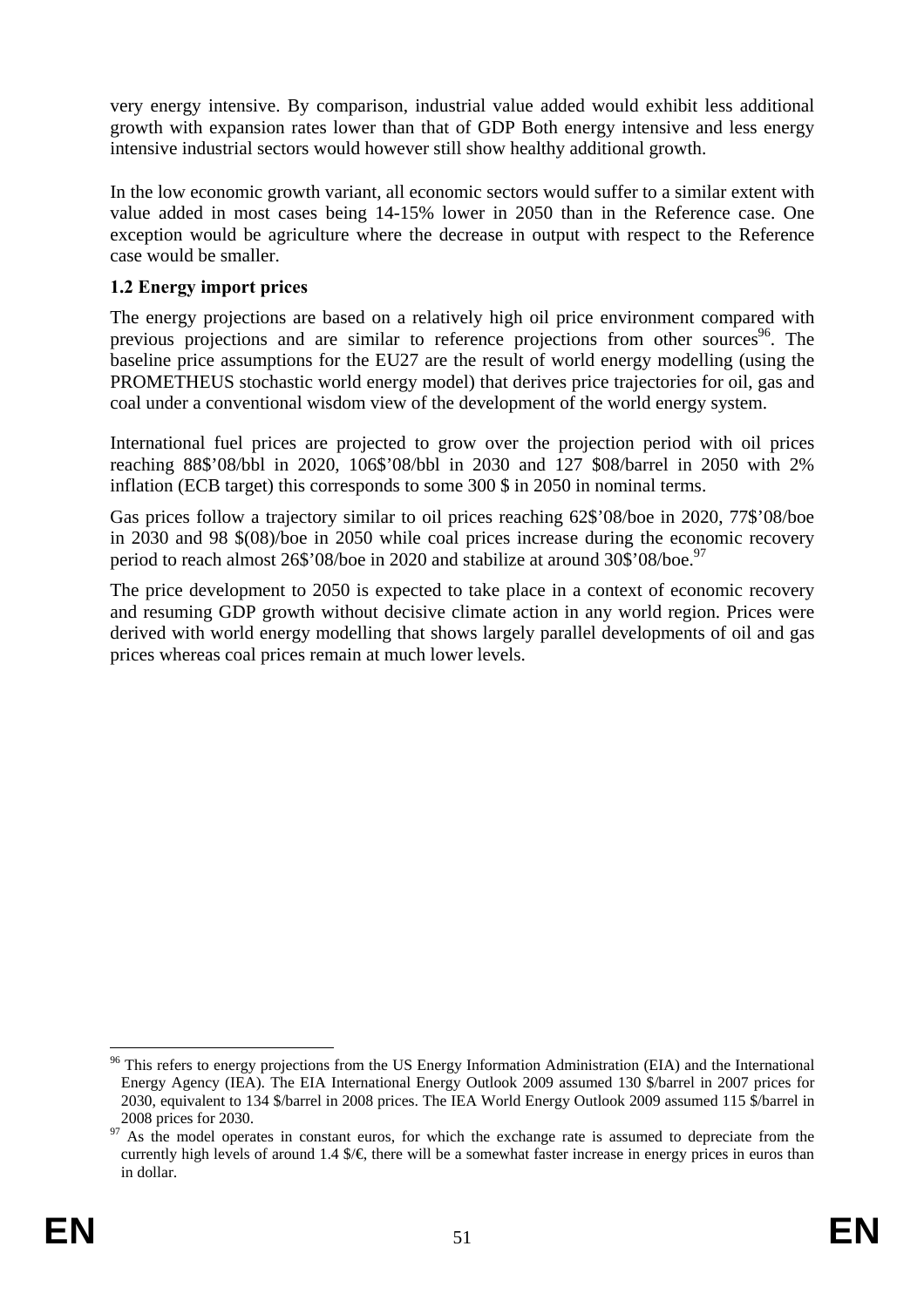very energy intensive. By comparison, industrial value added would exhibit less additional growth with expansion rates lower than that of GDP Both energy intensive and less energy intensive industrial sectors would however still show healthy additional growth.

In the low economic growth variant, all economic sectors would suffer to a similar extent with value added in most cases being 14-15% lower in 2050 than in the Reference case. One exception would be agriculture where the decrease in output with respect to the Reference case would be smaller.

### 1.2 Energy import prices

The energy projections are based on a relatively high oil price environment compared with previous projections and are similar to reference projections from other sources[96]. The baseline price assumptions for the EU27 are the result of world energy modelling (using the PROMETHEUS stochastic world energy model) that derives price trajectories for oil, gas and coal under a conventional wisdom view of the development of the world energy system.

International fuel prices are projected to grow over the projection period with oil prices reaching 88$'08/bbl in 2020, 106$'08/bbl in 2030 and 127 $08/barrel in 2050 with 2% inflation (ECB target) this corresponds to some 300 $ in 2050 in nominal terms.

Gas prices follow a trajectory similar to oil prices reaching 62$'08/boe in 2020, 77$'08/boe in 2030 and 98 $(08)/boe in 2050 while coal prices increase during the economic recovery period to reach almost 26$'08/boe in 2020 and stabilize at around 30$'08/boe.[97]

The price development to 2050 is expected to take place in a context of economic recovery and resuming GDP growth without decisive climate action in any world region. Prices were derived with world energy modelling that shows largely parallel developments of oil and gas prices whereas coal prices remain at much lower levels.

---

[96] This refers to energy projections from the US Energy Information Administration (EIA) and the International Energy Agency (IEA). The EIA International Energy Outlook 2009 assumed 130 $/barrel in 2007 prices for 2030, equivalent to 134 $/barrel in 2008 prices. The IEA World Energy Outlook 2009 assumed 115 $/barrel in 2008 prices for 2030.

[97] As the model operates in constant euros, for which the exchange rate is assumed to depreciate from the currently high levels of around 1.4 $/€, there will be a somewhat faster increase in energy prices in euros than in dollar.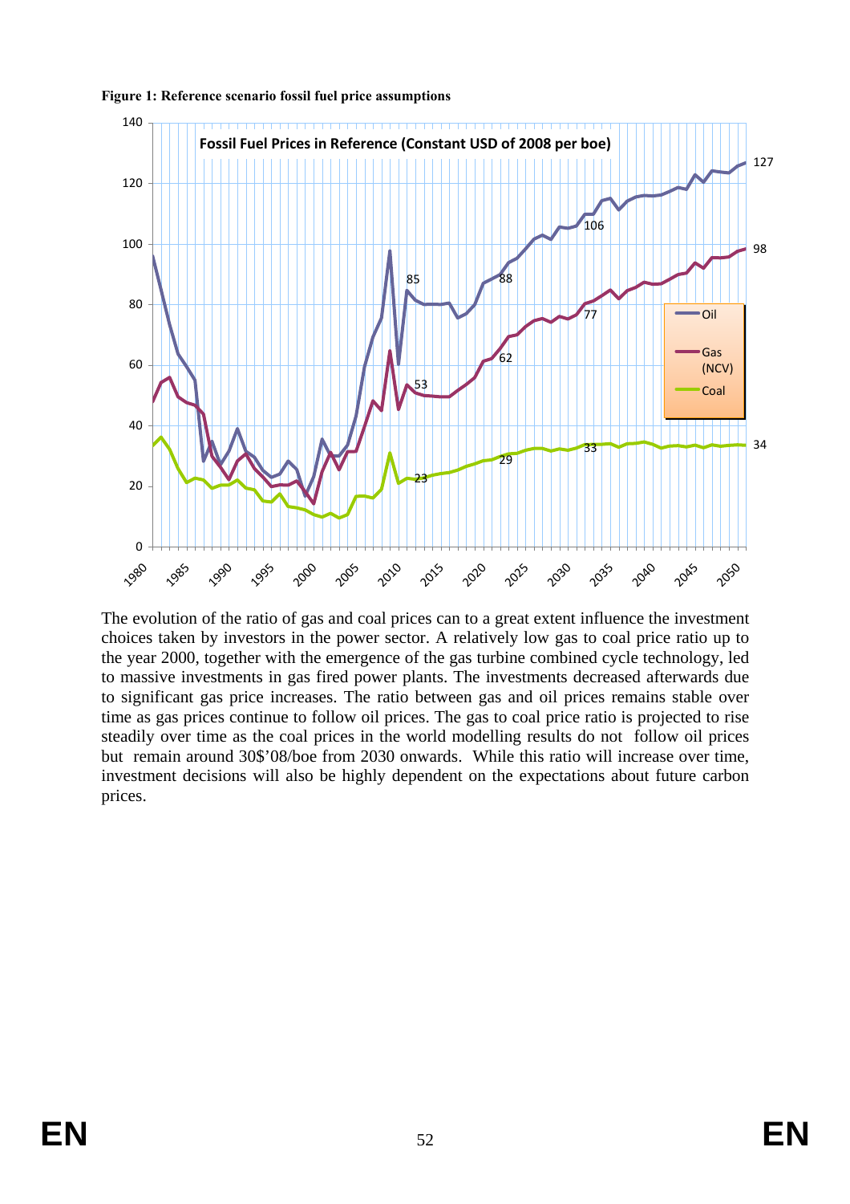**Figure 1: Reference scenario fossil fuel price assumptions**

The evolution of the ratio of gas and coal prices can to a great extent influence the investment choices taken by investors in the power sector. A relatively low gas to coal price ratio up to the year 2000, together with the emergence of the gas turbine combined cycle technology, led to massive investments in gas fired power plants. The investments decreased afterwards due to significant gas price increases. The ratio between gas and oil prices remains stable over time as gas prices continue to follow oil prices. The gas to coal price ratio is projected to rise steadily over time as the coal prices in the world modelling results do not follow oil prices but remain around 30$'08/boe from 2030 onwards. While this ratio will increase over time, investment decisions will also be highly dependent on the expectations about future carbon prices.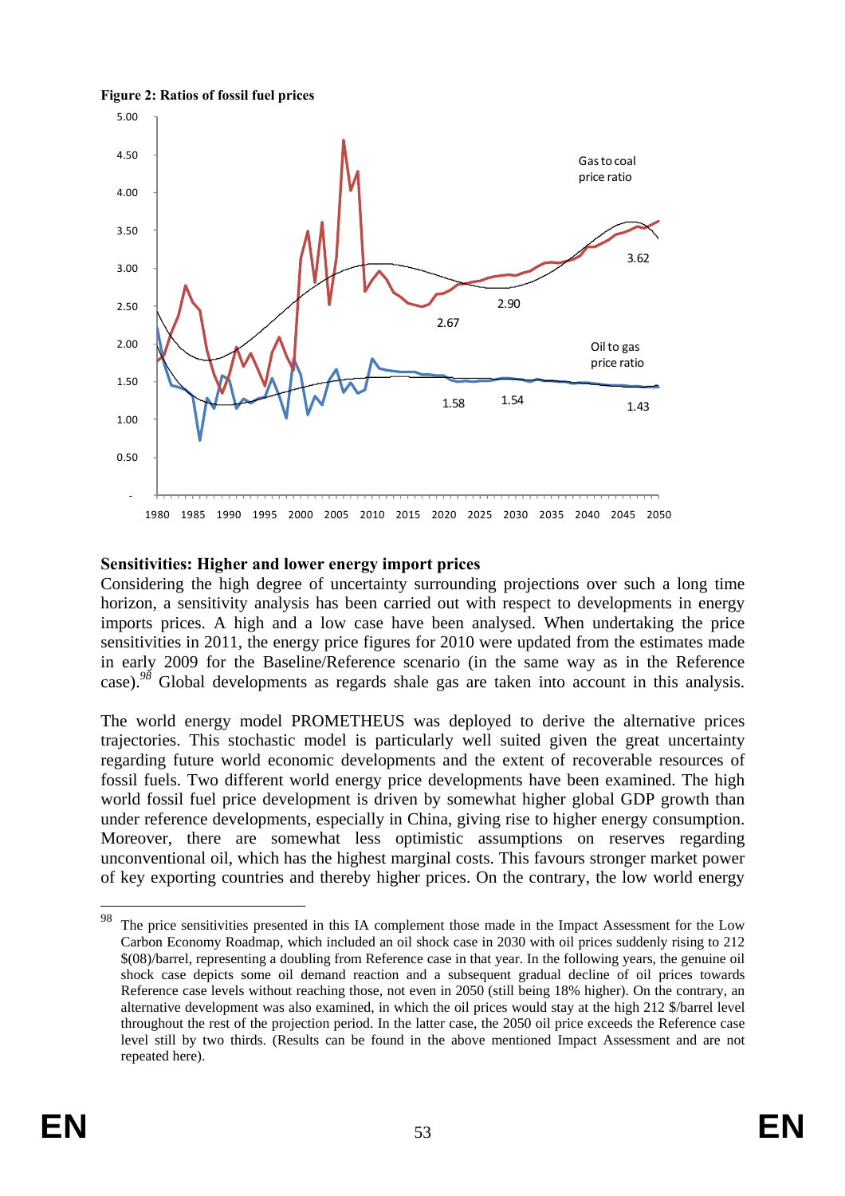**Figure 2: Ratios of fossil fuel prices**

**Sensitivities: Higher and lower energy import prices**

Considering the high degree of uncertainty surrounding projections over such a long time horizon, a sensitivity analysis has been carried out with respect to developments in energy imports prices. A high and a low case have been analysed. When undertaking the price sensitivities in 2011, the energy price figures for 2010 were updated from the estimates made in early 2009 for the Baseline/Reference scenario (in the same way as in the Reference case).[98] Global developments as regards shale gas are taken into account in this analysis.

The world energy model PROMETHEUS was deployed to derive the alternative prices trajectories. This stochastic model is particularly well suited given the great uncertainty regarding future world economic developments and the extent of recoverable resources of fossil fuels. Two different world energy price developments have been examined. The high world fossil fuel price development is driven by somewhat higher global GDP growth than under reference developments, especially in China, giving rise to higher energy consumption. Moreover, there are somewhat less optimistic assumptions on reserves regarding unconventional oil, which has the highest marginal costs. This favours stronger market power of key exporting countries and thereby higher prices. On the contrary, the low world energy

---

[98] The price sensitivities presented in this IA complement those made in the Impact Assessment for the Low Carbon Economy Roadmap, which included an oil shock case in 2030 with oil prices suddenly rising to 212 $(08)/barrel, representing a doubling from Reference case in that year. In the following years, the genuine oil shock case depicts some oil demand reaction and a subsequent gradual decline of oil prices towards Reference case levels without reaching those, not even in 2050 (still being 18% higher). On the contrary, an alternative development was also examined, in which the oil prices would stay at the high 212 $/barrel level throughout the rest of the projection period. In the latter case, the 2050 oil price exceeds the Reference case level still by two thirds. (Results can be found in the above mentioned Impact Assessment and are not repeated here).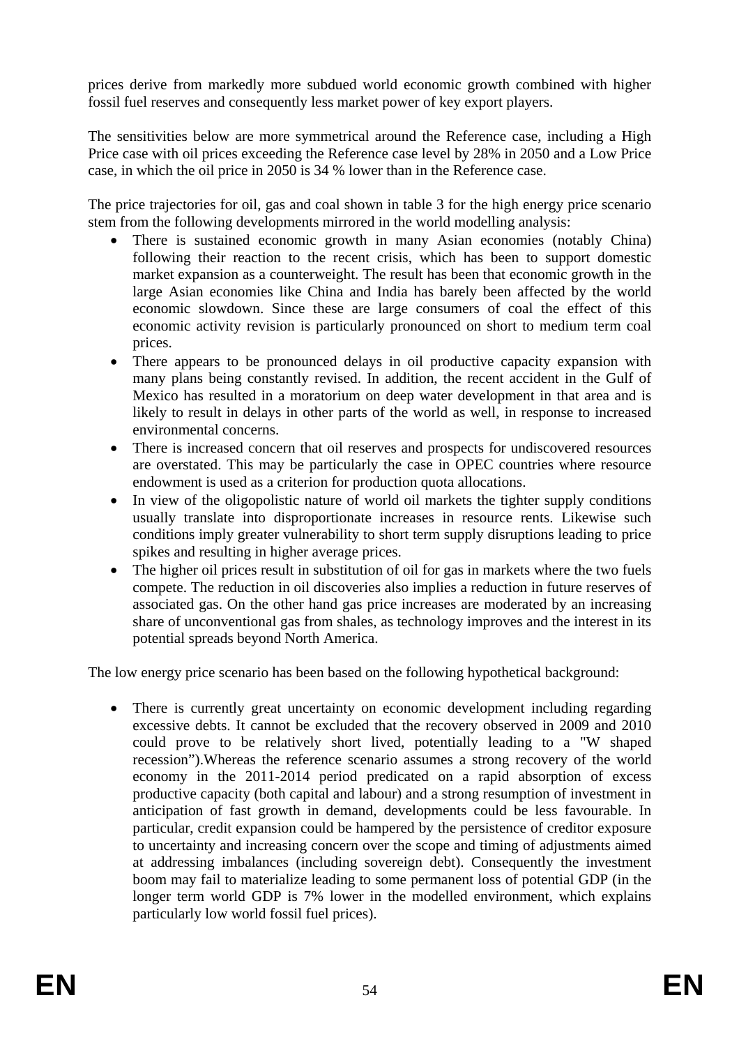prices derive from markedly more subdued world economic growth combined with higher fossil fuel reserves and consequently less market power of key export players.

The sensitivities below are more symmetrical around the Reference case, including a High Price case with oil prices exceeding the Reference case level by 28% in 2050 and a Low Price case, in which the oil price in 2050 is 34 % lower than in the Reference case.

The price trajectories for oil, gas and coal shown in table 3 for the high energy price scenario stem from the following developments mirrored in the world modelling analysis:

- There is sustained economic growth in many Asian economies (notably China) following their reaction to the recent crisis, which has been to support domestic market expansion as a counterweight. The result has been that economic growth in the large Asian economies like China and India has barely been affected by the world economic slowdown. Since these are large consumers of coal the effect of this economic activity revision is particularly pronounced on short to medium term coal prices.
- There appears to be pronounced delays in oil productive capacity expansion with many plans being constantly revised. In addition, the recent accident in the Gulf of Mexico has resulted in a moratorium on deep water development in that area and is likely to result in delays in other parts of the world as well, in response to increased environmental concerns.
- There is increased concern that oil reserves and prospects for undiscovered resources are overstated. This may be particularly the case in OPEC countries where resource endowment is used as a criterion for production quota allocations.
- In view of the oligopolistic nature of world oil markets the tighter supply conditions usually translate into disproportionate increases in resource rents. Likewise such conditions imply greater vulnerability to short term supply disruptions leading to price spikes and resulting in higher average prices.
- The higher oil prices result in substitution of oil for gas in markets where the two fuels compete. The reduction in oil discoveries also implies a reduction in future reserves of associated gas. On the other hand gas price increases are moderated by an increasing share of unconventional gas from shales, as technology improves and the interest in its potential spreads beyond North America.

The low energy price scenario has been based on the following hypothetical background:

- There is currently great uncertainty on economic development including regarding excessive debts. It cannot be excluded that the recovery observed in 2009 and 2010 could prove to be relatively short lived, potentially leading to a "W shaped recession").Whereas the reference scenario assumes a strong recovery of the world economy in the 2011-2014 period predicated on a rapid absorption of excess productive capacity (both capital and labour) and a strong resumption of investment in anticipation of fast growth in demand, developments could be less favourable. In particular, credit expansion could be hampered by the persistence of creditor exposure to uncertainty and increasing concern over the scope and timing of adjustments aimed at addressing imbalances (including sovereign debt). Consequently the investment boom may fail to materialize leading to some permanent loss of potential GDP (in the longer term world GDP is 7% lower in the modelled environment, which explains particularly low world fossil fuel prices).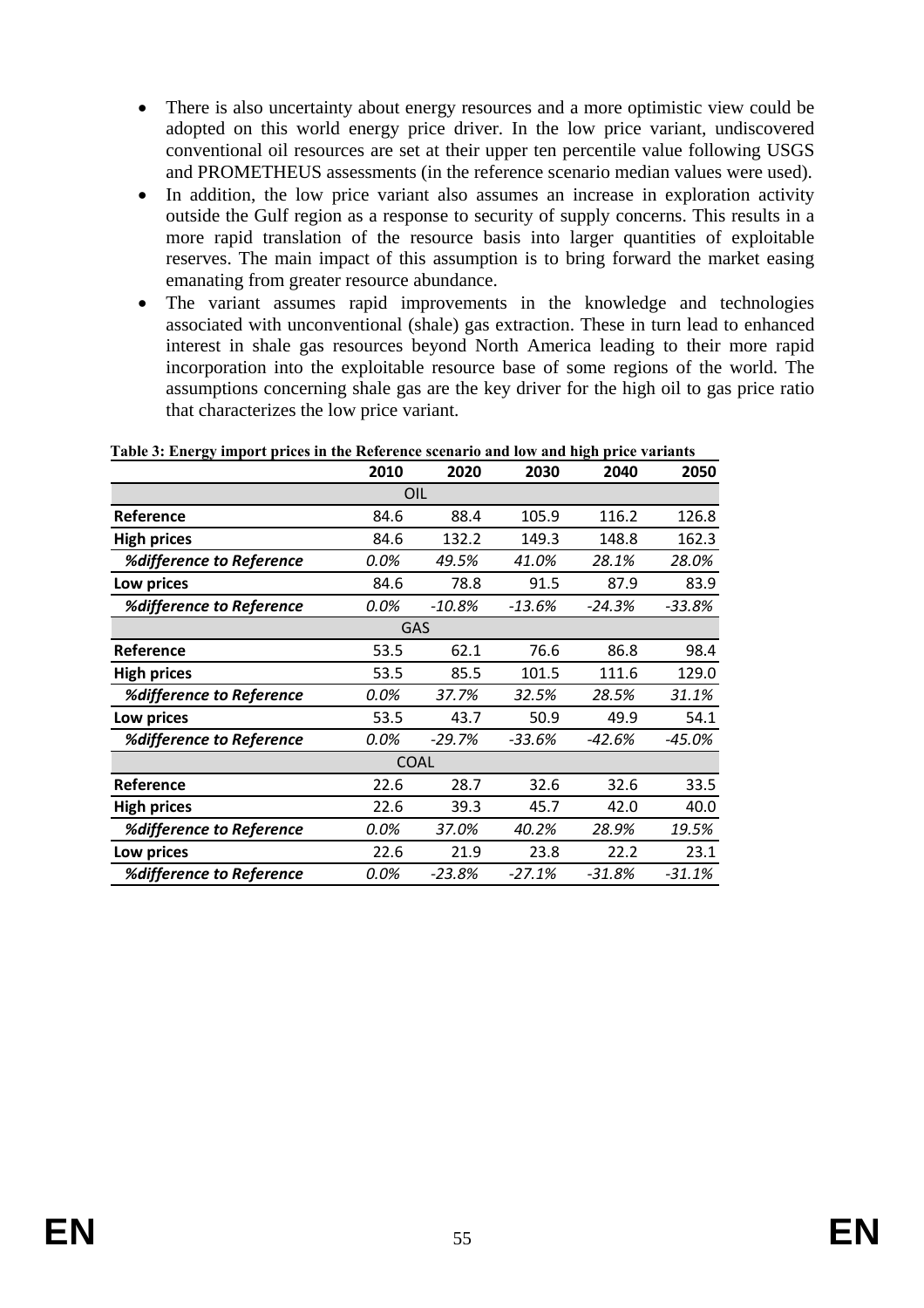- There is also uncertainty about energy resources and a more optimistic view could be adopted on this world energy price driver. In the low price variant, undiscovered conventional oil resources are set at their upper ten percentile value following USGS and PROMETHEUS assessments (in the reference scenario median values were used).
- In addition, the low price variant also assumes an increase in exploration activity outside the Gulf region as a response to security of supply concerns. This results in a more rapid translation of the resource basis into larger quantities of exploitable reserves. The main impact of this assumption is to bring forward the market easing emanating from greater resource abundance.
- The variant assumes rapid improvements in the knowledge and technologies associated with unconventional (shale) gas extraction. These in turn lead to enhanced interest in shale gas resources beyond North America leading to their more rapid incorporation into the exploitable resource base of some regions of the world. The assumptions concerning shale gas are the key driver for the high oil to gas price ratio that characterizes the low price variant.

**Table 3: Energy import prices in the Reference scenario and low and high price variants**

| | 2010 | 2020 | 2030 | 2040 | 2050 |
|---|---|---|---|---|---|
| | | | OIL | | |
| **Reference** | 84.6 | 88.4 | 105.9 | 116.2 | 126.8 |
| **High prices** | 84.6 | 132.2 | 149.3 | 148.8 | 162.3 |
| ***%difference to Reference*** | *0.0%* | *49.5%* | *41.0%* | *28.1%* | *28.0%* |
| **Low prices** | 84.6 | 78.8 | 91.5 | 87.9 | 83.9 |
| ***%difference to Reference*** | *0.0%* | *-10.8%* | *-13.6%* | *-24.3%* | *-33.8%* |
| | | | GAS | | |
| **Reference** | 53.5 | 62.1 | 76.6 | 86.8 | 98.4 |
| **High prices** | 53.5 | 85.5 | 101.5 | 111.6 | 129.0 |
| ***%difference to Reference*** | *0.0%* | *37.7%* | *32.5%* | *28.5%* | *31.1%* |
| **Low prices** | 53.5 | 43.7 | 50.9 | 49.9 | 54.1 |
| ***%difference to Reference*** | *0.0%* | *-29.7%* | *-33.6%* | *-42.6%* | *-45.0%* |
| | | | COAL | | |
| **Reference** | 22.6 | 28.7 | 32.6 | 32.6 | 33.5 |
| **High prices** | 22.6 | 39.3 | 45.7 | 42.0 | 40.0 |
| ***%difference to Reference*** | *0.0%* | *37.0%* | *40.2%* | *28.9%* | *19.5%* |
| **Low prices** | 22.6 | 21.9 | 23.8 | 22.2 | 23.1 |
| ***%difference to Reference*** | *0.0%* | *-23.8%* | *-27.1%* | *-31.8%* | *-31.1%* |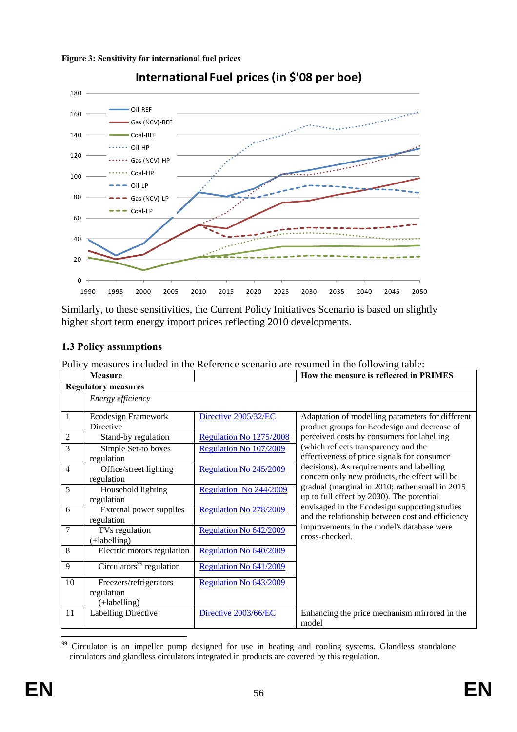**Figure 3: Sensitivity for international fuel prices**

Similarly, to these sensitivities, the Current Policy Initiatives Scenario is based on slightly higher short term energy import prices reflecting 2010 developments.

### 1.3 Policy assumptions

Policy measures included in the Reference scenario are resumed in the following table:

| | Measure | | How the measure is reflected in PRIMES |
|---|---|---|---|
| **Regulatory measures** | | | |
| | *Energy efficiency* | | |
| 1 | Ecodesign Framework Directive | Directive 2005/32/EC | Adaptation of modelling parameters for different product groups for Ecodesign and decrease of perceived costs by consumers for labelling (which reflects transparency and the effectiveness of price signals for consumer decisions). As requirements and labelling concern only new products, the effect will be gradual (marginal in 2010; rather small in 2015 up to full effect by 2030). The potential envisaged in the Ecodesign supporting studies and the relationship between cost and efficiency improvements in the model's database were cross-checked. |
| 2 | Stand-by regulation | Regulation No 1275/2008 | |
| 3 | Simple Set-to boxes regulation | Regulation No 107/2009 | |
| 4 | Office/street lighting regulation | Regulation No 245/2009 | |
| 5 | Household lighting regulation | Regulation No 244/2009 | |
| 6 | External power supplies regulation | Regulation No 278/2009 | |
| 7 | TVs regulation (+labelling) | Regulation No 642/2009 | |
| 8 | Electric motors regulation | Regulation No 640/2009 | |
| 9 | Circulators[99] regulation | Regulation No 641/2009 | |
| 10 | Freezers/refrigerators regulation (+labelling) | Regulation No 643/2009 | |
| 11 | Labelling Directive | Directive 2003/66/EC | Enhancing the price mechanism mirrored in the model |

[99] Circulator is an impeller pump designed for use in heating and cooling systems. Glandless standalone circulators and glandless circulators integrated in products are covered by this regulation.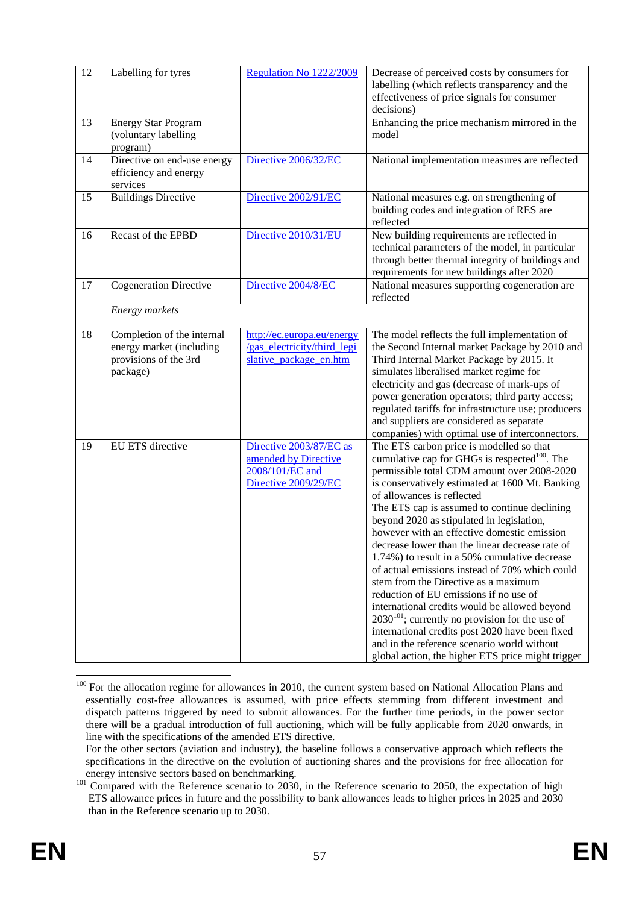| | | | |
|---|---|---|---|
| 12 | Labelling for tyres | Regulation No 1222/2009 | Decrease of perceived costs by consumers for labelling (which reflects transparency and the effectiveness of price signals for consumer decisions) |
| 13 | Energy Star Program (voluntary labelling program) | | Enhancing the price mechanism mirrored in the model |
| 14 | Directive on end-use energy efficiency and energy services | Directive 2006/32/EC | National implementation measures are reflected |
| 15 | Buildings Directive | Directive 2002/91/EC | National measures e.g. on strengthening of building codes and integration of RES are reflected |
| 16 | Recast of the EPBD | Directive 2010/31/EU | New building requirements are reflected in technical parameters of the model, in particular through better thermal integrity of buildings and requirements for new buildings after 2020 |
| 17 | Cogeneration Directive | Directive 2004/8/EC | National measures supporting cogeneration are reflected |
| | *Energy markets* | | |
| 18 | Completion of the internal energy market (including provisions of the 3rd package) | http://ec.europa.eu/energy/gas_electricity/third_legislative_package_en.htm | The model reflects the full implementation of the Second Internal market Package by 2010 and Third Internal Market Package by 2015. It simulates liberalised market regime for electricity and gas (decrease of mark-ups of power generation operators; third party access; regulated tariffs for infrastructure use; producers and suppliers are considered as separate companies) with optimal use of interconnectors. |
| 19 | EU ETS directive | Directive 2003/87/EC as amended by Directive 2008/101/EC and Directive 2009/29/EC | The ETS carbon price is modelled so that cumulative cap for GHGs is respected[100]. The permissible total CDM amount over 2008-2020 is conservatively estimated at 1600 Mt. Banking of allowances is reflected<br>The ETS cap is assumed to continue declining beyond 2020 as stipulated in legislation, however with an effective domestic emission decrease lower than the linear decrease rate of 1.74%) to result in a 50% cumulative decrease of actual emissions instead of 70% which could stem from the Directive as a maximum reduction of EU emissions if no use of international credits would be allowed beyond 2030[101]; currently no provision for the use of international credits post 2020 have been fixed and in the reference scenario world without global action, the higher ETS price might trigger |

[100] For the allocation regime for allowances in 2010, the current system based on National Allocation Plans and essentially cost-free allowances is assumed, with price effects stemming from different investment and dispatch patterns triggered by need to submit allowances. For the further time periods, in the power sector there will be a gradual introduction of full auctioning, which will be fully applicable from 2020 onwards, in line with the specifications of the amended ETS directive.
For the other sectors (aviation and industry), the baseline follows a conservative approach which reflects the specifications in the directive on the evolution of auctioning shares and the provisions for free allocation for energy intensive sectors based on benchmarking.

[101] Compared with the Reference scenario to 2030, in the Reference scenario to 2050, the expectation of high ETS allowance prices in future and the possibility to bank allowances leads to higher prices in 2025 and 2030 than in the Reference scenario up to 2030.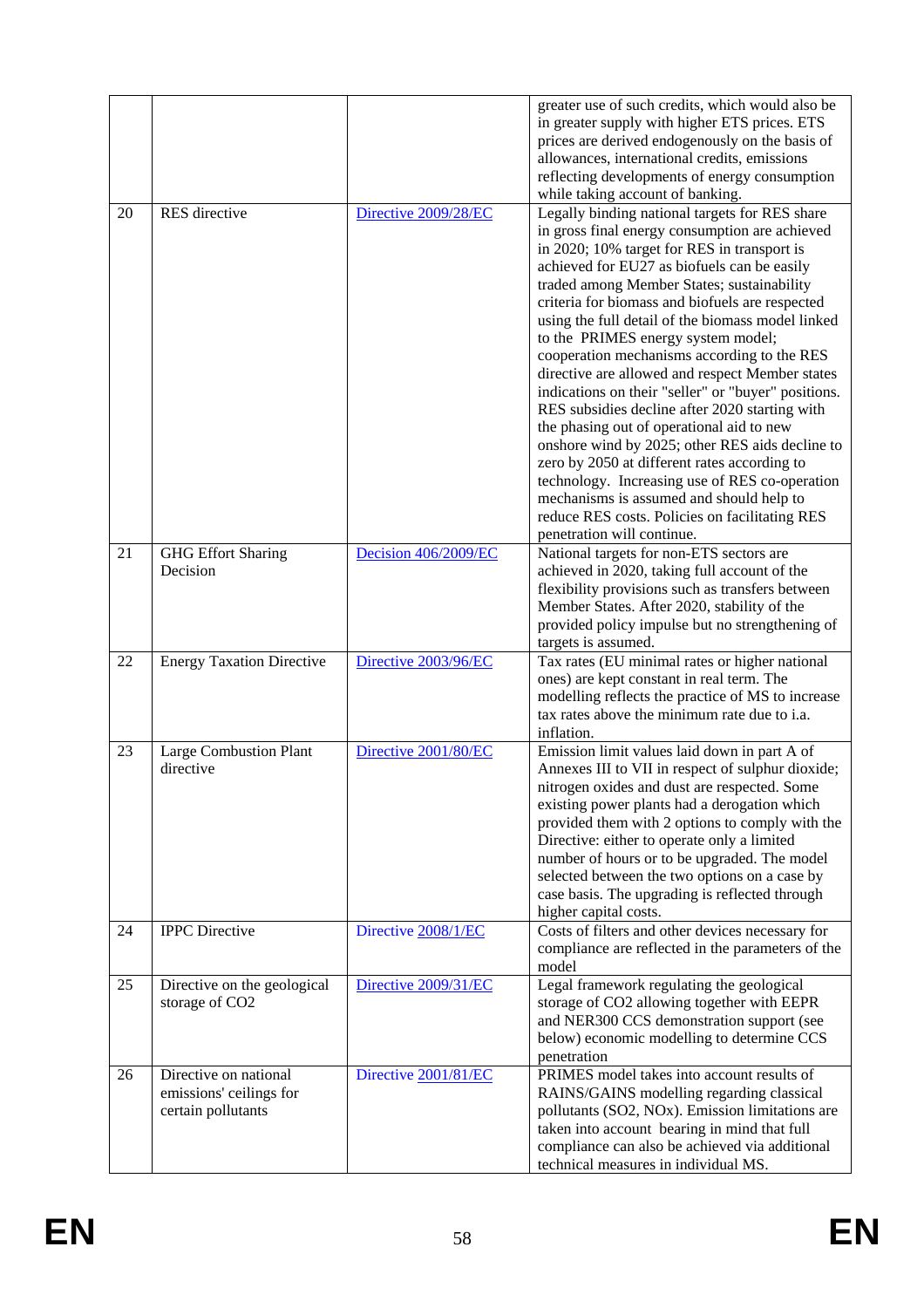| | | | |
|---|---|---|---|
| | | | greater use of such credits, which would also be in greater supply with higher ETS prices. ETS prices are derived endogenously on the basis of allowances, international credits, emissions reflecting developments of energy consumption while taking account of banking. |
| 20 | RES directive | Directive 2009/28/EC | Legally binding national targets for RES share in gross final energy consumption are achieved in 2020; 10% target for RES in transport is achieved for EU27 as biofuels can be easily traded among Member States; sustainability criteria for biomass and biofuels are respected using the full detail of the biomass model linked to the PRIMES energy system model; cooperation mechanisms according to the RES directive are allowed and respect Member states indications on their "seller" or "buyer" positions. RES subsidies decline after 2020 starting with the phasing out of operational aid to new onshore wind by 2025; other RES aids decline to zero by 2050 at different rates according to technology. Increasing use of RES co-operation mechanisms is assumed and should help to reduce RES costs. Policies on facilitating RES penetration will continue. |
| 21 | GHG Effort Sharing Decision | Decision 406/2009/EC | National targets for non-ETS sectors are achieved in 2020, taking full account of the flexibility provisions such as transfers between Member States. After 2020, stability of the provided policy impulse but no strengthening of targets is assumed. |
| 22 | Energy Taxation Directive | Directive 2003/96/EC | Tax rates (EU minimal rates or higher national ones) are kept constant in real term. The modelling reflects the practice of MS to increase tax rates above the minimum rate due to i.a. inflation. |
| 23 | Large Combustion Plant directive | Directive 2001/80/EC | Emission limit values laid down in part A of Annexes III to VII in respect of sulphur dioxide; nitrogen oxides and dust are respected. Some existing power plants had a derogation which provided them with 2 options to comply with the Directive: either to operate only a limited number of hours or to be upgraded. The model selected between the two options on a case by case basis. The upgrading is reflected through higher capital costs. |
| 24 | IPPC Directive | Directive 2008/1/EC | Costs of filters and other devices necessary for compliance are reflected in the parameters of the model |
| 25 | Directive on the geological storage of CO2 | Directive 2009/31/EC | Legal framework regulating the geological storage of CO2 allowing together with EEPR and NER300 CCS demonstration support (see below) economic modelling to determine CCS penetration |
| 26 | Directive on national emissions' ceilings for certain pollutants | Directive 2001/81/EC | PRIMES model takes into account results of RAINS/GAINS modelling regarding classical pollutants (SO2, NOx). Emission limitations are taken into account bearing in mind that full compliance can also be achieved via additional technical measures in individual MS. |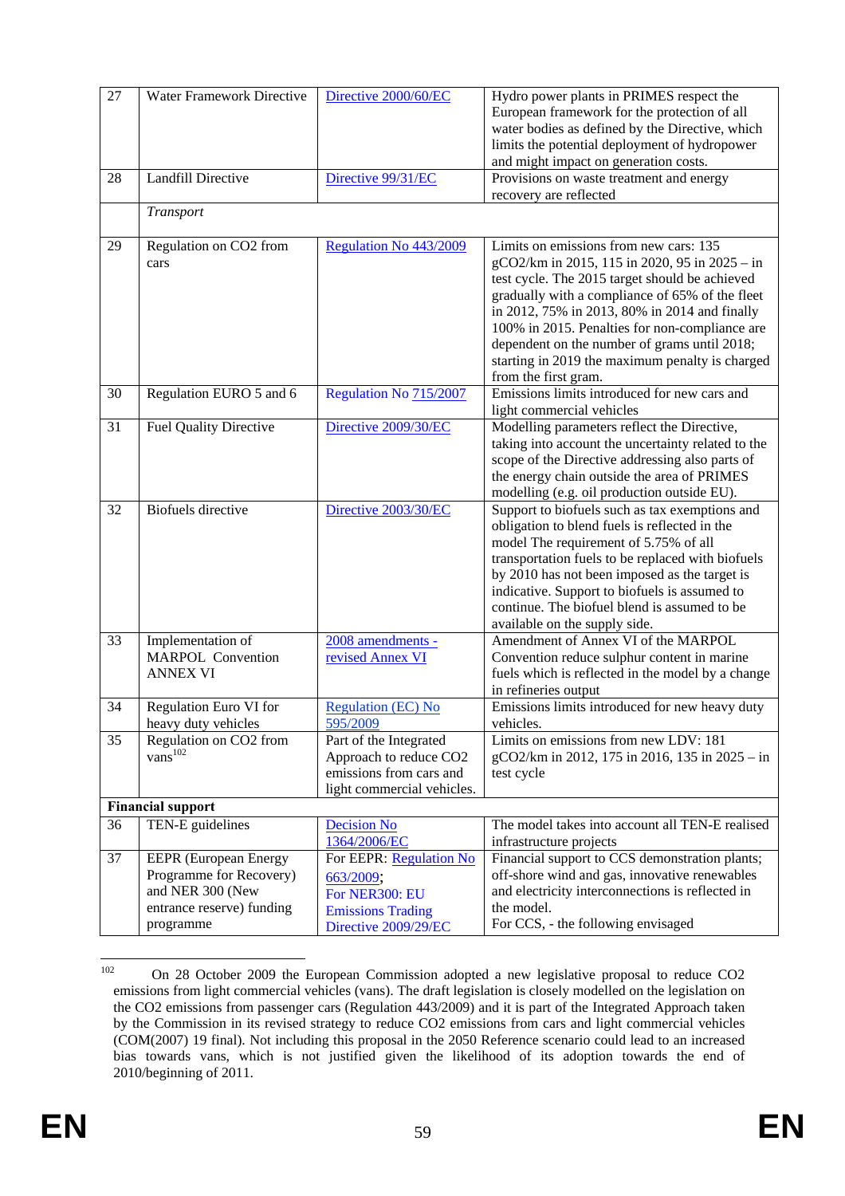| | | | |
|---|---|---|---|
| 27 | Water Framework Directive | Directive 2000/60/EC | Hydro power plants in PRIMES respect the European framework for the protection of all water bodies as defined by the Directive, which limits the potential deployment of hydropower and might impact on generation costs. |
| 28 | Landfill Directive | Directive 99/31/EC | Provisions on waste treatment and energy recovery are reflected |
| | *Transport* | | |
| 29 | Regulation on CO2 from cars | Regulation No 443/2009 | Limits on emissions from new cars: 135 gCO2/km in 2015, 115 in 2020, 95 in 2025 – in test cycle. The 2015 target should be achieved gradually with a compliance of 65% of the fleet in 2012, 75% in 2013, 80% in 2014 and finally 100% in 2015. Penalties for non-compliance are dependent on the number of grams until 2018; starting in 2019 the maximum penalty is charged from the first gram. |
| 30 | Regulation EURO 5 and 6 | Regulation No 715/2007 | Emissions limits introduced for new cars and light commercial vehicles |
| 31 | Fuel Quality Directive | Directive 2009/30/EC | Modelling parameters reflect the Directive, taking into account the uncertainty related to the scope of the Directive addressing also parts of the energy chain outside the area of PRIMES modelling (e.g. oil production outside EU). |
| 32 | Biofuels directive | Directive 2003/30/EC | Support to biofuels such as tax exemptions and obligation to blend fuels is reflected in the model The requirement of 5.75% of all transportation fuels to be replaced with biofuels by 2010 has not been imposed as the target is indicative. Support to biofuels is assumed to continue. The biofuel blend is assumed to be available on the supply side. |
| 33 | Implementation of MARPOL Convention ANNEX VI | 2008 amendments - revised Annex VI | Amendment of Annex VI of the MARPOL Convention reduce sulphur content in marine fuels which is reflected in the model by a change in refineries output |
| 34 | Regulation Euro VI for heavy duty vehicles | Regulation (EC) No 595/2009 | Emissions limits introduced for new heavy duty vehicles. |
| 35 | Regulation on CO2 from vans[102] | Part of the Integrated Approach to reduce CO2 emissions from cars and light commercial vehicles. | Limits on emissions from new LDV: 181 gCO2/km in 2012, 175 in 2016, 135 in 2025 – in test cycle |
| **Financial support** | | | |
| 36 | TEN-E guidelines | Decision No 1364/2006/EC | The model takes into account all TEN-E realised infrastructure projects |
| 37 | EEPR (European Energy Programme for Recovery) and NER 300 (New entrance reserve) funding programme | For EEPR: Regulation No 663/2009; For NER300: EU Emissions Trading Directive 2009/29/EC | Financial support to CCS demonstration plants; off-shore wind and gas, innovative renewables and electricity interconnections is reflected in the model. For CCS, - the following envisaged |

[102] On 28 October 2009 the European Commission adopted a new legislative proposal to reduce CO2 emissions from light commercial vehicles (vans). The draft legislation is closely modelled on the legislation on the CO2 emissions from passenger cars (Regulation 443/2009) and it is part of the Integrated Approach taken by the Commission in its revised strategy to reduce CO2 emissions from cars and light commercial vehicles (COM(2007) 19 final). Not including this proposal in the 2050 Reference scenario could lead to an increased bias towards vans, which is not justified given the likelihood of its adoption towards the end of 2010/beginning of 2011.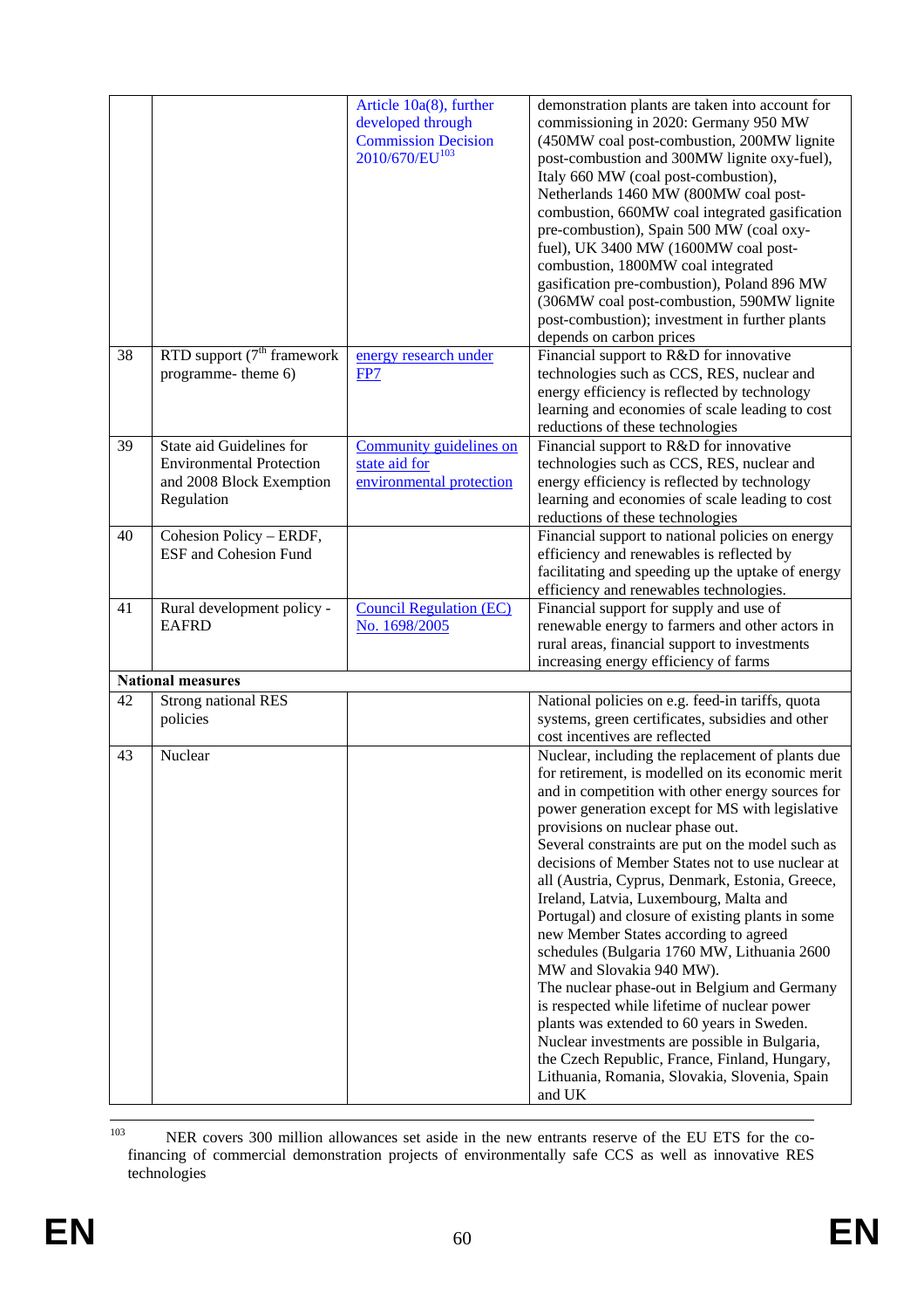| | | | |
|---|---|---|---|
| | | Article 10a(8), further developed through Commission Decision 2010/670/EU[103] | demonstration plants are taken into account for commissioning in 2020: Germany 950 MW (450MW coal post-combustion, 200MW lignite post-combustion and 300MW lignite oxy-fuel), Italy 660 MW (coal post-combustion), Netherlands 1460 MW (800MW coal post-combustion, 660MW coal integrated gasification pre-combustion), Spain 500 MW (coal oxy-fuel), UK 3400 MW (1600MW coal post-combustion, 1800MW coal integrated gasification pre-combustion), Poland 896 MW (306MW coal post-combustion, 590MW lignite post-combustion); investment in further plants depends on carbon prices |
| 38 | RTD support (7th framework programme- theme 6) | energy research under FP7 | Financial support to R&D for innovative technologies such as CCS, RES, nuclear and energy efficiency is reflected by technology learning and economies of scale leading to cost reductions of these technologies |
| 39 | State aid Guidelines for Environmental Protection and 2008 Block Exemption Regulation | Community guidelines on state aid for environmental protection | Financial support to R&D for innovative technologies such as CCS, RES, nuclear and energy efficiency is reflected by technology learning and economies of scale leading to cost reductions of these technologies |
| 40 | Cohesion Policy – ERDF, ESF and Cohesion Fund | | Financial support to national policies on energy efficiency and renewables is reflected by facilitating and speeding up the uptake of energy efficiency and renewables technologies. |
| 41 | Rural development policy - EAFRD | Council Regulation (EC) No. 1698/2005 | Financial support for supply and use of renewable energy to farmers and other actors in rural areas, financial support to investments increasing energy efficiency of farms |
| **National measures** | | | |
| 42 | Strong national RES policies | | National policies on e.g. feed-in tariffs, quota systems, green certificates, subsidies and other cost incentives are reflected |
| 43 | Nuclear | | Nuclear, including the replacement of plants due for retirement, is modelled on its economic merit and in competition with other energy sources for power generation except for MS with legislative provisions on nuclear phase out.<br>Several constraints are put on the model such as decisions of Member States not to use nuclear at all (Austria, Cyprus, Denmark, Estonia, Greece, Ireland, Latvia, Luxembourg, Malta and Portugal) and closure of existing plants in some new Member States according to agreed schedules (Bulgaria 1760 MW, Lithuania 2600 MW and Slovakia 940 MW).<br>The nuclear phase-out in Belgium and Germany is respected while lifetime of nuclear power plants was extended to 60 years in Sweden.<br>Nuclear investments are possible in Bulgaria, the Czech Republic, France, Finland, Hungary, Lithuania, Romania, Slovakia, Slovenia, Spain and UK |

[103] NER covers 300 million allowances set aside in the new entrants reserve of the EU ETS for the co-financing of commercial demonstration projects of environmentally safe CCS as well as innovative RES technologies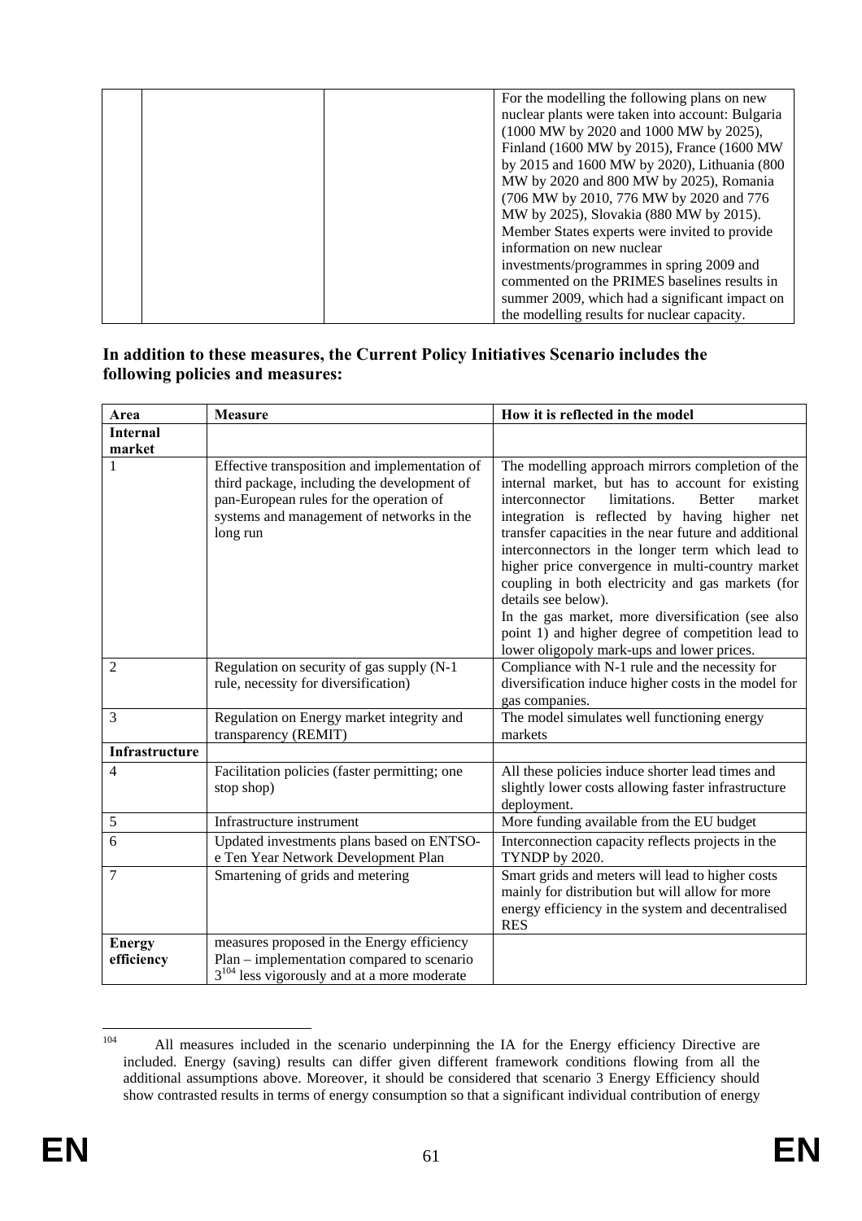| | | | For the modelling the following plans on new nuclear plants were taken into account: Bulgaria (1000 MW by 2020 and 1000 MW by 2025), Finland (1600 MW by 2015), France (1600 MW by 2015 and 1600 MW by 2020), Lithuania (800 MW by 2020 and 800 MW by 2025), Romania (706 MW by 2010, 776 MW by 2020 and 776 MW by 2025), Slovakia (880 MW by 2015). Member States experts were invited to provide information on new nuclear investments/programmes in spring 2009 and commented on the PRIMES baselines results in summer 2009, which had a significant impact on the modelling results for nuclear capacity. |
|---|---|---|---|

**In addition to these measures, the Current Policy Initiatives Scenario includes the following policies and measures:**

| Area | Measure | How it is reflected in the model |
|---|---|---|
| **Internal market** | | |
| 1 | Effective transposition and implementation of third package, including the development of pan-European rules for the operation of systems and management of networks in the long run | The modelling approach mirrors completion of the internal market, but has to account for existing interconnector limitations. Better market integration is reflected by having higher net transfer capacities in the near future and additional interconnectors in the longer term which lead to higher price convergence in multi-country market coupling in both electricity and gas markets (for details see below).<br>In the gas market, more diversification (see also point 1) and higher degree of competition lead to lower oligopoly mark-ups and lower prices. |
| 2 | Regulation on security of gas supply (N-1 rule, necessity for diversification) | Compliance with N-1 rule and the necessity for diversification induce higher costs in the model for gas companies. |
| 3 | Regulation on Energy market integrity and transparency (REMIT) | The model simulates well functioning energy markets |
| **Infrastructure** | | |
| 4 | Facilitation policies (faster permitting; one stop shop) | All these policies induce shorter lead times and slightly lower costs allowing faster infrastructure deployment. |
| 5 | Infrastructure instrument | More funding available from the EU budget |
| 6 | Updated investments plans based on ENTSO-e Ten Year Network Development Plan | Interconnection capacity reflects projects in the TYNDP by 2020. |
| 7 | Smartening of grids and metering | Smart grids and meters will lead to higher costs mainly for distribution but will allow for more energy efficiency in the system and decentralised RES |
| **Energy efficiency** | measures proposed in the Energy efficiency Plan – implementation compared to scenario 3[104] less vigorously and at a more moderate | |

[104] All measures included in the scenario underpinning the IA for the Energy efficiency Directive are included. Energy (saving) results can differ given different framework conditions flowing from all the additional assumptions above. Moreover, it should be considered that scenario 3 Energy Efficiency should show contrasted results in terms of energy consumption so that a significant individual contribution of energy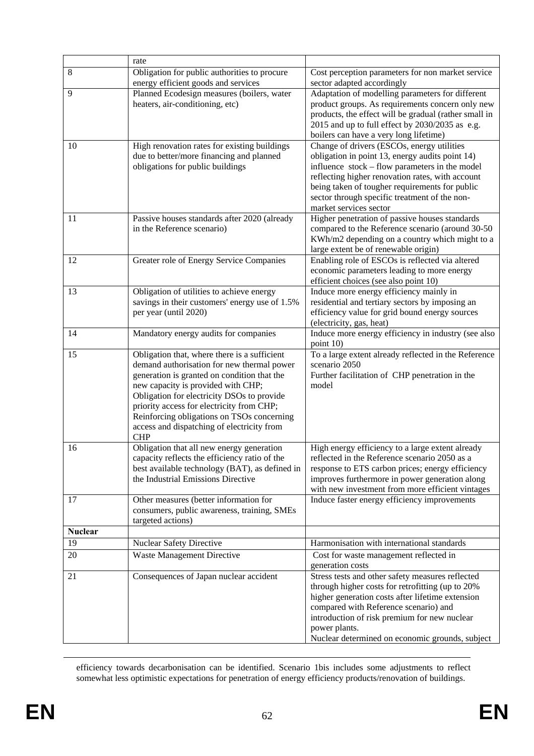| | | |
|---|---|---|
| | rate | |
| 8 | Obligation for public authorities to procure energy efficient goods and services | Cost perception parameters for non market service sector adapted accordingly |
| 9 | Planned Ecodesign measures (boilers, water heaters, air-conditioning, etc) | Adaptation of modelling parameters for different product groups. As requirements concern only new products, the effect will be gradual (rather small in 2015 and up to full effect by 2030/2035 as e.g. boilers can have a very long lifetime) |
| 10 | High renovation rates for existing buildings due to better/more financing and planned obligations for public buildings | Change of drivers (ESCOs, energy utilities obligation in point 13, energy audits point 14) influence stock – flow parameters in the model reflecting higher renovation rates, with account being taken of tougher requirements for public sector through specific treatment of the non-market services sector |
| 11 | Passive houses standards after 2020 (already in the Reference scenario) | Higher penetration of passive houses standards compared to the Reference scenario (around 30-50 KWh/m2 depending on a country which might to a large extent be of renewable origin) |
| 12 | Greater role of Energy Service Companies | Enabling role of ESCOs is reflected via altered economic parameters leading to more energy efficient choices (see also point 10) |
| 13 | Obligation of utilities to achieve energy savings in their customers' energy use of 1.5% per year (until 2020) | Induce more energy efficiency mainly in residential and tertiary sectors by imposing an efficiency value for grid bound energy sources (electricity, gas, heat) |
| 14 | Mandatory energy audits for companies | Induce more energy efficiency in industry (see also point 10) |
| 15 | Obligation that, where there is a sufficient demand authorisation for new thermal power generation is granted on condition that the new capacity is provided with CHP; Obligation for electricity DSOs to provide priority access for electricity from CHP; Reinforcing obligations on TSOs concerning access and dispatching of electricity from CHP | To a large extent already reflected in the Reference scenario 2050<br>Further facilitation of CHP penetration in the model |
| 16 | Obligation that all new energy generation capacity reflects the efficiency ratio of the best available technology (BAT), as defined in the Industrial Emissions Directive | High energy efficiency to a large extent already reflected in the Reference scenario 2050 as a response to ETS carbon prices; energy efficiency improves furthermore in power generation along with new investment from more efficient vintages |
| 17 | Other measures (better information for consumers, public awareness, training, SMEs targeted actions) | Induce faster energy efficiency improvements |
| **Nuclear** | | |
| 19 | Nuclear Safety Directive | Harmonisation with international standards |
| 20 | Waste Management Directive | Cost for waste management reflected in generation costs |
| 21 | Consequences of Japan nuclear accident | Stress tests and other safety measures reflected through higher costs for retrofitting (up to 20% higher generation costs after lifetime extension compared with Reference scenario) and introduction of risk premium for new nuclear power plants.<br>Nuclear determined on economic grounds, subject |

efficiency towards decarbonisation can be identified. Scenario 1bis includes some adjustments to reflect somewhat less optimistic expectations for penetration of energy efficiency products/renovation of buildings.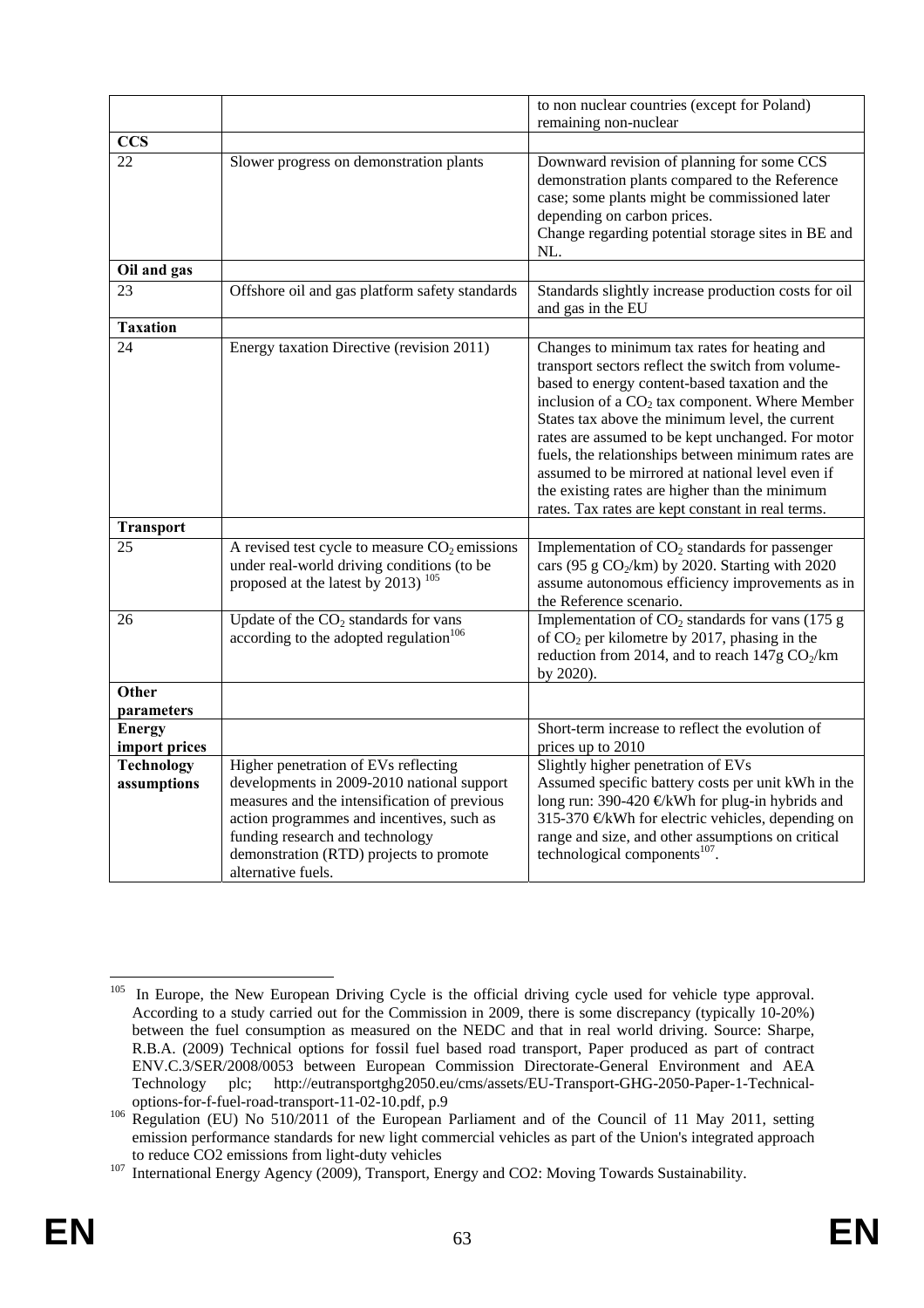| | | |
|---|---|---|
| | | to non nuclear countries (except for Poland) remaining non-nuclear |
| **CCS** | | |
| 22 | Slower progress on demonstration plants | Downward revision of planning for some CCS demonstration plants compared to the Reference case; some plants might be commissioned later depending on carbon prices.<br>Change regarding potential storage sites in BE and NL. |
| **Oil and gas** | | |
| 23 | Offshore oil and gas platform safety standards | Standards slightly increase production costs for oil and gas in the EU |
| **Taxation** | | |
| 24 | Energy taxation Directive (revision 2011) | Changes to minimum tax rates for heating and transport sectors reflect the switch from volume-based to energy content-based taxation and the inclusion of a $CO_2$ tax component. Where Member States tax above the minimum level, the current rates are assumed to be kept unchanged. For motor fuels, the relationships between minimum rates are assumed to be mirrored at national level even if the existing rates are higher than the minimum rates. Tax rates are kept constant in real terms. |
| **Transport** | | |
| 25 | A revised test cycle to measure $CO_2$ emissions under real-world driving conditions (to be proposed at the latest by 2013) [105] | Implementation of $CO_2$ standards for passenger cars (95 g $CO_2$/km) by 2020. Starting with 2020 assume autonomous efficiency improvements as in the Reference scenario. |
| 26 | Update of the $CO_2$ standards for vans according to the adopted regulation[106] | Implementation of $CO_2$ standards for vans (175 g of $CO_2$ per kilometre by 2017, phasing in the reduction from 2014, and to reach 147g $CO_2$/km by 2020). |
| **Other parameters** | | |
| **Energy import prices** | | Short-term increase to reflect the evolution of prices up to 2010 |
| **Technology assumptions** | Higher penetration of EVs reflecting developments in 2009-2010 national support measures and the intensification of previous action programmes and incentives, such as funding research and technology demonstration (RTD) projects to promote alternative fuels. | Slightly higher penetration of EVs<br>Assumed specific battery costs per unit kWh in the long run: 390-420 €/kWh for plug-in hybrids and 315-370 €/kWh for electric vehicles, depending on range and size, and other assumptions on critical technological components[107]. |

[105] In Europe, the New European Driving Cycle is the official driving cycle used for vehicle type approval. According to a study carried out for the Commission in 2009, there is some discrepancy (typically 10-20%) between the fuel consumption as measured on the NEDC and that in real world driving. Source: Sharpe, R.B.A. (2009) Technical options for fossil fuel based road transport, Paper produced as part of contract ENV.C.3/SER/2008/0053 between European Commission Directorate-General Environment and AEA Technology plc; http://eutransportghg2050.eu/cms/assets/EU-Transport-GHG-2050-Paper-1-Technical-options-for-f-fuel-road-transport-11-02-10.pdf, p.9

[106] Regulation (EU) No 510/2011 of the European Parliament and of the Council of 11 May 2011, setting emission performance standards for new light commercial vehicles as part of the Union's integrated approach to reduce CO2 emissions from light-duty vehicles

[107] International Energy Agency (2009), Transport, Energy and CO2: Moving Towards Sustainability.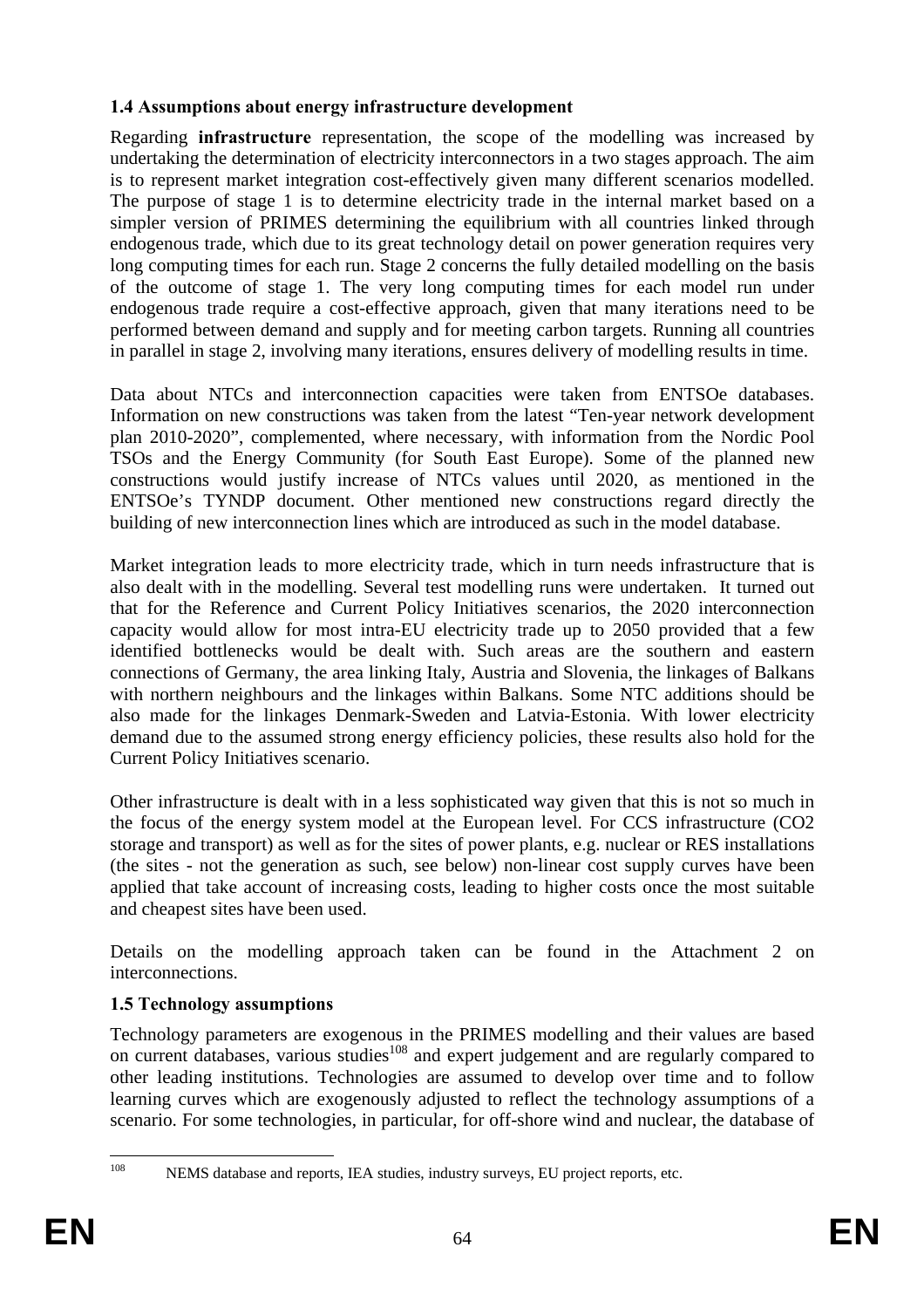### 1.4 Assumptions about energy infrastructure development

Regarding **infrastructure** representation, the scope of the modelling was increased by undertaking the determination of electricity interconnectors in a two stages approach. The aim is to represent market integration cost-effectively given many different scenarios modelled. The purpose of stage 1 is to determine electricity trade in the internal market based on a simpler version of PRIMES determining the equilibrium with all countries linked through endogenous trade, which due to its great technology detail on power generation requires very long computing times for each run. Stage 2 concerns the fully detailed modelling on the basis of the outcome of stage 1. The very long computing times for each model run under endogenous trade require a cost-effective approach, given that many iterations need to be performed between demand and supply and for meeting carbon targets. Running all countries in parallel in stage 2, involving many iterations, ensures delivery of modelling results in time.

Data about NTCs and interconnection capacities were taken from ENTSOe databases. Information on new constructions was taken from the latest "Ten-year network development plan 2010-2020", complemented, where necessary, with information from the Nordic Pool TSOs and the Energy Community (for South East Europe). Some of the planned new constructions would justify increase of NTCs values until 2020, as mentioned in the ENTSOe's TYNDP document. Other mentioned new constructions regard directly the building of new interconnection lines which are introduced as such in the model database.

Market integration leads to more electricity trade, which in turn needs infrastructure that is also dealt with in the modelling. Several test modelling runs were undertaken. It turned out that for the Reference and Current Policy Initiatives scenarios, the 2020 interconnection capacity would allow for most intra-EU electricity trade up to 2050 provided that a few identified bottlenecks would be dealt with. Such areas are the southern and eastern connections of Germany, the area linking Italy, Austria and Slovenia, the linkages of Balkans with northern neighbours and the linkages within Balkans. Some NTC additions should be also made for the linkages Denmark-Sweden and Latvia-Estonia. With lower electricity demand due to the assumed strong energy efficiency policies, these results also hold for the Current Policy Initiatives scenario.

Other infrastructure is dealt with in a less sophisticated way given that this is not so much in the focus of the energy system model at the European level. For CCS infrastructure ($CO_2$ storage and transport) as well as for the sites of power plants, e.g. nuclear or RES installations (the sites - not the generation as such, see below) non-linear cost supply curves have been applied that take account of increasing costs, leading to higher costs once the most suitable and cheapest sites have been used.

Details on the modelling approach taken can be found in the Attachment 2 on interconnections.

### 1.5 Technology assumptions

Technology parameters are exogenous in the PRIMES modelling and their values are based on current databases, various studies[108] and expert judgement and are regularly compared to other leading institutions. Technologies are assumed to develop over time and to follow learning curves which are exogenously adjusted to reflect the technology assumptions of a scenario. For some technologies, in particular, for off-shore wind and nuclear, the database of

[108] NEMS database and reports, IEA studies, industry surveys, EU project reports, etc.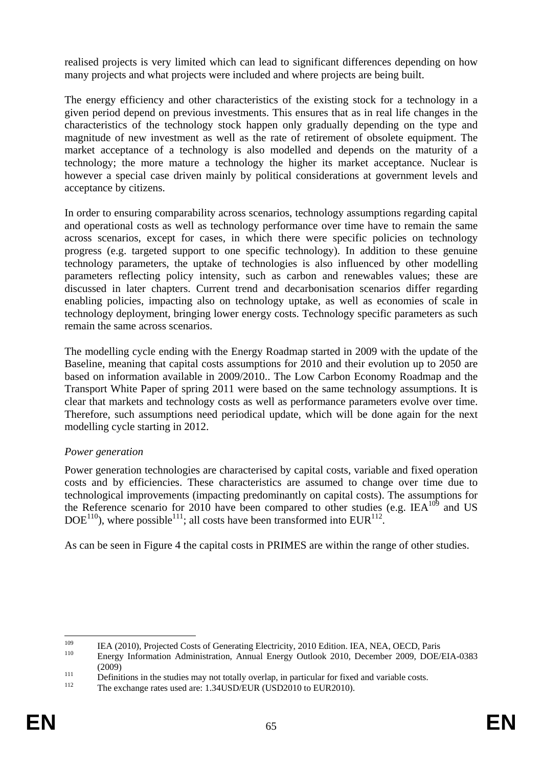realised projects is very limited which can lead to significant differences depending on how many projects and what projects were included and where projects are being built.

The energy efficiency and other characteristics of the existing stock for a technology in a given period depend on previous investments. This ensures that as in real life changes in the characteristics of the technology stock happen only gradually depending on the type and magnitude of new investment as well as the rate of retirement of obsolete equipment. The market acceptance of a technology is also modelled and depends on the maturity of a technology; the more mature a technology the higher its market acceptance. Nuclear is however a special case driven mainly by political considerations at government levels and acceptance by citizens.

In order to ensuring comparability across scenarios, technology assumptions regarding capital and operational costs as well as technology performance over time have to remain the same across scenarios, except for cases, in which there were specific policies on technology progress (e.g. targeted support to one specific technology). In addition to these genuine technology parameters, the uptake of technologies is also influenced by other modelling parameters reflecting policy intensity, such as carbon and renewables values; these are discussed in later chapters. Current trend and decarbonisation scenarios differ regarding enabling policies, impacting also on technology uptake, as well as economies of scale in technology deployment, bringing lower energy costs. Technology specific parameters as such remain the same across scenarios.

The modelling cycle ending with the Energy Roadmap started in 2009 with the update of the Baseline, meaning that capital costs assumptions for 2010 and their evolution up to 2050 are based on information available in 2009/2010.. The Low Carbon Economy Roadmap and the Transport White Paper of spring 2011 were based on the same technology assumptions. It is clear that markets and technology costs as well as performance parameters evolve over time. Therefore, such assumptions need periodical update, which will be done again for the next modelling cycle starting in 2012.

*Power generation*

Power generation technologies are characterised by capital costs, variable and fixed operation costs and by efficiencies. These characteristics are assumed to change over time due to technological improvements (impacting predominantly on capital costs). The assumptions for the Reference scenario for 2010 have been compared to other studies (e.g. IEA[109] and US DOE[110]), where possible[111]; all costs have been transformed into EUR[112].

As can be seen in Figure 4 the capital costs in PRIMES are within the range of other studies.

---

[109] IEA (2010), Projected Costs of Generating Electricity, 2010 Edition. IEA, NEA, OECD, Paris

[110] Energy Information Administration, Annual Energy Outlook 2010, December 2009, DOE/EIA-0383 (2009)

[111] Definitions in the studies may not totally overlap, in particular for fixed and variable costs.

[112] The exchange rates used are: 1.34USD/EUR (USD2010 to EUR2010).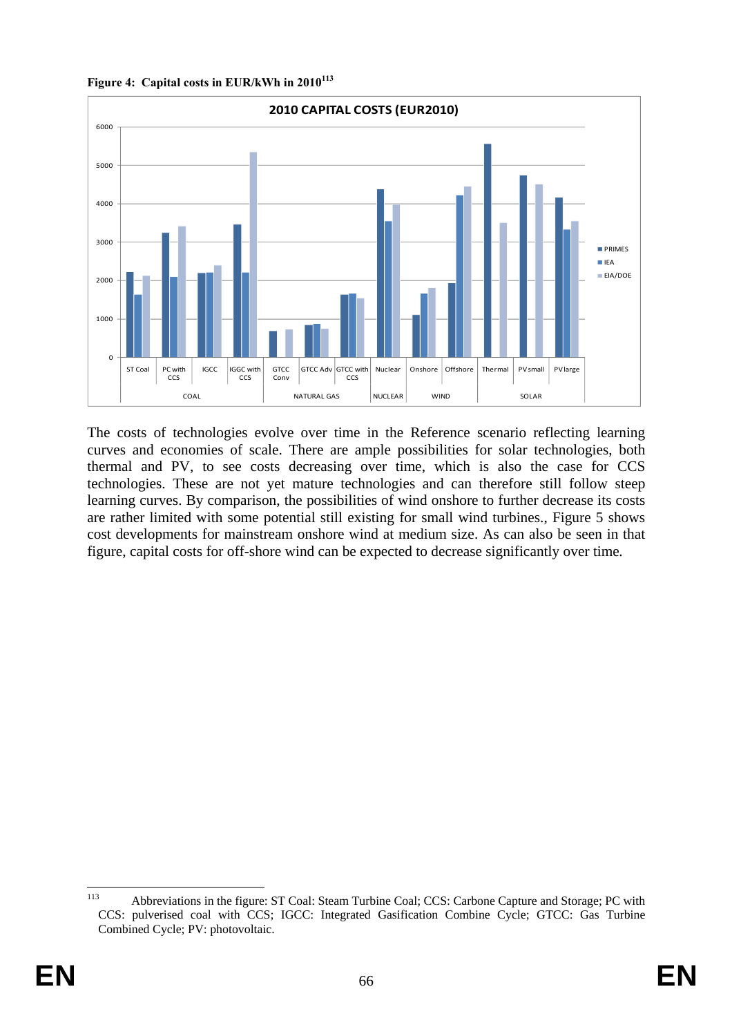**Figure 4: Capital costs in EUR/kWh in 2010**[113]

The costs of technologies evolve over time in the Reference scenario reflecting learning curves and economies of scale. There are ample possibilities for solar technologies, both thermal and PV, to see costs decreasing over time, which is also the case for CCS technologies. These are not yet mature technologies and can therefore still follow steep learning curves. By comparison, the possibilities of wind onshore to further decrease its costs are rather limited with some potential still existing for small wind turbines., Figure 5 shows cost developments for mainstream onshore wind at medium size. As can also be seen in that figure, capital costs for off-shore wind can be expected to decrease significantly over time.

---

[113] Abbreviations in the figure: ST Coal: Steam Turbine Coal; CCS: Carbone Capture and Storage; PC with CCS: pulverised coal with CCS; IGCC: Integrated Gasification Combine Cycle; GTCC: Gas Turbine Combined Cycle; PV: photovoltaic.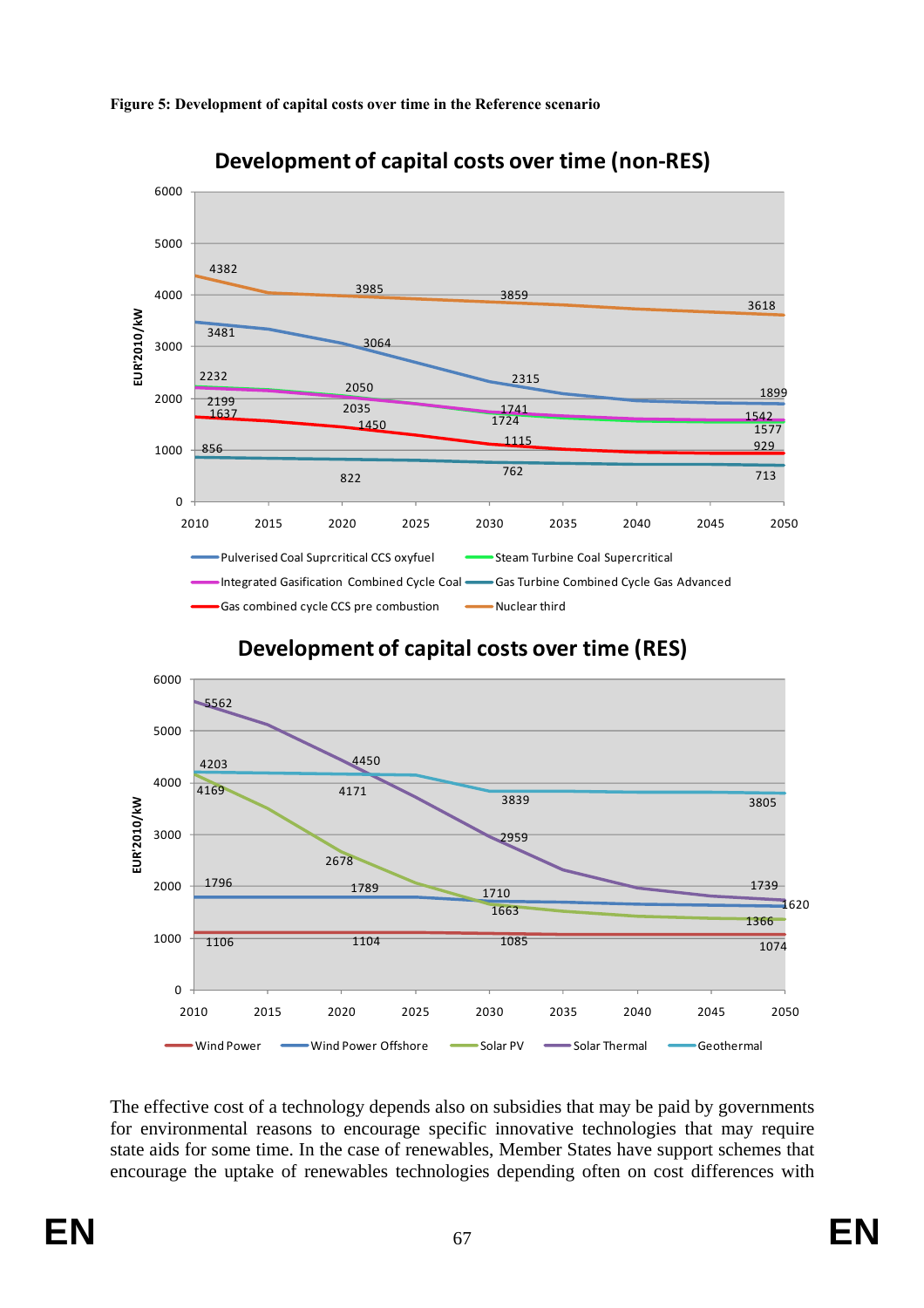**Figure 5: Development of capital costs over time in the Reference scenario**

The effective cost of a technology depends also on subsidies that may be paid by governments for environmental reasons to encourage specific innovative technologies that may require state aids for some time. In the case of renewables, Member States have support schemes that encourage the uptake of renewables technologies depending often on cost differences with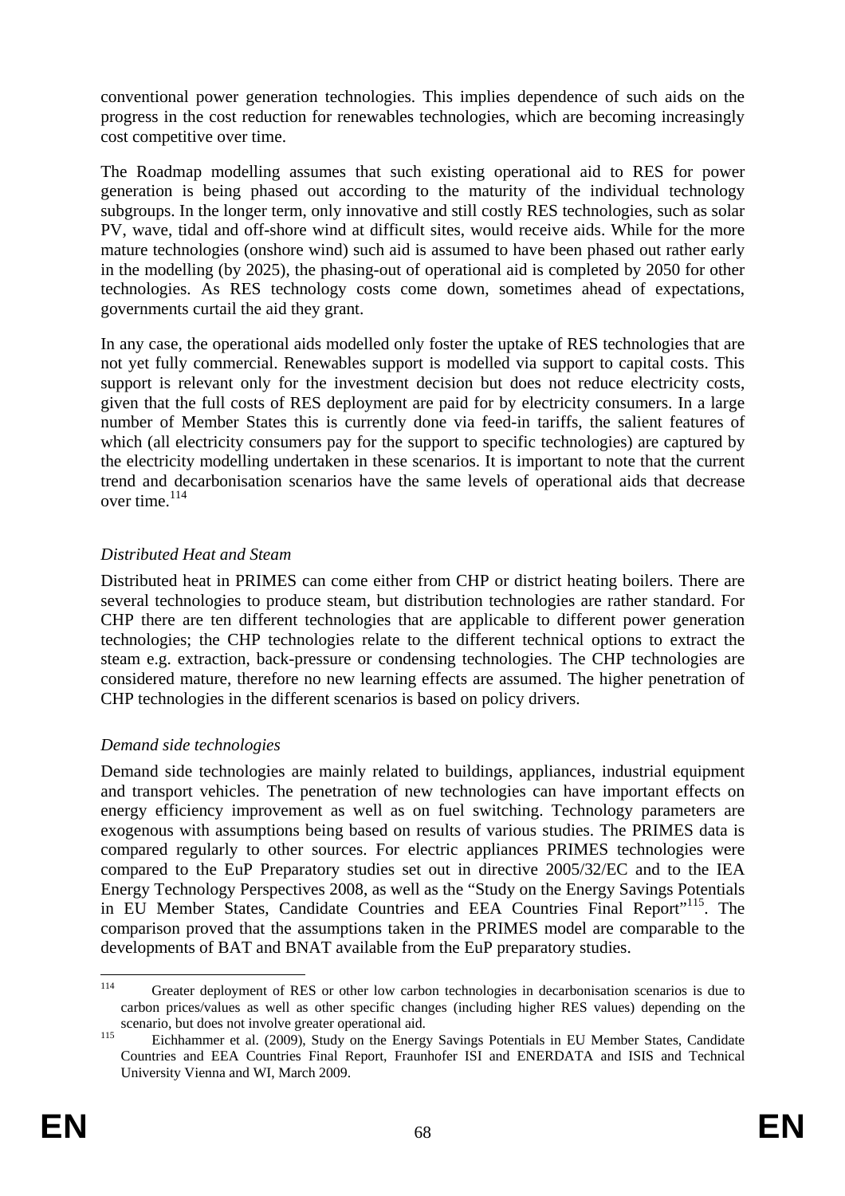conventional power generation technologies. This implies dependence of such aids on the progress in the cost reduction for renewables technologies, which are becoming increasingly cost competitive over time.

The Roadmap modelling assumes that such existing operational aid to RES for power generation is being phased out according to the maturity of the individual technology subgroups. In the longer term, only innovative and still costly RES technologies, such as solar PV, wave, tidal and off-shore wind at difficult sites, would receive aids. While for the more mature technologies (onshore wind) such aid is assumed to have been phased out rather early in the modelling (by 2025), the phasing-out of operational aid is completed by 2050 for other technologies. As RES technology costs come down, sometimes ahead of expectations, governments curtail the aid they grant.

In any case, the operational aids modelled only foster the uptake of RES technologies that are not yet fully commercial. Renewables support is modelled via support to capital costs. This support is relevant only for the investment decision but does not reduce electricity costs, given that the full costs of RES deployment are paid for by electricity consumers. In a large number of Member States this is currently done via feed-in tariffs, the salient features of which (all electricity consumers pay for the support to specific technologies) are captured by the electricity modelling undertaken in these scenarios. It is important to note that the current trend and decarbonisation scenarios have the same levels of operational aids that decrease over time.[114]

*Distributed Heat and Steam*

Distributed heat in PRIMES can come either from CHP or district heating boilers. There are several technologies to produce steam, but distribution technologies are rather standard. For CHP there are ten different technologies that are applicable to different power generation technologies; the CHP technologies relate to the different technical options to extract the steam e.g. extraction, back-pressure or condensing technologies. The CHP technologies are considered mature, therefore no new learning effects are assumed. The higher penetration of CHP technologies in the different scenarios is based on policy drivers.

*Demand side technologies*

Demand side technologies are mainly related to buildings, appliances, industrial equipment and transport vehicles. The penetration of new technologies can have important effects on energy efficiency improvement as well as on fuel switching. Technology parameters are exogenous with assumptions being based on results of various studies. The PRIMES data is compared regularly to other sources. For electric appliances PRIMES technologies were compared to the EuP Preparatory studies set out in directive 2005/32/EC and to the IEA Energy Technology Perspectives 2008, as well as the "Study on the Energy Savings Potentials in EU Member States, Candidate Countries and EEA Countries Final Report"[115]. The comparison proved that the assumptions taken in the PRIMES model are comparable to the developments of BAT and BNAT available from the EuP preparatory studies.

---

[114] Greater deployment of RES or other low carbon technologies in decarbonisation scenarios is due to carbon prices/values as well as other specific changes (including higher RES values) depending on the scenario, but does not involve greater operational aid.

[115] Eichhammer et al. (2009), Study on the Energy Savings Potentials in EU Member States, Candidate Countries and EEA Countries Final Report, Fraunhofer ISI and ENERDATA and ISIS and Technical University Vienna and WI, March 2009.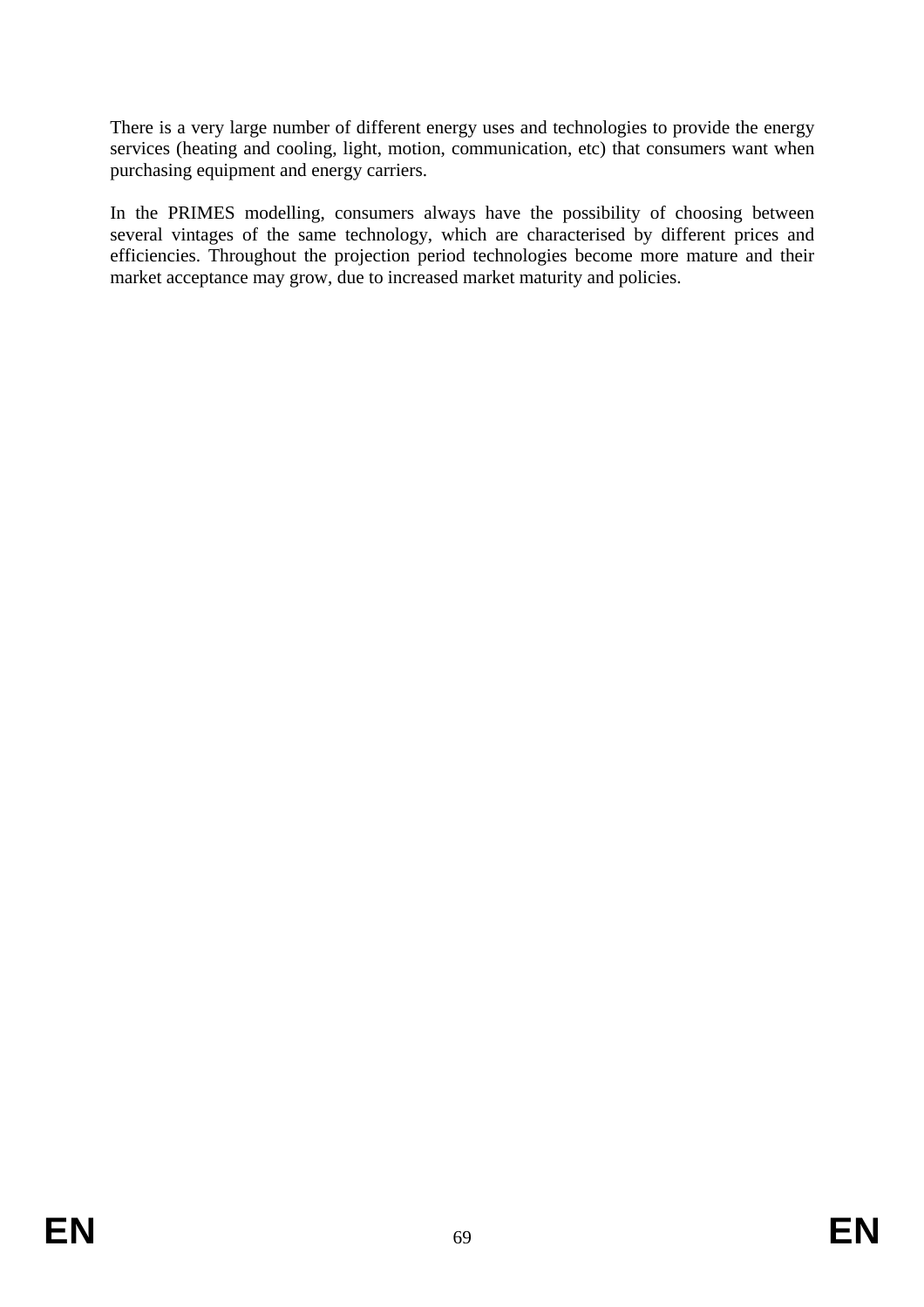There is a very large number of different energy uses and technologies to provide the energy services (heating and cooling, light, motion, communication, etc) that consumers want when purchasing equipment and energy carriers.

In the PRIMES modelling, consumers always have the possibility of choosing between several vintages of the same technology, which are characterised by different prices and efficiencies. Throughout the projection period technologies become more mature and their market acceptance may grow, due to increased market maturity and policies.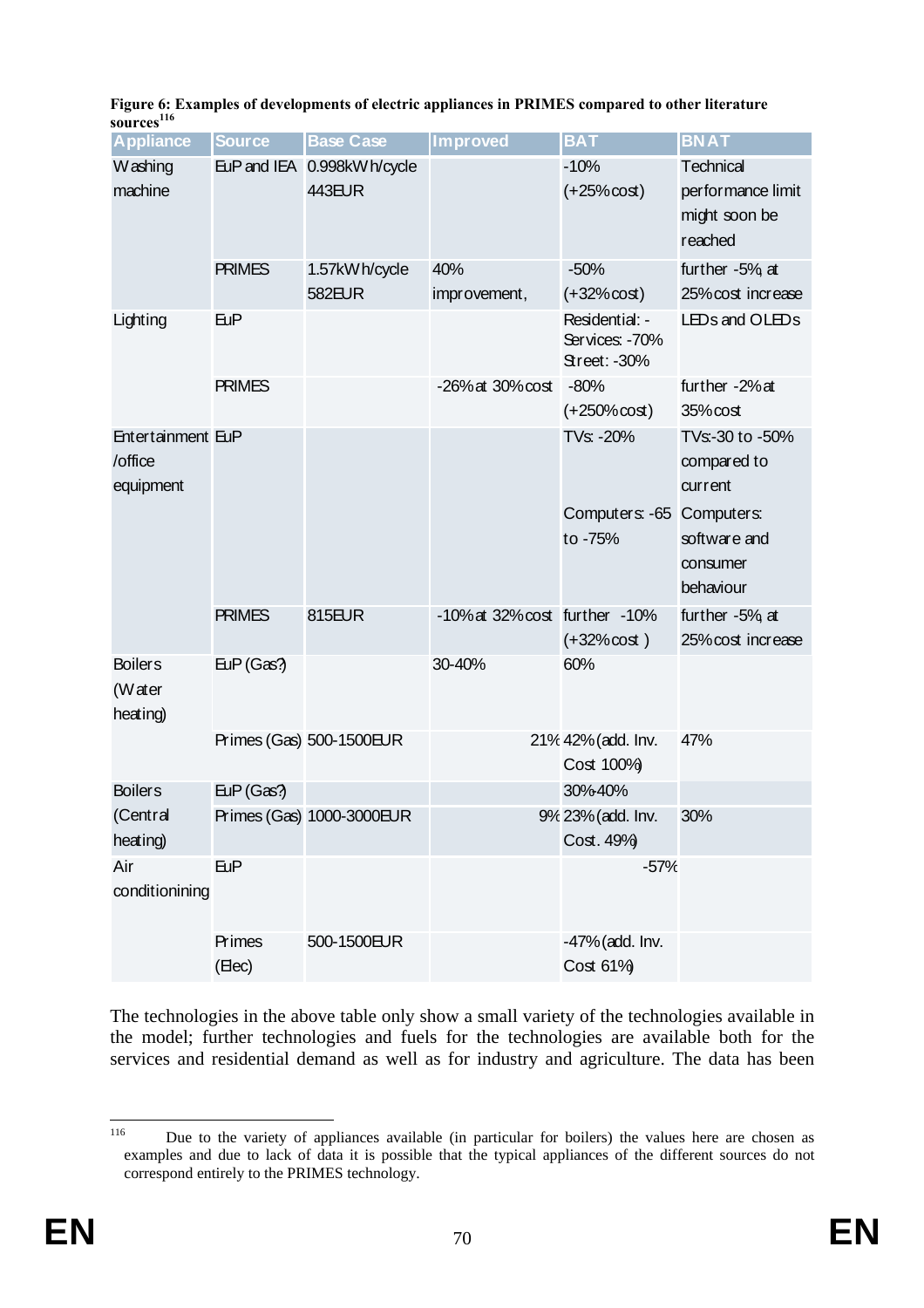**Figure 6: Examples of developments of electric appliances in PRIMES compared to other literature sources**[116]

| Appliance | Source | Base Case | Improved | BAT | BNAT |
|---|---|---|---|---|---|
| Washing machine | EuP and IEA | 0.998kWh/cycle 443EUR | | -10% (+25% cost) | Technical performance limit might soon be reached |
| | PRIMES | 1.57kWh/cycle 582EUR | 40% improvement, | -50% (+32% cost) | further -5%, at 25% cost increase |
| Lighting | EuP | | | Residential: - Services: -70% Street: -30% | LEDs and OLEDs |
| | PRIMES | | -26% at 30% cost | -80% (+250% cost) | further -2% at 35% cost |
| Entertainment /office equipment | EuP | | | TVs: -20% | TVs:-30 to -50% compared to current |
| | | | | Computers: -65 to -75% | Computers: software and consumer behaviour |
| | PRIMES | 815EUR | -10% at 32% cost | further -10% (+32% cost ) | further -5%, at 25% cost increase |
| Boilers (Water heating) | EuP (Gas?) | | 30-40% | 60% | |
| | Primes (Gas) | 500-1500EUR | 21% | 42% (add. Inv. Cost 100%) | 47% |
| Boilers (Central heating) | EuP (Gas?) | | | 30%-40% | |
| | Primes (Gas) | 1000-3000EUR | 9% | 23% (add. Inv. Cost. 49%) | 30% |
| Air conditionining | EuP | | | -57% | |
| | Primes (Elec) | 500-1500EUR | | -47% (add. Inv. Cost 61%) | |

The technologies in the above table only show a small variety of the technologies available in the model; further technologies and fuels for the technologies are available both for the services and residential demand as well as for industry and agriculture. The data has been

[116] Due to the variety of appliances available (in particular for boilers) the values here are chosen as examples and due to lack of data it is possible that the typical appliances of the different sources do not correspond entirely to the PRIMES technology.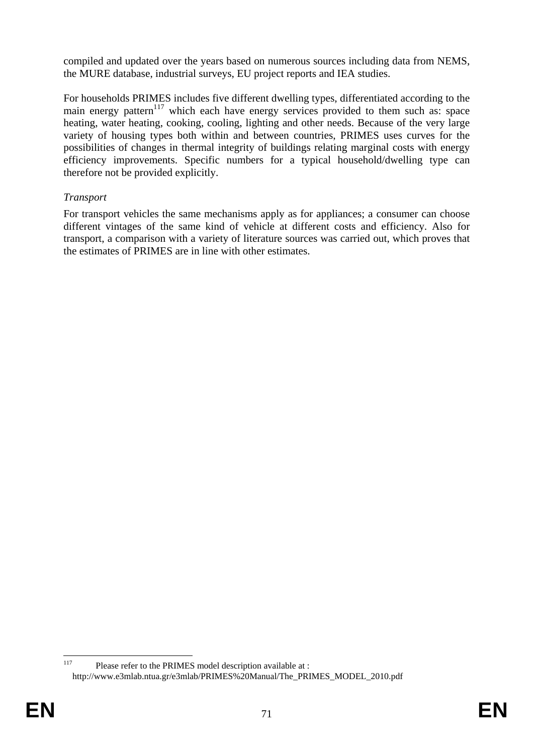compiled and updated over the years based on numerous sources including data from NEMS, the MURE database, industrial surveys, EU project reports and IEA studies.

For households PRIMES includes five different dwelling types, differentiated according to the main energy pattern[117] which each have energy services provided to them such as: space heating, water heating, cooking, cooling, lighting and other needs. Because of the very large variety of housing types both within and between countries, PRIMES uses curves for the possibilities of changes in thermal integrity of buildings relating marginal costs with energy efficiency improvements. Specific numbers for a typical household/dwelling type can therefore not be provided explicitly.

*Transport*

For transport vehicles the same mechanisms apply as for appliances; a consumer can choose different vintages of the same kind of vehicle at different costs and efficiency. Also for transport, a comparison with a variety of literature sources was carried out, which proves that the estimates of PRIMES are in line with other estimates.

---

[117] Please refer to the PRIMES model description available at : http://www.e3mlab.ntua.gr/e3mlab/PRIMES%20Manual/The_PRIMES_MODEL_2010.pdf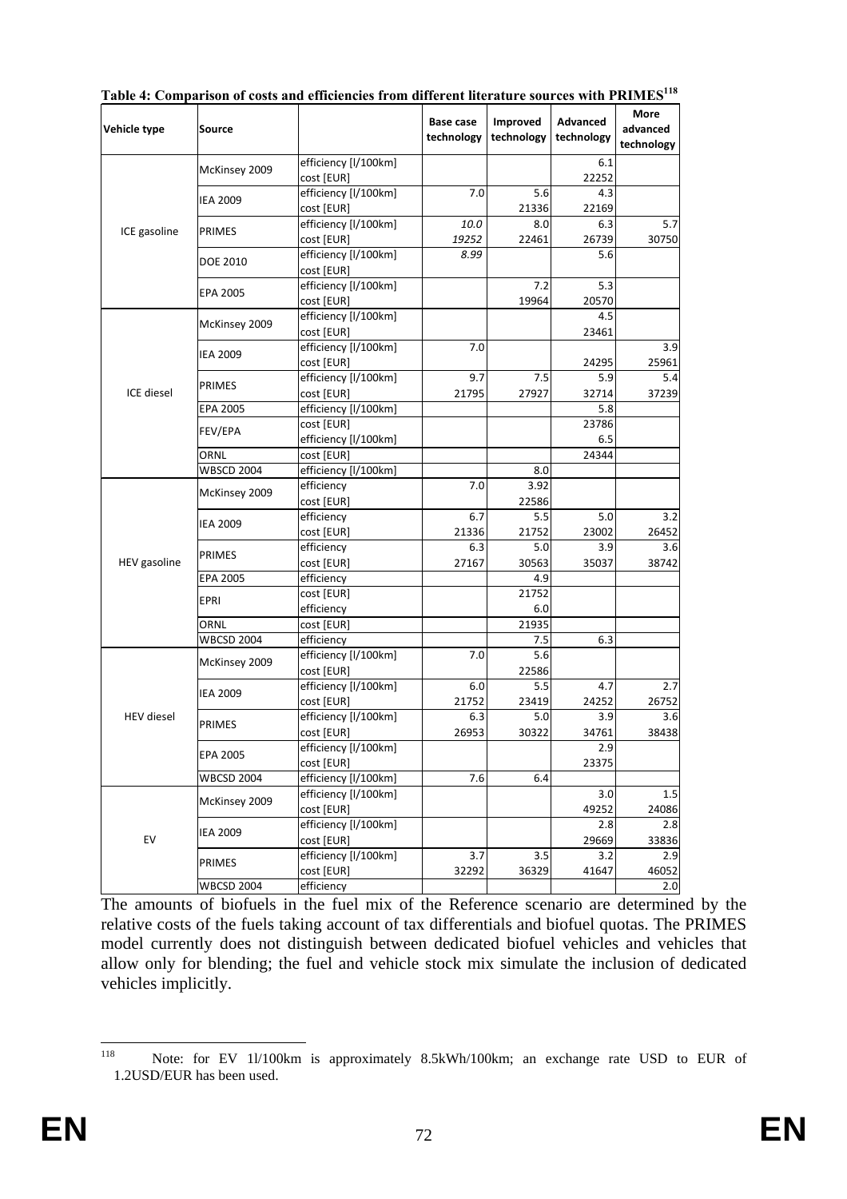**Table 4: Comparison of costs and efficiencies from different literature sources with PRIMES[118]**

| Vehicle type | Source | | Base case technology | Improved technology | Advanced technology | More advanced technology |
|---|---|---|---|---|---|---|
| ICE gasoline | McKinsey 2009 | efficiency [l/100km] | | | 6.1 | |
| | | cost [EUR] | | | 22252 | |
| | IEA 2009 | efficiency [l/100km] | 7.0 | 5.6 | 4.3 | |
| | | cost [EUR] | | 21336 | 22169 | |
| | PRIMES | efficiency [l/100km] | *10.0* | 8.0 | 6.3 | 5.7 |
| | | cost [EUR] | *19252* | 22461 | 26739 | 30750 |
| | DOE 2010 | efficiency [l/100km] | *8.99* | | 5.6 | |
| | | cost [EUR] | | | | |
| | EPA 2005 | efficiency [l/100km] | | 7.2 | 5.3 | |
| | | cost [EUR] | | 19964 | 20570 | |
| ICE diesel | McKinsey 2009 | efficiency [l/100km] | | | 4.5 | |
| | | cost [EUR] | | | 23461 | |
| | IEA 2009 | efficiency [l/100km] | 7.0 | | | 3.9 |
| | | cost [EUR] | | | 24295 | 25961 |
| | PRIMES | efficiency [l/100km] | 9.7 | 7.5 | 5.9 | 5.4 |
| | | cost [EUR] | 21795 | 27927 | 32714 | 37239 |
| | EPA 2005 | efficiency [l/100km] | | | 5.8 | |
| | FEV/EPA | cost [EUR] | | | 23786 | |
| | | efficiency [l/100km] | | | 6.5 | |
| | ORNL | cost [EUR] | | | 24344 | |
| | WBSCD 2004 | efficiency [l/100km] | | 8.0 | | |
| HEV gasoline | McKinsey 2009 | efficiency | 7.0 | 3.92 | | |
| | | cost [EUR] | | 22586 | | |
| | IEA 2009 | efficiency | 6.7 | 5.5 | 5.0 | 3.2 |
| | | cost [EUR] | 21336 | 21752 | 23002 | 26452 |
| | PRIMES | efficiency | 6.3 | 5.0 | 3.9 | 3.6 |
| | | cost [EUR] | 27167 | 30563 | 35037 | 38742 |
| | EPA 2005 | efficiency | | 4.9 | | |
| | EPRI | cost [EUR] | | 21752 | | |
| | | efficiency | | 6.0 | | |
| | ORNL | cost [EUR] | | 21935 | | |
| | WBCSD 2004 | efficiency | | 7.5 | 6.3 | |
| HEV diesel | McKinsey 2009 | efficiency [l/100km] | 7.0 | 5.6 | | |
| | | cost [EUR] | | 22586 | | |
| | IEA 2009 | efficiency [l/100km] | 6.0 | 5.5 | 4.7 | 2.7 |
| | | cost [EUR] | 21752 | 23419 | 24252 | 26752 |
| | PRIMES | efficiency [l/100km] | 6.3 | 5.0 | 3.9 | 3.6 |
| | | cost [EUR] | 26953 | 30322 | 34761 | 38438 |
| | EPA 2005 | efficiency [l/100km] | | | 2.9 | |
| | | cost [EUR] | | | 23375 | |
| | WBCSD 2004 | efficiency [l/100km] | 7.6 | 6.4 | | |
| EV | McKinsey 2009 | efficiency [l/100km] | | | 3.0 | 1.5 |
| | | cost [EUR] | | | 49252 | 24086 |
| | IEA 2009 | efficiency [l/100km] | | | 2.8 | 2.8 |
| | | cost [EUR] | | | 29669 | 33836 |
| | PRIMES | efficiency [l/100km] | 3.7 | 3.5 | 3.2 | 2.9 |
| | | cost [EUR] | 32292 | 36329 | 41647 | 46052 |
| | WBCSD 2004 | efficiency | | | | 2.0 |

The amounts of biofuels in the fuel mix of the Reference scenario are determined by the relative costs of the fuels taking account of tax differentials and biofuel quotas. The PRIMES model currently does not distinguish between dedicated biofuel vehicles and vehicles that allow only for blending; the fuel and vehicle stock mix simulate the inclusion of dedicated vehicles implicitly.

[118] Note: for EV 1l/100km is approximately 8.5kWh/100km; an exchange rate USD to EUR of 1.2USD/EUR has been used.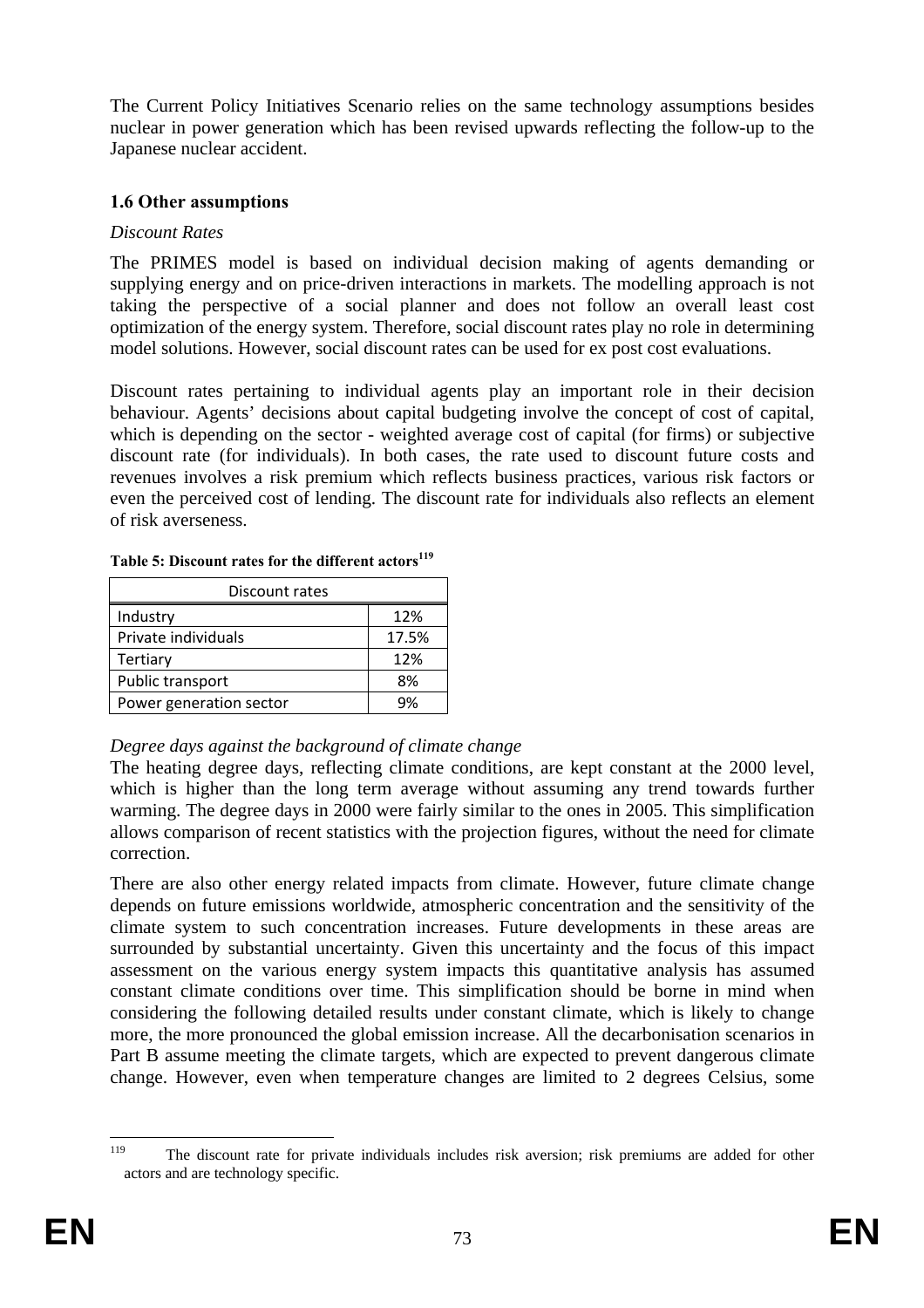The Current Policy Initiatives Scenario relies on the same technology assumptions besides nuclear in power generation which has been revised upwards reflecting the follow-up to the Japanese nuclear accident.

### 1.6 Other assumptions

*Discount Rates*

The PRIMES model is based on individual decision making of agents demanding or supplying energy and on price-driven interactions in markets. The modelling approach is not taking the perspective of a social planner and does not follow an overall least cost optimization of the energy system. Therefore, social discount rates play no role in determining model solutions. However, social discount rates can be used for ex post cost evaluations.

Discount rates pertaining to individual agents play an important role in their decision behaviour. Agents' decisions about capital budgeting involve the concept of cost of capital, which is depending on the sector - weighted average cost of capital (for firms) or subjective discount rate (for individuals). In both cases, the rate used to discount future costs and revenues involves a risk premium which reflects business practices, various risk factors or even the perceived cost of lending. The discount rate for individuals also reflects an element of risk averseness.

**Table 5: Discount rates for the different actors**[119]

| Discount rates | |
|---|---|
| Industry | 12% |
| Private individuals | 17.5% |
| Tertiary | 12% |
| Public transport | 8% |
| Power generation sector | 9% |

*Degree days against the background of climate change*

The heating degree days, reflecting climate conditions, are kept constant at the 2000 level, which is higher than the long term average without assuming any trend towards further warming. The degree days in 2000 were fairly similar to the ones in 2005. This simplification allows comparison of recent statistics with the projection figures, without the need for climate correction.

There are also other energy related impacts from climate. However, future climate change depends on future emissions worldwide, atmospheric concentration and the sensitivity of the climate system to such concentration increases. Future developments in these areas are surrounded by substantial uncertainty. Given this uncertainty and the focus of this impact assessment on the various energy system impacts this quantitative analysis has assumed constant climate conditions over time. This simplification should be borne in mind when considering the following detailed results under constant climate, which is likely to change more, the more pronounced the global emission increase. All the decarbonisation scenarios in Part B assume meeting the climate targets, which are expected to prevent dangerous climate change. However, even when temperature changes are limited to 2 degrees Celsius, some

---

[119] The discount rate for private individuals includes risk aversion; risk premiums are added for other actors and are technology specific.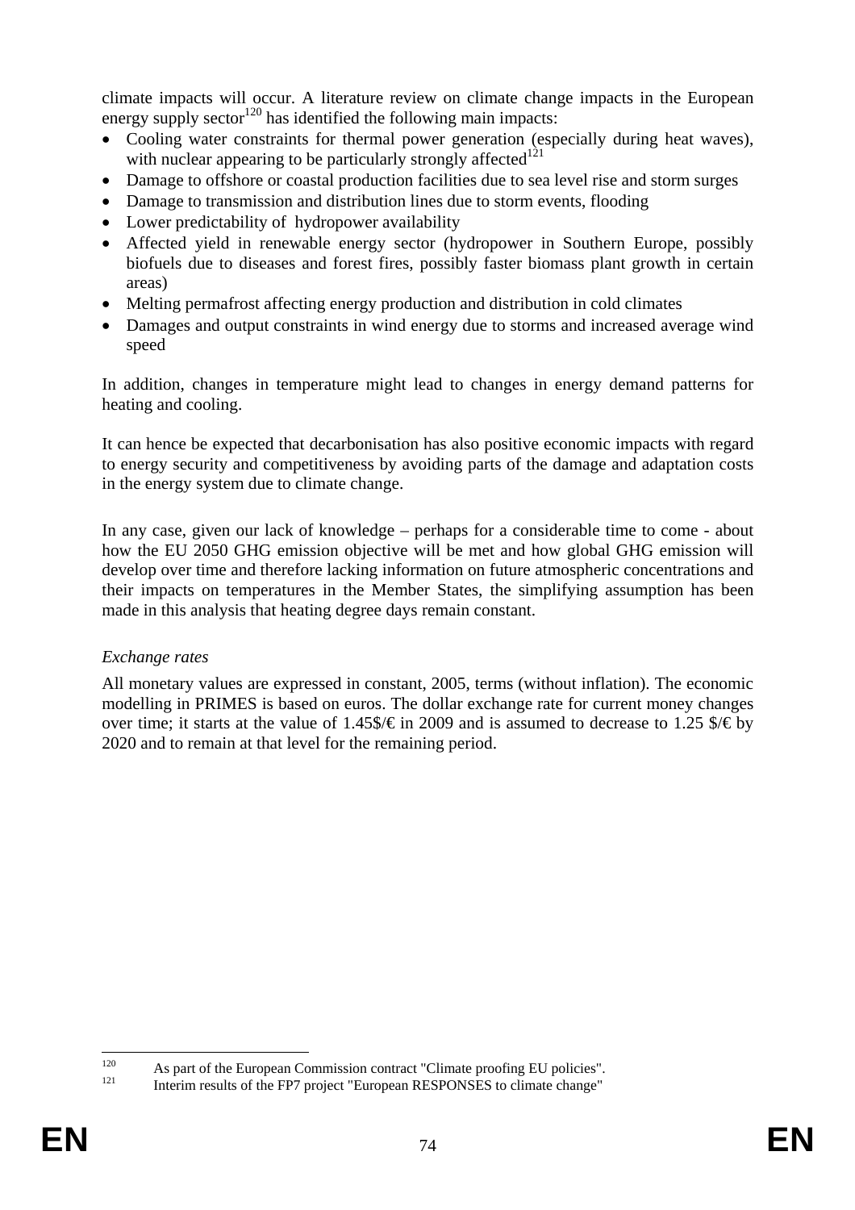climate impacts will occur. A literature review on climate change impacts in the European energy supply sector[120] has identified the following main impacts:

- Cooling water constraints for thermal power generation (especially during heat waves), with nuclear appearing to be particularly strongly affected[121]
- Damage to offshore or coastal production facilities due to sea level rise and storm surges
- Damage to transmission and distribution lines due to storm events, flooding
- Lower predictability of hydropower availability
- Affected yield in renewable energy sector (hydropower in Southern Europe, possibly biofuels due to diseases and forest fires, possibly faster biomass plant growth in certain areas)
- Melting permafrost affecting energy production and distribution in cold climates
- Damages and output constraints in wind energy due to storms and increased average wind speed

In addition, changes in temperature might lead to changes in energy demand patterns for heating and cooling.

It can hence be expected that decarbonisation has also positive economic impacts with regard to energy security and competitiveness by avoiding parts of the damage and adaptation costs in the energy system due to climate change.

In any case, given our lack of knowledge – perhaps for a considerable time to come - about how the EU 2050 GHG emission objective will be met and how global GHG emission will develop over time and therefore lacking information on future atmospheric concentrations and their impacts on temperatures in the Member States, the simplifying assumption has been made in this analysis that heating degree days remain constant.

*Exchange rates*

All monetary values are expressed in constant, 2005, terms (without inflation). The economic modelling in PRIMES is based on euros. The dollar exchange rate for current money changes over time; it starts at the value of 1.45$/€ in 2009 and is assumed to decrease to 1.25 $/€ by 2020 and to remain at that level for the remaining period.

---

[120] As part of the European Commission contract "Climate proofing EU policies".

[121] Interim results of the FP7 project "European RESPONSES to climate change"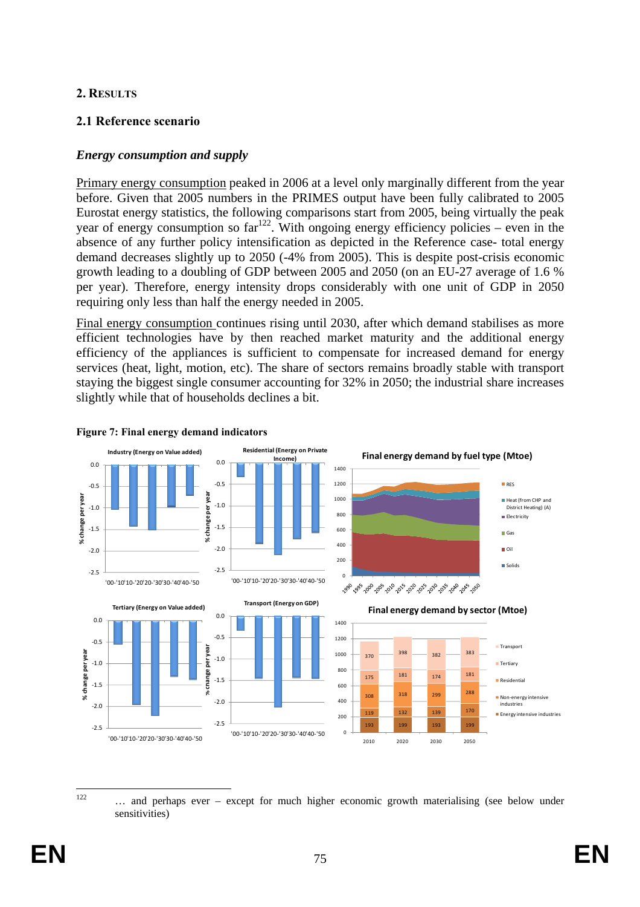## 2. RESULTS

### 2.1 Reference scenario

#### *Energy consumption and supply*

Primary energy consumption peaked in 2006 at a level only marginally different from the year before. Given that 2005 numbers in the PRIMES output have been fully calibrated to 2005 Eurostat energy statistics, the following comparisons start from 2005, being virtually the peak year of energy consumption so far[122]. With ongoing energy efficiency policies – even in the absence of any further policy intensification as depicted in the Reference case- total energy demand decreases slightly up to 2050 (-4% from 2005). This is despite post-crisis economic growth leading to a doubling of GDP between 2005 and 2050 (on an EU-27 average of 1.6 % per year). Therefore, energy intensity drops considerably with one unit of GDP in 2050 requiring only less than half the energy needed in 2005.

Final energy consumption continues rising until 2030, after which demand stabilises as more efficient technologies have by then reached market maturity and the additional energy efficiency of the appliances is sufficient to compensate for increased demand for energy services (heat, light, motion, etc). The share of sectors remains broadly stable with transport staying the biggest single consumer accounting for 32% in 2050; the industrial share increases slightly while that of households declines a bit.

**Figure 7: Final energy demand indicators**

[122] … and perhaps ever – except for much higher economic growth materialising (see below under sensitivities)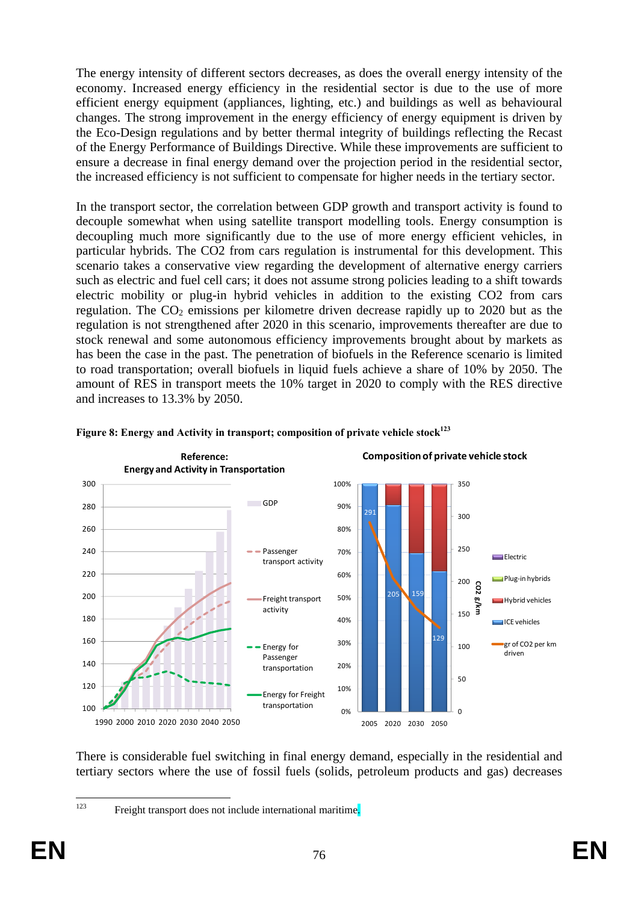The energy intensity of different sectors decreases, as does the overall energy intensity of the economy. Increased energy efficiency in the residential sector is due to the use of more efficient energy equipment (appliances, lighting, etc.) and buildings as well as behavioural changes. The strong improvement in the energy efficiency of energy equipment is driven by the Eco-Design regulations and by better thermal integrity of buildings reflecting the Recast of the Energy Performance of Buildings Directive. While these improvements are sufficient to ensure a decrease in final energy demand over the projection period in the residential sector, the increased efficiency is not sufficient to compensate for higher needs in the tertiary sector.

In the transport sector, the correlation between GDP growth and transport activity is found to decouple somewhat when using satellite transport modelling tools. Energy consumption is decoupling much more significantly due to the use of more energy efficient vehicles, in particular hybrids. The CO2 from cars regulation is instrumental for this development. This scenario takes a conservative view regarding the development of alternative energy carriers such as electric and fuel cell cars; it does not assume strong policies leading to a shift towards electric mobility or plug-in hybrid vehicles in addition to the existing CO2 from cars regulation. The $CO_2$ emissions per kilometre driven decrease rapidly up to 2020 but as the regulation is not strengthened after 2020 in this scenario, improvements thereafter are due to stock renewal and some autonomous efficiency improvements brought about by markets as has been the case in the past. The penetration of biofuels in the Reference scenario is limited to road transportation; overall biofuels in liquid fuels achieve a share of 10% by 2050. The amount of RES in transport meets the 10% target in 2020 to comply with the RES directive and increases to 13.3% by 2050.

**Figure 8: Energy and Activity in transport; composition of private vehicle stock**[123]

There is considerable fuel switching in final energy demand, especially in the residential and tertiary sectors where the use of fossil fuels (solids, petroleum products and gas) decreases

[123] Freight transport does not include international maritime.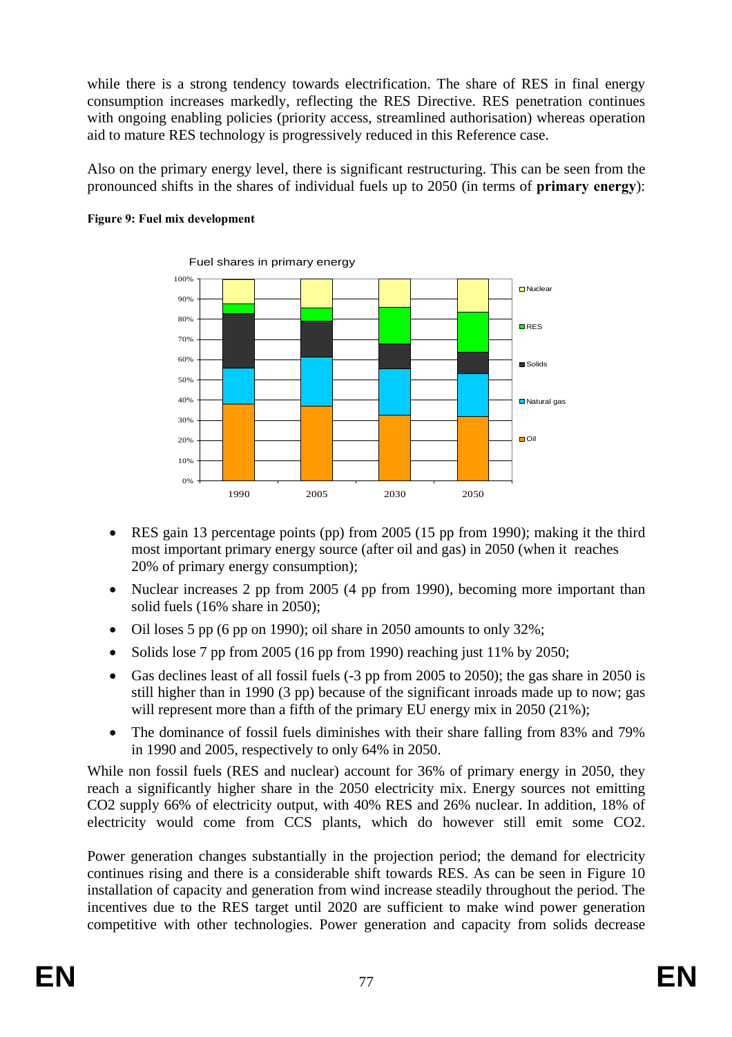while there is a strong tendency towards electrification. The share of RES in final energy consumption increases markedly, reflecting the RES Directive. RES penetration continues with ongoing enabling policies (priority access, streamlined authorisation) whereas operation aid to mature RES technology is progressively reduced in this Reference case.

Also on the primary energy level, there is significant restructuring. This can be seen from the pronounced shifts in the shares of individual fuels up to 2050 (in terms of **primary energy**):

**Figure 9: Fuel mix development**

- RES gain 13 percentage points (pp) from 2005 (15 pp from 1990); making it the third most important primary energy source (after oil and gas) in 2050 (when it reaches 20% of primary energy consumption);
- Nuclear increases 2 pp from 2005 (4 pp from 1990), becoming more important than solid fuels (16% share in 2050);
- Oil loses 5 pp (6 pp on 1990); oil share in 2050 amounts to only 32%;
- Solids lose 7 pp from 2005 (16 pp from 1990) reaching just 11% by 2050;
- Gas declines least of all fossil fuels (-3 pp from 2005 to 2050); the gas share in 2050 is still higher than in 1990 (3 pp) because of the significant inroads made up to now; gas will represent more than a fifth of the primary EU energy mix in 2050 (21%);
- The dominance of fossil fuels diminishes with their share falling from 83% and 79% in 1990 and 2005, respectively to only 64% in 2050.

While non fossil fuels (RES and nuclear) account for 36% of primary energy in 2050, they reach a significantly higher share in the 2050 electricity mix. Energy sources not emitting $CO_2$ supply 66% of electricity output, with 40% RES and 26% nuclear. In addition, 18% of electricity would come from CCS plants, which do however still emit some $CO_2$.

Power generation changes substantially in the projection period; the demand for electricity continues rising and there is a considerable shift towards RES. As can be seen in Figure 10 installation of capacity and generation from wind increase steadily throughout the period. The incentives due to the RES target until 2020 are sufficient to make wind power generation competitive with other technologies. Power generation and capacity from solids decrease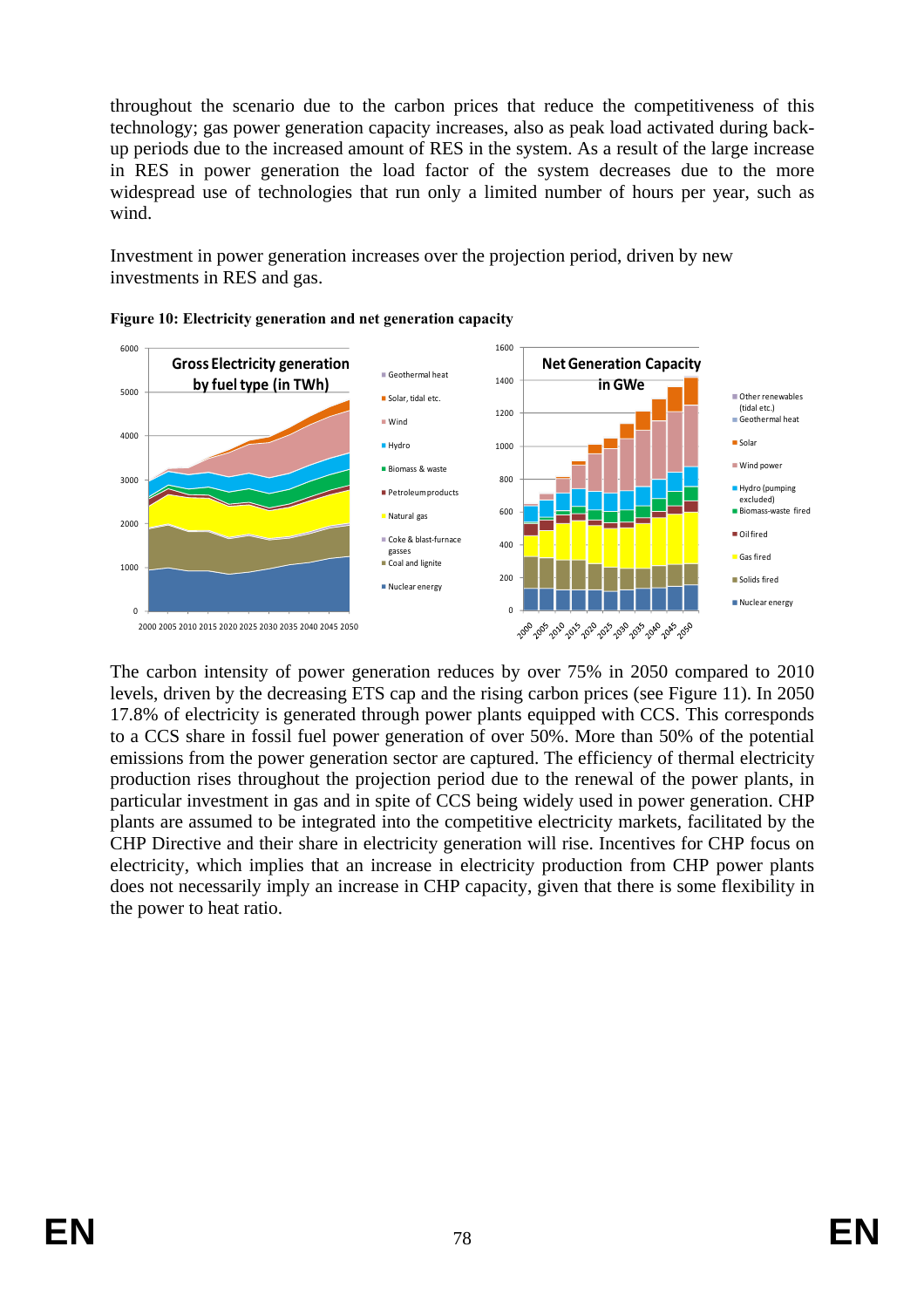throughout the scenario due to the carbon prices that reduce the competitiveness of this technology; gas power generation capacity increases, also as peak load activated during back-up periods due to the increased amount of RES in the system. As a result of the large increase in RES in power generation the load factor of the system decreases due to the more widespread use of technologies that run only a limited number of hours per year, such as wind.

Investment in power generation increases over the projection period, driven by new investments in RES and gas.

**Figure 10: Electricity generation and net generation capacity**

The carbon intensity of power generation reduces by over 75% in 2050 compared to 2010 levels, driven by the decreasing ETS cap and the rising carbon prices (see Figure 11). In 2050 17.8% of electricity is generated through power plants equipped with CCS. This corresponds to a CCS share in fossil fuel power generation of over 50%. More than 50% of the potential emissions from the power generation sector are captured. The efficiency of thermal electricity production rises throughout the projection period due to the renewal of the power plants, in particular investment in gas and in spite of CCS being widely used in power generation. CHP plants are assumed to be integrated into the competitive electricity markets, facilitated by the CHP Directive and their share in electricity generation will rise. Incentives for CHP focus on electricity, which implies that an increase in electricity production from CHP power plants does not necessarily imply an increase in CHP capacity, given that there is some flexibility in the power to heat ratio.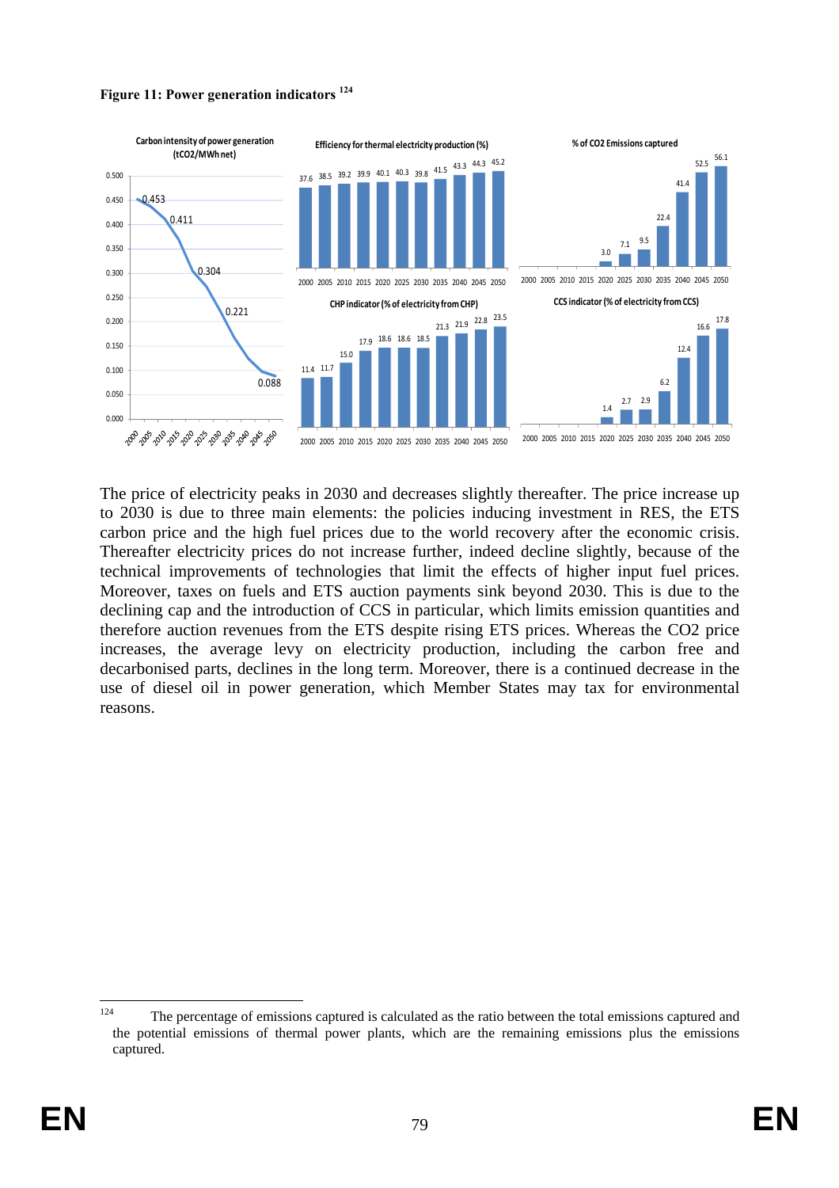**Figure 11: Power generation indicators** [124]

| Year | Carbon intensity of power generation (tCO2/MWh net) | Efficiency for thermal electricity production (%) | % of CO2 Emissions captured | CHP indicator (% of electricity from CHP) | CCS indicator (% of electricity from CCS) |
|---|---|---|---|---|---|
| 2000 | 0.453 | 37.6 | | 11.4 | |
| 2005 | | 38.5 | | 11.7 | |
| 2010 | 0.411 | 39.2 | | 15.0 | |
| 2015 | | 39.9 | | 17.9 | |
| 2020 | 0.304 | 40.1 | 3.0 | 18.6 | 1.4 |
| 2025 | | 40.3 | 7.1 | 18.6 | 2.7 |
| 2030 | 0.221 | 39.8 | 9.5 | 18.5 | 2.9 |
| 2035 | | 41.5 | 22.4 | 21.3 | 6.2 |
| 2040 | | 43.3 | 41.4 | 21.9 | 12.4 |
| 2045 | | 44.3 | 52.5 | 22.8 | 16.6 |
| 2050 | 0.088 | 45.2 | 56.1 | 23.5 | 17.8 |

The price of electricity peaks in 2030 and decreases slightly thereafter. The price increase up to 2030 is due to three main elements: the policies inducing investment in RES, the ETS carbon price and the high fuel prices due to the world recovery after the economic crisis. Thereafter electricity prices do not increase further, indeed decline slightly, because of the technical improvements of technologies that limit the effects of higher input fuel prices. Moreover, taxes on fuels and ETS auction payments sink beyond 2030. This is due to the declining cap and the introduction of CCS in particular, which limits emission quantities and therefore auction revenues from the ETS despite rising ETS prices. Whereas the $CO_2$ price increases, the average levy on electricity production, including the carbon free and decarbonised parts, declines in the long term. Moreover, there is a continued decrease in the use of diesel oil in power generation, which Member States may tax for environmental reasons.

---

[124] The percentage of emissions captured is calculated as the ratio between the total emissions captured and the potential emissions of thermal power plants, which are the remaining emissions plus the emissions captured.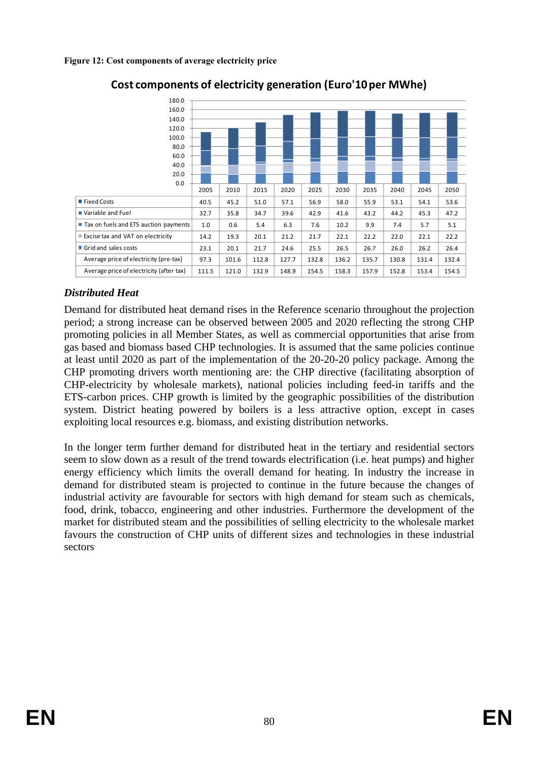**Figure 12: Cost components of average electricity price**

Cost components of electricity generation (Euro'10 per MWhe)

| | 2005 | 2010 | 2015 | 2020 | 2025 | 2030 | 2035 | 2040 | 2045 | 2050 |
|---|---|---|---|---|---|---|---|---|---|---|
| Fixed Costs | 40.5 | 45.2 | 51.0 | 57.1 | 56.9 | 58.0 | 55.9 | 53.1 | 54.1 | 53.6 |
| Variable and Fuel | 32.7 | 35.8 | 34.7 | 39.6 | 42.9 | 41.6 | 43.2 | 44.2 | 45.3 | 47.2 |
| Tax on fuels and ETS auction payments | 1.0 | 0.6 | 5.4 | 6.3 | 7.6 | 10.2 | 9.9 | 7.4 | 5.7 | 5.1 |
| Excise tax and VAT on electricity | 14.2 | 19.3 | 20.1 | 21.2 | 21.7 | 22.1 | 22.2 | 22.0 | 22.1 | 22.2 |
| Grid and sales costs | 23.1 | 20.1 | 21.7 | 24.6 | 25.5 | 26.5 | 26.7 | 26.0 | 26.2 | 26.4 |
| Average price of electricity (pre-tax) | 97.3 | 101.6 | 112.8 | 127.7 | 132.8 | 136.2 | 135.7 | 130.8 | 131.4 | 132.4 |
| Average price of electricity (after tax) | 111.5 | 121.0 | 132.9 | 148.9 | 154.5 | 158.3 | 157.9 | 152.8 | 153.4 | 154.5 |

### *Distributed Heat*

Demand for distributed heat demand rises in the Reference scenario throughout the projection period; a strong increase can be observed between 2005 and 2020 reflecting the strong CHP promoting policies in all Member States, as well as commercial opportunities that arise from gas based and biomass based CHP technologies. It is assumed that the same policies continue at least until 2020 as part of the implementation of the 20-20-20 policy package. Among the CHP promoting drivers worth mentioning are: the CHP directive (facilitating absorption of CHP-electricity by wholesale markets), national policies including feed-in tariffs and the ETS-carbon prices. CHP growth is limited by the geographic possibilities of the distribution system. District heating powered by boilers is a less attractive option, except in cases exploiting local resources e.g. biomass, and existing distribution networks.

In the longer term further demand for distributed heat in the tertiary and residential sectors seem to slow down as a result of the trend towards electrification (i.e. heat pumps) and higher energy efficiency which limits the overall demand for heating. In industry the increase in demand for distributed steam is projected to continue in the future because the changes of industrial activity are favourable for sectors with high demand for steam such as chemicals, food, drink, tobacco, engineering and other industries. Furthermore the development of the market for distributed steam and the possibilities of selling electricity to the wholesale market favours the construction of CHP units of different sizes and technologies in these industrial sectors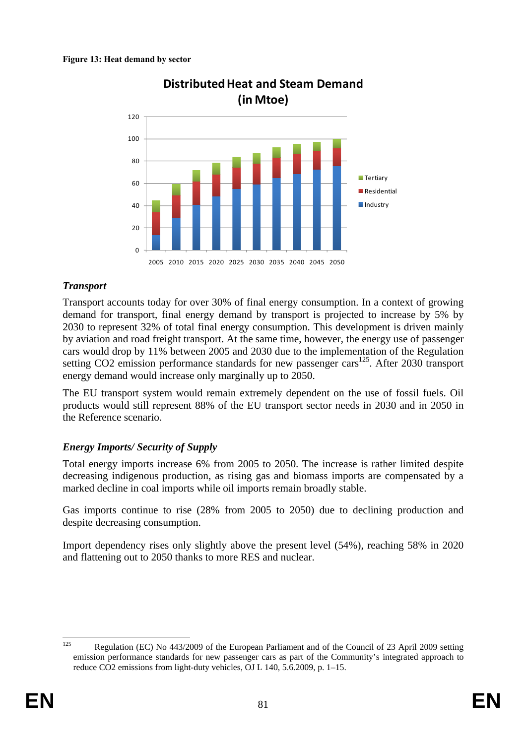**Figure 13: Heat demand by sector**

### *Transport*

Transport accounts today for over 30% of final energy consumption. In a context of growing demand for transport, final energy demand by transport is projected to increase by 5% by 2030 to represent 32% of total final energy consumption. This development is driven mainly by aviation and road freight transport. At the same time, however, the energy use of passenger cars would drop by 11% between 2005 and 2030 due to the implementation of the Regulation setting CO2 emission performance standards for new passenger cars[125]. After 2030 transport energy demand would increase only marginally up to 2050.

The EU transport system would remain extremely dependent on the use of fossil fuels. Oil products would still represent 88% of the EU transport sector needs in 2030 and in 2050 in the Reference scenario.

### *Energy Imports/ Security of Supply*

Total energy imports increase 6% from 2005 to 2050. The increase is rather limited despite decreasing indigenous production, as rising gas and biomass imports are compensated by a marked decline in coal imports while oil imports remain broadly stable.

Gas imports continue to rise (28% from 2005 to 2050) due to declining production and despite decreasing consumption.

Import dependency rises only slightly above the present level (54%), reaching 58% in 2020 and flattening out to 2050 thanks to more RES and nuclear.

---

[125] Regulation (EC) No 443/2009 of the European Parliament and of the Council of 23 April 2009 setting emission performance standards for new passenger cars as part of the Community's integrated approach to reduce CO2 emissions from light-duty vehicles, OJ L 140, 5.6.2009, p. 1–15.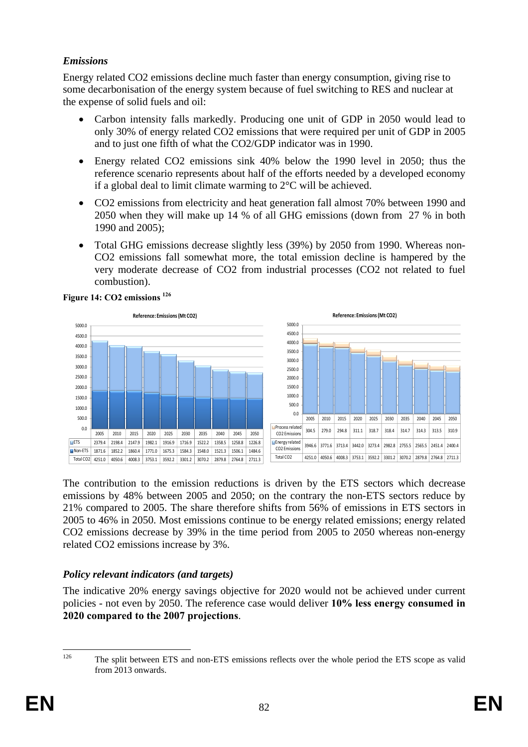### *Emissions*

Energy related $CO_2$ emissions decline much faster than energy consumption, giving rise to some decarbonisation of the energy system because of fuel switching to RES and nuclear at the expense of solid fuels and oil:

- Carbon intensity falls markedly. Producing one unit of GDP in 2050 would lead to only 30% of energy related $CO_2$ emissions that were required per unit of GDP in 2005 and to just one fifth of what the $CO_2$/GDP indicator was in 1990.
- Energy related $CO_2$ emissions sink 40% below the 1990 level in 2050; thus the reference scenario represents about half of the efforts needed by a developed economy if a global deal to limit climate warming to 2°C will be achieved.
- $CO_2$ emissions from electricity and heat generation fall almost 70% between 1990 and 2050 when they will make up 14 % of all GHG emissions (down from 27 % in both 1990 and 2005);
- Total GHG emissions decrease slightly less (39%) by 2050 from 1990. Whereas non-$CO_2$ emissions fall somewhat more, the total emission decline is hampered by the very moderate decrease of $CO_2$ from industrial processes ($CO_2$ not related to fuel combustion).

**Figure 14: CO2 emissions [126]**

Reference: Emissions (Mt CO2)

| | 2005 | 2010 | 2015 | 2020 | 2025 | 2030 | 2035 | 2040 | 2045 | 2050 |
|---|---|---|---|---|---|---|---|---|---|---|
| ETS | 2379.4 | 2198.4 | 2147.9 | 1982.1 | 1916.9 | 1716.9 | 1522.2 | 1358.5 | 1258.8 | 1226.8 |
| Non-ETS | 1871.6 | 1852.2 | 1860.4 | 1771.0 | 1675.3 | 1584.3 | 1548.0 | 1521.3 | 1506.1 | 1484.6 |
| Total CO2 | 4251.0 | 4050.6 | 4008.3 | 3753.1 | 3592.2 | 3301.2 | 3070.2 | 2879.8 | 2764.8 | 2711.3 |

Reference: Emissions (Mt CO2)

| | 2005 | 2010 | 2015 | 2020 | 2025 | 2030 | 2035 | 2040 | 2045 | 2050 |
|---|---|---|---|---|---|---|---|---|---|---|
| Process related CO2 Emissions | 304.5 | 279.0 | 294.8 | 311.1 | 318.7 | 318.4 | 314.7 | 314.3 | 313.5 | 310.9 |
| Energy related CO2 Emissions | 3946.6 | 3771.6 | 3713.4 | 3442.0 | 3273.4 | 2982.8 | 2755.5 | 2565.5 | 2451.4 | 2400.4 |
| Total CO2 | 4251.0 | 4050.6 | 4008.3 | 3753.1 | 3592.2 | 3301.2 | 3070.2 | 2879.8 | 2764.8 | 2711.3 |

The contribution to the emission reductions is driven by the ETS sectors which decrease emissions by 48% between 2005 and 2050; on the contrary the non-ETS sectors reduce by 21% compared to 2005. The share therefore shifts from 56% of emissions in ETS sectors in 2005 to 46% in 2050. Most emissions continue to be energy related emissions; energy related $CO_2$ emissions decrease by 39% in the time period from 2005 to 2050 whereas non-energy related $CO_2$ emissions increase by 3%.

### *Policy relevant indicators (and targets)*

The indicative 20% energy savings objective for 2020 would not be achieved under current policies - not even by 2050. The reference case would deliver **10% less energy consumed in 2020 compared to the 2007 projections**.

---

[126] The split between ETS and non-ETS emissions reflects over the whole period the ETS scope as valid from 2013 onwards.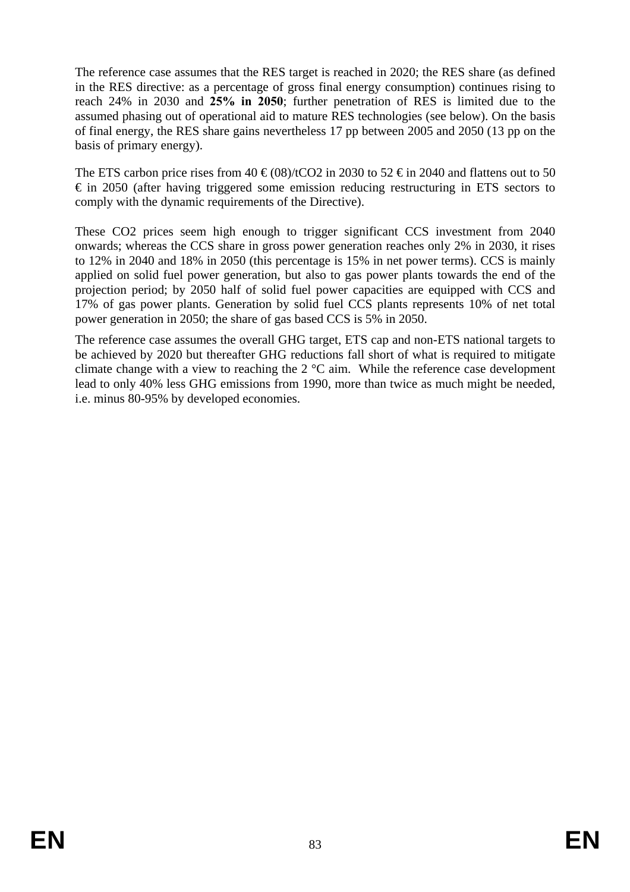The reference case assumes that the RES target is reached in 2020; the RES share (as defined in the RES directive: as a percentage of gross final energy consumption) continues rising to reach 24% in 2030 and **25% in 2050**; further penetration of RES is limited due to the assumed phasing out of operational aid to mature RES technologies (see below). On the basis of final energy, the RES share gains nevertheless 17 pp between 2005 and 2050 (13 pp on the basis of primary energy).

The ETS carbon price rises from 40 € (08)/t$CO_2$ in 2030 to 52 € in 2040 and flattens out to 50 € in 2050 (after having triggered some emission reducing restructuring in ETS sectors to comply with the dynamic requirements of the Directive).

These $CO_2$ prices seem high enough to trigger significant CCS investment from 2040 onwards; whereas the CCS share in gross power generation reaches only 2% in 2030, it rises to 12% in 2040 and 18% in 2050 (this percentage is 15% in net power terms). CCS is mainly applied on solid fuel power generation, but also to gas power plants towards the end of the projection period; by 2050 half of solid fuel power capacities are equipped with CCS and 17% of gas power plants. Generation by solid fuel CCS plants represents 10% of net total power generation in 2050; the share of gas based CCS is 5% in 2050.

The reference case assumes the overall GHG target, ETS cap and non-ETS national targets to be achieved by 2020 but thereafter GHG reductions fall short of what is required to mitigate climate change with a view to reaching the 2 °C aim. While the reference case development lead to only 40% less GHG emissions from 1990, more than twice as much might be needed, i.e. minus 80-95% by developed economies.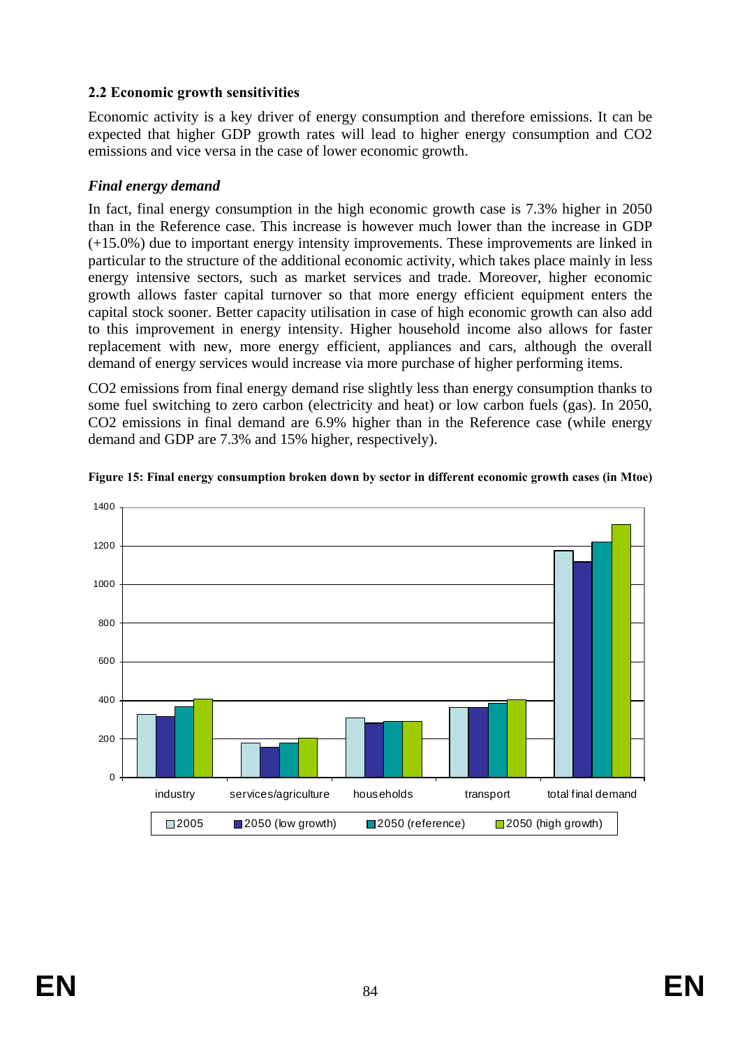### 2.2 Economic growth sensitivities

Economic activity is a key driver of energy consumption and therefore emissions. It can be expected that higher GDP growth rates will lead to higher energy consumption and CO2 emissions and vice versa in the case of lower economic growth.

#### *Final energy demand*

In fact, final energy consumption in the high economic growth case is 7.3% higher in 2050 than in the Reference case. This increase is however much lower than the increase in GDP (+15.0%) due to important energy intensity improvements. These improvements are linked in particular to the structure of the additional economic activity, which takes place mainly in less energy intensive sectors, such as market services and trade. Moreover, higher economic growth allows faster capital turnover so that more energy efficient equipment enters the capital stock sooner. Better capacity utilisation in case of high economic growth can also add to this improvement in energy intensity. Higher household income also allows for faster replacement with new, more energy efficient, appliances and cars, although the overall demand of energy services would increase via more purchase of higher performing items.

CO2 emissions from final energy demand rise slightly less than energy consumption thanks to some fuel switching to zero carbon (electricity and heat) or low carbon fuels (gas). In 2050, CO2 emissions in final demand are 6.9% higher than in the Reference case (while energy demand and GDP are 7.3% and 15% higher, respectively).

**Figure 15: Final energy consumption broken down by sector in different economic growth cases (in Mtoe)**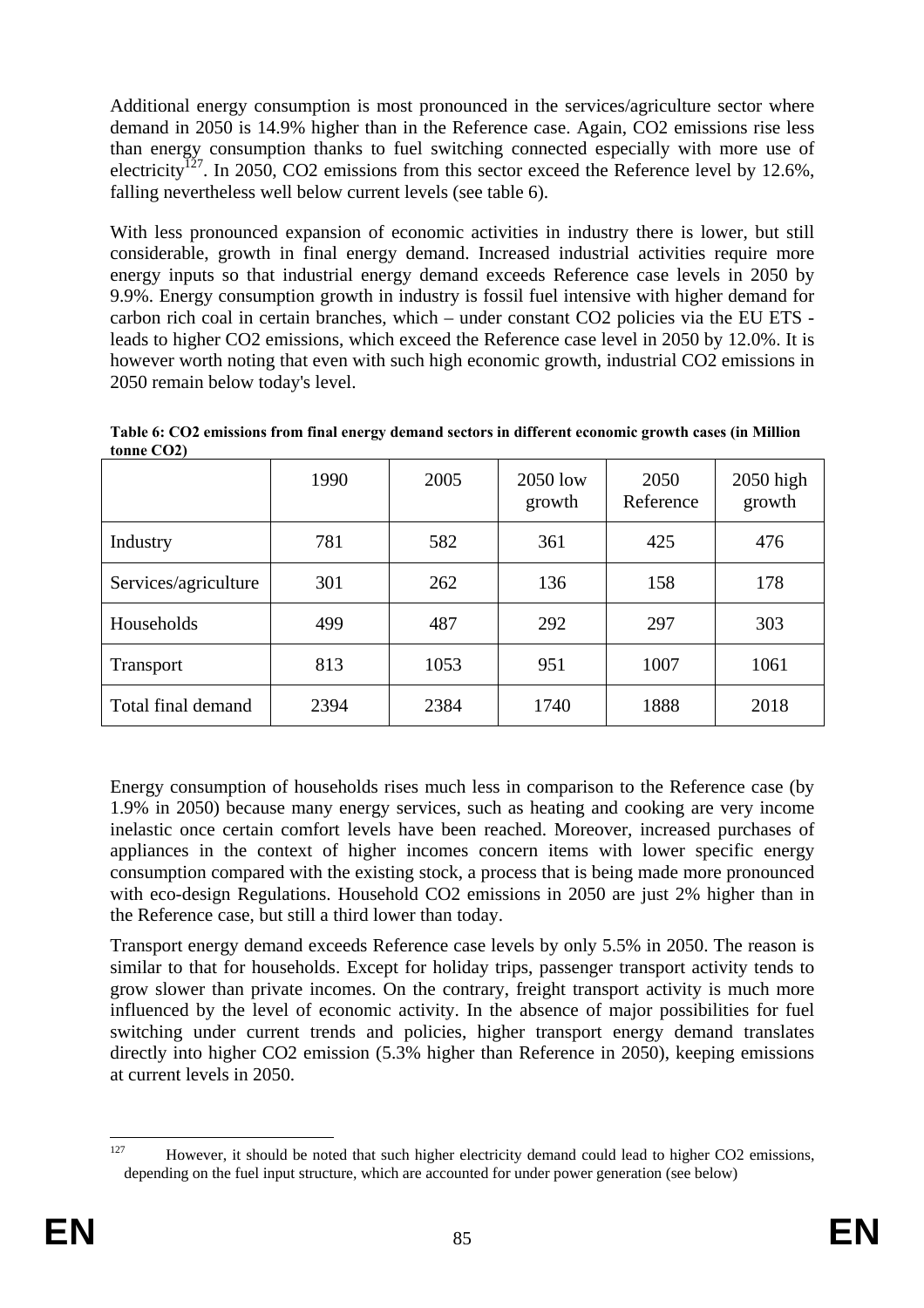Additional energy consumption is most pronounced in the services/agriculture sector where demand in 2050 is 14.9% higher than in the Reference case. Again, $CO_2$ emissions rise less than energy consumption thanks to fuel switching connected especially with more use of electricity[127]. In 2050, $CO_2$ emissions from this sector exceed the Reference level by 12.6%, falling nevertheless well below current levels (see table 6).

With less pronounced expansion of economic activities in industry there is lower, but still considerable, growth in final energy demand. Increased industrial activities require more energy inputs so that industrial energy demand exceeds Reference case levels in 2050 by 9.9%. Energy consumption growth in industry is fossil fuel intensive with higher demand for carbon rich coal in certain branches, which – under constant $CO_2$ policies via the EU ETS - leads to higher $CO_2$ emissions, which exceed the Reference case level in 2050 by 12.0%. It is however worth noting that even with such high economic growth, industrial $CO_2$ emissions in 2050 remain below today's level.

**Table 6: $CO_2$ emissions from final energy demand sectors in different economic growth cases (in Million tonne $CO_2$)**

| | 1990 | 2005 | 2050 low growth | 2050 Reference | 2050 high growth |
|---|---|---|---|---|---|
| Industry | 781 | 582 | 361 | 425 | 476 |
| Services/agriculture | 301 | 262 | 136 | 158 | 178 |
| Households | 499 | 487 | 292 | 297 | 303 |
| Transport | 813 | 1053 | 951 | 1007 | 1061 |
| Total final demand | 2394 | 2384 | 1740 | 1888 | 2018 |

Energy consumption of households rises much less in comparison to the Reference case (by 1.9% in 2050) because many energy services, such as heating and cooking are very income inelastic once certain comfort levels have been reached. Moreover, increased purchases of appliances in the context of higher incomes concern items with lower specific energy consumption compared with the existing stock, a process that is being made more pronounced with eco-design Regulations. Household $CO_2$ emissions in 2050 are just 2% higher than in the Reference case, but still a third lower than today.

Transport energy demand exceeds Reference case levels by only 5.5% in 2050. The reason is similar to that for households. Except for holiday trips, passenger transport activity tends to grow slower than private incomes. On the contrary, freight transport activity is much more influenced by the level of economic activity. In the absence of major possibilities for fuel switching under current trends and policies, higher transport energy demand translates directly into higher $CO_2$ emission (5.3% higher than Reference in 2050), keeping emissions at current levels in 2050.

[127] However, it should be noted that such higher electricity demand could lead to higher $CO_2$ emissions, depending on the fuel input structure, which are accounted for under power generation (see below)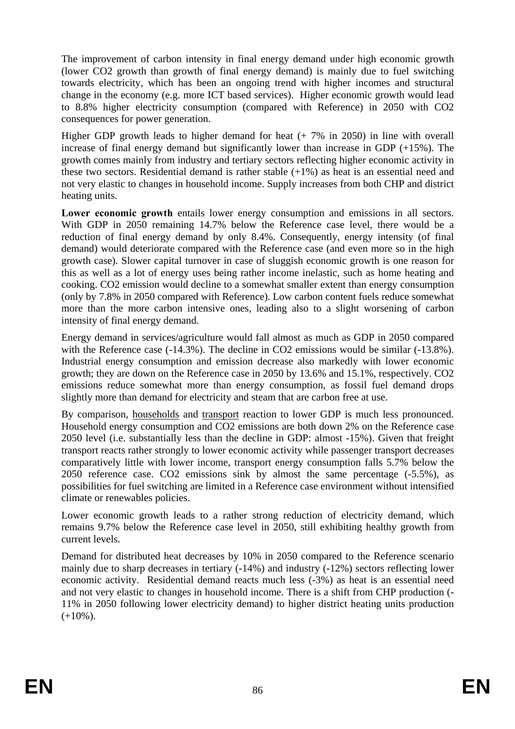The improvement of carbon intensity in final energy demand under high economic growth (lower $CO_2$ growth than growth of final energy demand) is mainly due to fuel switching towards electricity, which has been an ongoing trend with higher incomes and structural change in the economy (e.g. more ICT based services). Higher economic growth would lead to 8.8% higher electricity consumption (compared with Reference) in 2050 with $CO_2$ consequences for power generation.

Higher GDP growth leads to higher demand for heat (+ 7% in 2050) in line with overall increase of final energy demand but significantly lower than increase in GDP (+15%). The growth comes mainly from industry and tertiary sectors reflecting higher economic activity in these two sectors. Residential demand is rather stable (+1%) as heat is an essential need and not very elastic to changes in household income. Supply increases from both CHP and district heating units.

**Lower economic growth** entails lower energy consumption and emissions in all sectors. With GDP in 2050 remaining 14.7% below the Reference case level, there would be a reduction of final energy demand by only 8.4%. Consequently, energy intensity (of final demand) would deteriorate compared with the Reference case (and even more so in the high growth case). Slower capital turnover in case of sluggish economic growth is one reason for this as well as a lot of energy uses being rather income inelastic, such as home heating and cooking. $CO_2$ emission would decline to a somewhat smaller extent than energy consumption (only by 7.8% in 2050 compared with Reference). Low carbon content fuels reduce somewhat more than the more carbon intensive ones, leading also to a slight worsening of carbon intensity of final energy demand.

Energy demand in services/agriculture would fall almost as much as GDP in 2050 compared with the Reference case (-14.3%). The decline in $CO_2$ emissions would be similar (-13.8%). Industrial energy consumption and emission decrease also markedly with lower economic growth; they are down on the Reference case in 2050 by 13.6% and 15.1%, respectively. $CO_2$ emissions reduce somewhat more than energy consumption, as fossil fuel demand drops slightly more than demand for electricity and steam that are carbon free at use.

By comparison, households and transport reaction to lower GDP is much less pronounced. Household energy consumption and $CO_2$ emissions are both down 2% on the Reference case 2050 level (i.e. substantially less than the decline in GDP: almost -15%). Given that freight transport reacts rather strongly to lower economic activity while passenger transport decreases comparatively little with lower income, transport energy consumption falls 5.7% below the 2050 reference case. $CO_2$ emissions sink by almost the same percentage (-5.5%), as possibilities for fuel switching are limited in a Reference case environment without intensified climate or renewables policies.

Lower economic growth leads to a rather strong reduction of electricity demand, which remains 9.7% below the Reference case level in 2050, still exhibiting healthy growth from current levels.

Demand for distributed heat decreases by 10% in 2050 compared to the Reference scenario mainly due to sharp decreases in tertiary (-14%) and industry (-12%) sectors reflecting lower economic activity. Residential demand reacts much less (-3%) as heat is an essential need and not very elastic to changes in household income. There is a shift from CHP production (-11% in 2050 following lower electricity demand) to higher district heating units production (+10%).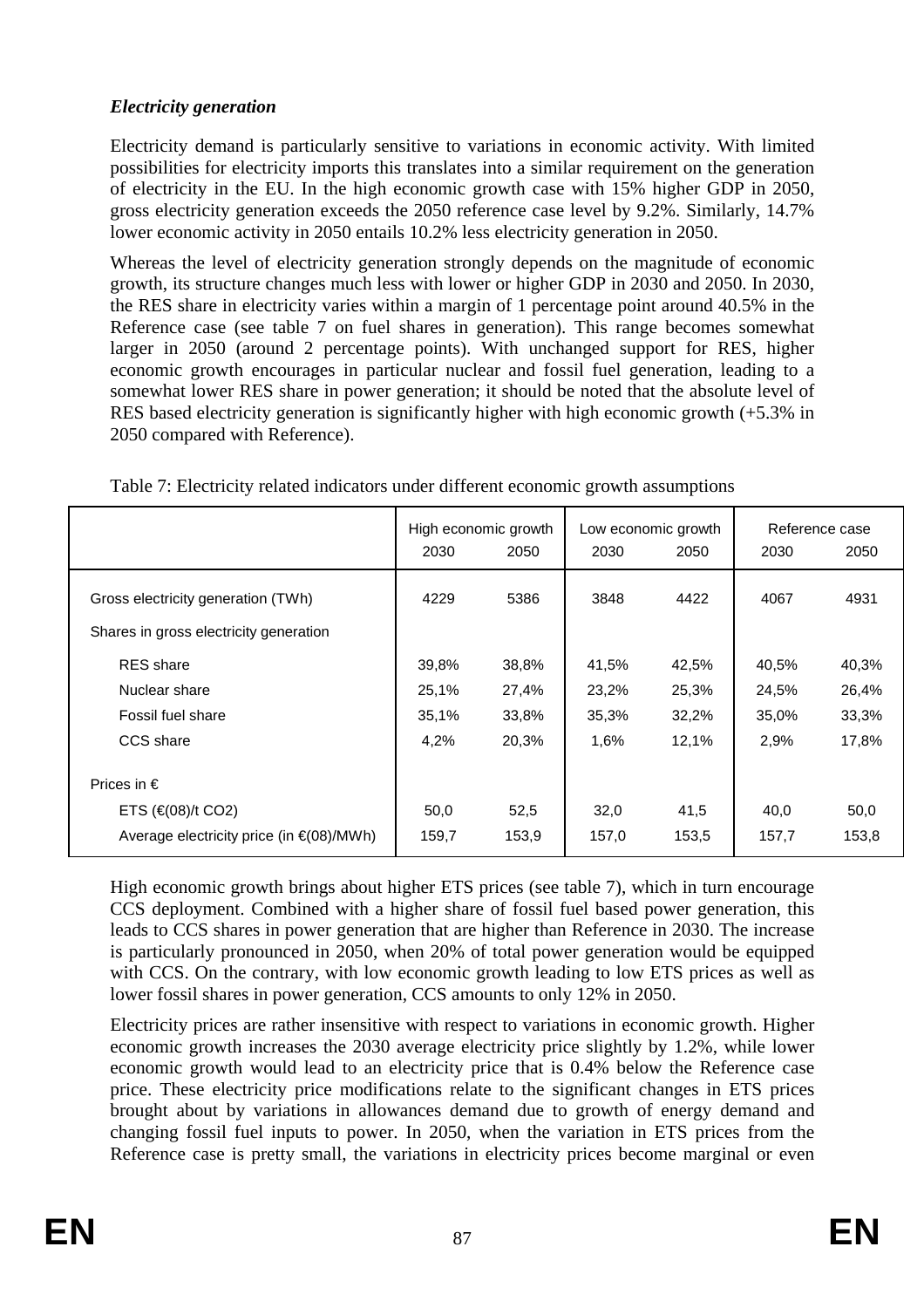***Electricity generation***

Electricity demand is particularly sensitive to variations in economic activity. With limited possibilities for electricity imports this translates into a similar requirement on the generation of electricity in the EU. In the high economic growth case with 15% higher GDP in 2050, gross electricity generation exceeds the 2050 reference case level by 9.2%. Similarly, 14.7% lower economic activity in 2050 entails 10.2% less electricity generation in 2050.

Whereas the level of electricity generation strongly depends on the magnitude of economic growth, its structure changes much less with lower or higher GDP in 2030 and 2050. In 2030, the RES share in electricity varies within a margin of 1 percentage point around 40.5% in the Reference case (see table 7 on fuel shares in generation). This range becomes somewhat larger in 2050 (around 2 percentage points). With unchanged support for RES, higher economic growth encourages in particular nuclear and fossil fuel generation, leading to a somewhat lower RES share in power generation; it should be noted that the absolute level of RES based electricity generation is significantly higher with high economic growth (+5.3% in 2050 compared with Reference).

Table 7: Electricity related indicators under different economic growth assumptions

| | High economic growth | | Low economic growth | | Reference case | |
|---|---|---|---|---|---|---|
| | 2030 | 2050 | 2030 | 2050 | 2030 | 2050 |
| Gross electricity generation (TWh) | 4229 | 5386 | 3848 | 4422 | 4067 | 4931 |
| Shares in gross electricity generation | | | | | | |
| RES share | 39,8% | 38,8% | 41,5% | 42,5% | 40,5% | 40,3% |
| Nuclear share | 25,1% | 27,4% | 23,2% | 25,3% | 24,5% | 26,4% |
| Fossil fuel share | 35,1% | 33,8% | 35,3% | 32,2% | 35,0% | 33,3% |
| CCS share | 4,2% | 20,3% | 1,6% | 12,1% | 2,9% | 17,8% |
| Prices in € | | | | | | |
| ETS (€(08)/t CO2) | 50,0 | 52,5 | 32,0 | 41,5 | 40,0 | 50,0 |
| Average electricity price (in €(08)/MWh) | 159,7 | 153,9 | 157,0 | 153,5 | 157,7 | 153,8 |

High economic growth brings about higher ETS prices (see table 7), which in turn encourage CCS deployment. Combined with a higher share of fossil fuel based power generation, this leads to CCS shares in power generation that are higher than Reference in 2030. The increase is particularly pronounced in 2050, when 20% of total power generation would be equipped with CCS. On the contrary, with low economic growth leading to low ETS prices as well as lower fossil shares in power generation, CCS amounts to only 12% in 2050.

Electricity prices are rather insensitive with respect to variations in economic growth. Higher economic growth increases the 2030 average electricity price slightly by 1.2%, while lower economic growth would lead to an electricity price that is 0.4% below the Reference case price. These electricity price modifications relate to the significant changes in ETS prices brought about by variations in allowances demand due to growth of energy demand and changing fossil fuel inputs to power. In 2050, when the variation in ETS prices from the Reference case is pretty small, the variations in electricity prices become marginal or even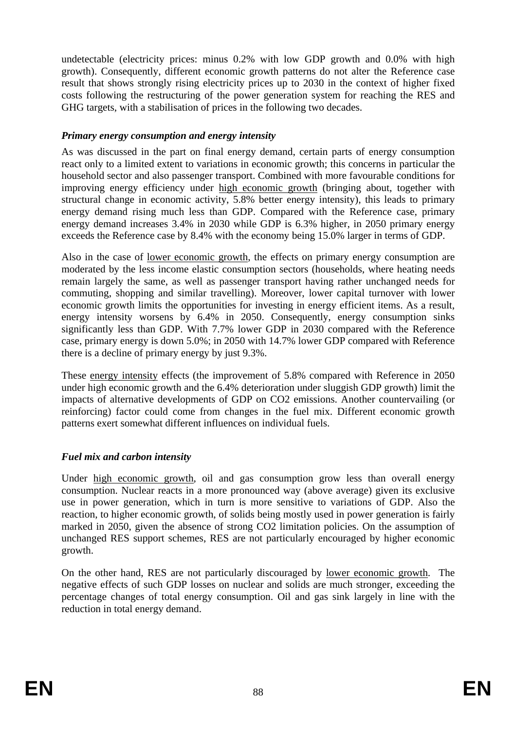undetectable (electricity prices: minus 0.2% with low GDP growth and 0.0% with high growth). Consequently, different economic growth patterns do not alter the Reference case result that shows strongly rising electricity prices up to 2030 in the context of higher fixed costs following the restructuring of the power generation system for reaching the RES and GHG targets, with a stabilisation of prices in the following two decades.

***Primary energy consumption and energy intensity***

As was discussed in the part on final energy demand, certain parts of energy consumption react only to a limited extent to variations in economic growth; this concerns in particular the household sector and also passenger transport. Combined with more favourable conditions for improving energy efficiency under <u>high economic growth</u> (bringing about, together with structural change in economic activity, 5.8% better energy intensity), this leads to primary energy demand rising much less than GDP. Compared with the Reference case, primary energy demand increases 3.4% in 2030 while GDP is 6.3% higher, in 2050 primary energy exceeds the Reference case by 8.4% with the economy being 15.0% larger in terms of GDP.

Also in the case of <u>lower economic growth</u>, the effects on primary energy consumption are moderated by the less income elastic consumption sectors (households, where heating needs remain largely the same, as well as passenger transport having rather unchanged needs for commuting, shopping and similar travelling). Moreover, lower capital turnover with lower economic growth limits the opportunities for investing in energy efficient items. As a result, energy intensity worsens by 6.4% in 2050. Consequently, energy consumption sinks significantly less than GDP. With 7.7% lower GDP in 2030 compared with the Reference case, primary energy is down 5.0%; in 2050 with 14.7% lower GDP compared with Reference there is a decline of primary energy by just 9.3%.

These <u>energy intensity</u> effects (the improvement of 5.8% compared with Reference in 2050 under high economic growth and the 6.4% deterioration under sluggish GDP growth) limit the impacts of alternative developments of GDP on $CO_2$ emissions. Another countervailing (or reinforcing) factor could come from changes in the fuel mix. Different economic growth patterns exert somewhat different influences on individual fuels.

***Fuel mix and carbon intensity***

Under <u>high economic growth</u>, oil and gas consumption grow less than overall energy consumption. Nuclear reacts in a more pronounced way (above average) given its exclusive use in power generation, which in turn is more sensitive to variations of GDP. Also the reaction, to higher economic growth, of solids being mostly used in power generation is fairly marked in 2050, given the absence of strong $CO_2$ limitation policies. On the assumption of unchanged RES support schemes, RES are not particularly encouraged by higher economic growth.

On the other hand, RES are not particularly discouraged by <u>lower economic growth</u>. The negative effects of such GDP losses on nuclear and solids are much stronger, exceeding the percentage changes of total energy consumption. Oil and gas sink largely in line with the reduction in total energy demand.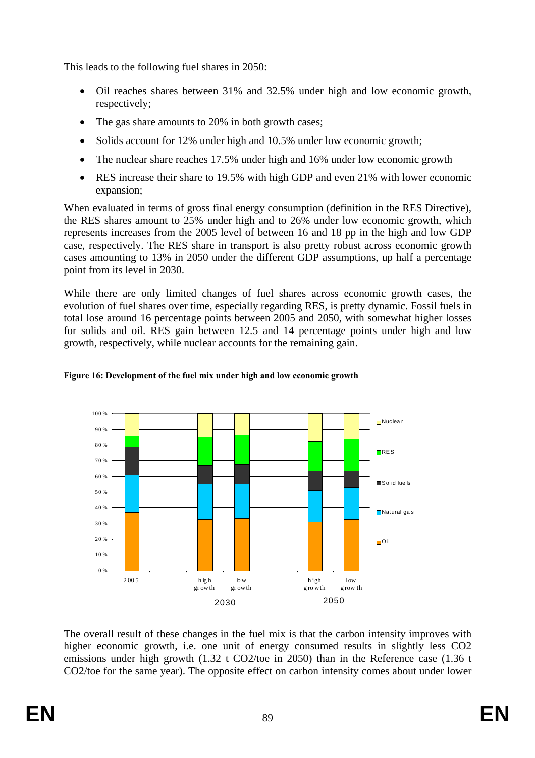This leads to the following fuel shares in 2050:

- Oil reaches shares between 31% and 32.5% under high and low economic growth, respectively;
- The gas share amounts to 20% in both growth cases;
- Solids account for 12% under high and 10.5% under low economic growth;
- The nuclear share reaches 17.5% under high and 16% under low economic growth
- RES increase their share to 19.5% with high GDP and even 21% with lower economic expansion;

When evaluated in terms of gross final energy consumption (definition in the RES Directive), the RES shares amount to 25% under high and to 26% under low economic growth, which represents increases from the 2005 level of between 16 and 18 pp in the high and low GDP case, respectively. The RES share in transport is also pretty robust across economic growth cases amounting to 13% in 2050 under the different GDP assumptions, up half a percentage point from its level in 2030.

While there are only limited changes of fuel shares across economic growth cases, the evolution of fuel shares over time, especially regarding RES, is pretty dynamic. Fossil fuels in total lose around 16 percentage points between 2005 and 2050, with somewhat higher losses for solids and oil. RES gain between 12.5 and 14 percentage points under high and low growth, respectively, while nuclear accounts for the remaining gain.

**Figure 16: Development of the fuel mix under high and low economic growth**

The overall result of these changes in the fuel mix is that the carbon intensity improves with higher economic growth, i.e. one unit of energy consumed results in slightly less $CO_2$ emissions under high growth (1.32 t $CO_2$/toe in 2050) than in the Reference case (1.36 t $CO_2$/toe for the same year). The opposite effect on carbon intensity comes about under lower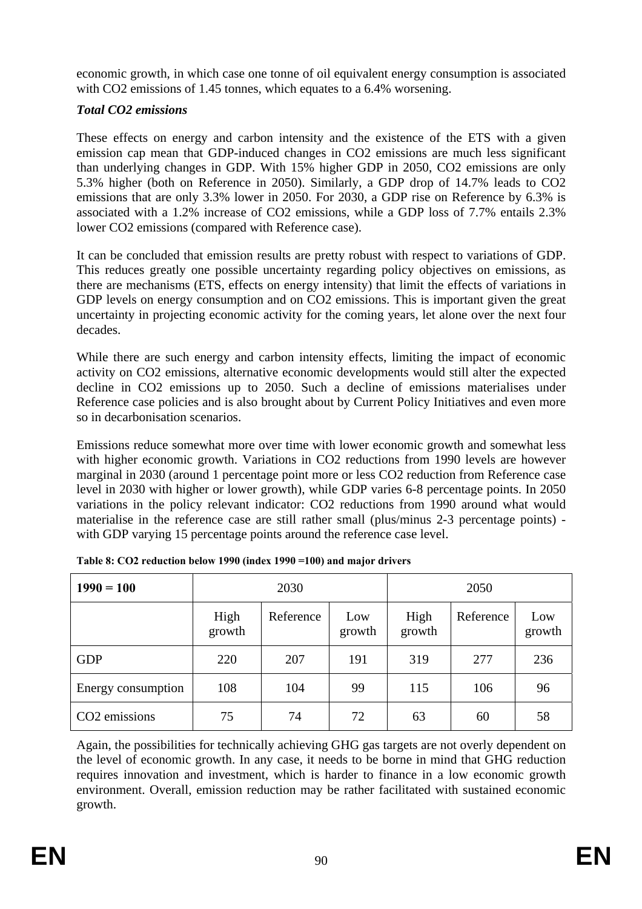economic growth, in which case one tonne of oil equivalent energy consumption is associated with $CO_2$ emissions of 1.45 tonnes, which equates to a 6.4% worsening.

***Total CO2 emissions***

These effects on energy and carbon intensity and the existence of the ETS with a given emission cap mean that GDP-induced changes in $CO_2$ emissions are much less significant than underlying changes in GDP. With 15% higher GDP in 2050, $CO_2$ emissions are only 5.3% higher (both on Reference in 2050). Similarly, a GDP drop of 14.7% leads to $CO_2$ emissions that are only 3.3% lower in 2050. For 2030, a GDP rise on Reference by 6.3% is associated with a 1.2% increase of $CO_2$ emissions, while a GDP loss of 7.7% entails 2.3% lower $CO_2$ emissions (compared with Reference case).

It can be concluded that emission results are pretty robust with respect to variations of GDP. This reduces greatly one possible uncertainty regarding policy objectives on emissions, as there are mechanisms (ETS, effects on energy intensity) that limit the effects of variations in GDP levels on energy consumption and on $CO_2$ emissions. This is important given the great uncertainty in projecting economic activity for the coming years, let alone over the next four decades.

While there are such energy and carbon intensity effects, limiting the impact of economic activity on $CO_2$ emissions, alternative economic developments would still alter the expected decline in $CO_2$ emissions up to 2050. Such a decline of emissions materialises under Reference case policies and is also brought about by Current Policy Initiatives and even more so in decarbonisation scenarios.

Emissions reduce somewhat more over time with lower economic growth and somewhat less with higher economic growth. Variations in $CO_2$ reductions from 1990 levels are however marginal in 2030 (around 1 percentage point more or less $CO_2$ reduction from Reference case level in 2030 with higher or lower growth), while GDP varies 6-8 percentage points. In 2050 variations in the policy relevant indicator: $CO_2$ reductions from 1990 around what would materialise in the reference case are still rather small (plus/minus 2-3 percentage points) - with GDP varying 15 percentage points around the reference case level.

**Table 8: CO2 reduction below 1990 (index 1990 =100) and major drivers**

| **1990 = 100** | 2030 | | | 2050 | | |
|---|---|---|---|---|---|---|
| | High growth | Reference | Low growth | High growth | Reference | Low growth |
| GDP | 220 | 207 | 191 | 319 | 277 | 236 |
| Energy consumption | 108 | 104 | 99 | 115 | 106 | 96 |
| $CO_2$ emissions | 75 | 74 | 72 | 63 | 60 | 58 |

Again, the possibilities for technically achieving GHG gas targets are not overly dependent on the level of economic growth. In any case, it needs to be borne in mind that GHG reduction requires innovation and investment, which is harder to finance in a low economic growth environment. Overall, emission reduction may be rather facilitated with sustained economic growth.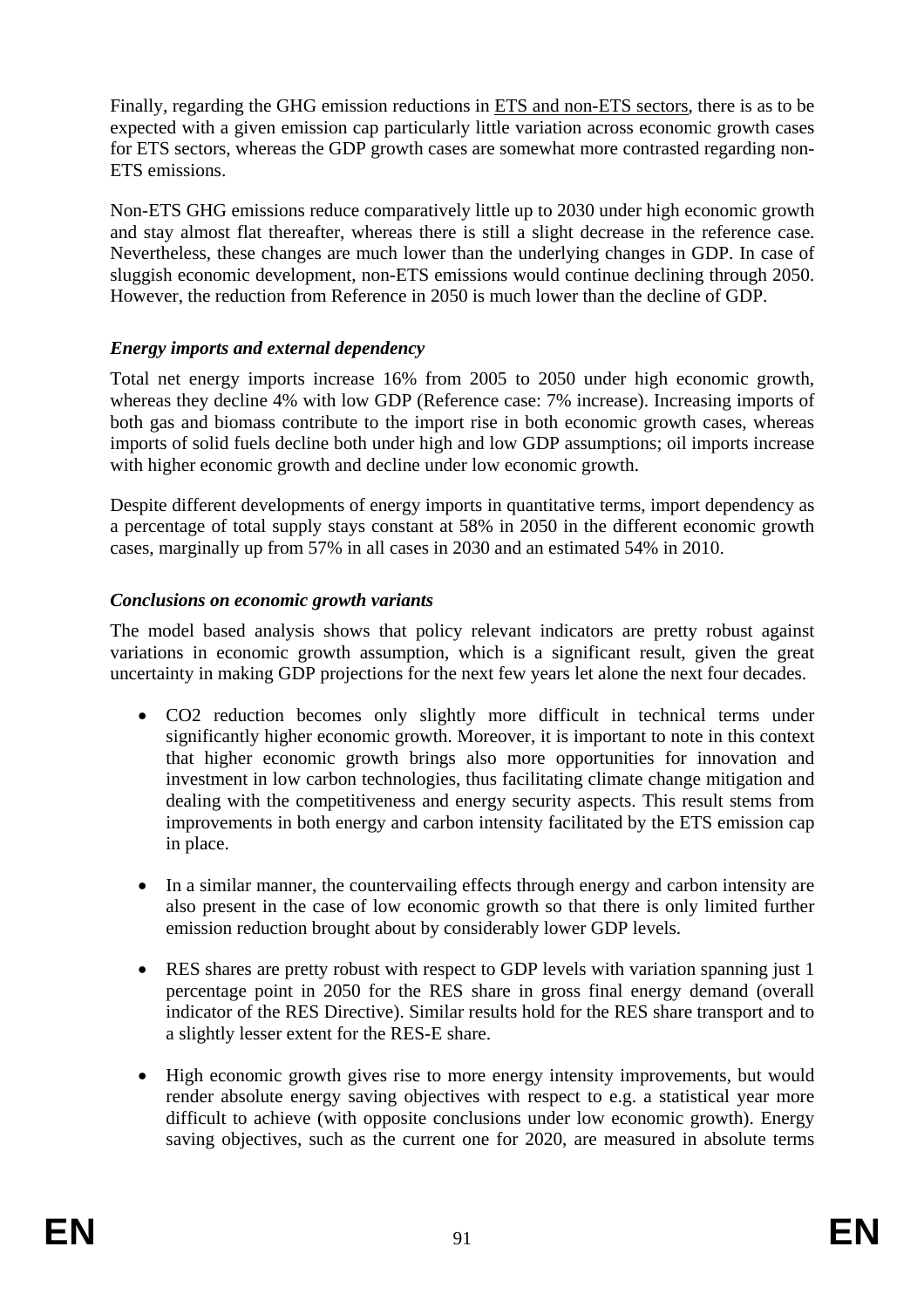Finally, regarding the GHG emission reductions in ETS and non-ETS sectors, there is as to be expected with a given emission cap particularly little variation across economic growth cases for ETS sectors, whereas the GDP growth cases are somewhat more contrasted regarding non-ETS emissions.

Non-ETS GHG emissions reduce comparatively little up to 2030 under high economic growth and stay almost flat thereafter, whereas there is still a slight decrease in the reference case. Nevertheless, these changes are much lower than the underlying changes in GDP. In case of sluggish economic development, non-ETS emissions would continue declining through 2050. However, the reduction from Reference in 2050 is much lower than the decline of GDP.

### *Energy imports and external dependency*

Total net energy imports increase 16% from 2005 to 2050 under high economic growth, whereas they decline 4% with low GDP (Reference case: 7% increase). Increasing imports of both gas and biomass contribute to the import rise in both economic growth cases, whereas imports of solid fuels decline both under high and low GDP assumptions; oil imports increase with higher economic growth and decline under low economic growth.

Despite different developments of energy imports in quantitative terms, import dependency as a percentage of total supply stays constant at 58% in 2050 in the different economic growth cases, marginally up from 57% in all cases in 2030 and an estimated 54% in 2010.

### *Conclusions on economic growth variants*

The model based analysis shows that policy relevant indicators are pretty robust against variations in economic growth assumption, which is a significant result, given the great uncertainty in making GDP projections for the next few years let alone the next four decades.

- CO2 reduction becomes only slightly more difficult in technical terms under significantly higher economic growth. Moreover, it is important to note in this context that higher economic growth brings also more opportunities for innovation and investment in low carbon technologies, thus facilitating climate change mitigation and dealing with the competitiveness and energy security aspects. This result stems from improvements in both energy and carbon intensity facilitated by the ETS emission cap in place.

- In a similar manner, the countervailing effects through energy and carbon intensity are also present in the case of low economic growth so that there is only limited further emission reduction brought about by considerably lower GDP levels.

- RES shares are pretty robust with respect to GDP levels with variation spanning just 1 percentage point in 2050 for the RES share in gross final energy demand (overall indicator of the RES Directive). Similar results hold for the RES share transport and to a slightly lesser extent for the RES-E share.

- High economic growth gives rise to more energy intensity improvements, but would render absolute energy saving objectives with respect to e.g. a statistical year more difficult to achieve (with opposite conclusions under low economic growth). Energy saving objectives, such as the current one for 2020, are measured in absolute terms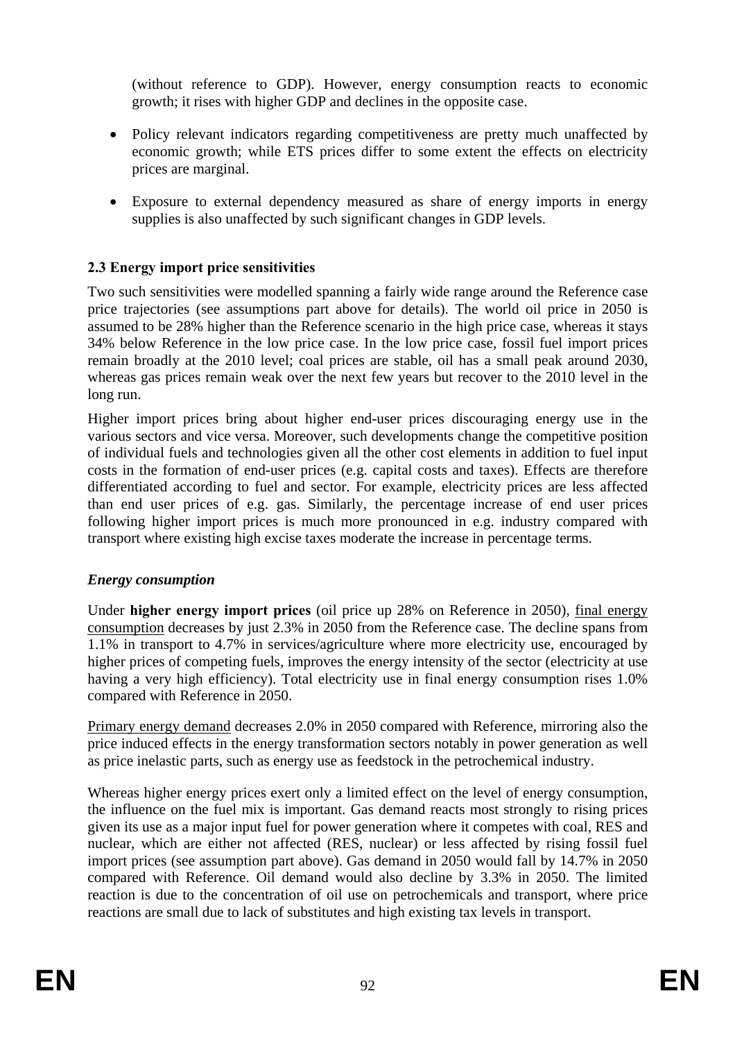(without reference to GDP). However, energy consumption reacts to economic growth; it rises with higher GDP and declines in the opposite case.

- Policy relevant indicators regarding competitiveness are pretty much unaffected by economic growth; while ETS prices differ to some extent the effects on electricity prices are marginal.
- Exposure to external dependency measured as share of energy imports in energy supplies is also unaffected by such significant changes in GDP levels.

### 2.3 Energy import price sensitivities

Two such sensitivities were modelled spanning a fairly wide range around the Reference case price trajectories (see assumptions part above for details). The world oil price in 2050 is assumed to be 28% higher than the Reference scenario in the high price case, whereas it stays 34% below Reference in the low price case. In the low price case, fossil fuel import prices remain broadly at the 2010 level; coal prices are stable, oil has a small peak around 2030, whereas gas prices remain weak over the next few years but recover to the 2010 level in the long run.

Higher import prices bring about higher end-user prices discouraging energy use in the various sectors and vice versa. Moreover, such developments change the competitive position of individual fuels and technologies given all the other cost elements in addition to fuel input costs in the formation of end-user prices (e.g. capital costs and taxes). Effects are therefore differentiated according to fuel and sector. For example, electricity prices are less affected than end user prices of e.g. gas. Similarly, the percentage increase of end user prices following higher import prices is much more pronounced in e.g. industry compared with transport where existing high excise taxes moderate the increase in percentage terms.

#### *Energy consumption*

Under **higher energy import prices** (oil price up 28% on Reference in 2050), final energy consumption decreases by just 2.3% in 2050 from the Reference case. The decline spans from 1.1% in transport to 4.7% in services/agriculture where more electricity use, encouraged by higher prices of competing fuels, improves the energy intensity of the sector (electricity at use having a very high efficiency). Total electricity use in final energy consumption rises 1.0% compared with Reference in 2050.

Primary energy demand decreases 2.0% in 2050 compared with Reference, mirroring also the price induced effects in the energy transformation sectors notably in power generation as well as price inelastic parts, such as energy use as feedstock in the petrochemical industry.

Whereas higher energy prices exert only a limited effect on the level of energy consumption, the influence on the fuel mix is important. Gas demand reacts most strongly to rising prices given its use as a major input fuel for power generation where it competes with coal, RES and nuclear, which are either not affected (RES, nuclear) or less affected by rising fossil fuel import prices (see assumption part above). Gas demand in 2050 would fall by 14.7% in 2050 compared with Reference. Oil demand would also decline by 3.3% in 2050. The limited reaction is due to the concentration of oil use on petrochemicals and transport, where price reactions are small due to lack of substitutes and high existing tax levels in transport.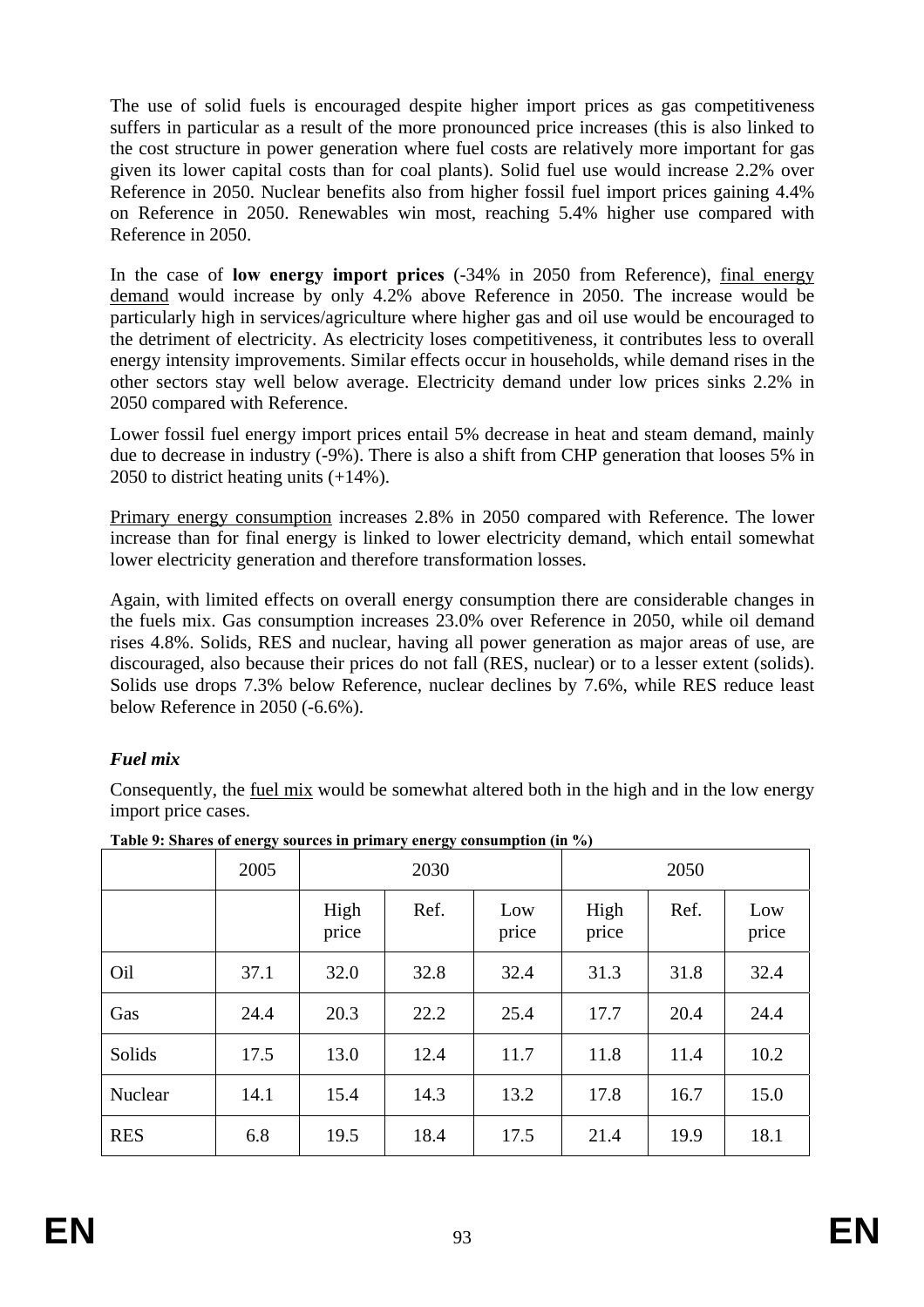The use of solid fuels is encouraged despite higher import prices as gas competitiveness suffers in particular as a result of the more pronounced price increases (this is also linked to the cost structure in power generation where fuel costs are relatively more important for gas given its lower capital costs than for coal plants). Solid fuel use would increase 2.2% over Reference in 2050. Nuclear benefits also from higher fossil fuel import prices gaining 4.4% on Reference in 2050. Renewables win most, reaching 5.4% higher use compared with Reference in 2050.

In the case of **low energy import prices** (-34% in 2050 from Reference), final energy demand would increase by only 4.2% above Reference in 2050. The increase would be particularly high in services/agriculture where higher gas and oil use would be encouraged to the detriment of electricity. As electricity loses competitiveness, it contributes less to overall energy intensity improvements. Similar effects occur in households, while demand rises in the other sectors stay well below average. Electricity demand under low prices sinks 2.2% in 2050 compared with Reference.

Lower fossil fuel energy import prices entail 5% decrease in heat and steam demand, mainly due to decrease in industry (-9%). There is also a shift from CHP generation that looses 5% in 2050 to district heating units (+14%).

Primary energy consumption increases 2.8% in 2050 compared with Reference. The lower increase than for final energy is linked to lower electricity demand, which entail somewhat lower electricity generation and therefore transformation losses.

Again, with limited effects on overall energy consumption there are considerable changes in the fuels mix. Gas consumption increases 23.0% over Reference in 2050, while oil demand rises 4.8%. Solids, RES and nuclear, having all power generation as major areas of use, are discouraged, also because their prices do not fall (RES, nuclear) or to a lesser extent (solids). Solids use drops 7.3% below Reference, nuclear declines by 7.6%, while RES reduce least below Reference in 2050 (-6.6%).

### *Fuel mix*

Consequently, the fuel mix would be somewhat altered both in the high and in the low energy import price cases.

**Table 9: Shares of energy sources in primary energy consumption (in %)**

| | 2005 | 2030 | | | 2050 | | |
|---|---|---|---|---|---|---|---|
| | | High price | Ref. | Low price | High price | Ref. | Low price |
| Oil | 37.1 | 32.0 | 32.8 | 32.4 | 31.3 | 31.8 | 32.4 |
| Gas | 24.4 | 20.3 | 22.2 | 25.4 | 17.7 | 20.4 | 24.4 |
| Solids | 17.5 | 13.0 | 12.4 | 11.7 | 11.8 | 11.4 | 10.2 |
| Nuclear | 14.1 | 15.4 | 14.3 | 13.2 | 17.8 | 16.7 | 15.0 |
| RES | 6.8 | 19.5 | 18.4 | 17.5 | 21.4 | 19.9 | 18.1 |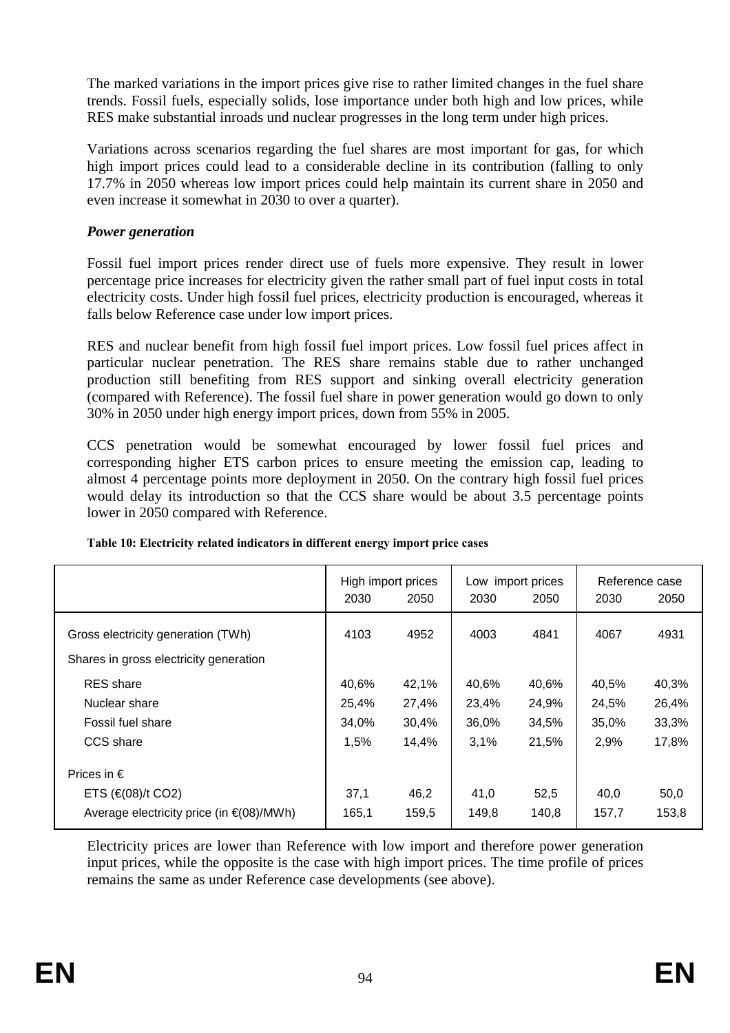The marked variations in the import prices give rise to rather limited changes in the fuel share trends. Fossil fuels, especially solids, lose importance under both high and low prices, while RES make substantial inroads und nuclear progresses in the long term under high prices.

Variations across scenarios regarding the fuel shares are most important for gas, for which high import prices could lead to a considerable decline in its contribution (falling to only 17.7% in 2050 whereas low import prices could help maintain its current share in 2050 and even increase it somewhat in 2030 to over a quarter).

### *Power generation*

Fossil fuel import prices render direct use of fuels more expensive. They result in lower percentage price increases for electricity given the rather small part of fuel input costs in total electricity costs. Under high fossil fuel prices, electricity production is encouraged, whereas it falls below Reference case under low import prices.

RES and nuclear benefit from high fossil fuel import prices. Low fossil fuel prices affect in particular nuclear penetration. The RES share remains stable due to rather unchanged production still benefiting from RES support and sinking overall electricity generation (compared with Reference). The fossil fuel share in power generation would go down to only 30% in 2050 under high energy import prices, down from 55% in 2005.

CCS penetration would be somewhat encouraged by lower fossil fuel prices and corresponding higher ETS carbon prices to ensure meeting the emission cap, leading to almost 4 percentage points more deployment in 2050. On the contrary high fossil fuel prices would delay its introduction so that the CCS share would be about 3.5 percentage points lower in 2050 compared with Reference.

**Table 10: Electricity related indicators in different energy import price cases**

| | High import prices | | Low import prices | | Reference case | |
|---|---|---|---|---|---|---|
| | 2030 | 2050 | 2030 | 2050 | 2030 | 2050 |
| Gross electricity generation (TWh) | 4103 | 4952 | 4003 | 4841 | 4067 | 4931 |
| Shares in gross electricity generation | | | | | | |
| RES share | 40,6% | 42,1% | 40,6% | 40,6% | 40,5% | 40,3% |
| Nuclear share | 25,4% | 27,4% | 23,4% | 24,9% | 24,5% | 26,4% |
| Fossil fuel share | 34,0% | 30,4% | 36,0% | 34,5% | 35,0% | 33,3% |
| CCS share | 1,5% | 14,4% | 3,1% | 21,5% | 2,9% | 17,8% |
| Prices in € | | | | | | |
| ETS (€(08)/t $CO_2$) | 37,1 | 46,2 | 41,0 | 52,5 | 40,0 | 50,0 |
| Average electricity price (in €(08)/MWh) | 165,1 | 159,5 | 149,8 | 140,8 | 157,7 | 153,8 |

Electricity prices are lower than Reference with low import and therefore power generation input prices, while the opposite is the case with high import prices. The time profile of prices remains the same as under Reference case developments (see above).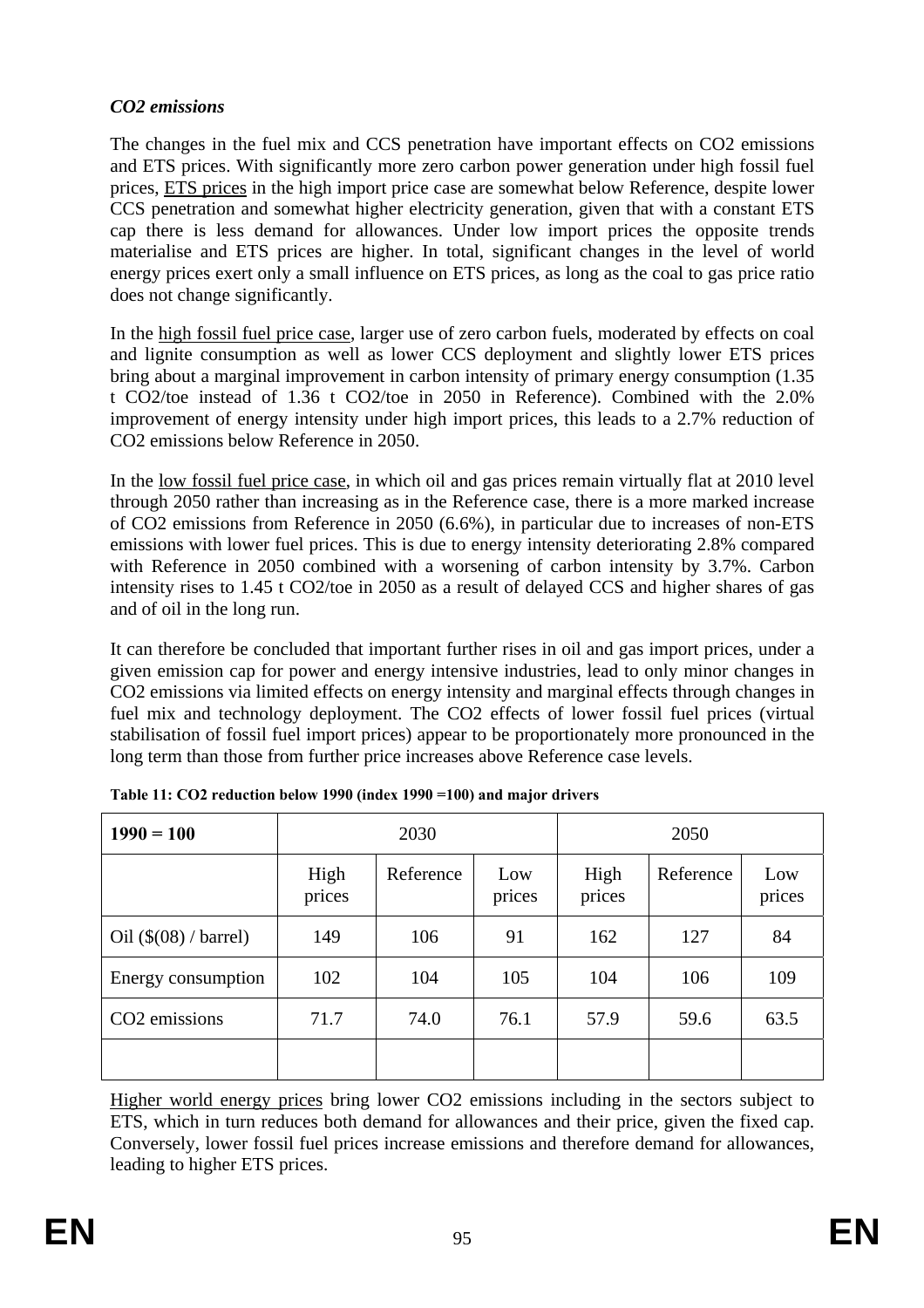*CO2 emissions*

The changes in the fuel mix and CCS penetration have important effects on CO2 emissions and ETS prices. With significantly more zero carbon power generation under high fossil fuel prices, ETS prices in the high import price case are somewhat below Reference, despite lower CCS penetration and somewhat higher electricity generation, given that with a constant ETS cap there is less demand for allowances. Under low import prices the opposite trends materialise and ETS prices are higher. In total, significant changes in the level of world energy prices exert only a small influence on ETS prices, as long as the coal to gas price ratio does not change significantly.

In the high fossil fuel price case, larger use of zero carbon fuels, moderated by effects on coal and lignite consumption as well as lower CCS deployment and slightly lower ETS prices bring about a marginal improvement in carbon intensity of primary energy consumption (1.35 t CO2/toe instead of 1.36 t CO2/toe in 2050 in Reference). Combined with the 2.0% improvement of energy intensity under high import prices, this leads to a 2.7% reduction of CO2 emissions below Reference in 2050.

In the low fossil fuel price case, in which oil and gas prices remain virtually flat at 2010 level through 2050 rather than increasing as in the Reference case, there is a more marked increase of CO2 emissions from Reference in 2050 (6.6%), in particular due to increases of non-ETS emissions with lower fuel prices. This is due to energy intensity deteriorating 2.8% compared with Reference in 2050 combined with a worsening of carbon intensity by 3.7%. Carbon intensity rises to 1.45 t CO2/toe in 2050 as a result of delayed CCS and higher shares of gas and of oil in the long run.

It can therefore be concluded that important further rises in oil and gas import prices, under a given emission cap for power and energy intensive industries, lead to only minor changes in CO2 emissions via limited effects on energy intensity and marginal effects through changes in fuel mix and technology deployment. The CO2 effects of lower fossil fuel prices (virtual stabilisation of fossil fuel import prices) appear to be proportionately more pronounced in the long term than those from further price increases above Reference case levels.

**Table 11: CO2 reduction below 1990 (index 1990 =100) and major drivers**

| **1990 = 100** | 2030 | | | 2050 | | |
|---|---|---|---|---|---|---|
| | High prices | Reference | Low prices | High prices | Reference | Low prices |
| Oil ($(08) / barrel) | 149 | 106 | 91 | 162 | 127 | 84 |
| Energy consumption | 102 | 104 | 105 | 104 | 106 | 109 |
| CO2 emissions | 71.7 | 74.0 | 76.1 | 57.9 | 59.6 | 63.5 |
| | | | | | | |

Higher world energy prices bring lower CO2 emissions including in the sectors subject to ETS, which in turn reduces both demand for allowances and their price, given the fixed cap. Conversely, lower fossil fuel prices increase emissions and therefore demand for allowances, leading to higher ETS prices.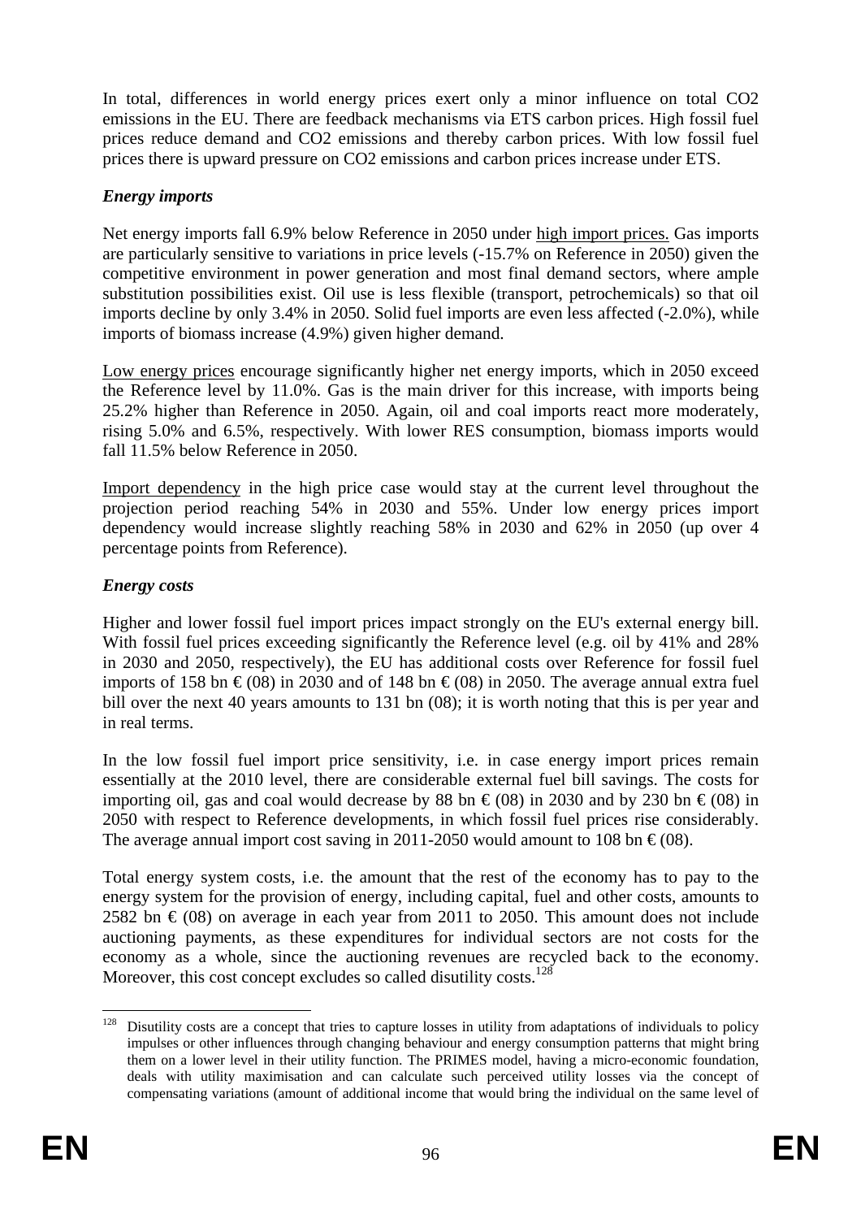In total, differences in world energy prices exert only a minor influence on total $CO_2$ emissions in the EU. There are feedback mechanisms via ETS carbon prices. High fossil fuel prices reduce demand and $CO_2$ emissions and thereby carbon prices. With low fossil fuel prices there is upward pressure on $CO_2$ emissions and carbon prices increase under ETS.

### *Energy imports*

Net energy imports fall 6.9% below Reference in 2050 under high import prices. Gas imports are particularly sensitive to variations in price levels (-15.7% on Reference in 2050) given the competitive environment in power generation and most final demand sectors, where ample substitution possibilities exist. Oil use is less flexible (transport, petrochemicals) so that oil imports decline by only 3.4% in 2050. Solid fuel imports are even less affected (-2.0%), while imports of biomass increase (4.9%) given higher demand.

Low energy prices encourage significantly higher net energy imports, which in 2050 exceed the Reference level by 11.0%. Gas is the main driver for this increase, with imports being 25.2% higher than Reference in 2050. Again, oil and coal imports react more moderately, rising 5.0% and 6.5%, respectively. With lower RES consumption, biomass imports would fall 11.5% below Reference in 2050.

Import dependency in the high price case would stay at the current level throughout the projection period reaching 54% in 2030 and 55%. Under low energy prices import dependency would increase slightly reaching 58% in 2030 and 62% in 2050 (up over 4 percentage points from Reference).

### *Energy costs*

Higher and lower fossil fuel import prices impact strongly on the EU's external energy bill. With fossil fuel prices exceeding significantly the Reference level (e.g. oil by 41% and 28% in 2030 and 2050, respectively), the EU has additional costs over Reference for fossil fuel imports of 158 bn € (08) in 2030 and of 148 bn € (08) in 2050. The average annual extra fuel bill over the next 40 years amounts to 131 bn (08); it is worth noting that this is per year and in real terms.

In the low fossil fuel import price sensitivity, i.e. in case energy import prices remain essentially at the 2010 level, there are considerable external fuel bill savings. The costs for importing oil, gas and coal would decrease by 88 bn € (08) in 2030 and by 230 bn € (08) in 2050 with respect to Reference developments, in which fossil fuel prices rise considerably. The average annual import cost saving in 2011-2050 would amount to 108 bn € (08).

Total energy system costs, i.e. the amount that the rest of the economy has to pay to the energy system for the provision of energy, including capital, fuel and other costs, amounts to 2582 bn € (08) on average in each year from 2011 to 2050. This amount does not include auctioning payments, as these expenditures for individual sectors are not costs for the economy as a whole, since the auctioning revenues are recycled back to the economy. Moreover, this cost concept excludes so called disutility costs.[128]

---

[128] Disutility costs are a concept that tries to capture losses in utility from adaptations of individuals to policy impulses or other influences through changing behaviour and energy consumption patterns that might bring them on a lower level in their utility function. The PRIMES model, having a micro-economic foundation, deals with utility maximisation and can calculate such perceived utility losses via the concept of compensating variations (amount of additional income that would bring the individual on the same level of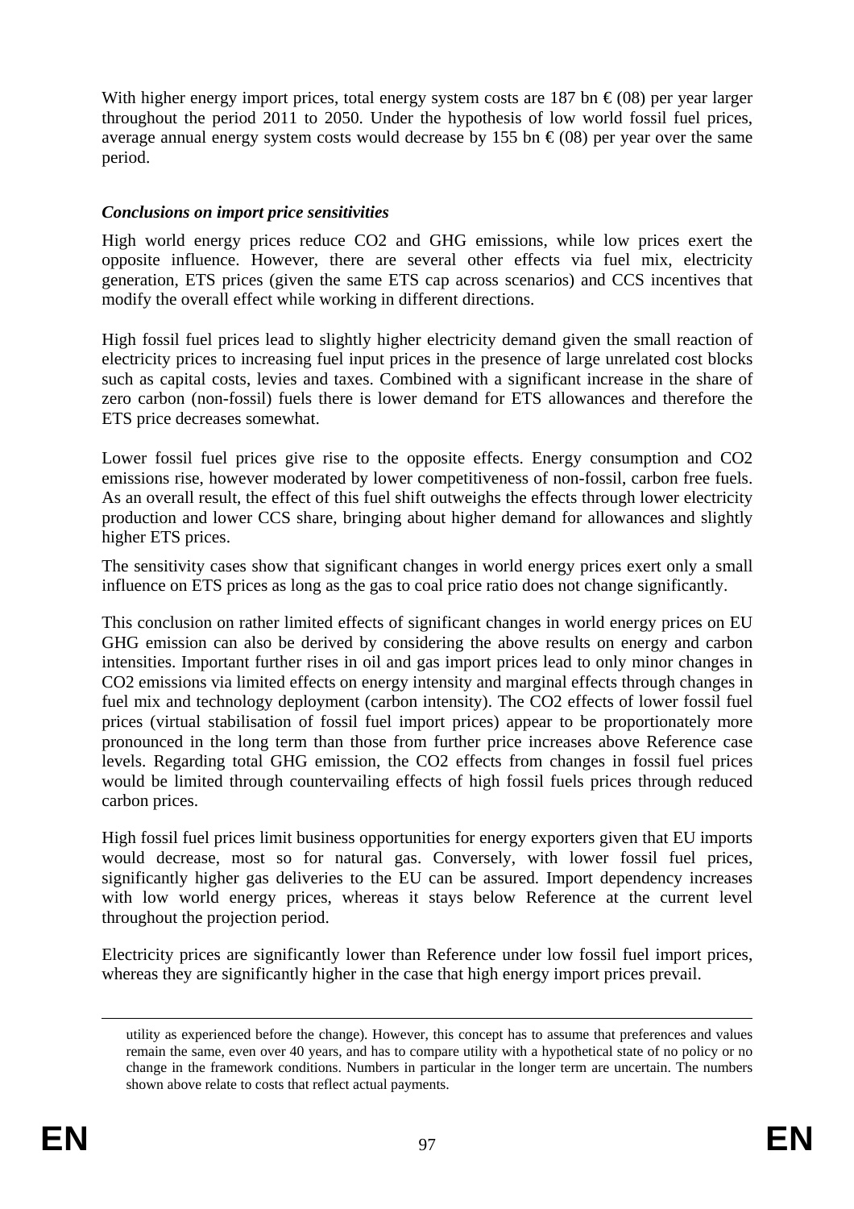With higher energy import prices, total energy system costs are 187 bn €(08) per year larger throughout the period 2011 to 2050. Under the hypothesis of low world fossil fuel prices, average annual energy system costs would decrease by 155 bn €(08) per year over the same period.

***Conclusions on import price sensitivities***

High world energy prices reduce CO2 and GHG emissions, while low prices exert the opposite influence. However, there are several other effects via fuel mix, electricity generation, ETS prices (given the same ETS cap across scenarios) and CCS incentives that modify the overall effect while working in different directions.

High fossil fuel prices lead to slightly higher electricity demand given the small reaction of electricity prices to increasing fuel input prices in the presence of large unrelated cost blocks such as capital costs, levies and taxes. Combined with a significant increase in the share of zero carbon (non-fossil) fuels there is lower demand for ETS allowances and therefore the ETS price decreases somewhat.

Lower fossil fuel prices give rise to the opposite effects. Energy consumption and CO2 emissions rise, however moderated by lower competitiveness of non-fossil, carbon free fuels. As an overall result, the effect of this fuel shift outweighs the effects through lower electricity production and lower CCS share, bringing about higher demand for allowances and slightly higher ETS prices.

The sensitivity cases show that significant changes in world energy prices exert only a small influence on ETS prices as long as the gas to coal price ratio does not change significantly.

This conclusion on rather limited effects of significant changes in world energy prices on EU GHG emission can also be derived by considering the above results on energy and carbon intensities. Important further rises in oil and gas import prices lead to only minor changes in CO2 emissions via limited effects on energy intensity and marginal effects through changes in fuel mix and technology deployment (carbon intensity). The CO2 effects of lower fossil fuel prices (virtual stabilisation of fossil fuel import prices) appear to be proportionately more pronounced in the long term than those from further price increases above Reference case levels. Regarding total GHG emission, the CO2 effects from changes in fossil fuel prices would be limited through countervailing effects of high fossil fuels prices through reduced carbon prices.

High fossil fuel prices limit business opportunities for energy exporters given that EU imports would decrease, most so for natural gas. Conversely, with lower fossil fuel prices, significantly higher gas deliveries to the EU can be assured. Import dependency increases with low world energy prices, whereas it stays below Reference at the current level throughout the projection period.

Electricity prices are significantly lower than Reference under low fossil fuel import prices, whereas they are significantly higher in the case that high energy import prices prevail.

---

utility as experienced before the change). However, this concept has to assume that preferences and values remain the same, even over 40 years, and has to compare utility with a hypothetical state of no policy or no change in the framework conditions. Numbers in particular in the longer term are uncertain. The numbers shown above relate to costs that reflect actual payments.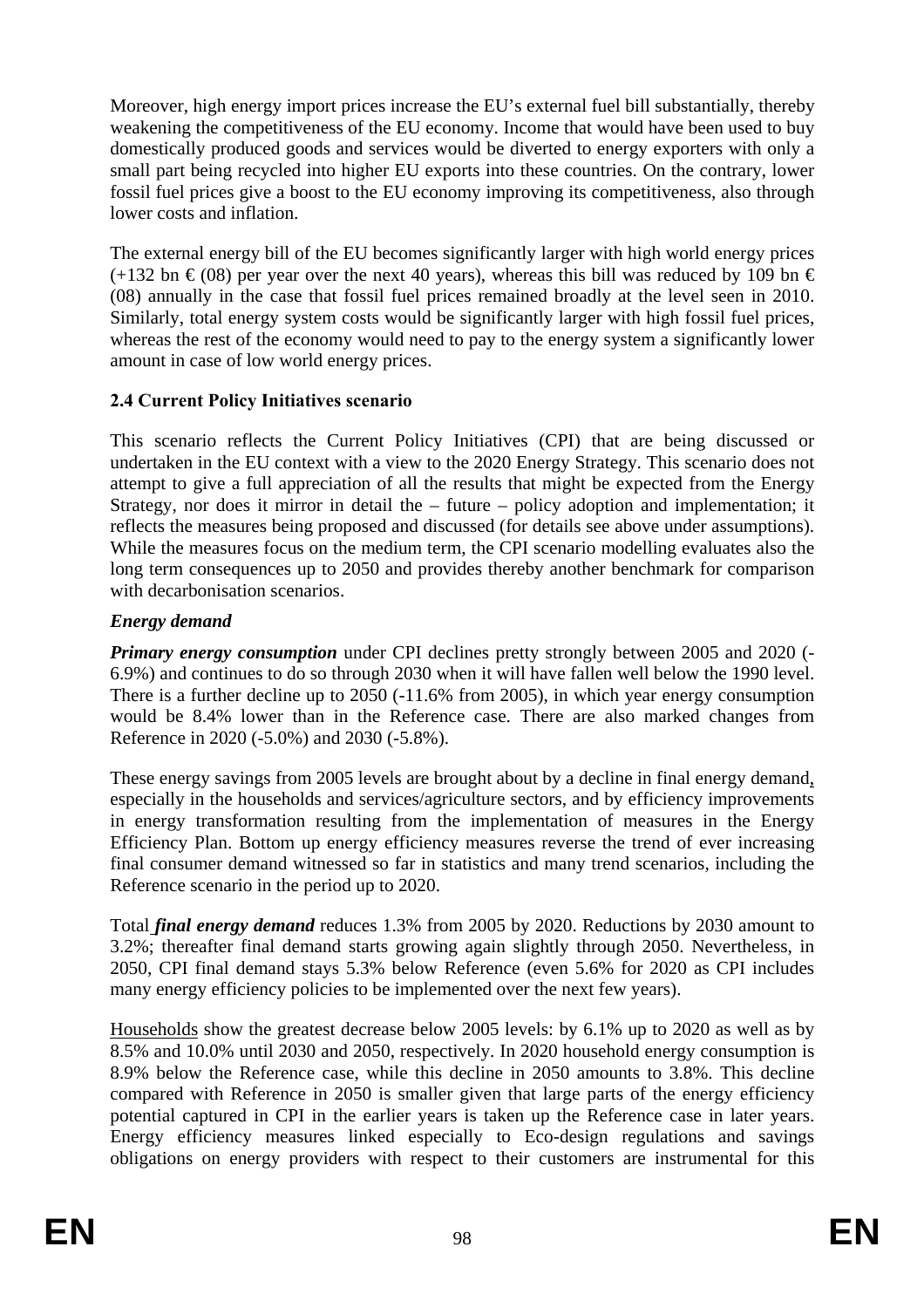Moreover, high energy import prices increase the EU's external fuel bill substantially, thereby weakening the competitiveness of the EU economy. Income that would have been used to buy domestically produced goods and services would be diverted to energy exporters with only a small part being recycled into higher EU exports into these countries. On the contrary, lower fossil fuel prices give a boost to the EU economy improving its competitiveness, also through lower costs and inflation.

The external energy bill of the EU becomes significantly larger with high world energy prices (+132 bn € (08) per year over the next 40 years), whereas this bill was reduced by 109 bn € (08) annually in the case that fossil fuel prices remained broadly at the level seen in 2010. Similarly, total energy system costs would be significantly larger with high fossil fuel prices, whereas the rest of the economy would need to pay to the energy system a significantly lower amount in case of low world energy prices.

### 2.4 Current Policy Initiatives scenario

This scenario reflects the Current Policy Initiatives (CPI) that are being discussed or undertaken in the EU context with a view to the 2020 Energy Strategy. This scenario does not attempt to give a full appreciation of all the results that might be expected from the Energy Strategy, nor does it mirror in detail the – future – policy adoption and implementation; it reflects the measures being proposed and discussed (for details see above under assumptions). While the measures focus on the medium term, the CPI scenario modelling evaluates also the long term consequences up to 2050 and provides thereby another benchmark for comparison with decarbonisation scenarios.

***Energy demand***

***Primary energy consumption*** under CPI declines pretty strongly between 2005 and 2020 (-6.9%) and continues to do so through 2030 when it will have fallen well below the 1990 level. There is a further decline up to 2050 (-11.6% from 2005), in which year energy consumption would be 8.4% lower than in the Reference case. There are also marked changes from Reference in 2020 (-5.0%) and 2030 (-5.8%).

These energy savings from 2005 levels are brought about by a decline in final energy demand, especially in the households and services/agriculture sectors, and by efficiency improvements in energy transformation resulting from the implementation of measures in the Energy Efficiency Plan. Bottom up energy efficiency measures reverse the trend of ever increasing final consumer demand witnessed so far in statistics and many trend scenarios, including the Reference scenario in the period up to 2020.

Total ***final energy demand*** reduces 1.3% from 2005 by 2020. Reductions by 2030 amount to 3.2%; thereafter final demand starts growing again slightly through 2050. Nevertheless, in 2050, CPI final demand stays 5.3% below Reference (even 5.6% for 2020 as CPI includes many energy efficiency policies to be implemented over the next few years).

Households show the greatest decrease below 2005 levels: by 6.1% up to 2020 as well as by 8.5% and 10.0% until 2030 and 2050, respectively. In 2020 household energy consumption is 8.9% below the Reference case, while this decline in 2050 amounts to 3.8%. This decline compared with Reference in 2050 is smaller given that large parts of the energy efficiency potential captured in CPI in the earlier years is taken up the Reference case in later years. Energy efficiency measures linked especially to Eco-design regulations and savings obligations on energy providers with respect to their customers are instrumental for this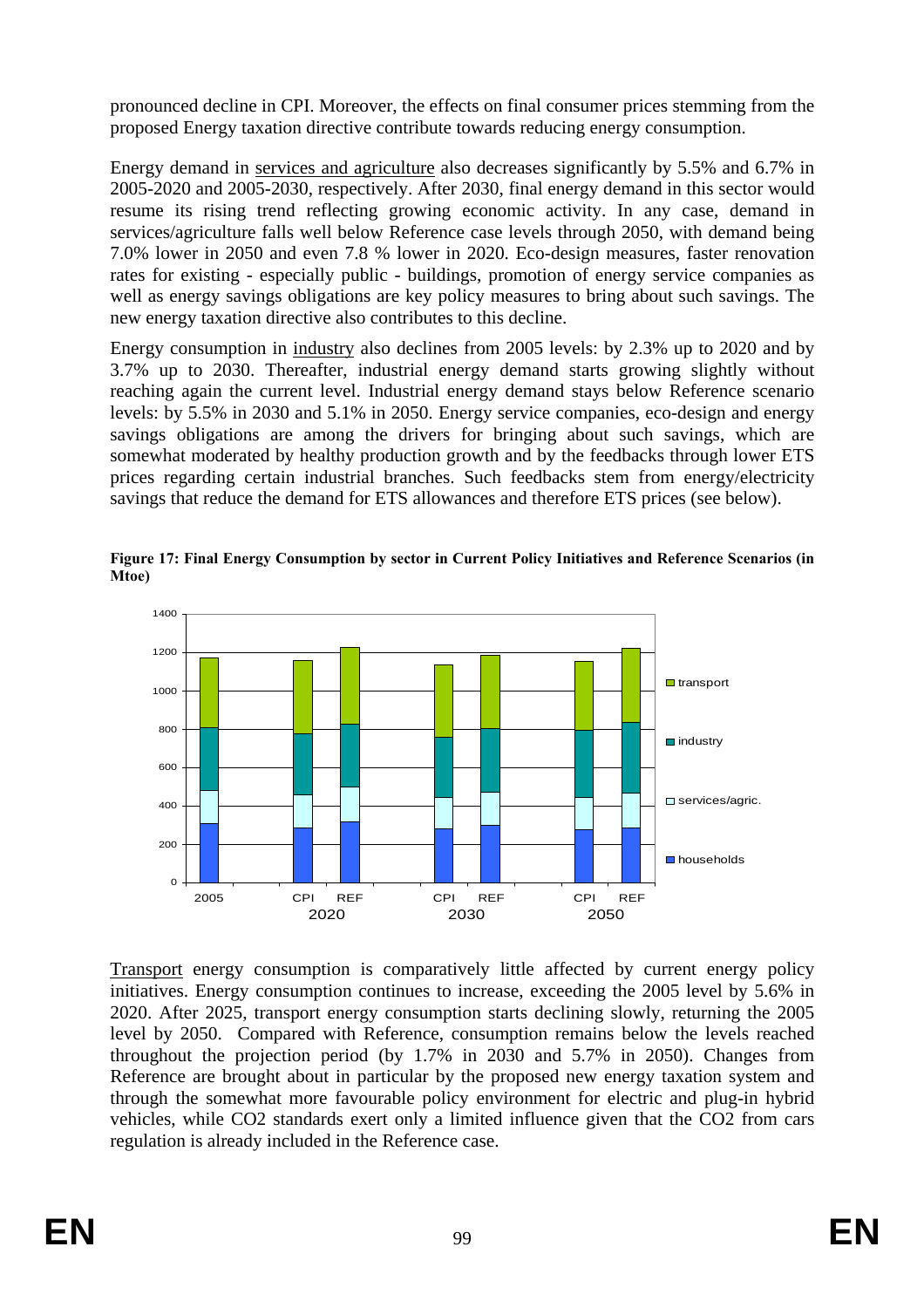pronounced decline in CPI. Moreover, the effects on final consumer prices stemming from the proposed Energy taxation directive contribute towards reducing energy consumption.

Energy demand in services and agriculture also decreases significantly by 5.5% and 6.7% in 2005-2020 and 2005-2030, respectively. After 2030, final energy demand in this sector would resume its rising trend reflecting growing economic activity. In any case, demand in services/agriculture falls well below Reference case levels through 2050, with demand being 7.0% lower in 2050 and even 7.8 % lower in 2020. Eco-design measures, faster renovation rates for existing - especially public - buildings, promotion of energy service companies as well as energy savings obligations are key policy measures to bring about such savings. The new energy taxation directive also contributes to this decline.

Energy consumption in industry also declines from 2005 levels: by 2.3% up to 2020 and by 3.7% up to 2030. Thereafter, industrial energy demand starts growing slightly without reaching again the current level. Industrial energy demand stays below Reference scenario levels: by 5.5% in 2030 and 5.1% in 2050. Energy service companies, eco-design and energy savings obligations are among the drivers for bringing about such savings, which are somewhat moderated by healthy production growth and by the feedbacks through lower ETS prices regarding certain industrial branches. Such feedbacks stem from energy/electricity savings that reduce the demand for ETS allowances and therefore ETS prices (see below).

**Figure 17: Final Energy Consumption by sector in Current Policy Initiatives and Reference Scenarios (in Mtoe)**

Transport energy consumption is comparatively little affected by current energy policy initiatives. Energy consumption continues to increase, exceeding the 2005 level by 5.6% in 2020. After 2025, transport energy consumption starts declining slowly, returning the 2005 level by 2050. Compared with Reference, consumption remains below the levels reached throughout the projection period (by 1.7% in 2030 and 5.7% in 2050). Changes from Reference are brought about in particular by the proposed new energy taxation system and through the somewhat more favourable policy environment for electric and plug-in hybrid vehicles, while CO2 standards exert only a limited influence given that the CO2 from cars regulation is already included in the Reference case.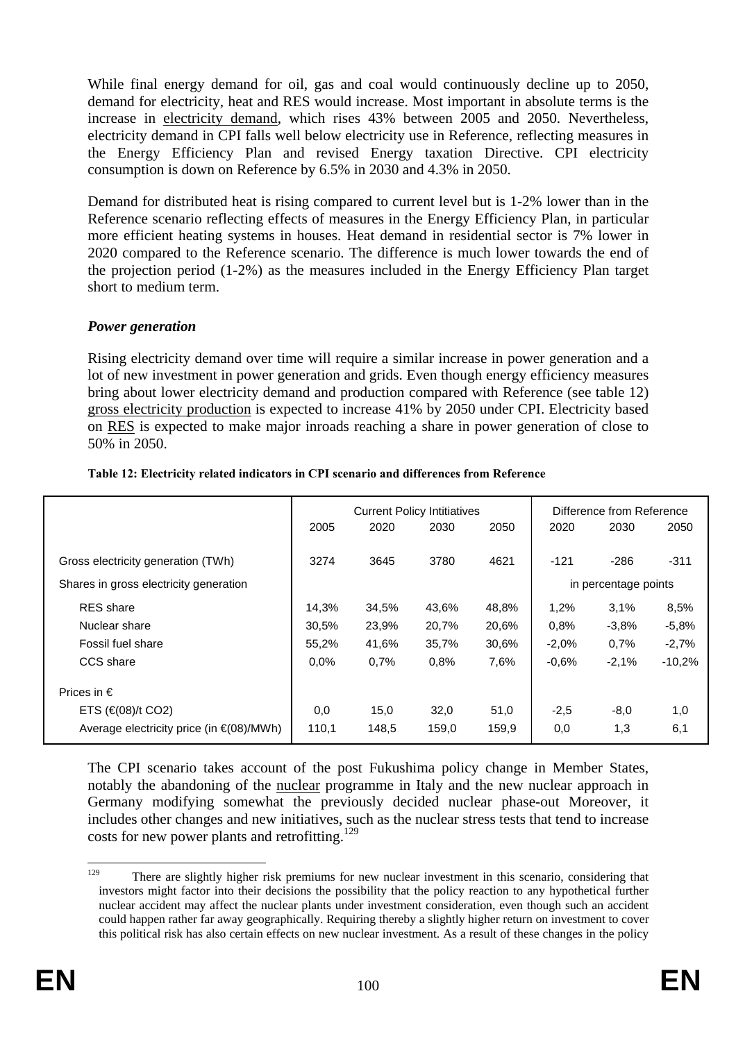While final energy demand for oil, gas and coal would continuously decline up to 2050, demand for electricity, heat and RES would increase. Most important in absolute terms is the increase in electricity demand, which rises 43% between 2005 and 2050. Nevertheless, electricity demand in CPI falls well below electricity use in Reference, reflecting measures in the Energy Efficiency Plan and revised Energy taxation Directive. CPI electricity consumption is down on Reference by 6.5% in 2030 and 4.3% in 2050.

Demand for distributed heat is rising compared to current level but is 1-2% lower than in the Reference scenario reflecting effects of measures in the Energy Efficiency Plan, in particular more efficient heating systems in houses. Heat demand in residential sector is 7% lower in 2020 compared to the Reference scenario. The difference is much lower towards the end of the projection period (1-2%) as the measures included in the Energy Efficiency Plan target short to medium term.

### *Power generation*

Rising electricity demand over time will require a similar increase in power generation and a lot of new investment in power generation and grids. Even though energy efficiency measures bring about lower electricity demand and production compared with Reference (see table 12) gross electricity production is expected to increase 41% by 2050 under CPI. Electricity based on RES is expected to make major inroads reaching a share in power generation of close to 50% in 2050.

**Table 12: Electricity related indicators in CPI scenario and differences from Reference**

| | Current Policy Intitiatives | | | | Difference from Reference | | |
|---|---|---|---|---|---|---|---|
| | 2005 | 2020 | 2030 | 2050 | 2020 | 2030 | 2050 |
| Gross electricity generation (TWh) | 3274 | 3645 | 3780 | 4621 | -121 | -286 | -311 |
| Shares in gross electricity generation | | | | | in percentage points | | |
| RES share | 14,3% | 34,5% | 43,6% | 48,8% | 1,2% | 3,1% | 8,5% |
| Nuclear share | 30,5% | 23,9% | 20,7% | 20,6% | 0,8% | -3,8% | -5,8% |
| Fossil fuel share | 55,2% | 41,6% | 35,7% | 30,6% | -2,0% | 0,7% | -2,7% |
| CCS share | 0,0% | 0,7% | 0,8% | 7,6% | -0,6% | -2,1% | -10,2% |
| Prices in € | | | | | | | |
| ETS (€(08)/t CO2) | 0,0 | 15,0 | 32,0 | 51,0 | -2,5 | -8,0 | 1,0 |
| Average electricity price (in €(08)/MWh) | 110,1 | 148,5 | 159,0 | 159,9 | 0,0 | 1,3 | 6,1 |

The CPI scenario takes account of the post Fukushima policy change in Member States, notably the abandoning of the nuclear programme in Italy and the new nuclear approach in Germany modifying somewhat the previously decided nuclear phase-out Moreover, it includes other changes and new initiatives, such as the nuclear stress tests that tend to increase costs for new power plants and retrofitting.[129]

[129] There are slightly higher risk premiums for new nuclear investment in this scenario, considering that investors might factor into their decisions the possibility that the policy reaction to any hypothetical further nuclear accident may affect the nuclear plants under investment consideration, even though such an accident could happen rather far away geographically. Requiring thereby a slightly higher return on investment to cover this political risk has also certain effects on new nuclear investment. As a result of these changes in the policy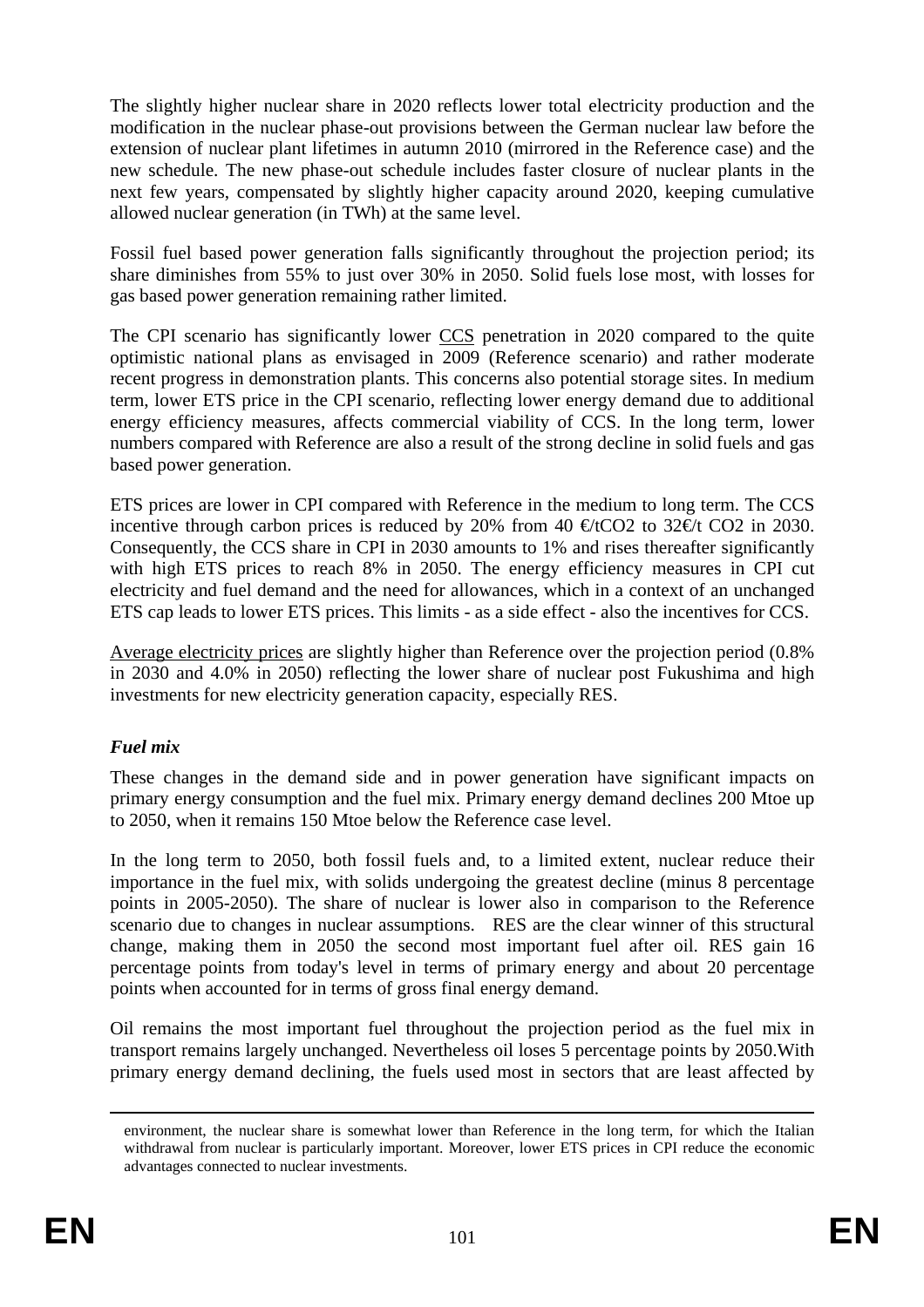The slightly higher nuclear share in 2020 reflects lower total electricity production and the modification in the nuclear phase-out provisions between the German nuclear law before the extension of nuclear plant lifetimes in autumn 2010 (mirrored in the Reference case) and the new schedule. The new phase-out schedule includes faster closure of nuclear plants in the next few years, compensated by slightly higher capacity around 2020, keeping cumulative allowed nuclear generation (in TWh) at the same level.

Fossil fuel based power generation falls significantly throughout the projection period; its share diminishes from 55% to just over 30% in 2050. Solid fuels lose most, with losses for gas based power generation remaining rather limited.

The CPI scenario has significantly lower CCS penetration in 2020 compared to the quite optimistic national plans as envisaged in 2009 (Reference scenario) and rather moderate recent progress in demonstration plants. This concerns also potential storage sites. In medium term, lower ETS price in the CPI scenario, reflecting lower energy demand due to additional energy efficiency measures, affects commercial viability of CCS. In the long term, lower numbers compared with Reference are also a result of the strong decline in solid fuels and gas based power generation.

ETS prices are lower in CPI compared with Reference in the medium to long term. The CCS incentive through carbon prices is reduced by 20% from 40 €/t$CO_2$ to 32€/t $CO_2$ in 2030. Consequently, the CCS share in CPI in 2030 amounts to 1% and rises thereafter significantly with high ETS prices to reach 8% in 2050. The energy efficiency measures in CPI cut electricity and fuel demand and the need for allowances, which in a context of an unchanged ETS cap leads to lower ETS prices. This limits - as a side effect - also the incentives for CCS.

Average electricity prices are slightly higher than Reference over the projection period (0.8% in 2030 and 4.0% in 2050) reflecting the lower share of nuclear post Fukushima and high investments for new electricity generation capacity, especially RES.

### *Fuel mix*

These changes in the demand side and in power generation have significant impacts on primary energy consumption and the fuel mix. Primary energy demand declines 200 Mtoe up to 2050, when it remains 150 Mtoe below the Reference case level.

In the long term to 2050, both fossil fuels and, to a limited extent, nuclear reduce their importance in the fuel mix, with solids undergoing the greatest decline (minus 8 percentage points in 2005-2050). The share of nuclear is lower also in comparison to the Reference scenario due to changes in nuclear assumptions. RES are the clear winner of this structural change, making them in 2050 the second most important fuel after oil. RES gain 16 percentage points from today's level in terms of primary energy and about 20 percentage points when accounted for in terms of gross final energy demand.

Oil remains the most important fuel throughout the projection period as the fuel mix in transport remains largely unchanged. Nevertheless oil loses 5 percentage points by 2050.With primary energy demand declining, the fuels used most in sectors that are least affected by

---

environment, the nuclear share is somewhat lower than Reference in the long term, for which the Italian withdrawal from nuclear is particularly important. Moreover, lower ETS prices in CPI reduce the economic advantages connected to nuclear investments.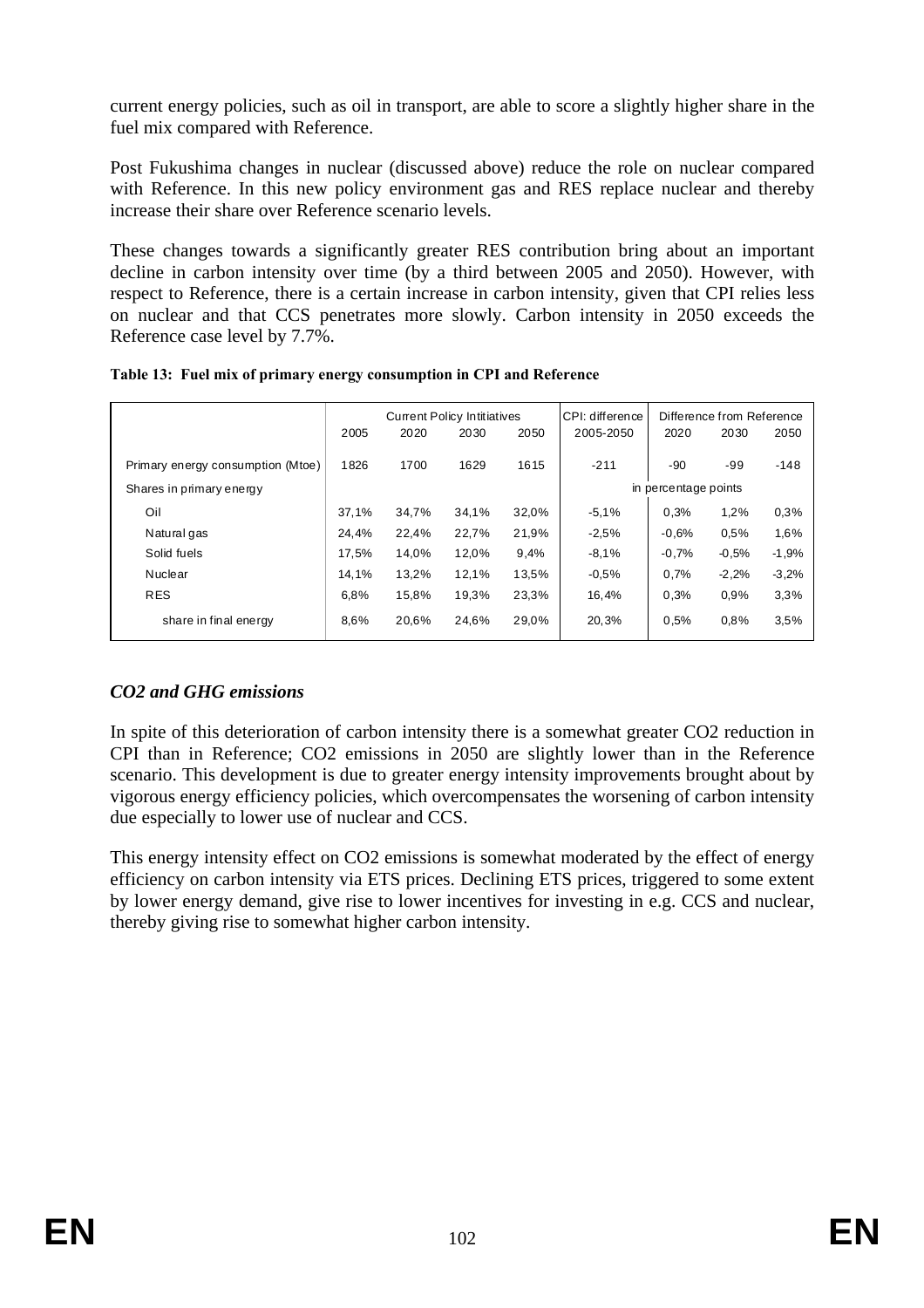current energy policies, such as oil in transport, are able to score a slightly higher share in the fuel mix compared with Reference.

Post Fukushima changes in nuclear (discussed above) reduce the role on nuclear compared with Reference. In this new policy environment gas and RES replace nuclear and thereby increase their share over Reference scenario levels.

These changes towards a significantly greater RES contribution bring about an important decline in carbon intensity over time (by a third between 2005 and 2050). However, with respect to Reference, there is a certain increase in carbon intensity, given that CPI relies less on nuclear and that CCS penetrates more slowly. Carbon intensity in 2050 exceeds the Reference case level by 7.7%.

**Table 13: Fuel mix of primary energy consumption in CPI and Reference**

| | Current Policy Intitiatives | | | | CPI: difference | Difference from Reference | | |
|---|---|---|---|---|---|---|---|---|
| | 2005 | 2020 | 2030 | 2050 | 2005-2050 | 2020 | 2030 | 2050 |
| Primary energy consumption (Mtoe) | 1826 | 1700 | 1629 | 1615 | -211 | -90 | -99 | -148 |
| Shares in primary energy | | | | | in percentage points | | | |
| Oil | 37,1% | 34,7% | 34,1% | 32,0% | -5,1% | 0,3% | 1,2% | 0,3% |
| Natural gas | 24,4% | 22,4% | 22,7% | 21,9% | -2,5% | -0,6% | 0,5% | 1,6% |
| Solid fuels | 17,5% | 14,0% | 12,0% | 9,4% | -8,1% | -0,7% | -0,5% | -1,9% |
| Nuclear | 14,1% | 13,2% | 12,1% | 13,5% | -0,5% | 0,7% | -2,2% | -3,2% |
| RES | 6,8% | 15,8% | 19,3% | 23,3% | 16,4% | 0,3% | 0,9% | 3,3% |
| share in final energy | 8,6% | 20,6% | 24,6% | 29,0% | 20,3% | 0,5% | 0,8% | 3,5% |

### *CO2 and GHG emissions*

In spite of this deterioration of carbon intensity there is a somewhat greater CO2 reduction in CPI than in Reference; CO2 emissions in 2050 are slightly lower than in the Reference scenario. This development is due to greater energy intensity improvements brought about by vigorous energy efficiency policies, which overcompensates the worsening of carbon intensity due especially to lower use of nuclear and CCS.

This energy intensity effect on CO2 emissions is somewhat moderated by the effect of energy efficiency on carbon intensity via ETS prices. Declining ETS prices, triggered to some extent by lower energy demand, give rise to lower incentives for investing in e.g. CCS and nuclear, thereby giving rise to somewhat higher carbon intensity.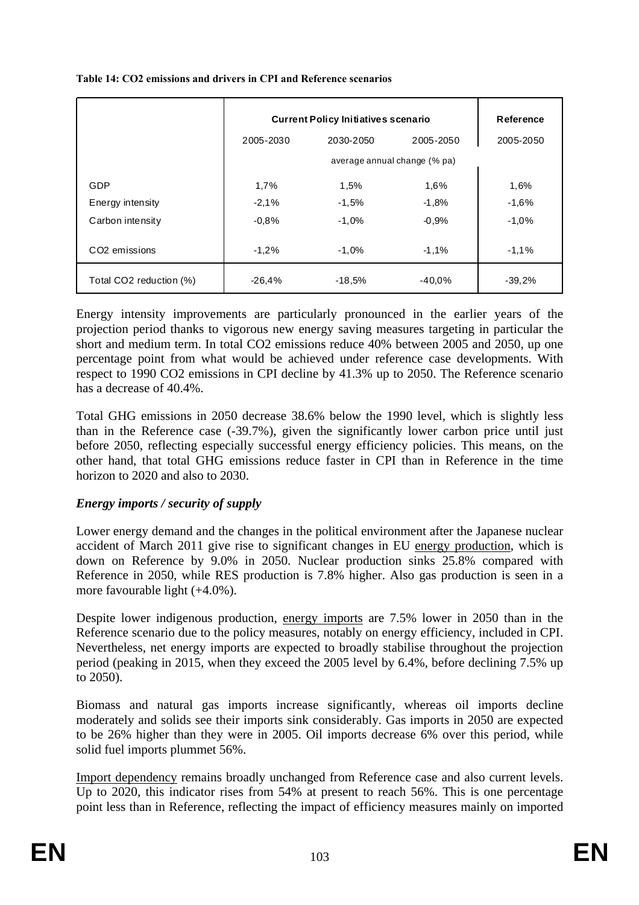**Table 14: $CO_2$ emissions and drivers in CPI and Reference scenarios**

| | Current Policy Initiatives scenario | | | Reference |
|---|---|---|---|---|
| | 2005-2030 | 2030-2050 | 2005-2050 | 2005-2050 |
| | average annual change (% pa) | | | |
| GDP | 1,7% | 1,5% | 1,6% | 1,6% |
| Energy intensity | -2,1% | -1,5% | -1,8% | -1,6% |
| Carbon intensity | -0,8% | -1,0% | -0,9% | -1,0% |
| $CO_2$ emissions | -1,2% | -1,0% | -1,1% | -1,1% |
| Total $CO_2$ reduction (%) | -26,4% | -18,5% | -40,0% | -39,2% |

Energy intensity improvements are particularly pronounced in the earlier years of the projection period thanks to vigorous new energy saving measures targeting in particular the short and medium term. In total $CO_2$ emissions reduce 40% between 2005 and 2050, up one percentage point from what would be achieved under reference case developments. With respect to 1990 $CO_2$ emissions in CPI decline by 41.3% up to 2050. The Reference scenario has a decrease of 40.4%.

Total GHG emissions in 2050 decrease 38.6% below the 1990 level, which is slightly less than in the Reference case (-39.7%), given the significantly lower carbon price until just before 2050, reflecting especially successful energy efficiency policies. This means, on the other hand, that total GHG emissions reduce faster in CPI than in Reference in the time horizon to 2020 and also to 2030.

### *Energy imports / security of supply*

Lower energy demand and the changes in the political environment after the Japanese nuclear accident of March 2011 give rise to significant changes in EU energy production, which is down on Reference by 9.0% in 2050. Nuclear production sinks 25.8% compared with Reference in 2050, while RES production is 7.8% higher. Also gas production is seen in a more favourable light (+4.0%).

Despite lower indigenous production, energy imports are 7.5% lower in 2050 than in the Reference scenario due to the policy measures, notably on energy efficiency, included in CPI. Nevertheless, net energy imports are expected to broadly stabilise throughout the projection period (peaking in 2015, when they exceed the 2005 level by 6.4%, before declining 7.5% up to 2050).

Biomass and natural gas imports increase significantly, whereas oil imports decline moderately and solids see their imports sink considerably. Gas imports in 2050 are expected to be 26% higher than they were in 2005. Oil imports decrease 6% over this period, while solid fuel imports plummet 56%.

Import dependency remains broadly unchanged from Reference case and also current levels. Up to 2020, this indicator rises from 54% at present to reach 56%. This is one percentage point less than in Reference, reflecting the impact of efficiency measures mainly on imported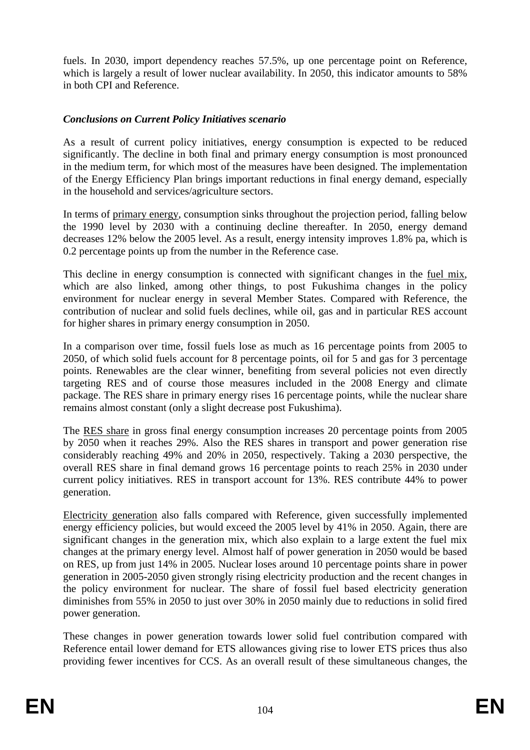fuels. In 2030, import dependency reaches 57.5%, up one percentage point on Reference, which is largely a result of lower nuclear availability. In 2050, this indicator amounts to 58% in both CPI and Reference.

***Conclusions on Current Policy Initiatives scenario***

As a result of current policy initiatives, energy consumption is expected to be reduced significantly. The decline in both final and primary energy consumption is most pronounced in the medium term, for which most of the measures have been designed. The implementation of the Energy Efficiency Plan brings important reductions in final energy demand, especially in the household and services/agriculture sectors.

In terms of primary energy, consumption sinks throughout the projection period, falling below the 1990 level by 2030 with a continuing decline thereafter. In 2050, energy demand decreases 12% below the 2005 level. As a result, energy intensity improves 1.8% pa, which is 0.2 percentage points up from the number in the Reference case.

This decline in energy consumption is connected with significant changes in the fuel mix, which are also linked, among other things, to post Fukushima changes in the policy environment for nuclear energy in several Member States. Compared with Reference, the contribution of nuclear and solid fuels declines, while oil, gas and in particular RES account for higher shares in primary energy consumption in 2050.

In a comparison over time, fossil fuels lose as much as 16 percentage points from 2005 to 2050, of which solid fuels account for 8 percentage points, oil for 5 and gas for 3 percentage points. Renewables are the clear winner, benefiting from several policies not even directly targeting RES and of course those measures included in the 2008 Energy and climate package. The RES share in primary energy rises 16 percentage points, while the nuclear share remains almost constant (only a slight decrease post Fukushima).

The RES share in gross final energy consumption increases 20 percentage points from 2005 by 2050 when it reaches 29%. Also the RES shares in transport and power generation rise considerably reaching 49% and 20% in 2050, respectively. Taking a 2030 perspective, the overall RES share in final demand grows 16 percentage points to reach 25% in 2030 under current policy initiatives. RES in transport account for 13%. RES contribute 44% to power generation.

Electricity generation also falls compared with Reference, given successfully implemented energy efficiency policies, but would exceed the 2005 level by 41% in 2050. Again, there are significant changes in the generation mix, which also explain to a large extent the fuel mix changes at the primary energy level. Almost half of power generation in 2050 would be based on RES, up from just 14% in 2005. Nuclear loses around 10 percentage points share in power generation in 2005-2050 given strongly rising electricity production and the recent changes in the policy environment for nuclear. The share of fossil fuel based electricity generation diminishes from 55% in 2050 to just over 30% in 2050 mainly due to reductions in solid fired power generation.

These changes in power generation towards lower solid fuel contribution compared with Reference entail lower demand for ETS allowances giving rise to lower ETS prices thus also providing fewer incentives for CCS. As an overall result of these simultaneous changes, the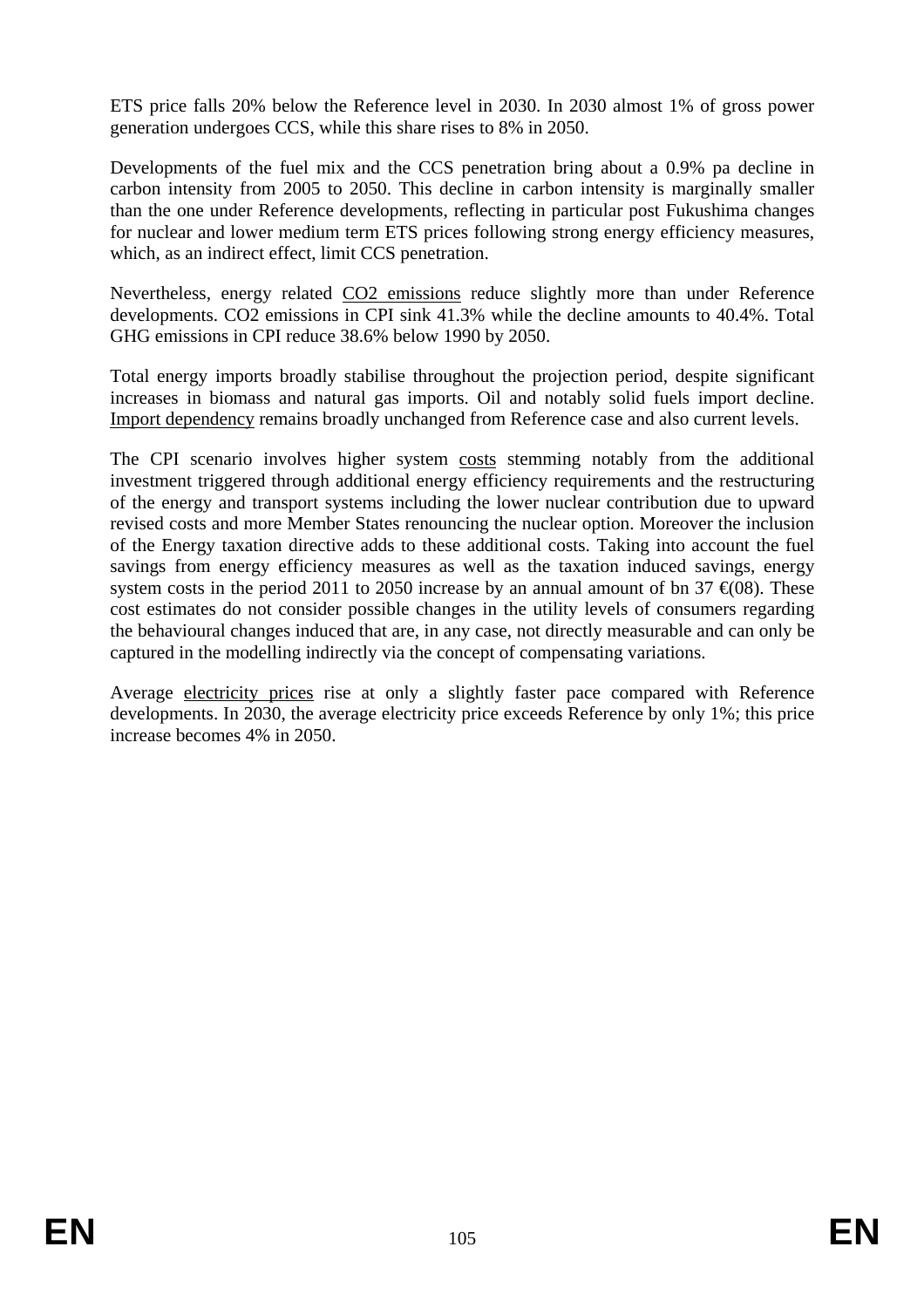ETS price falls 20% below the Reference level in 2030. In 2030 almost 1% of gross power generation undergoes CCS, while this share rises to 8% in 2050.

Developments of the fuel mix and the CCS penetration bring about a 0.9% pa decline in carbon intensity from 2005 to 2050. This decline in carbon intensity is marginally smaller than the one under Reference developments, reflecting in particular post Fukushima changes for nuclear and lower medium term ETS prices following strong energy efficiency measures, which, as an indirect effect, limit CCS penetration.

Nevertheless, energy related <u>CO2 emissions</u> reduce slightly more than under Reference developments. CO2 emissions in CPI sink 41.3% while the decline amounts to 40.4%. Total GHG emissions in CPI reduce 38.6% below 1990 by 2050.

Total energy imports broadly stabilise throughout the projection period, despite significant increases in biomass and natural gas imports. Oil and notably solid fuels import decline. <u>Import dependency</u> remains broadly unchanged from Reference case and also current levels.

The CPI scenario involves higher system <u>costs</u> stemming notably from the additional investment triggered through additional energy efficiency requirements and the restructuring of the energy and transport systems including the lower nuclear contribution due to upward revised costs and more Member States renouncing the nuclear option. Moreover the inclusion of the Energy taxation directive adds to these additional costs. Taking into account the fuel savings from energy efficiency measures as well as the taxation induced savings, energy system costs in the period 2011 to 2050 increase by an annual amount of bn 37 €(08). These cost estimates do not consider possible changes in the utility levels of consumers regarding the behavioural changes induced that are, in any case, not directly measurable and can only be captured in the modelling indirectly via the concept of compensating variations.

Average <u>electricity prices</u> rise at only a slightly faster pace compared with Reference developments. In 2030, the average electricity price exceeds Reference by only 1%; this price increase becomes 4% in 2050.